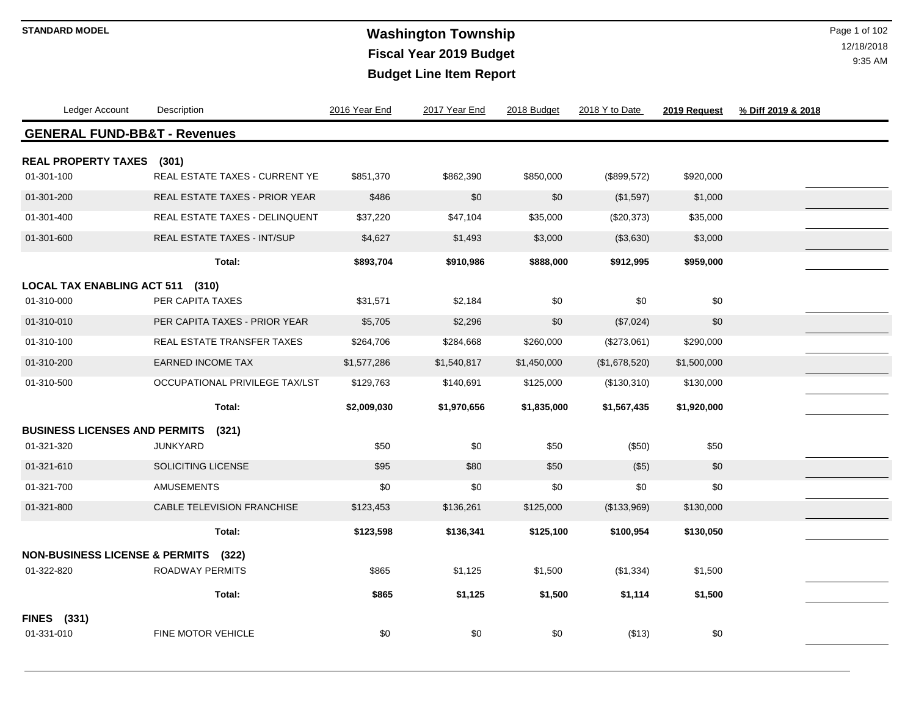# Washington Township

## Fiscal Year 2019 Budget

## Budget Line Item Report

STANDARD MODEL

12/18/2018
9:35 AM

| Ledger Account | Description | 2016 Year End | 2017 Year End | 2018 Budget | 2018 Y to Date | 2019 Request | % Diff 2019 & 2018 |
|---|---|---|---|---|---|---|---|
| **GENERAL FUND-BB&T - Revenues** | | | | | | | |
| **REAL PROPERTY TAXES (301)** | | | | | | | |
| 01-301-100 | REAL ESTATE TAXES - CURRENT YE | $851,370 | $862,390 | $850,000 | ($899,572) | $920,000 | |
| 01-301-200 | REAL ESTATE TAXES - PRIOR YEAR | $486 | $0 | $0 | ($1,597) | $1,000 | |
| 01-301-400 | REAL ESTATE TAXES - DELINQUENT | $37,220 | $47,104 | $35,000 | ($20,373) | $35,000 | |
| 01-301-600 | REAL ESTATE TAXES - INT/SUP | $4,627 | $1,493 | $3,000 | ($3,630) | $3,000 | |
| | **Total:** | **$893,704** | **$910,986** | **$888,000** | **$912,995** | **$959,000** | |
| **LOCAL TAX ENABLING ACT 511 (310)** | | | | | | | |
| 01-310-000 | PER CAPITA TAXES | $31,571 | $2,184 | $0 | $0 | $0 | |
| 01-310-010 | PER CAPITA TAXES - PRIOR YEAR | $5,705 | $2,296 | $0 | ($7,024) | $0 | |
| 01-310-100 | REAL ESTATE TRANSFER TAXES | $264,706 | $284,668 | $260,000 | ($273,061) | $290,000 | |
| 01-310-200 | EARNED INCOME TAX | $1,577,286 | $1,540,817 | $1,450,000 | ($1,678,520) | $1,500,000 | |
| 01-310-500 | OCCUPATIONAL PRIVILEGE TAX/LST | $129,763 | $140,691 | $125,000 | ($130,310) | $130,000 | |
| | **Total:** | **$2,009,030** | **$1,970,656** | **$1,835,000** | **$1,567,435** | **$1,920,000** | |
| **BUSINESS LICENSES AND PERMITS (321)** | | | | | | | |
| 01-321-320 | JUNKYARD | $50 | $0 | $50 | ($50) | $50 | |
| 01-321-610 | SOLICITING LICENSE | $95 | $80 | $50 | ($5) | $0 | |
| 01-321-700 | AMUSEMENTS | $0 | $0 | $0 | $0 | $0 | |
| 01-321-800 | CABLE TELEVISION FRANCHISE | $123,453 | $136,261 | $125,000 | ($133,969) | $130,000 | |
| | **Total:** | **$123,598** | **$136,341** | **$125,100** | **$100,954** | **$130,050** | |
| **NON-BUSINESS LICENSE & PERMITS (322)** | | | | | | | |
| 01-322-820 | ROADWAY PERMITS | $865 | $1,125 | $1,500 | ($1,334) | $1,500 | |
| | **Total:** | **$865** | **$1,125** | **$1,500** | **$1,114** | **$1,500** | |
| **FINES (331)** | | | | | | | |
| 01-331-010 | FINE MOTOR VEHICLE | $0 | $0 | $0 | ($13) | $0 | |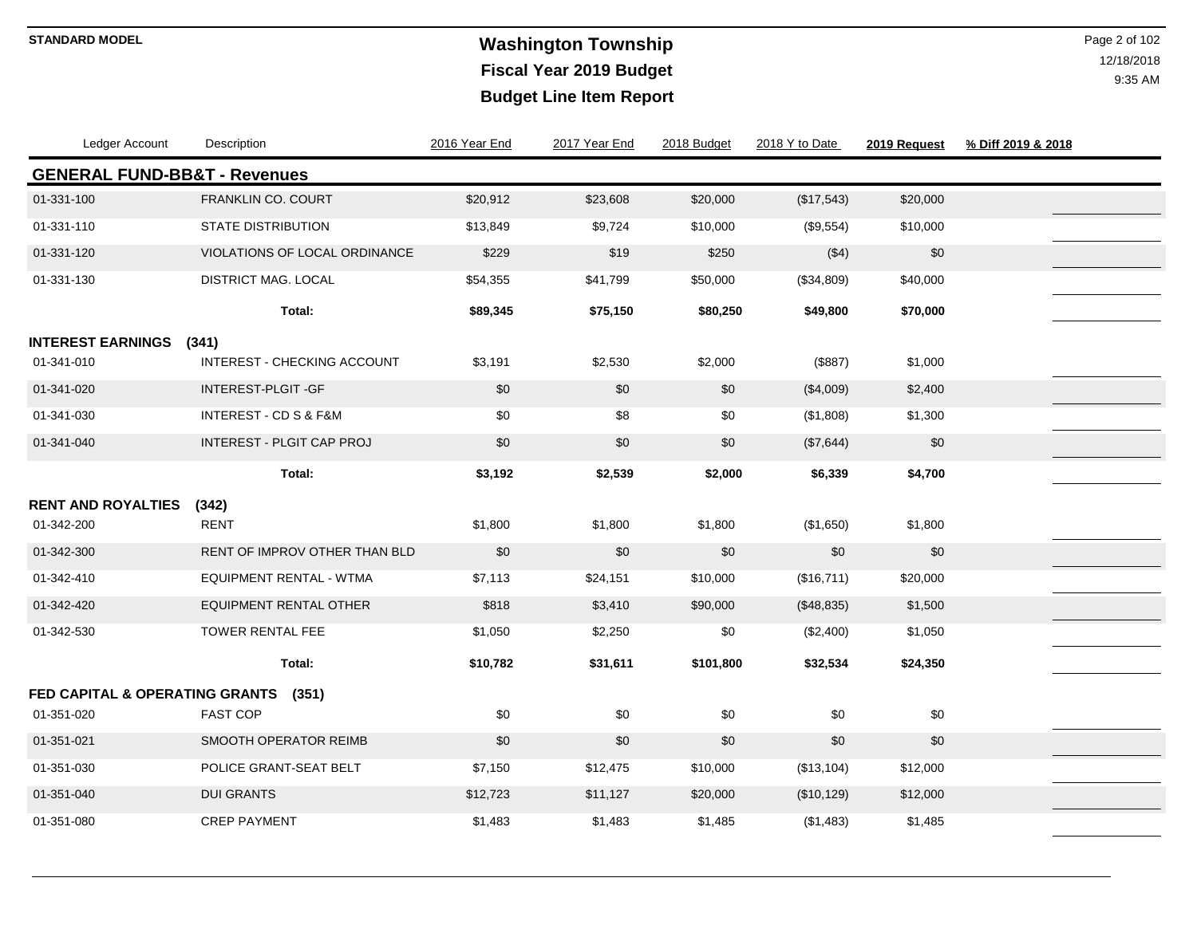**STANDARD MODEL**

# Washington Township
## Fiscal Year 2019 Budget
## Budget Line Item Report

| Ledger Account | Description | 2016 Year End | 2017 Year End | 2018 Budget | 2018 Y to Date | 2019 Request | % Diff 2019 & 2018 |
|---|---|---|---|---|---|---|---|
| **GENERAL FUND-BB&T - Revenues** | | | | | | | |
| 01-331-100 | FRANKLIN CO. COURT | $20,912 | $23,608 | $20,000 | ($17,543) | $20,000 | |
| 01-331-110 | STATE DISTRIBUTION | $13,849 | $9,724 | $10,000 | ($9,554) | $10,000 | |
| 01-331-120 | VIOLATIONS OF LOCAL ORDINANCE | $229 | $19 | $250 | ($4) | $0 | |
| 01-331-130 | DISTRICT MAG. LOCAL | $54,355 | $41,799 | $50,000 | ($34,809) | $40,000 | |
| | **Total:** | **$89,345** | **$75,150** | **$80,250** | **$49,800** | **$70,000** | |
| **INTEREST EARNINGS (341)** | | | | | | | |
| 01-341-010 | INTEREST - CHECKING ACCOUNT | $3,191 | $2,530 | $2,000 | ($887) | $1,000 | |
| 01-341-020 | INTEREST-PLGIT -GF | $0 | $0 | $0 | ($4,009) | $2,400 | |
| 01-341-030 | INTEREST - CD S & F&M | $0 | $8 | $0 | ($1,808) | $1,300 | |
| 01-341-040 | INTEREST - PLGIT CAP PROJ | $0 | $0 | $0 | ($7,644) | $0 | |
| | **Total:** | **$3,192** | **$2,539** | **$2,000** | **$6,339** | **$4,700** | |
| **RENT AND ROYALTIES (342)** | | | | | | | |
| 01-342-200 | RENT | $1,800 | $1,800 | $1,800 | ($1,650) | $1,800 | |
| 01-342-300 | RENT OF IMPROV OTHER THAN BLD | $0 | $0 | $0 | $0 | $0 | |
| 01-342-410 | EQUIPMENT RENTAL - WTMA | $7,113 | $24,151 | $10,000 | ($16,711) | $20,000 | |
| 01-342-420 | EQUIPMENT RENTAL OTHER | $818 | $3,410 | $90,000 | ($48,835) | $1,500 | |
| 01-342-530 | TOWER RENTAL FEE | $1,050 | $2,250 | $0 | ($2,400) | $1,050 | |
| | **Total:** | **$10,782** | **$31,611** | **$101,800** | **$32,534** | **$24,350** | |
| **FED CAPITAL & OPERATING GRANTS (351)** | | | | | | | |
| 01-351-020 | FAST COP | $0 | $0 | $0 | $0 | $0 | |
| 01-351-021 | SMOOTH OPERATOR REIMB | $0 | $0 | $0 | $0 | $0 | |
| 01-351-030 | POLICE GRANT-SEAT BELT | $7,150 | $12,475 | $10,000 | ($13,104) | $12,000 | |
| 01-351-040 | DUI GRANTS | $12,723 | $11,127 | $20,000 | ($10,129) | $12,000 | |
| 01-351-080 | CREP PAYMENT | $1,483 | $1,483 | $1,485 | ($1,483) | $1,485 | |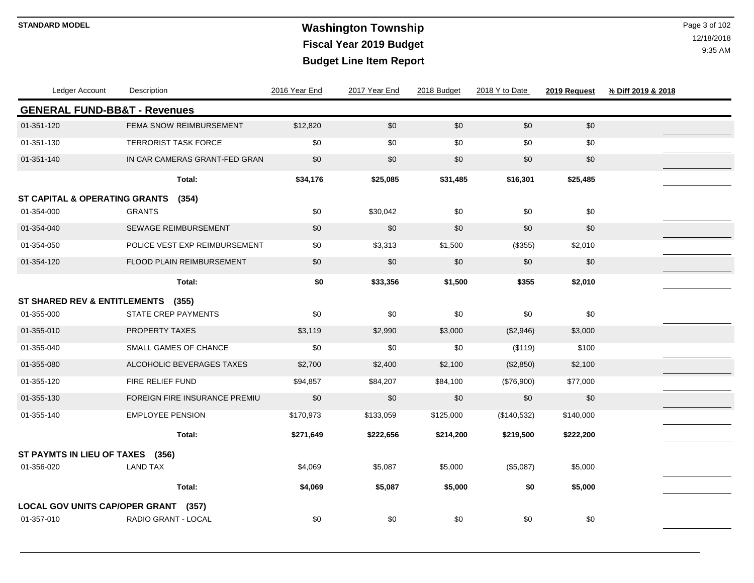**STANDARD MODEL**

# Washington Township
## Fiscal Year 2019 Budget
## Budget Line Item Report

| Ledger Account | Description | 2016 Year End | 2017 Year End | 2018 Budget | 2018 Y to Date | 2019 Request | % Diff 2019 & 2018 |
|---|---|---|---|---|---|---|---|
| **GENERAL FUND-BB&T - Revenues** | | | | | | | |
| 01-351-120 | FEMA SNOW REIMBURSEMENT | $12,820 | $0 | $0 | $0 | $0 | |
| 01-351-130 | TERRORIST TASK FORCE | $0 | $0 | $0 | $0 | $0 | |
| 01-351-140 | IN CAR CAMERAS GRANT-FED GRAN | $0 | $0 | $0 | $0 | $0 | |
| | **Total:** | **$34,176** | **$25,085** | **$31,485** | **$16,301** | **$25,485** | |
| **ST CAPITAL & OPERATING GRANTS (354)** | | | | | | | |
| 01-354-000 | GRANTS | $0 | $30,042 | $0 | $0 | $0 | |
| 01-354-040 | SEWAGE REIMBURSEMENT | $0 | $0 | $0 | $0 | $0 | |
| 01-354-050 | POLICE VEST EXP REIMBURSEMENT | $0 | $3,313 | $1,500 | ($355) | $2,010 | |
| 01-354-120 | FLOOD PLAIN REIMBURSEMENT | $0 | $0 | $0 | $0 | $0 | |
| | **Total:** | **$0** | **$33,356** | **$1,500** | **$355** | **$2,010** | |
| **ST SHARED REV & ENTITLEMENTS (355)** | | | | | | | |
| 01-355-000 | STATE CREP PAYMENTS | $0 | $0 | $0 | $0 | $0 | |
| 01-355-010 | PROPERTY TAXES | $3,119 | $2,990 | $3,000 | ($2,946) | $3,000 | |
| 01-355-040 | SMALL GAMES OF CHANCE | $0 | $0 | $0 | ($119) | $100 | |
| 01-355-080 | ALCOHOLIC BEVERAGES TAXES | $2,700 | $2,400 | $2,100 | ($2,850) | $2,100 | |
| 01-355-120 | FIRE RELIEF FUND | $94,857 | $84,207 | $84,100 | ($76,900) | $77,000 | |
| 01-355-130 | FOREIGN FIRE INSURANCE PREMIU | $0 | $0 | $0 | $0 | $0 | |
| 01-355-140 | EMPLOYEE PENSION | $170,973 | $133,059 | $125,000 | ($140,532) | $140,000 | |
| | **Total:** | **$271,649** | **$222,656** | **$214,200** | **$219,500** | **$222,200** | |
| **ST PAYMTS IN LIEU OF TAXES (356)** | | | | | | | |
| 01-356-020 | LAND TAX | $4,069 | $5,087 | $5,000 | ($5,087) | $5,000 | |
| | **Total:** | **$4,069** | **$5,087** | **$5,000** | **$0** | **$5,000** | |
| **LOCAL GOV UNITS CAP/OPER GRANT (357)** | | | | | | | |
| 01-357-010 | RADIO GRANT - LOCAL | $0 | $0 | $0 | $0 | $0 | |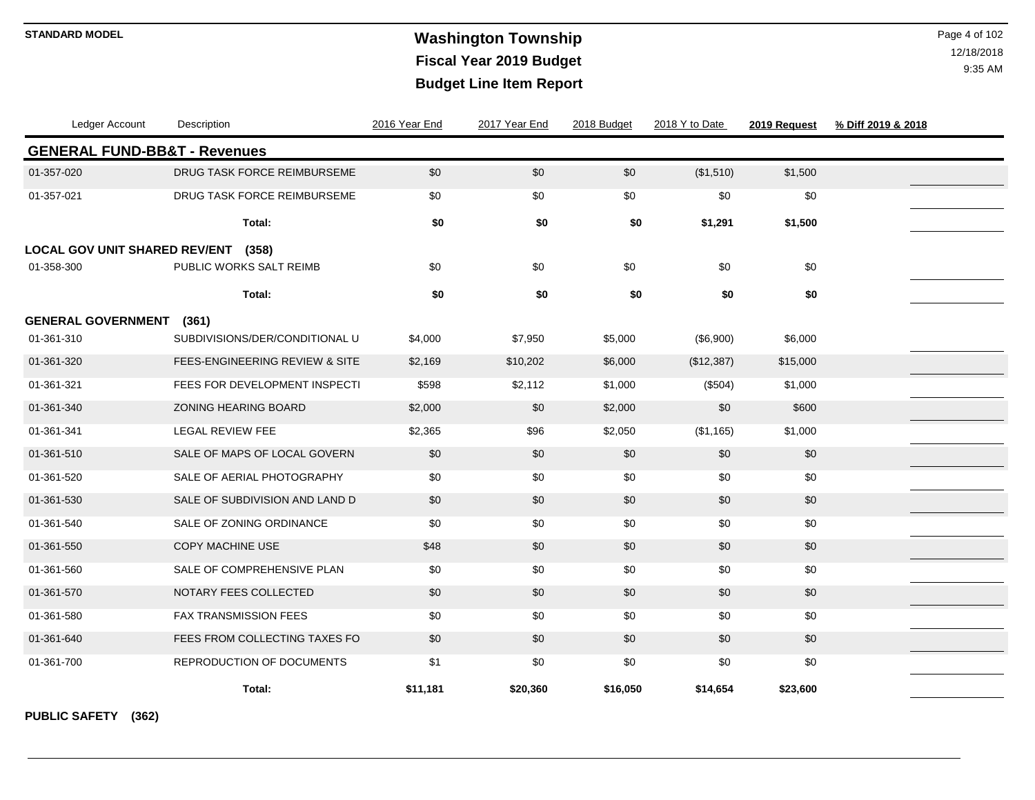**STANDARD MODEL**

# Washington Township
## Fiscal Year 2019 Budget
## Budget Line Item Report

| Ledger Account | Description | 2016 Year End | 2017 Year End | 2018 Budget | 2018 Y to Date | 2019 Request | % Diff 2019 & 2018 |
|---|---|---|---|---|---|---|---|
| **GENERAL FUND-BB&T - Revenues** | | | | | | | |
| 01-357-020 | DRUG TASK FORCE REIMBURSEME | $0 | $0 | $0 | ($1,510) | $1,500 | |
| 01-357-021 | DRUG TASK FORCE REIMBURSEME | $0 | $0 | $0 | $0 | $0 | |
| | **Total:** | **$0** | **$0** | **$0** | **$1,291** | **$1,500** | |
| **LOCAL GOV UNIT SHARED REV/ENT (358)** | | | | | | | |
| 01-358-300 | PUBLIC WORKS SALT REIMB | $0 | $0 | $0 | $0 | $0 | |
| | **Total:** | **$0** | **$0** | **$0** | **$0** | **$0** | |
| **GENERAL GOVERNMENT (361)** | | | | | | | |
| 01-361-310 | SUBDIVISIONS/DER/CONDITIONAL U | $4,000 | $7,950 | $5,000 | ($6,900) | $6,000 | |
| 01-361-320 | FEES-ENGINEERING REVIEW & SITE | $2,169 | $10,202 | $6,000 | ($12,387) | $15,000 | |
| 01-361-321 | FEES FOR DEVELOPMENT INSPECTI | $598 | $2,112 | $1,000 | ($504) | $1,000 | |
| 01-361-340 | ZONING HEARING BOARD | $2,000 | $0 | $2,000 | $0 | $600 | |
| 01-361-341 | LEGAL REVIEW FEE | $2,365 | $96 | $2,050 | ($1,165) | $1,000 | |
| 01-361-510 | SALE OF MAPS OF LOCAL GOVERN | $0 | $0 | $0 | $0 | $0 | |
| 01-361-520 | SALE OF AERIAL PHOTOGRAPHY | $0 | $0 | $0 | $0 | $0 | |
| 01-361-530 | SALE OF SUBDIVISION AND LAND D | $0 | $0 | $0 | $0 | $0 | |
| 01-361-540 | SALE OF ZONING ORDINANCE | $0 | $0 | $0 | $0 | $0 | |
| 01-361-550 | COPY MACHINE USE | $48 | $0 | $0 | $0 | $0 | |
| 01-361-560 | SALE OF COMPREHENSIVE PLAN | $0 | $0 | $0 | $0 | $0 | |
| 01-361-570 | NOTARY FEES COLLECTED | $0 | $0 | $0 | $0 | $0 | |
| 01-361-580 | FAX TRANSMISSION FEES | $0 | $0 | $0 | $0 | $0 | |
| 01-361-640 | FEES FROM COLLECTING TAXES FO | $0 | $0 | $0 | $0 | $0 | |
| 01-361-700 | REPRODUCTION OF DOCUMENTS | $1 | $0 | $0 | $0 | $0 | |
| | **Total:** | **$11,181** | **$20,360** | **$16,050** | **$14,654** | **$23,600** | |

**PUBLIC SAFETY (362)**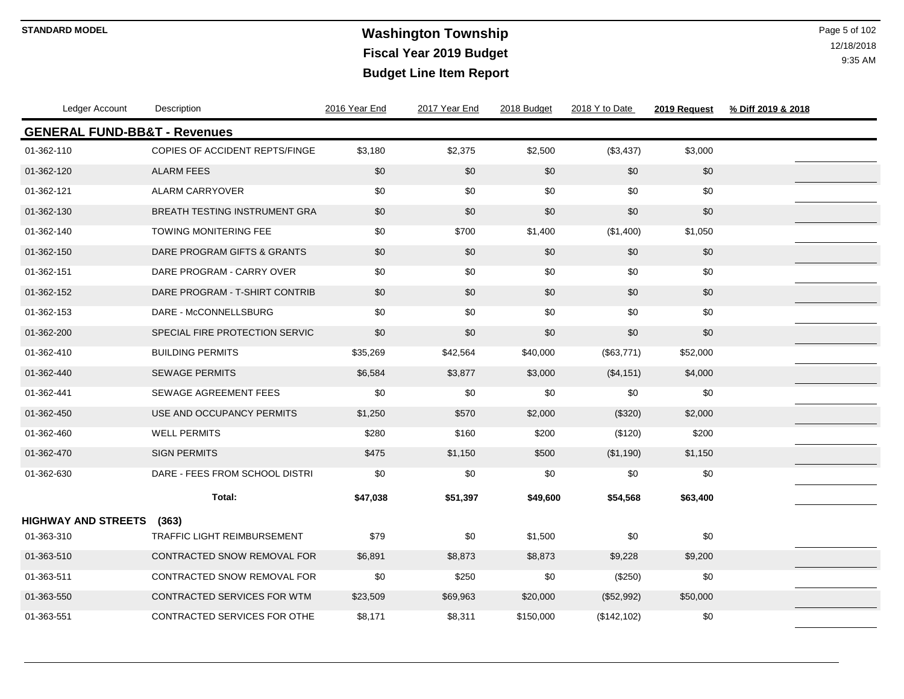**STANDARD MODEL**

# Washington Township
## Fiscal Year 2019 Budget
## Budget Line Item Report

| Ledger Account | Description | 2016 Year End | 2017 Year End | 2018 Budget | 2018 Y to Date | 2019 Request | % Diff 2019 & 2018 |
|---|---|---|---|---|---|---|---|
| **GENERAL FUND-BB&T - Revenues** | | | | | | | |
| 01-362-110 | COPIES OF ACCIDENT REPTS/FINGE | $3,180 | $2,375 | $2,500 | ($3,437) | $3,000 | |
| 01-362-120 | ALARM FEES | $0 | $0 | $0 | $0 | $0 | |
| 01-362-121 | ALARM CARRYOVER | $0 | $0 | $0 | $0 | $0 | |
| 01-362-130 | BREATH TESTING INSTRUMENT GRA | $0 | $0 | $0 | $0 | $0 | |
| 01-362-140 | TOWING MONITERING FEE | $0 | $700 | $1,400 | ($1,400) | $1,050 | |
| 01-362-150 | DARE PROGRAM GIFTS & GRANTS | $0 | $0 | $0 | $0 | $0 | |
| 01-362-151 | DARE PROGRAM - CARRY OVER | $0 | $0 | $0 | $0 | $0 | |
| 01-362-152 | DARE PROGRAM - T-SHIRT CONTRIB | $0 | $0 | $0 | $0 | $0 | |
| 01-362-153 | DARE - McCONNELLSBURG | $0 | $0 | $0 | $0 | $0 | |
| 01-362-200 | SPECIAL FIRE PROTECTION SERVIC | $0 | $0 | $0 | $0 | $0 | |
| 01-362-410 | BUILDING PERMITS | $35,269 | $42,564 | $40,000 | ($63,771) | $52,000 | |
| 01-362-440 | SEWAGE PERMITS | $6,584 | $3,877 | $3,000 | ($4,151) | $4,000 | |
| 01-362-441 | SEWAGE AGREEMENT FEES | $0 | $0 | $0 | $0 | $0 | |
| 01-362-450 | USE AND OCCUPANCY PERMITS | $1,250 | $570 | $2,000 | ($320) | $2,000 | |
| 01-362-460 | WELL PERMITS | $280 | $160 | $200 | ($120) | $200 | |
| 01-362-470 | SIGN PERMITS | $475 | $1,150 | $500 | ($1,190) | $1,150 | |
| 01-362-630 | DARE - FEES FROM SCHOOL DISTRI | $0 | $0 | $0 | $0 | $0 | |
| | **Total:** | **$47,038** | **$51,397** | **$49,600** | **$54,568** | **$63,400** | |
| **HIGHWAY AND STREETS** | **(363)** | | | | | | |
| 01-363-310 | TRAFFIC LIGHT REIMBURSEMENT | $79 | $0 | $1,500 | $0 | $0 | |
| 01-363-510 | CONTRACTED SNOW REMOVAL FOR | $6,891 | $8,873 | $8,873 | $9,228 | $9,200 | |
| 01-363-511 | CONTRACTED SNOW REMOVAL FOR | $0 | $250 | $0 | ($250) | $0 | |
| 01-363-550 | CONTRACTED SERVICES FOR WTM | $23,509 | $69,963 | $20,000 | ($52,992) | $50,000 | |
| 01-363-551 | CONTRACTED SERVICES FOR OTHE | $8,171 | $8,311 | $150,000 | ($142,102) | $0 | |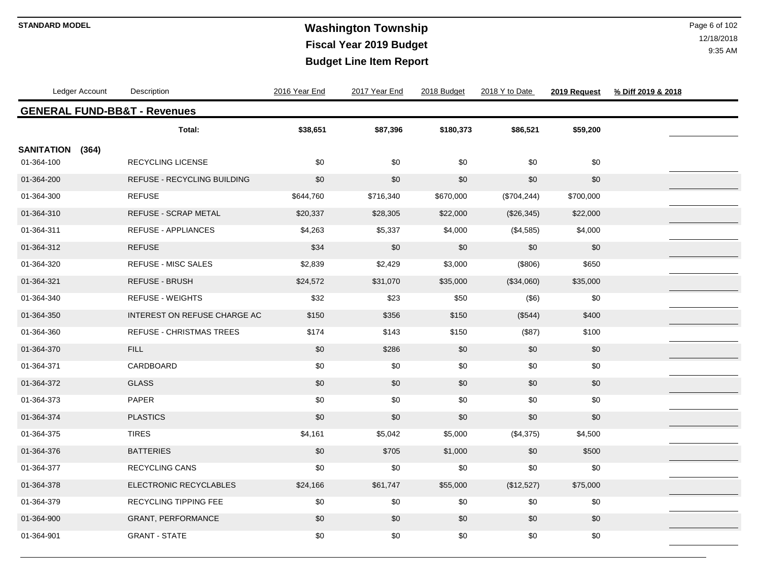# Washington Township
## Fiscal Year 2019 Budget
## Budget Line Item Report

STANDARD MODEL

12/18/2018
9:35 AM

## GENERAL FUND-BB&T - Revenues

| Ledger Account | Description | 2016 Year End | 2017 Year End | 2018 Budget | 2018 Y to Date | 2019 Request | % Diff 2019 & 2018 |
|---|---|---|---|---|---|---|---|
| | **Total:** | **$38,651** | **$87,396** | **$180,373** | **$86,521** | **$59,200** | |
| **SANITATION (364)** | | | | | | | |
| 01-364-100 | RECYCLING LICENSE | $0 | $0 | $0 | $0 | $0 | |
| 01-364-200 | REFUSE - RECYCLING BUILDING | $0 | $0 | $0 | $0 | $0 | |
| 01-364-300 | REFUSE | $644,760 | $716,340 | $670,000 | ($704,244) | $700,000 | |
| 01-364-310 | REFUSE - SCRAP METAL | $20,337 | $28,305 | $22,000 | ($26,345) | $22,000 | |
| 01-364-311 | REFUSE - APPLIANCES | $4,263 | $5,337 | $4,000 | ($4,585) | $4,000 | |
| 01-364-312 | REFUSE | $34 | $0 | $0 | $0 | $0 | |
| 01-364-320 | REFUSE - MISC SALES | $2,839 | $2,429 | $3,000 | ($806) | $650 | |
| 01-364-321 | REFUSE - BRUSH | $24,572 | $31,070 | $35,000 | ($34,060) | $35,000 | |
| 01-364-340 | REFUSE - WEIGHTS | $32 | $23 | $50 | ($6) | $0 | |
| 01-364-350 | INTEREST ON REFUSE CHARGE AC | $150 | $356 | $150 | ($544) | $400 | |
| 01-364-360 | REFUSE - CHRISTMAS TREES | $174 | $143 | $150 | ($87) | $100 | |
| 01-364-370 | FILL | $0 | $286 | $0 | $0 | $0 | |
| 01-364-371 | CARDBOARD | $0 | $0 | $0 | $0 | $0 | |
| 01-364-372 | GLASS | $0 | $0 | $0 | $0 | $0 | |
| 01-364-373 | PAPER | $0 | $0 | $0 | $0 | $0 | |
| 01-364-374 | PLASTICS | $0 | $0 | $0 | $0 | $0 | |
| 01-364-375 | TIRES | $4,161 | $5,042 | $5,000 | ($4,375) | $4,500 | |
| 01-364-376 | BATTERIES | $0 | $705 | $1,000 | $0 | $500 | |
| 01-364-377 | RECYCLING CANS | $0 | $0 | $0 | $0 | $0 | |
| 01-364-378 | ELECTRONIC RECYCLABLES | $24,166 | $61,747 | $55,000 | ($12,527) | $75,000 | |
| 01-364-379 | RECYCLING TIPPING FEE | $0 | $0 | $0 | $0 | $0 | |
| 01-364-900 | GRANT, PERFORMANCE | $0 | $0 | $0 | $0 | $0 | |
| 01-364-901 | GRANT - STATE | $0 | $0 | $0 | $0 | $0 | |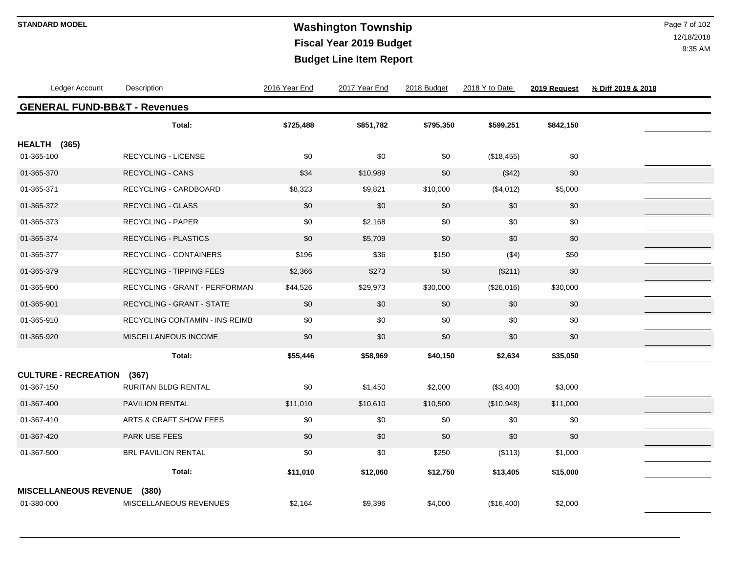# Washington Township

## Fiscal Year 2019 Budget

## Budget Line Item Report

STANDARD MODEL

12/18/2018
9:35 AM

| Ledger Account | Description | 2016 Year End | 2017 Year End | 2018 Budget | 2018 Y to Date | 2019 Request | % Diff 2019 & 2018 |
|---|---|---|---|---|---|---|---|
| **GENERAL FUND-BB&T - Revenues** | | | | | | | |
| | **Total:** | **$725,488** | **$851,782** | **$795,350** | **$599,251** | **$842,150** | |
| **HEALTH (365)** | | | | | | | |
| 01-365-100 | RECYCLING - LICENSE | $0 | $0 | $0 | ($18,455) | $0 | |
| 01-365-370 | RECYCLING - CANS | $34 | $10,989 | $0 | ($42) | $0 | |
| 01-365-371 | RECYCLING - CARDBOARD | $8,323 | $9,821 | $10,000 | ($4,012) | $5,000 | |
| 01-365-372 | RECYCLING - GLASS | $0 | $0 | $0 | $0 | $0 | |
| 01-365-373 | RECYCLING - PAPER | $0 | $2,168 | $0 | $0 | $0 | |
| 01-365-374 | RECYCLING - PLASTICS | $0 | $5,709 | $0 | $0 | $0 | |
| 01-365-377 | RECYCLING - CONTAINERS | $196 | $36 | $150 | ($4) | $50 | |
| 01-365-379 | RECYCLING - TIPPING FEES | $2,366 | $273 | $0 | ($211) | $0 | |
| 01-365-900 | RECYCLING - GRANT - PERFORMAN | $44,526 | $29,973 | $30,000 | ($26,016) | $30,000 | |
| 01-365-901 | RECYCLING - GRANT - STATE | $0 | $0 | $0 | $0 | $0 | |
| 01-365-910 | RECYCLING CONTAMIN - INS REIMB | $0 | $0 | $0 | $0 | $0 | |
| 01-365-920 | MISCELLANEOUS INCOME | $0 | $0 | $0 | $0 | $0 | |
| | **Total:** | **$55,446** | **$58,969** | **$40,150** | **$2,634** | **$35,050** | |
| **CULTURE - RECREATION (367)** | | | | | | | |
| 01-367-150 | RURITAN BLDG RENTAL | $0 | $1,450 | $2,000 | ($3,400) | $3,000 | |
| 01-367-400 | PAVILION RENTAL | $11,010 | $10,610 | $10,500 | ($10,948) | $11,000 | |
| 01-367-410 | ARTS & CRAFT SHOW FEES | $0 | $0 | $0 | $0 | $0 | |
| 01-367-420 | PARK USE FEES | $0 | $0 | $0 | $0 | $0 | |
| 01-367-500 | BRL PAVILION RENTAL | $0 | $0 | $250 | ($113) | $1,000 | |
| | **Total:** | **$11,010** | **$12,060** | **$12,750** | **$13,405** | **$15,000** | |
| **MISCELLANEOUS REVENUE (380)** | | | | | | | |
| 01-380-000 | MISCELLANEOUS REVENUES | $2,164 | $9,396 | $4,000 | ($16,400) | $2,000 | |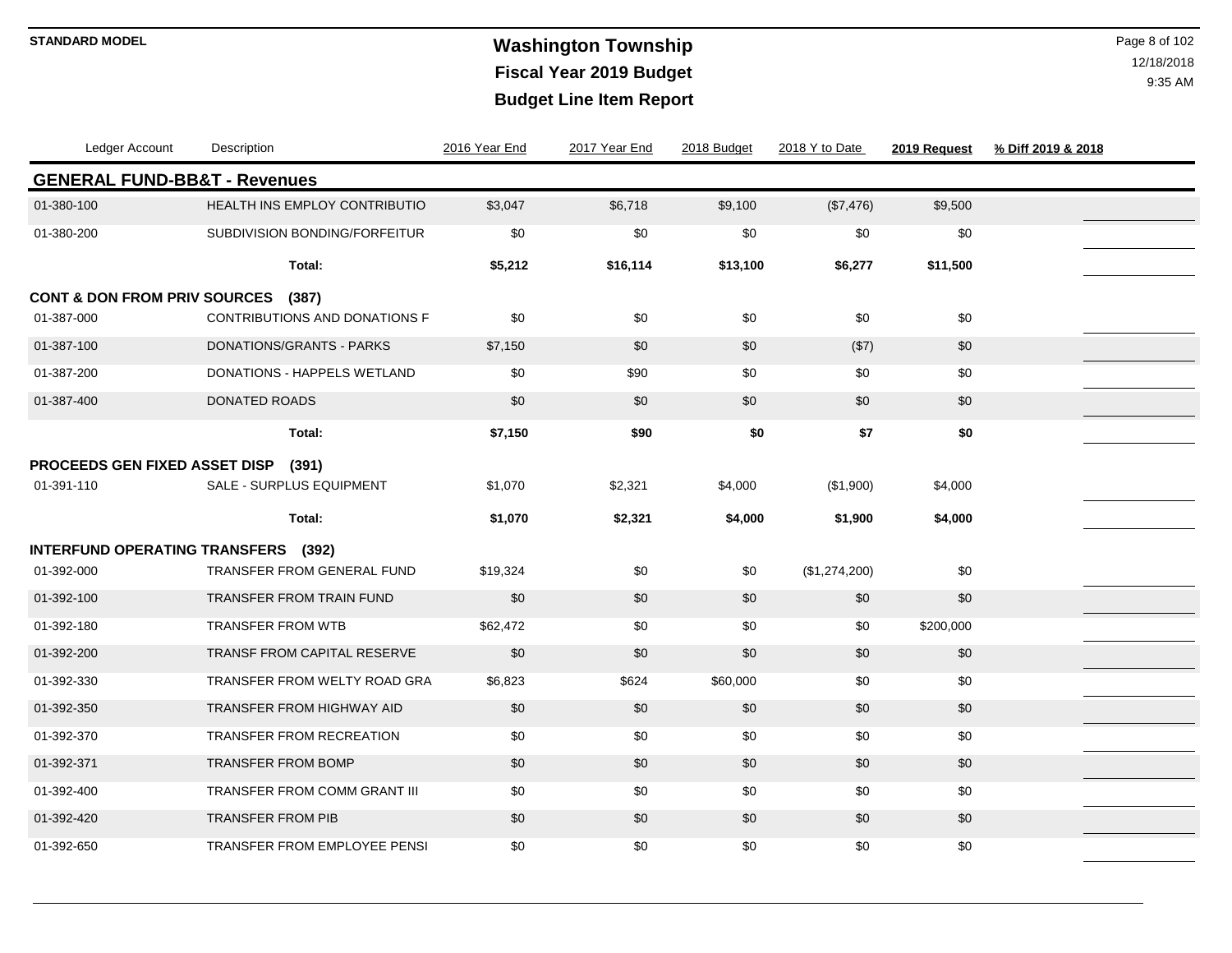# Washington Township

## Fiscal Year 2019 Budget

## Budget Line Item Report

| Ledger Account | Description | 2016 Year End | 2017 Year End | 2018 Budget | 2018 Y to Date | 2019 Request | % Diff 2019 & 2018 |
|---|---|---|---|---|---|---|---|
| **GENERAL FUND-BB&T - Revenues** | | | | | | | |
| 01-380-100 | HEALTH INS EMPLOY CONTRIBUTIO | $3,047 | $6,718 | $9,100 | ($7,476) | $9,500 | |
| 01-380-200 | SUBDIVISION BONDING/FORFEITUR | $0 | $0 | $0 | $0 | $0 | |
| | **Total:** | **$5,212** | **$16,114** | **$13,100** | **$6,277** | **$11,500** | |
| **CONT & DON FROM PRIV SOURCES (387)** | | | | | | | |
| 01-387-000 | CONTRIBUTIONS AND DONATIONS F | $0 | $0 | $0 | $0 | $0 | |
| 01-387-100 | DONATIONS/GRANTS - PARKS | $7,150 | $0 | $0 | ($7) | $0 | |
| 01-387-200 | DONATIONS - HAPPELS WETLAND | $0 | $90 | $0 | $0 | $0 | |
| 01-387-400 | DONATED ROADS | $0 | $0 | $0 | $0 | $0 | |
| | **Total:** | **$7,150** | **$90** | **$0** | **$7** | **$0** | |
| **PROCEEDS GEN FIXED ASSET DISP (391)** | | | | | | | |
| 01-391-110 | SALE - SURPLUS EQUIPMENT | $1,070 | $2,321 | $4,000 | ($1,900) | $4,000 | |
| | **Total:** | **$1,070** | **$2,321** | **$4,000** | **$1,900** | **$4,000** | |
| **INTERFUND OPERATING TRANSFERS (392)** | | | | | | | |
| 01-392-000 | TRANSFER FROM GENERAL FUND | $19,324 | $0 | $0 | ($1,274,200) | $0 | |
| 01-392-100 | TRANSFER FROM TRAIN FUND | $0 | $0 | $0 | $0 | $0 | |
| 01-392-180 | TRANSFER FROM WTB | $62,472 | $0 | $0 | $0 | $200,000 | |
| 01-392-200 | TRANSF FROM CAPITAL RESERVE | $0 | $0 | $0 | $0 | $0 | |
| 01-392-330 | TRANSFER FROM WELTY ROAD GRA | $6,823 | $624 | $60,000 | $0 | $0 | |
| 01-392-350 | TRANSFER FROM HIGHWAY AID | $0 | $0 | $0 | $0 | $0 | |
| 01-392-370 | TRANSFER FROM RECREATION | $0 | $0 | $0 | $0 | $0 | |
| 01-392-371 | TRANSFER FROM BOMP | $0 | $0 | $0 | $0 | $0 | |
| 01-392-400 | TRANSFER FROM COMM GRANT III | $0 | $0 | $0 | $0 | $0 | |
| 01-392-420 | TRANSFER FROM PIB | $0 | $0 | $0 | $0 | $0 | |
| 01-392-650 | TRANSFER FROM EMPLOYEE PENSI | $0 | $0 | $0 | $0 | $0 | |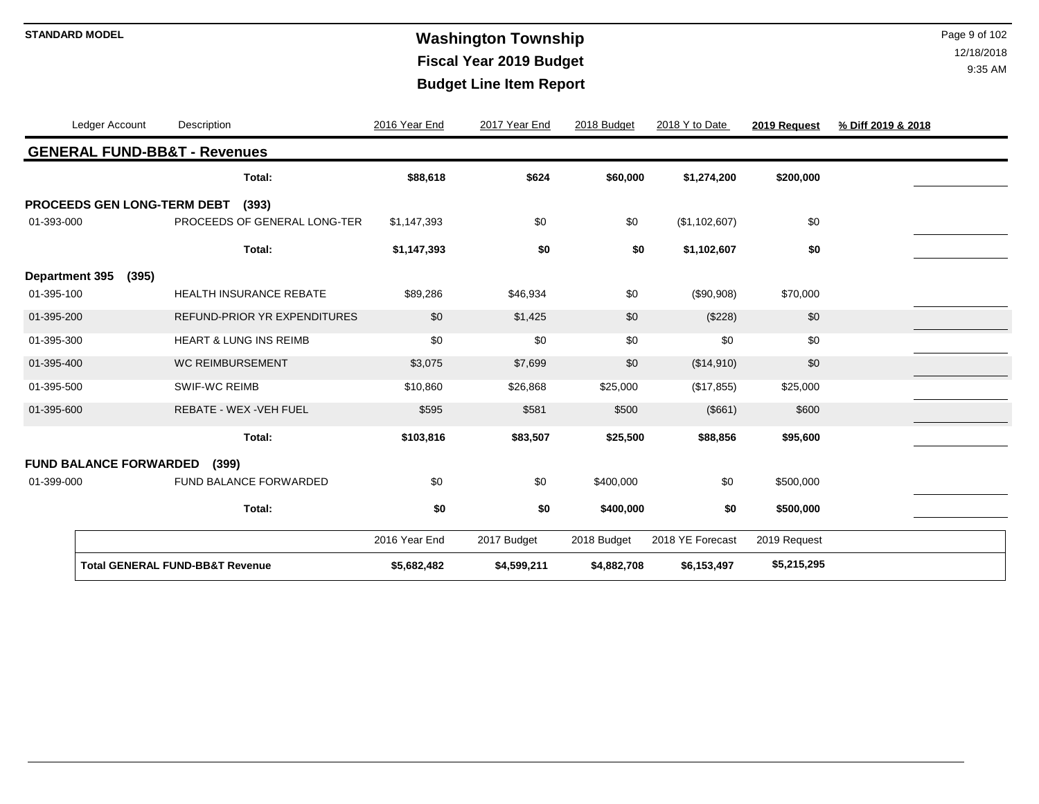**STANDARD MODEL**

# Washington Township
## Fiscal Year 2019 Budget
## Budget Line Item Report

| Ledger Account | Description | 2016 Year End | 2017 Year End | 2018 Budget | 2018 Y to Date | 2019 Request | % Diff 2019 & 2018 |
|---|---|---|---|---|---|---|---|
| **GENERAL FUND-BB&T - Revenues** | | | | | | | |
| | **Total:** | **$88,618** | **$624** | **$60,000** | **$1,274,200** | **$200,000** | |
| **PROCEEDS GEN LONG-TERM DEBT (393)** | | | | | | | |
| 01-393-000 | PROCEEDS OF GENERAL LONG-TER | $1,147,393 | $0 | $0 | ($1,102,607) | $0 | |
| | **Total:** | **$1,147,393** | **$0** | **$0** | **$1,102,607** | **$0** | |
| **Department 395 (395)** | | | | | | | |
| 01-395-100 | HEALTH INSURANCE REBATE | $89,286 | $46,934 | $0 | ($90,908) | $70,000 | |
| 01-395-200 | REFUND-PRIOR YR EXPENDITURES | $0 | $1,425 | $0 | ($228) | $0 | |
| 01-395-300 | HEART & LUNG INS REIMB | $0 | $0 | $0 | $0 | $0 | |
| 01-395-400 | WC REIMBURSEMENT | $3,075 | $7,699 | $0 | ($14,910) | $0 | |
| 01-395-500 | SWIF-WC REIMB | $10,860 | $26,868 | $25,000 | ($17,855) | $25,000 | |
| 01-395-600 | REBATE - WEX -VEH FUEL | $595 | $581 | $500 | ($661) | $600 | |
| | **Total:** | **$103,816** | **$83,507** | **$25,500** | **$88,856** | **$95,600** | |
| **FUND BALANCE FORWARDED (399)** | | | | | | | |
| 01-399-000 | FUND BALANCE FORWARDED | $0 | $0 | $400,000 | $0 | $500,000 | |
| | **Total:** | **$0** | **$0** | **$400,000** | **$0** | **$500,000** | |

| | 2016 Year End | 2017 Budget | 2018 Budget | 2018 YE Forecast | 2019 Request |
|---|---|---|---|---|---|
| **Total GENERAL FUND-BB&T Revenue** | **$5,682,482** | **$4,599,211** | **$4,882,708** | **$6,153,497** | **$5,215,295** |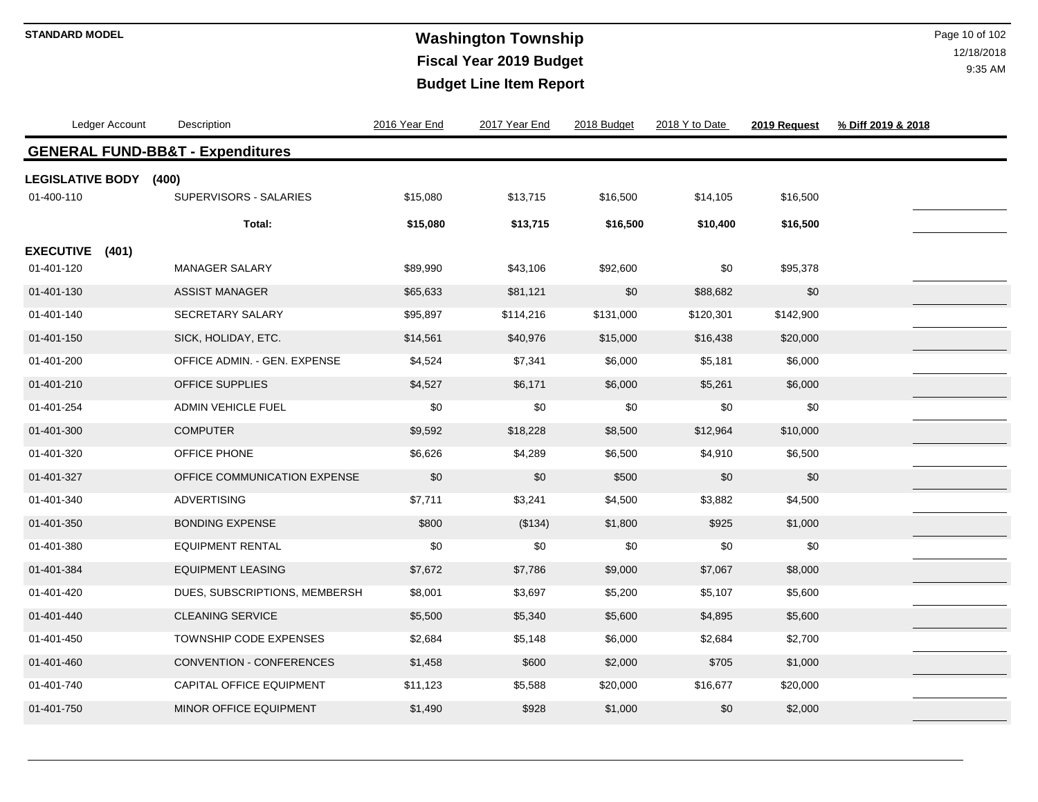# Washington Township
## Fiscal Year 2019 Budget
## Budget Line Item Report

STANDARD MODEL

| Ledger Account | Description | 2016 Year End | 2017 Year End | 2018 Budget | 2018 Y to Date | 2019 Request | % Diff 2019 & 2018 |
|---|---|---|---|---|---|---|---|
| **GENERAL FUND-BB&T - Expenditures** | | | | | | | |
| **LEGISLATIVE BODY (400)** | | | | | | | |
| 01-400-110 | SUPERVISORS - SALARIES | $15,080 | $13,715 | $16,500 | $14,105 | $16,500 | |
| | **Total:** | **$15,080** | **$13,715** | **$16,500** | **$10,400** | **$16,500** | |
| **EXECUTIVE (401)** | | | | | | | |
| 01-401-120 | MANAGER SALARY | $89,990 | $43,106 | $92,600 | $0 | $95,378 | |
| 01-401-130 | ASSIST MANAGER | $65,633 | $81,121 | $0 | $88,682 | $0 | |
| 01-401-140 | SECRETARY SALARY | $95,897 | $114,216 | $131,000 | $120,301 | $142,900 | |
| 01-401-150 | SICK, HOLIDAY, ETC. | $14,561 | $40,976 | $15,000 | $16,438 | $20,000 | |
| 01-401-200 | OFFICE ADMIN. - GEN. EXPENSE | $4,524 | $7,341 | $6,000 | $5,181 | $6,000 | |
| 01-401-210 | OFFICE SUPPLIES | $4,527 | $6,171 | $6,000 | $5,261 | $6,000 | |
| 01-401-254 | ADMIN VEHICLE FUEL | $0 | $0 | $0 | $0 | $0 | |
| 01-401-300 | COMPUTER | $9,592 | $18,228 | $8,500 | $12,964 | $10,000 | |
| 01-401-320 | OFFICE PHONE | $6,626 | $4,289 | $6,500 | $4,910 | $6,500 | |
| 01-401-327 | OFFICE COMMUNICATION EXPENSE | $0 | $0 | $500 | $0 | $0 | |
| 01-401-340 | ADVERTISING | $7,711 | $3,241 | $4,500 | $3,882 | $4,500 | |
| 01-401-350 | BONDING EXPENSE | $800 | ($134) | $1,800 | $925 | $1,000 | |
| 01-401-380 | EQUIPMENT RENTAL | $0 | $0 | $0 | $0 | $0 | |
| 01-401-384 | EQUIPMENT LEASING | $7,672 | $7,786 | $9,000 | $7,067 | $8,000 | |
| 01-401-420 | DUES, SUBSCRIPTIONS, MEMBERSH | $8,001 | $3,697 | $5,200 | $5,107 | $5,600 | |
| 01-401-440 | CLEANING SERVICE | $5,500 | $5,340 | $5,600 | $4,895 | $5,600 | |
| 01-401-450 | TOWNSHIP CODE EXPENSES | $2,684 | $5,148 | $6,000 | $2,684 | $2,700 | |
| 01-401-460 | CONVENTION - CONFERENCES | $1,458 | $600 | $2,000 | $705 | $1,000 | |
| 01-401-740 | CAPITAL OFFICE EQUIPMENT | $11,123 | $5,588 | $20,000 | $16,677 | $20,000 | |
| 01-401-750 | MINOR OFFICE EQUIPMENT | $1,490 | $928 | $1,000 | $0 | $2,000 | |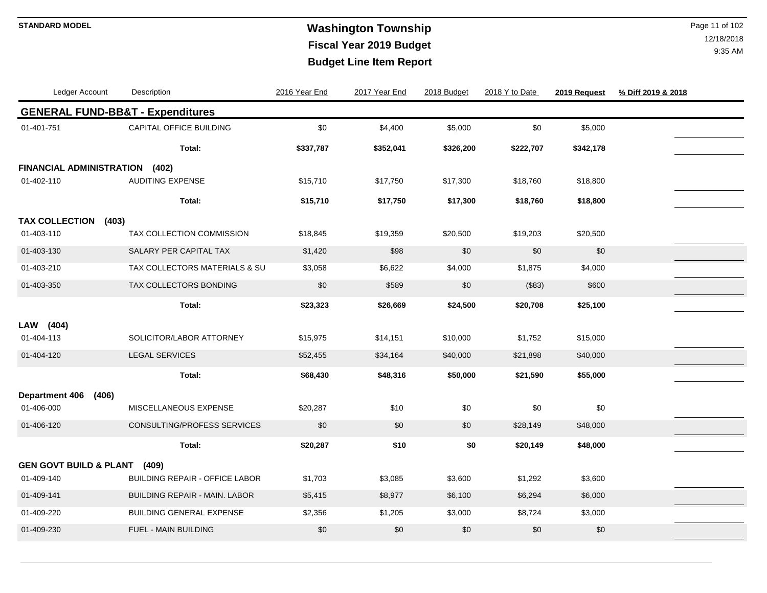**STANDARD MODEL**

# Washington Township
## Fiscal Year 2019 Budget
## Budget Line Item Report

12/18/2018
9:35 AM

| Ledger Account | Description | 2016 Year End | 2017 Year End | 2018 Budget | 2018 Y to Date | 2019 Request | % Diff 2019 & 2018 |
|---|---|---|---|---|---|---|---|
| **GENERAL FUND-BB&T - Expenditures** | | | | | | | |
| 01-401-751 | CAPITAL OFFICE BUILDING | $0 | $4,400 | $5,000 | $0 | $5,000 | |
| | **Total:** | **$337,787** | **$352,041** | **$326,200** | **$222,707** | **$342,178** | |
| **FINANCIAL ADMINISTRATION (402)** | | | | | | | |
| 01-402-110 | AUDITING EXPENSE | $15,710 | $17,750 | $17,300 | $18,760 | $18,800 | |
| | **Total:** | **$15,710** | **$17,750** | **$17,300** | **$18,760** | **$18,800** | |
| **TAX COLLECTION (403)** | | | | | | | |
| 01-403-110 | TAX COLLECTION COMMISSION | $18,845 | $19,359 | $20,500 | $19,203 | $20,500 | |
| 01-403-130 | SALARY PER CAPITAL TAX | $1,420 | $98 | $0 | $0 | $0 | |
| 01-403-210 | TAX COLLECTORS MATERIALS & SU | $3,058 | $6,622 | $4,000 | $1,875 | $4,000 | |
| 01-403-350 | TAX COLLECTORS BONDING | $0 | $589 | $0 | ($83) | $600 | |
| | **Total:** | **$23,323** | **$26,669** | **$24,500** | **$20,708** | **$25,100** | |
| **LAW (404)** | | | | | | | |
| 01-404-113 | SOLICITOR/LABOR ATTORNEY | $15,975 | $14,151 | $10,000 | $1,752 | $15,000 | |
| 01-404-120 | LEGAL SERVICES | $52,455 | $34,164 | $40,000 | $21,898 | $40,000 | |
| | **Total:** | **$68,430** | **$48,316** | **$50,000** | **$21,590** | **$55,000** | |
| **Department 406 (406)** | | | | | | | |
| 01-406-000 | MISCELLANEOUS EXPENSE | $20,287 | $10 | $0 | $0 | $0 | |
| 01-406-120 | CONSULTING/PROFESS SERVICES | $0 | $0 | $0 | $28,149 | $48,000 | |
| | **Total:** | **$20,287** | **$10** | **$0** | **$20,149** | **$48,000** | |
| **GEN GOVT BUILD & PLANT (409)** | | | | | | | |
| 01-409-140 | BUILDING REPAIR - OFFICE LABOR | $1,703 | $3,085 | $3,600 | $1,292 | $3,600 | |
| 01-409-141 | BUILDING REPAIR - MAIN. LABOR | $5,415 | $8,977 | $6,100 | $6,294 | $6,000 | |
| 01-409-220 | BUILDING GENERAL EXPENSE | $2,356 | $1,205 | $3,000 | $8,724 | $3,000 | |
| 01-409-230 | FUEL - MAIN BUILDING | $0 | $0 | $0 | $0 | $0 | |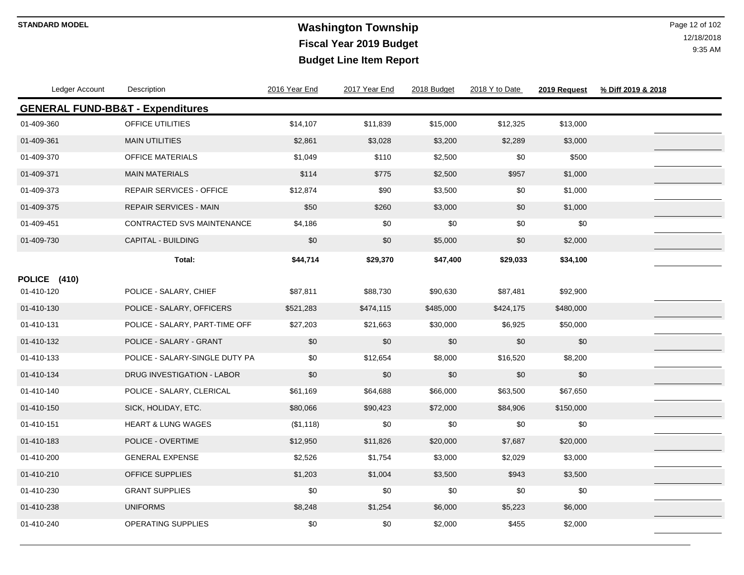# Washington Township

## Fiscal Year 2019 Budget

## Budget Line Item Report

STANDARD MODEL

12/18/2018
9:35 AM

| Ledger Account | Description | 2016 Year End | 2017 Year End | 2018 Budget | 2018 Y to Date | 2019 Request | % Diff 2019 & 2018 |
|---|---|---|---|---|---|---|---|
| **GENERAL FUND-BB&T - Expenditures** | | | | | | | |
| 01-409-360 | OFFICE UTILITIES | $14,107 | $11,839 | $15,000 | $12,325 | $13,000 | |
| 01-409-361 | MAIN UTILITIES | $2,861 | $3,028 | $3,200 | $2,289 | $3,000 | |
| 01-409-370 | OFFICE MATERIALS | $1,049 | $110 | $2,500 | $0 | $500 | |
| 01-409-371 | MAIN MATERIALS | $114 | $775 | $2,500 | $957 | $1,000 | |
| 01-409-373 | REPAIR SERVICES - OFFICE | $12,874 | $90 | $3,500 | $0 | $1,000 | |
| 01-409-375 | REPAIR SERVICES - MAIN | $50 | $260 | $3,000 | $0 | $1,000 | |
| 01-409-451 | CONTRACTED SVS MAINTENANCE | $4,186 | $0 | $0 | $0 | $0 | |
| 01-409-730 | CAPITAL - BUILDING | $0 | $0 | $5,000 | $0 | $2,000 | |
| | **Total:** | **$44,714** | **$29,370** | **$47,400** | **$29,033** | **$34,100** | |
| **POLICE (410)** | | | | | | | |
| 01-410-120 | POLICE - SALARY, CHIEF | $87,811 | $88,730 | $90,630 | $87,481 | $92,900 | |
| 01-410-130 | POLICE - SALARY, OFFICERS | $521,283 | $474,115 | $485,000 | $424,175 | $480,000 | |
| 01-410-131 | POLICE - SALARY, PART-TIME OFF | $27,203 | $21,663 | $30,000 | $6,925 | $50,000 | |
| 01-410-132 | POLICE - SALARY - GRANT | $0 | $0 | $0 | $0 | $0 | |
| 01-410-133 | POLICE - SALARY-SINGLE DUTY PA | $0 | $12,654 | $8,000 | $16,520 | $8,200 | |
| 01-410-134 | DRUG INVESTIGATION - LABOR | $0 | $0 | $0 | $0 | $0 | |
| 01-410-140 | POLICE - SALARY, CLERICAL | $61,169 | $64,688 | $66,000 | $63,500 | $67,650 | |
| 01-410-150 | SICK, HOLIDAY, ETC. | $80,066 | $90,423 | $72,000 | $84,906 | $150,000 | |
| 01-410-151 | HEART & LUNG WAGES | ($1,118) | $0 | $0 | $0 | $0 | |
| 01-410-183 | POLICE - OVERTIME | $12,950 | $11,826 | $20,000 | $7,687 | $20,000 | |
| 01-410-200 | GENERAL EXPENSE | $2,526 | $1,754 | $3,000 | $2,029 | $3,000 | |
| 01-410-210 | OFFICE SUPPLIES | $1,203 | $1,004 | $3,500 | $943 | $3,500 | |
| 01-410-230 | GRANT SUPPLIES | $0 | $0 | $0 | $0 | $0 | |
| 01-410-238 | UNIFORMS | $8,248 | $1,254 | $6,000 | $5,223 | $6,000 | |
| 01-410-240 | OPERATING SUPPLIES | $0 | $0 | $2,000 | $455 | $2,000 | |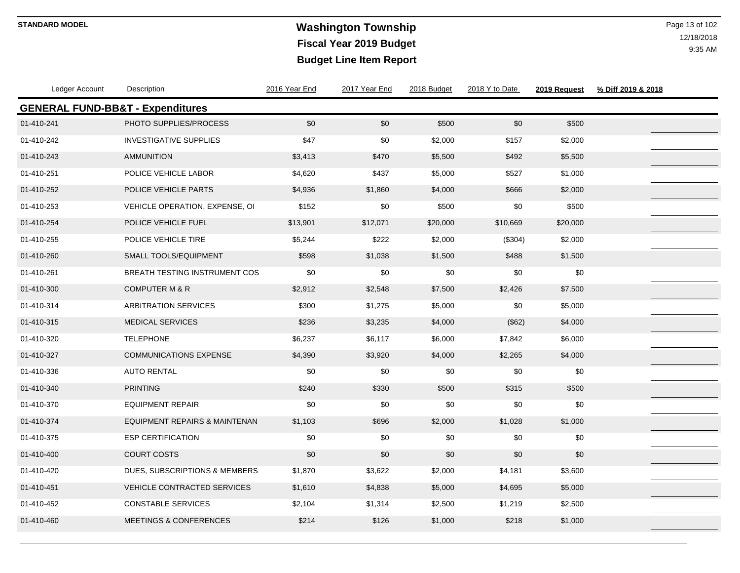**STANDARD MODEL**

# Washington Township
## Fiscal Year 2019 Budget
## Budget Line Item Report

| Ledger Account | Description | 2016 Year End | 2017 Year End | 2018 Budget | 2018 Y to Date | 2019 Request | % Diff 2019 & 2018 |
|---|---|---|---|---|---|---|---|
| **GENERAL FUND-BB&T - Expenditures** | | | | | | | |
| 01-410-241 | PHOTO SUPPLIES/PROCESS | $0 | $0 | $500 | $0 | $500 | |
| 01-410-242 | INVESTIGATIVE SUPPLIES | $47 | $0 | $2,000 | $157 | $2,000 | |
| 01-410-243 | AMMUNITION | $3,413 | $470 | $5,500 | $492 | $5,500 | |
| 01-410-251 | POLICE VEHICLE LABOR | $4,620 | $437 | $5,000 | $527 | $1,000 | |
| 01-410-252 | POLICE VEHICLE PARTS | $4,936 | $1,860 | $4,000 | $666 | $2,000 | |
| 01-410-253 | VEHICLE OPERATION, EXPENSE, OI | $152 | $0 | $500 | $0 | $500 | |
| 01-410-254 | POLICE VEHICLE FUEL | $13,901 | $12,071 | $20,000 | $10,669 | $20,000 | |
| 01-410-255 | POLICE VEHICLE TIRE | $5,244 | $222 | $2,000 | ($304) | $2,000 | |
| 01-410-260 | SMALL TOOLS/EQUIPMENT | $598 | $1,038 | $1,500 | $488 | $1,500 | |
| 01-410-261 | BREATH TESTING INSTRUMENT COS | $0 | $0 | $0 | $0 | $0 | |
| 01-410-300 | COMPUTER M & R | $2,912 | $2,548 | $7,500 | $2,426 | $7,500 | |
| 01-410-314 | ARBITRATION SERVICES | $300 | $1,275 | $5,000 | $0 | $5,000 | |
| 01-410-315 | MEDICAL SERVICES | $236 | $3,235 | $4,000 | ($62) | $4,000 | |
| 01-410-320 | TELEPHONE | $6,237 | $6,117 | $6,000 | $7,842 | $6,000 | |
| 01-410-327 | COMMUNICATIONS EXPENSE | $4,390 | $3,920 | $4,000 | $2,265 | $4,000 | |
| 01-410-336 | AUTO RENTAL | $0 | $0 | $0 | $0 | $0 | |
| 01-410-340 | PRINTING | $240 | $330 | $500 | $315 | $500 | |
| 01-410-370 | EQUIPMENT REPAIR | $0 | $0 | $0 | $0 | $0 | |
| 01-410-374 | EQUIPMENT REPAIRS & MAINTENAN | $1,103 | $696 | $2,000 | $1,028 | $1,000 | |
| 01-410-375 | ESP CERTIFICATION | $0 | $0 | $0 | $0 | $0 | |
| 01-410-400 | COURT COSTS | $0 | $0 | $0 | $0 | $0 | |
| 01-410-420 | DUES, SUBSCRIPTIONS & MEMBERS | $1,870 | $3,622 | $2,000 | $4,181 | $3,600 | |
| 01-410-451 | VEHICLE CONTRACTED SERVICES | $1,610 | $4,838 | $5,000 | $4,695 | $5,000 | |
| 01-410-452 | CONSTABLE SERVICES | $2,104 | $1,314 | $2,500 | $1,219 | $2,500 | |
| 01-410-460 | MEETINGS & CONFERENCES | $214 | $126 | $1,000 | $218 | $1,000 | |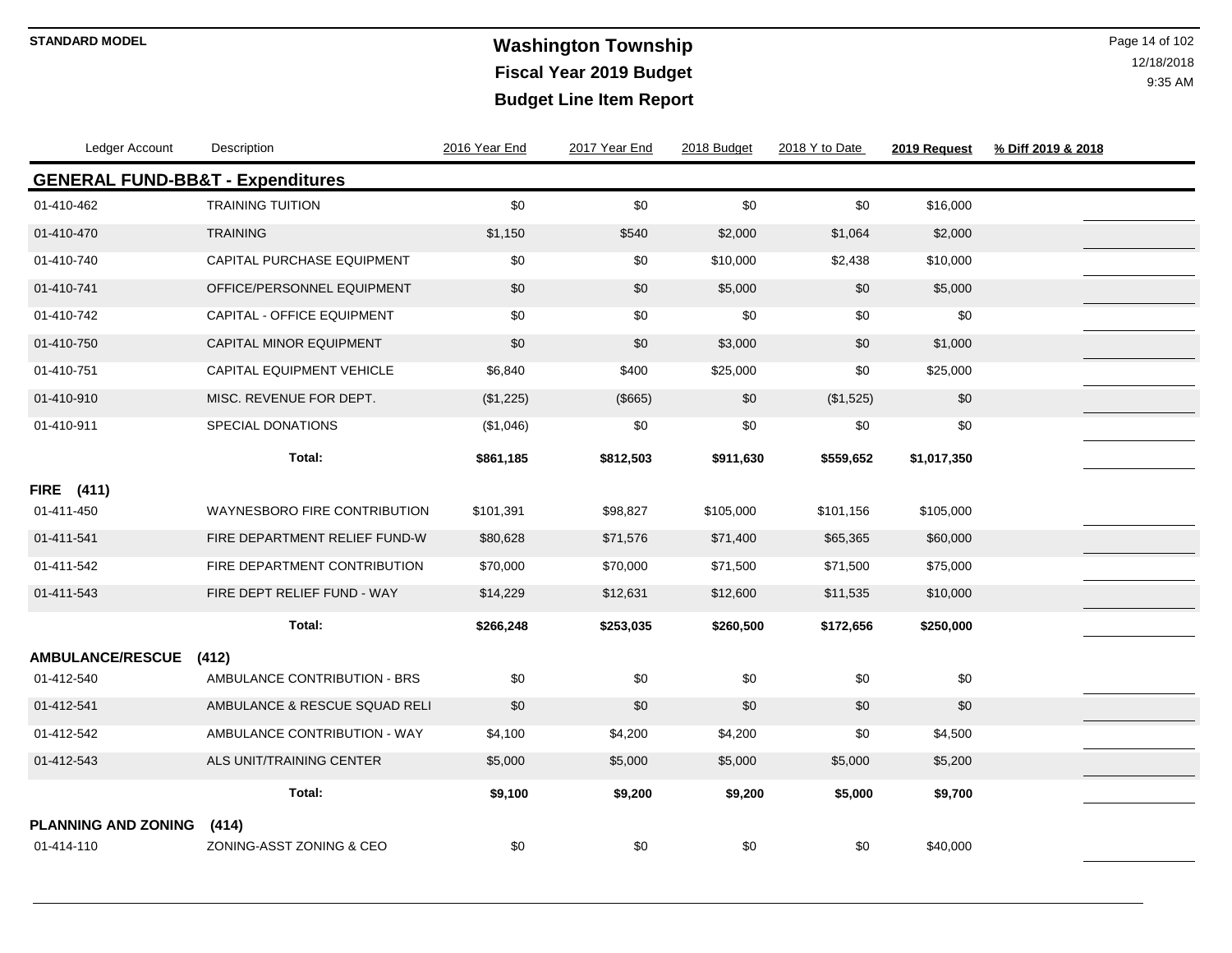# Washington Township
## Fiscal Year 2019 Budget
## Budget Line Item Report

STANDARD MODEL

12/18/2018
9:35 AM

| Ledger Account | Description | 2016 Year End | 2017 Year End | 2018 Budget | 2018 Y to Date | 2019 Request | % Diff 2019 & 2018 |
|---|---|---|---|---|---|---|---|
| **GENERAL FUND-BB&T - Expenditures** | | | | | | | |
| 01-410-462 | TRAINING TUITION | $0 | $0 | $0 | $0 | $16,000 | |
| 01-410-470 | TRAINING | $1,150 | $540 | $2,000 | $1,064 | $2,000 | |
| 01-410-740 | CAPITAL PURCHASE EQUIPMENT | $0 | $0 | $10,000 | $2,438 | $10,000 | |
| 01-410-741 | OFFICE/PERSONNEL EQUIPMENT | $0 | $0 | $5,000 | $0 | $5,000 | |
| 01-410-742 | CAPITAL - OFFICE EQUIPMENT | $0 | $0 | $0 | $0 | $0 | |
| 01-410-750 | CAPITAL MINOR EQUIPMENT | $0 | $0 | $3,000 | $0 | $1,000 | |
| 01-410-751 | CAPITAL EQUIPMENT VEHICLE | $6,840 | $400 | $25,000 | $0 | $25,000 | |
| 01-410-910 | MISC. REVENUE FOR DEPT. | ($1,225) | ($665) | $0 | ($1,525) | $0 | |
| 01-410-911 | SPECIAL DONATIONS | ($1,046) | $0 | $0 | $0 | $0 | |
| | **Total:** | **$861,185** | **$812,503** | **$911,630** | **$559,652** | **$1,017,350** | |
| **FIRE (411)** | | | | | | | |
| 01-411-450 | WAYNESBORO FIRE CONTRIBUTION | $101,391 | $98,827 | $105,000 | $101,156 | $105,000 | |
| 01-411-541 | FIRE DEPARTMENT RELIEF FUND-W | $80,628 | $71,576 | $71,400 | $65,365 | $60,000 | |
| 01-411-542 | FIRE DEPARTMENT CONTRIBUTION | $70,000 | $70,000 | $71,500 | $71,500 | $75,000 | |
| 01-411-543 | FIRE DEPT RELIEF FUND - WAY | $14,229 | $12,631 | $12,600 | $11,535 | $10,000 | |
| | **Total:** | **$266,248** | **$253,035** | **$260,500** | **$172,656** | **$250,000** | |
| **AMBULANCE/RESCUE (412)** | | | | | | | |
| 01-412-540 | AMBULANCE CONTRIBUTION - BRS | $0 | $0 | $0 | $0 | $0 | |
| 01-412-541 | AMBULANCE & RESCUE SQUAD RELI | $0 | $0 | $0 | $0 | $0 | |
| 01-412-542 | AMBULANCE CONTRIBUTION - WAY | $4,100 | $4,200 | $4,200 | $0 | $4,500 | |
| 01-412-543 | ALS UNIT/TRAINING CENTER | $5,000 | $5,000 | $5,000 | $5,000 | $5,200 | |
| | **Total:** | **$9,100** | **$9,200** | **$9,200** | **$5,000** | **$9,700** | |
| **PLANNING AND ZONING (414)** | | | | | | | |
| 01-414-110 | ZONING-ASST ZONING & CEO | $0 | $0 | $0 | $0 | $40,000 | |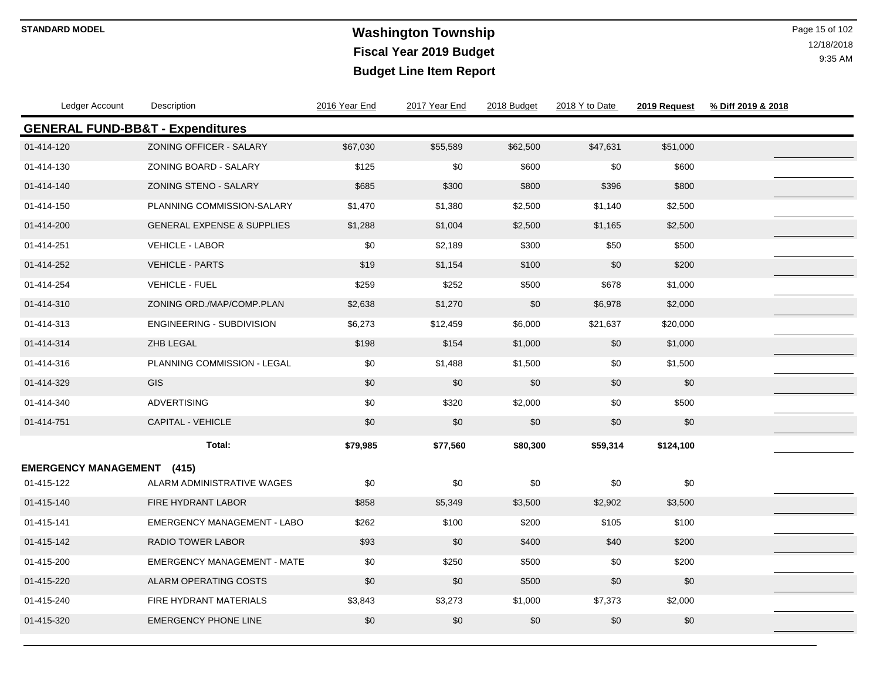# Washington Township
## Fiscal Year 2019 Budget
## Budget Line Item Report

STANDARD MODEL

12/18/2018
9:35 AM

### GENERAL FUND-BB&T - Expenditures

| Ledger Account | Description | 2016 Year End | 2017 Year End | 2018 Budget | 2018 Y to Date | 2019 Request | % Diff 2019 & 2018 |
|---|---|---|---|---|---|---|---|
| 01-414-120 | ZONING OFFICER - SALARY | $67,030 | $55,589 | $62,500 | $47,631 | $51,000 | |
| 01-414-130 | ZONING BOARD - SALARY | $125 | $0 | $600 | $0 | $600 | |
| 01-414-140 | ZONING STENO - SALARY | $685 | $300 | $800 | $396 | $800 | |
| 01-414-150 | PLANNING COMMISSION-SALARY | $1,470 | $1,380 | $2,500 | $1,140 | $2,500 | |
| 01-414-200 | GENERAL EXPENSE & SUPPLIES | $1,288 | $1,004 | $2,500 | $1,165 | $2,500 | |
| 01-414-251 | VEHICLE - LABOR | $0 | $2,189 | $300 | $50 | $500 | |
| 01-414-252 | VEHICLE - PARTS | $19 | $1,154 | $100 | $0 | $200 | |
| 01-414-254 | VEHICLE - FUEL | $259 | $252 | $500 | $678 | $1,000 | |
| 01-414-310 | ZONING ORD./MAP/COMP.PLAN | $2,638 | $1,270 | $0 | $6,978 | $2,000 | |
| 01-414-313 | ENGINEERING - SUBDIVISION | $6,273 | $12,459 | $6,000 | $21,637 | $20,000 | |
| 01-414-314 | ZHB LEGAL | $198 | $154 | $1,000 | $0 | $1,000 | |
| 01-414-316 | PLANNING COMMISSION - LEGAL | $0 | $1,488 | $1,500 | $0 | $1,500 | |
| 01-414-329 | GIS | $0 | $0 | $0 | $0 | $0 | |
| 01-414-340 | ADVERTISING | $0 | $320 | $2,000 | $0 | $500 | |
| 01-414-751 | CAPITAL - VEHICLE | $0 | $0 | $0 | $0 | $0 | |
| | **Total:** | **$79,985** | **$77,560** | **$80,300** | **$59,314** | **$124,100** | |

**EMERGENCY MANAGEMENT (415)**

| Ledger Account | Description | 2016 Year End | 2017 Year End | 2018 Budget | 2018 Y to Date | 2019 Request | % Diff 2019 & 2018 |
|---|---|---|---|---|---|---|---|
| 01-415-122 | ALARM ADMINISTRATIVE WAGES | $0 | $0 | $0 | $0 | $0 | |
| 01-415-140 | FIRE HYDRANT LABOR | $858 | $5,349 | $3,500 | $2,902 | $3,500 | |
| 01-415-141 | EMERGENCY MANAGEMENT - LABO | $262 | $100 | $200 | $105 | $100 | |
| 01-415-142 | RADIO TOWER LABOR | $93 | $0 | $400 | $40 | $200 | |
| 01-415-200 | EMERGENCY MANAGEMENT - MATE | $0 | $250 | $500 | $0 | $200 | |
| 01-415-220 | ALARM OPERATING COSTS | $0 | $0 | $500 | $0 | $0 | |
| 01-415-240 | FIRE HYDRANT MATERIALS | $3,843 | $3,273 | $1,000 | $7,373 | $2,000 | |
| 01-415-320 | EMERGENCY PHONE LINE | $0 | $0 | $0 | $0 | $0 | |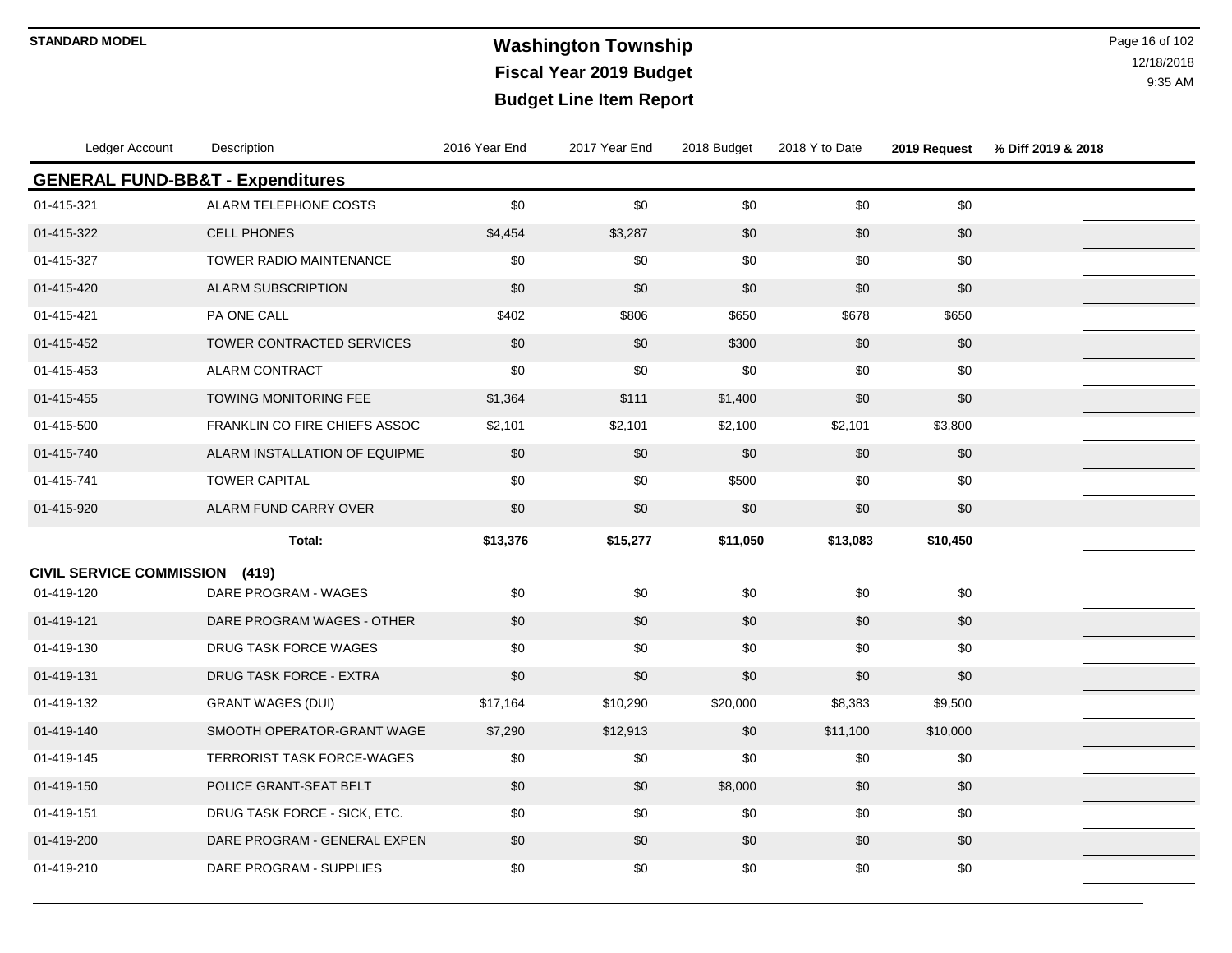**STANDARD MODEL**

# Washington Township
## Fiscal Year 2019 Budget
## Budget Line Item Report

| Ledger Account | Description | 2016 Year End | 2017 Year End | 2018 Budget | 2018 Y to Date | 2019 Request | % Diff 2019 & 2018 |
|---|---|---|---|---|---|---|---|
| **GENERAL FUND-BB&T - Expenditures** | | | | | | | |
| 01-415-321 | ALARM TELEPHONE COSTS | $0 | $0 | $0 | $0 | $0 | |
| 01-415-322 | CELL PHONES | $4,454 | $3,287 | $0 | $0 | $0 | |
| 01-415-327 | TOWER RADIO MAINTENANCE | $0 | $0 | $0 | $0 | $0 | |
| 01-415-420 | ALARM SUBSCRIPTION | $0 | $0 | $0 | $0 | $0 | |
| 01-415-421 | PA ONE CALL | $402 | $806 | $650 | $678 | $650 | |
| 01-415-452 | TOWER CONTRACTED SERVICES | $0 | $0 | $300 | $0 | $0 | |
| 01-415-453 | ALARM CONTRACT | $0 | $0 | $0 | $0 | $0 | |
| 01-415-455 | TOWING MONITORING FEE | $1,364 | $111 | $1,400 | $0 | $0 | |
| 01-415-500 | FRANKLIN CO FIRE CHIEFS ASSOC | $2,101 | $2,101 | $2,100 | $2,101 | $3,800 | |
| 01-415-740 | ALARM INSTALLATION OF EQUIPME | $0 | $0 | $0 | $0 | $0 | |
| 01-415-741 | TOWER CAPITAL | $0 | $0 | $500 | $0 | $0 | |
| 01-415-920 | ALARM FUND CARRY OVER | $0 | $0 | $0 | $0 | $0 | |
| | **Total:** | **$13,376** | **$15,277** | **$11,050** | **$13,083** | **$10,450** | |
| **CIVIL SERVICE COMMISSION (419)** | | | | | | | |
| 01-419-120 | DARE PROGRAM - WAGES | $0 | $0 | $0 | $0 | $0 | |
| 01-419-121 | DARE PROGRAM WAGES - OTHER | $0 | $0 | $0 | $0 | $0 | |
| 01-419-130 | DRUG TASK FORCE WAGES | $0 | $0 | $0 | $0 | $0 | |
| 01-419-131 | DRUG TASK FORCE - EXTRA | $0 | $0 | $0 | $0 | $0 | |
| 01-419-132 | GRANT WAGES (DUI) | $17,164 | $10,290 | $20,000 | $8,383 | $9,500 | |
| 01-419-140 | SMOOTH OPERATOR-GRANT WAGE | $7,290 | $12,913 | $0 | $11,100 | $10,000 | |
| 01-419-145 | TERRORIST TASK FORCE-WAGES | $0 | $0 | $0 | $0 | $0 | |
| 01-419-150 | POLICE GRANT-SEAT BELT | $0 | $0 | $8,000 | $0 | $0 | |
| 01-419-151 | DRUG TASK FORCE - SICK, ETC. | $0 | $0 | $0 | $0 | $0 | |
| 01-419-200 | DARE PROGRAM - GENERAL EXPEN | $0 | $0 | $0 | $0 | $0 | |
| 01-419-210 | DARE PROGRAM - SUPPLIES | $0 | $0 | $0 | $0 | $0 | |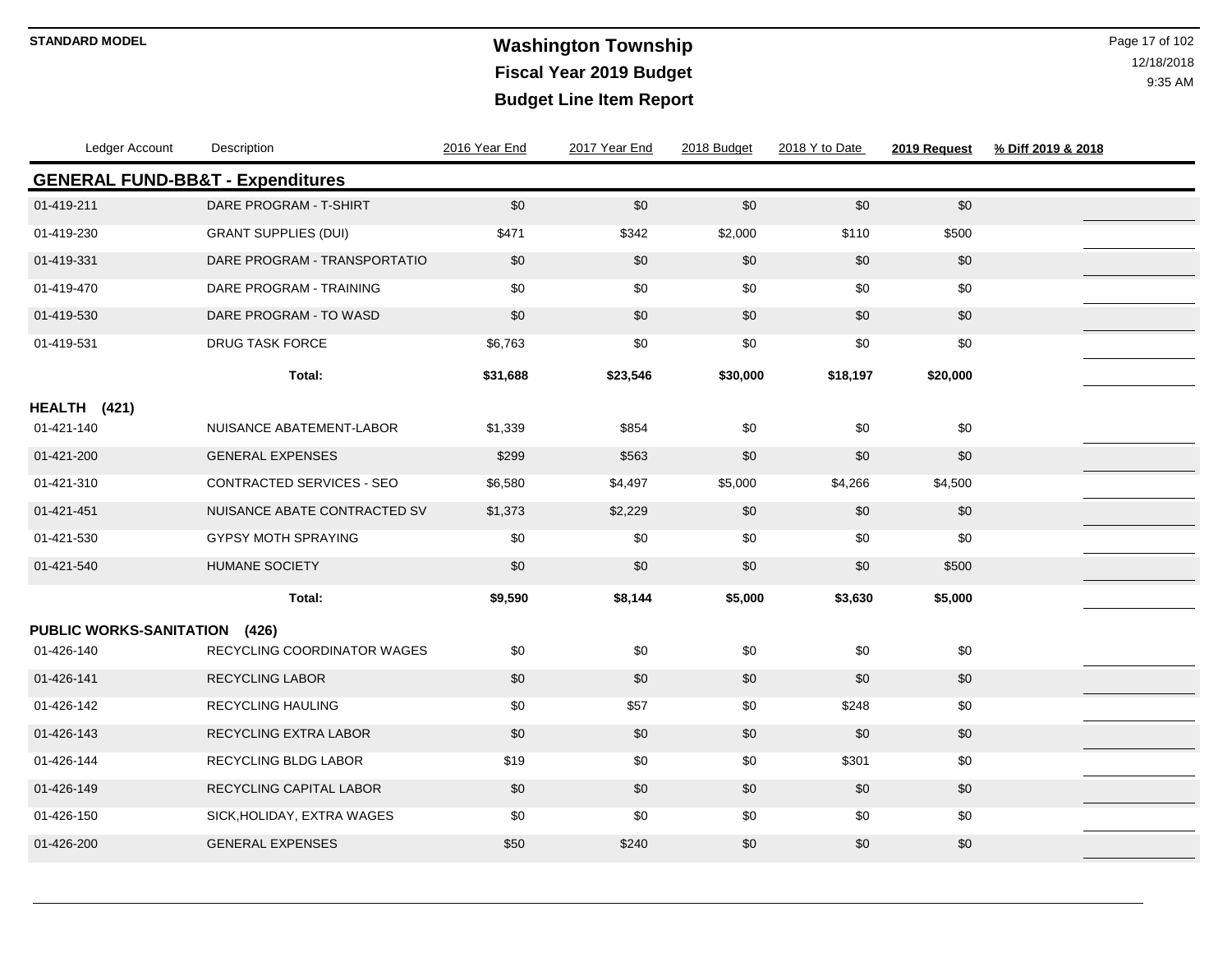**STANDARD MODEL**

# Washington Township
## Fiscal Year 2019 Budget
## Budget Line Item Report

| Ledger Account | Description | 2016 Year End | 2017 Year End | 2018 Budget | 2018 Y to Date | 2019 Request | % Diff 2019 & 2018 |
|---|---|---|---|---|---|---|---|
| **GENERAL FUND-BB&T - Expenditures** | | | | | | | |
| 01-419-211 | DARE PROGRAM - T-SHIRT | $0 | $0 | $0 | $0 | $0 | |
| 01-419-230 | GRANT SUPPLIES (DUI) | $471 | $342 | $2,000 | $110 | $500 | |
| 01-419-331 | DARE PROGRAM - TRANSPORTATIO | $0 | $0 | $0 | $0 | $0 | |
| 01-419-470 | DARE PROGRAM - TRAINING | $0 | $0 | $0 | $0 | $0 | |
| 01-419-530 | DARE PROGRAM - TO WASD | $0 | $0 | $0 | $0 | $0 | |
| 01-419-531 | DRUG TASK FORCE | $6,763 | $0 | $0 | $0 | $0 | |
| | **Total:** | **$31,688** | **$23,546** | **$30,000** | **$18,197** | **$20,000** | |
| **HEALTH (421)** | | | | | | | |
| 01-421-140 | NUISANCE ABATEMENT-LABOR | $1,339 | $854 | $0 | $0 | $0 | |
| 01-421-200 | GENERAL EXPENSES | $299 | $563 | $0 | $0 | $0 | |
| 01-421-310 | CONTRACTED SERVICES - SEO | $6,580 | $4,497 | $5,000 | $4,266 | $4,500 | |
| 01-421-451 | NUISANCE ABATE CONTRACTED SV | $1,373 | $2,229 | $0 | $0 | $0 | |
| 01-421-530 | GYPSY MOTH SPRAYING | $0 | $0 | $0 | $0 | $0 | |
| 01-421-540 | HUMANE SOCIETY | $0 | $0 | $0 | $0 | $500 | |
| | **Total:** | **$9,590** | **$8,144** | **$5,000** | **$3,630** | **$5,000** | |
| **PUBLIC WORKS-SANITATION (426)** | | | | | | | |
| 01-426-140 | RECYCLING COORDINATOR WAGES | $0 | $0 | $0 | $0 | $0 | |
| 01-426-141 | RECYCLING LABOR | $0 | $0 | $0 | $0 | $0 | |
| 01-426-142 | RECYCLING HAULING | $0 | $57 | $0 | $248 | $0 | |
| 01-426-143 | RECYCLING EXTRA LABOR | $0 | $0 | $0 | $0 | $0 | |
| 01-426-144 | RECYCLING BLDG LABOR | $19 | $0 | $0 | $301 | $0 | |
| 01-426-149 | RECYCLING CAPITAL LABOR | $0 | $0 | $0 | $0 | $0 | |
| 01-426-150 | SICK,HOLIDAY, EXTRA WAGES | $0 | $0 | $0 | $0 | $0 | |
| 01-426-200 | GENERAL EXPENSES | $50 | $240 | $0 | $0 | $0 | |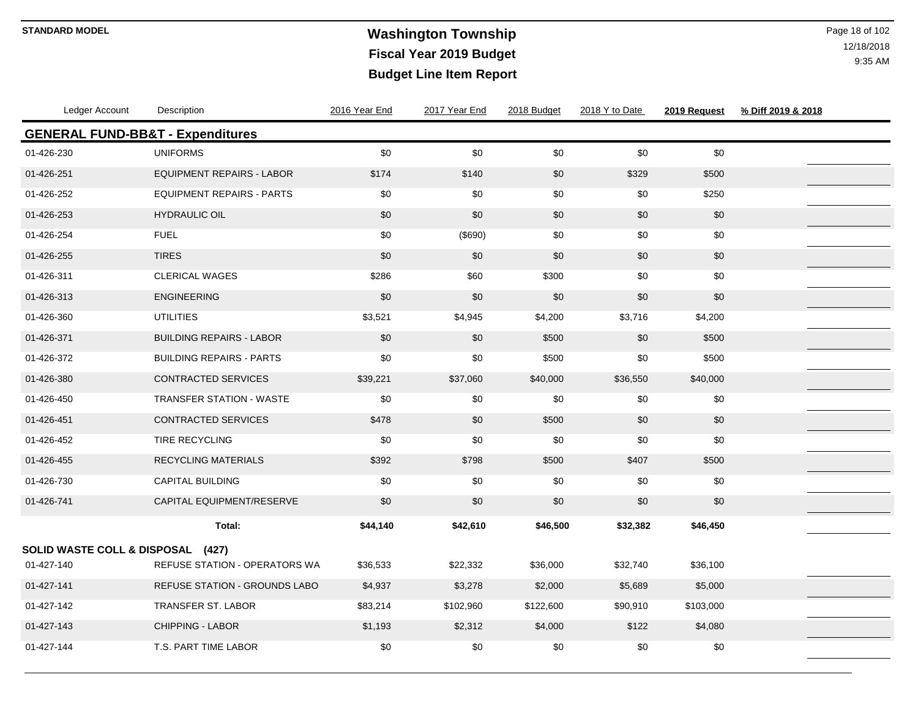# Washington Township
## Fiscal Year 2019 Budget
## Budget Line Item Report

STANDARD MODEL

12/18/2018
9:35 AM

| Ledger Account | Description | 2016 Year End | 2017 Year End | 2018 Budget | 2018 Y to Date | 2019 Request | % Diff 2019 & 2018 |
|---|---|---|---|---|---|---|---|
| **GENERAL FUND-BB&T - Expenditures** | | | | | | | |
| 01-426-230 | UNIFORMS | $0 | $0 | $0 | $0 | $0 | |
| 01-426-251 | EQUIPMENT REPAIRS - LABOR | $174 | $140 | $0 | $329 | $500 | |
| 01-426-252 | EQUIPMENT REPAIRS - PARTS | $0 | $0 | $0 | $0 | $250 | |
| 01-426-253 | HYDRAULIC OIL | $0 | $0 | $0 | $0 | $0 | |
| 01-426-254 | FUEL | $0 | ($690) | $0 | $0 | $0 | |
| 01-426-255 | TIRES | $0 | $0 | $0 | $0 | $0 | |
| 01-426-311 | CLERICAL WAGES | $286 | $60 | $300 | $0 | $0 | |
| 01-426-313 | ENGINEERING | $0 | $0 | $0 | $0 | $0 | |
| 01-426-360 | UTILITIES | $3,521 | $4,945 | $4,200 | $3,716 | $4,200 | |
| 01-426-371 | BUILDING REPAIRS - LABOR | $0 | $0 | $500 | $0 | $500 | |
| 01-426-372 | BUILDING REPAIRS - PARTS | $0 | $0 | $500 | $0 | $500 | |
| 01-426-380 | CONTRACTED SERVICES | $39,221 | $37,060 | $40,000 | $36,550 | $40,000 | |
| 01-426-450 | TRANSFER STATION - WASTE | $0 | $0 | $0 | $0 | $0 | |
| 01-426-451 | CONTRACTED SERVICES | $478 | $0 | $500 | $0 | $0 | |
| 01-426-452 | TIRE RECYCLING | $0 | $0 | $0 | $0 | $0 | |
| 01-426-455 | RECYCLING MATERIALS | $392 | $798 | $500 | $407 | $500 | |
| 01-426-730 | CAPITAL BUILDING | $0 | $0 | $0 | $0 | $0 | |
| 01-426-741 | CAPITAL EQUIPMENT/RESERVE | $0 | $0 | $0 | $0 | $0 | |
| | **Total:** | **$44,140** | **$42,610** | **$46,500** | **$32,382** | **$46,450** | |
| **SOLID WASTE COLL & DISPOSAL (427)** | | | | | | | |
| 01-427-140 | REFUSE STATION - OPERATORS WA | $36,533 | $22,332 | $36,000 | $32,740 | $36,100 | |
| 01-427-141 | REFUSE STATION - GROUNDS LABO | $4,937 | $3,278 | $2,000 | $5,689 | $5,000 | |
| 01-427-142 | TRANSFER ST. LABOR | $83,214 | $102,960 | $122,600 | $90,910 | $103,000 | |
| 01-427-143 | CHIPPING - LABOR | $1,193 | $2,312 | $4,000 | $122 | $4,080 | |
| 01-427-144 | T.S. PART TIME LABOR | $0 | $0 | $0 | $0 | $0 | |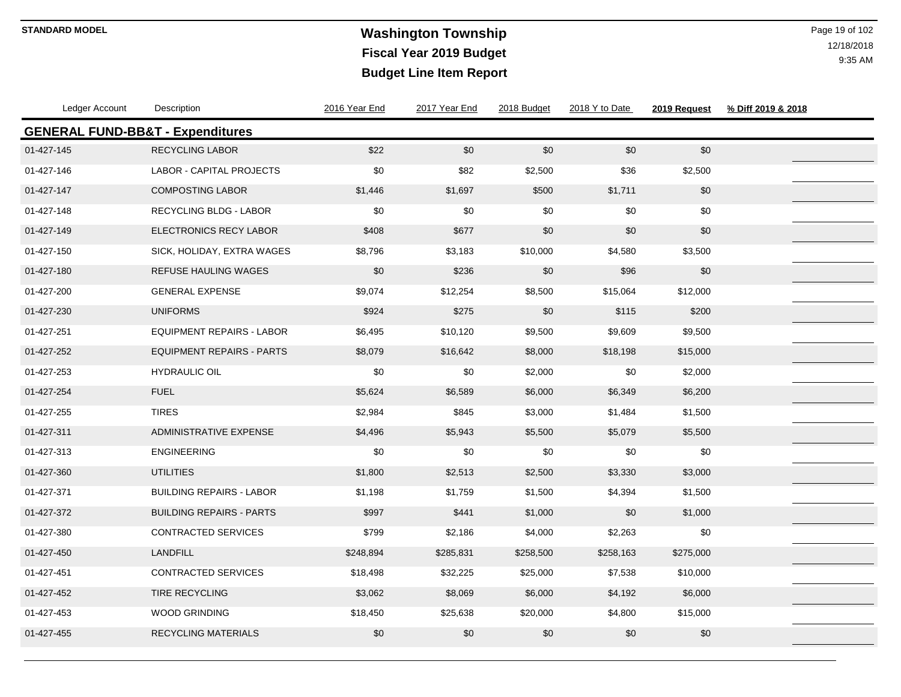STANDARD MODEL

# Washington Township
## Fiscal Year 2019 Budget
## Budget Line Item Report

| Ledger Account | Description | 2016 Year End | 2017 Year End | 2018 Budget | 2018 Y to Date | **2019 Request** | **% Diff 2019 & 2018** |
|---|---|---|---|---|---|---|---|
| **GENERAL FUND-BB&T - Expenditures** | | | | | | | |
| 01-427-145 | RECYCLING LABOR | $22 | $0 | $0 | $0 | $0 | |
| 01-427-146 | LABOR - CAPITAL PROJECTS | $0 | $82 | $2,500 | $36 | $2,500 | |
| 01-427-147 | COMPOSTING LABOR | $1,446 | $1,697 | $500 | $1,711 | $0 | |
| 01-427-148 | RECYCLING BLDG - LABOR | $0 | $0 | $0 | $0 | $0 | |
| 01-427-149 | ELECTRONICS RECY LABOR | $408 | $677 | $0 | $0 | $0 | |
| 01-427-150 | SICK, HOLIDAY, EXTRA WAGES | $8,796 | $3,183 | $10,000 | $4,580 | $3,500 | |
| 01-427-180 | REFUSE HAULING WAGES | $0 | $236 | $0 | $96 | $0 | |
| 01-427-200 | GENERAL EXPENSE | $9,074 | $12,254 | $8,500 | $15,064 | $12,000 | |
| 01-427-230 | UNIFORMS | $924 | $275 | $0 | $115 | $200 | |
| 01-427-251 | EQUIPMENT REPAIRS - LABOR | $6,495 | $10,120 | $9,500 | $9,609 | $9,500 | |
| 01-427-252 | EQUIPMENT REPAIRS - PARTS | $8,079 | $16,642 | $8,000 | $18,198 | $15,000 | |
| 01-427-253 | HYDRAULIC OIL | $0 | $0 | $2,000 | $0 | $2,000 | |
| 01-427-254 | FUEL | $5,624 | $6,589 | $6,000 | $6,349 | $6,200 | |
| 01-427-255 | TIRES | $2,984 | $845 | $3,000 | $1,484 | $1,500 | |
| 01-427-311 | ADMINISTRATIVE EXPENSE | $4,496 | $5,943 | $5,500 | $5,079 | $5,500 | |
| 01-427-313 | ENGINEERING | $0 | $0 | $0 | $0 | $0 | |
| 01-427-360 | UTILITIES | $1,800 | $2,513 | $2,500 | $3,330 | $3,000 | |
| 01-427-371 | BUILDING REPAIRS - LABOR | $1,198 | $1,759 | $1,500 | $4,394 | $1,500 | |
| 01-427-372 | BUILDING REPAIRS - PARTS | $997 | $441 | $1,000 | $0 | $1,000 | |
| 01-427-380 | CONTRACTED SERVICES | $799 | $2,186 | $4,000 | $2,263 | $0 | |
| 01-427-450 | LANDFILL | $248,894 | $285,831 | $258,500 | $258,163 | $275,000 | |
| 01-427-451 | CONTRACTED SERVICES | $18,498 | $32,225 | $25,000 | $7,538 | $10,000 | |
| 01-427-452 | TIRE RECYCLING | $3,062 | $8,069 | $6,000 | $4,192 | $6,000 | |
| 01-427-453 | WOOD GRINDING | $18,450 | $25,638 | $20,000 | $4,800 | $15,000 | |
| 01-427-455 | RECYCLING MATERIALS | $0 | $0 | $0 | $0 | $0 | |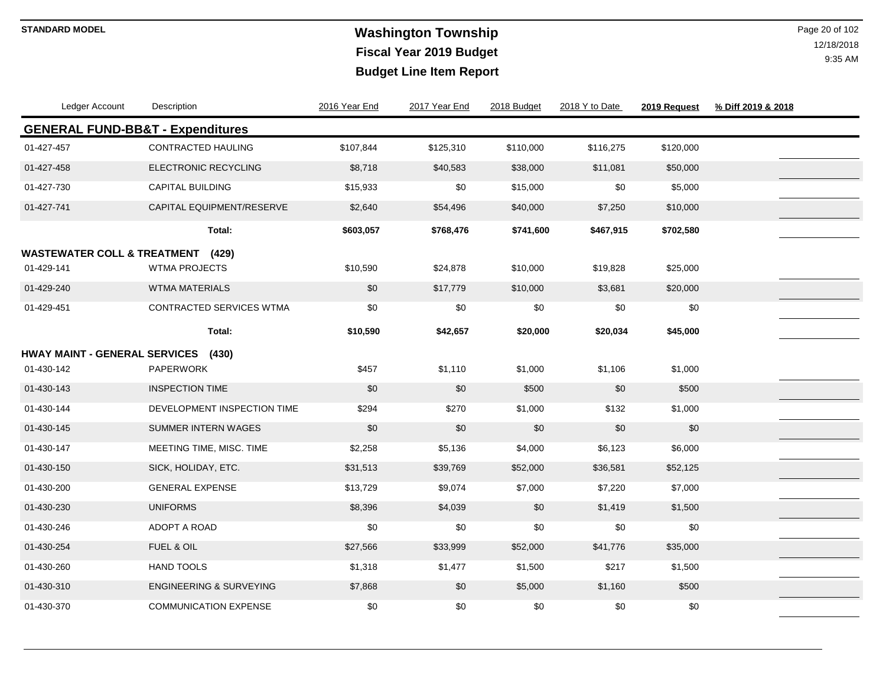# Washington Township
## Fiscal Year 2019 Budget
## Budget Line Item Report

STANDARD MODEL

12/18/2018
9:35 AM

| Ledger Account | Description | 2016 Year End | 2017 Year End | 2018 Budget | 2018 Y to Date | 2019 Request | % Diff 2019 & 2018 |
|---|---|---|---|---|---|---|---|
| **GENERAL FUND-BB&T - Expenditures** | | | | | | | |
| 01-427-457 | CONTRACTED HAULING | $107,844 | $125,310 | $110,000 | $116,275 | $120,000 | |
| 01-427-458 | ELECTRONIC RECYCLING | $8,718 | $40,583 | $38,000 | $11,081 | $50,000 | |
| 01-427-730 | CAPITAL BUILDING | $15,933 | $0 | $15,000 | $0 | $5,000 | |
| 01-427-741 | CAPITAL EQUIPMENT/RESERVE | $2,640 | $54,496 | $40,000 | $7,250 | $10,000 | |
| | **Total:** | **$603,057** | **$768,476** | **$741,600** | **$467,915** | **$702,580** | |
| **WASTEWATER COLL & TREATMENT (429)** | | | | | | | |
| 01-429-141 | WTMA PROJECTS | $10,590 | $24,878 | $10,000 | $19,828 | $25,000 | |
| 01-429-240 | WTMA MATERIALS | $0 | $17,779 | $10,000 | $3,681 | $20,000 | |
| 01-429-451 | CONTRACTED SERVICES WTMA | $0 | $0 | $0 | $0 | $0 | |
| | **Total:** | **$10,590** | **$42,657** | **$20,000** | **$20,034** | **$45,000** | |
| **HWAY MAINT - GENERAL SERVICES (430)** | | | | | | | |
| 01-430-142 | PAPERWORK | $457 | $1,110 | $1,000 | $1,106 | $1,000 | |
| 01-430-143 | INSPECTION TIME | $0 | $0 | $500 | $0 | $500 | |
| 01-430-144 | DEVELOPMENT INSPECTION TIME | $294 | $270 | $1,000 | $132 | $1,000 | |
| 01-430-145 | SUMMER INTERN WAGES | $0 | $0 | $0 | $0 | $0 | |
| 01-430-147 | MEETING TIME, MISC. TIME | $2,258 | $5,136 | $4,000 | $6,123 | $6,000 | |
| 01-430-150 | SICK, HOLIDAY, ETC. | $31,513 | $39,769 | $52,000 | $36,581 | $52,125 | |
| 01-430-200 | GENERAL EXPENSE | $13,729 | $9,074 | $7,000 | $7,220 | $7,000 | |
| 01-430-230 | UNIFORMS | $8,396 | $4,039 | $0 | $1,419 | $1,500 | |
| 01-430-246 | ADOPT A ROAD | $0 | $0 | $0 | $0 | $0 | |
| 01-430-254 | FUEL & OIL | $27,566 | $33,999 | $52,000 | $41,776 | $35,000 | |
| 01-430-260 | HAND TOOLS | $1,318 | $1,477 | $1,500 | $217 | $1,500 | |
| 01-430-310 | ENGINEERING & SURVEYING | $7,868 | $0 | $5,000 | $1,160 | $500 | |
| 01-430-370 | COMMUNICATION EXPENSE | $0 | $0 | $0 | $0 | $0 | |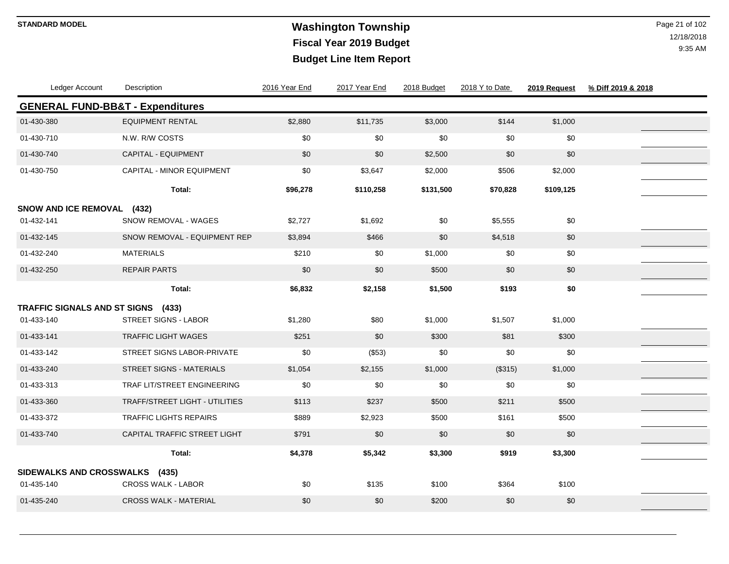# Washington Township

## Fiscal Year 2019 Budget

## Budget Line Item Report

STANDARD MODEL

12/18/2018
9:35 AM

## GENERAL FUND-BB&T - Expenditures

| Ledger Account | Description | 2016 Year End | 2017 Year End | 2018 Budget | 2018 Y to Date | 2019 Request | % Diff 2019 & 2018 |
|---|---|---|---|---|---|---|---|
| 01-430-380 | EQUIPMENT RENTAL | $2,880 | $11,735 | $3,000 | $144 | $1,000 | |
| 01-430-710 | N.W. R/W COSTS | $0 | $0 | $0 | $0 | $0 | |
| 01-430-740 | CAPITAL - EQUIPMENT | $0 | $0 | $2,500 | $0 | $0 | |
| 01-430-750 | CAPITAL - MINOR EQUIPMENT | $0 | $3,647 | $2,000 | $506 | $2,000 | |
| | **Total:** | **$96,278** | **$110,258** | **$131,500** | **$70,828** | **$109,125** | |
| **SNOW AND ICE REMOVAL (432)** | | | | | | | |
| 01-432-141 | SNOW REMOVAL - WAGES | $2,727 | $1,692 | $0 | $5,555 | $0 | |
| 01-432-145 | SNOW REMOVAL - EQUIPMENT REP | $3,894 | $466 | $0 | $4,518 | $0 | |
| 01-432-240 | MATERIALS | $210 | $0 | $1,000 | $0 | $0 | |
| 01-432-250 | REPAIR PARTS | $0 | $0 | $500 | $0 | $0 | |
| | **Total:** | **$6,832** | **$2,158** | **$1,500** | **$193** | **$0** | |
| **TRAFFIC SIGNALS AND ST SIGNS (433)** | | | | | | | |
| 01-433-140 | STREET SIGNS - LABOR | $1,280 | $80 | $1,000 | $1,507 | $1,000 | |
| 01-433-141 | TRAFFIC LIGHT WAGES | $251 | $0 | $300 | $81 | $300 | |
| 01-433-142 | STREET SIGNS LABOR-PRIVATE | $0 | ($53) | $0 | $0 | $0 | |
| 01-433-240 | STREET SIGNS - MATERIALS | $1,054 | $2,155 | $1,000 | ($315) | $1,000 | |
| 01-433-313 | TRAF LIT/STREET ENGINEERING | $0 | $0 | $0 | $0 | $0 | |
| 01-433-360 | TRAFF/STREET LIGHT - UTILITIES | $113 | $237 | $500 | $211 | $500 | |
| 01-433-372 | TRAFFIC LIGHTS REPAIRS | $889 | $2,923 | $500 | $161 | $500 | |
| 01-433-740 | CAPITAL TRAFFIC STREET LIGHT | $791 | $0 | $0 | $0 | $0 | |
| | **Total:** | **$4,378** | **$5,342** | **$3,300** | **$919** | **$3,300** | |
| **SIDEWALKS AND CROSSWALKS (435)** | | | | | | | |
| 01-435-140 | CROSS WALK - LABOR | $0 | $135 | $100 | $364 | $100 | |
| 01-435-240 | CROSS WALK - MATERIAL | $0 | $0 | $200 | $0 | $0 | |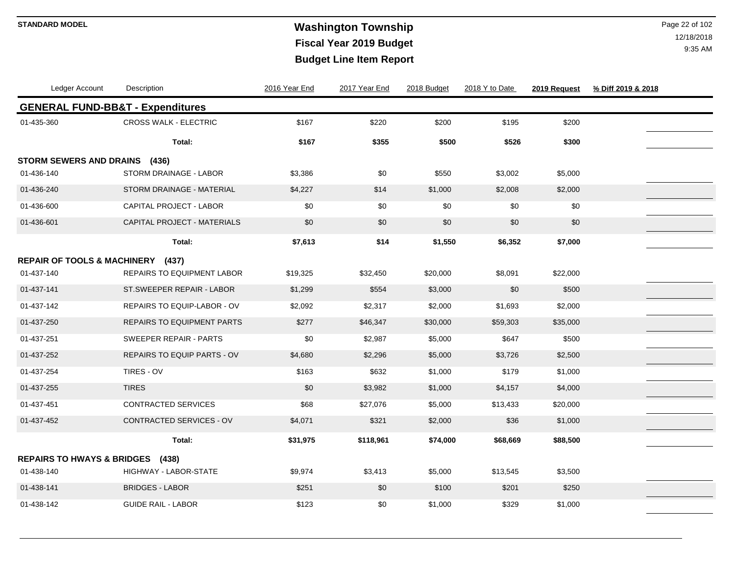# Washington Township

## Fiscal Year 2019 Budget

## Budget Line Item Report

STANDARD MODEL

12/18/2018
9:35 AM

| Ledger Account | Description | 2016 Year End | 2017 Year End | 2018 Budget | 2018 Y to Date | 2019 Request | % Diff 2019 & 2018 |
|---|---|---|---|---|---|---|---|
| **GENERAL FUND-BB&T - Expenditures** | | | | | | | |
| 01-435-360 | CROSS WALK - ELECTRIC | $167 | $220 | $200 | $195 | $200 | |
| | **Total:** | **$167** | **$355** | **$500** | **$526** | **$300** | |
| **STORM SEWERS AND DRAINS (436)** | | | | | | | |
| 01-436-140 | STORM DRAINAGE - LABOR | $3,386 | $0 | $550 | $3,002 | $5,000 | |
| 01-436-240 | STORM DRAINAGE - MATERIAL | $4,227 | $14 | $1,000 | $2,008 | $2,000 | |
| 01-436-600 | CAPITAL PROJECT - LABOR | $0 | $0 | $0 | $0 | $0 | |
| 01-436-601 | CAPITAL PROJECT - MATERIALS | $0 | $0 | $0 | $0 | $0 | |
| | **Total:** | **$7,613** | **$14** | **$1,550** | **$6,352** | **$7,000** | |
| **REPAIR OF TOOLS & MACHINERY (437)** | | | | | | | |
| 01-437-140 | REPAIRS TO EQUIPMENT LABOR | $19,325 | $32,450 | $20,000 | $8,091 | $22,000 | |
| 01-437-141 | ST.SWEEPER REPAIR - LABOR | $1,299 | $554 | $3,000 | $0 | $500 | |
| 01-437-142 | REPAIRS TO EQUIP-LABOR - OV | $2,092 | $2,317 | $2,000 | $1,693 | $2,000 | |
| 01-437-250 | REPAIRS TO EQUIPMENT PARTS | $277 | $46,347 | $30,000 | $59,303 | $35,000 | |
| 01-437-251 | SWEEPER REPAIR - PARTS | $0 | $2,987 | $5,000 | $647 | $500 | |
| 01-437-252 | REPAIRS TO EQUIP PARTS - OV | $4,680 | $2,296 | $5,000 | $3,726 | $2,500 | |
| 01-437-254 | TIRES - OV | $163 | $632 | $1,000 | $179 | $1,000 | |
| 01-437-255 | TIRES | $0 | $3,982 | $1,000 | $4,157 | $4,000 | |
| 01-437-451 | CONTRACTED SERVICES | $68 | $27,076 | $5,000 | $13,433 | $20,000 | |
| 01-437-452 | CONTRACTED SERVICES - OV | $4,071 | $321 | $2,000 | $36 | $1,000 | |
| | **Total:** | **$31,975** | **$118,961** | **$74,000** | **$68,669** | **$88,500** | |
| **REPAIRS TO HWAYS & BRIDGES (438)** | | | | | | | |
| 01-438-140 | HIGHWAY - LABOR-STATE | $9,974 | $3,413 | $5,000 | $13,545 | $3,500 | |
| 01-438-141 | BRIDGES - LABOR | $251 | $0 | $100 | $201 | $250 | |
| 01-438-142 | GUIDE RAIL - LABOR | $123 | $0 | $1,000 | $329 | $1,000 | |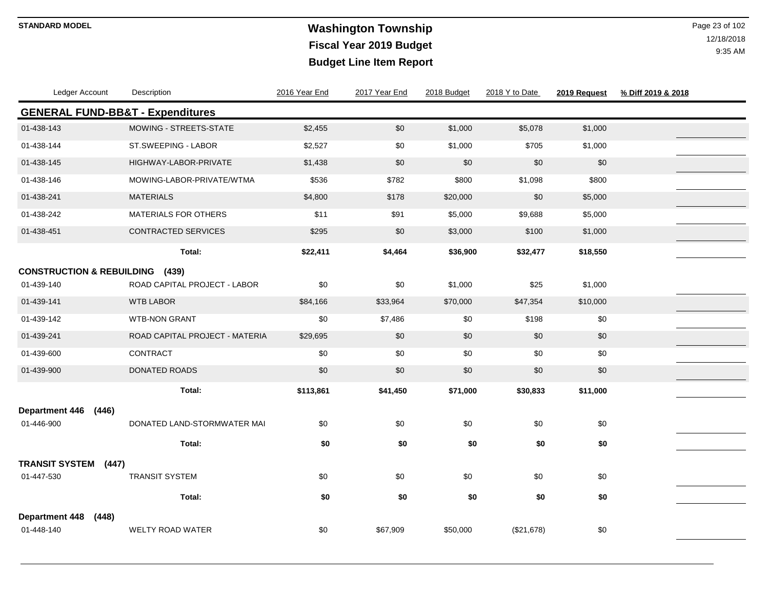**STANDARD MODEL**

# Washington Township
## Fiscal Year 2019 Budget
## Budget Line Item Report

| Ledger Account | Description | 2016 Year End | 2017 Year End | 2018 Budget | 2018 Y to Date | 2019 Request | % Diff 2019 & 2018 |
|---|---|---|---|---|---|---|---|
| **GENERAL FUND-BB&T - Expenditures** | | | | | | | |
| 01-438-143 | MOWING - STREETS-STATE | $2,455 | $0 | $1,000 | $5,078 | $1,000 | |
| 01-438-144 | ST.SWEEPING - LABOR | $2,527 | $0 | $1,000 | $705 | $1,000 | |
| 01-438-145 | HIGHWAY-LABOR-PRIVATE | $1,438 | $0 | $0 | $0 | $0 | |
| 01-438-146 | MOWING-LABOR-PRIVATE/WTMA | $536 | $782 | $800 | $1,098 | $800 | |
| 01-438-241 | MATERIALS | $4,800 | $178 | $20,000 | $0 | $5,000 | |
| 01-438-242 | MATERIALS FOR OTHERS | $11 | $91 | $5,000 | $9,688 | $5,000 | |
| 01-438-451 | CONTRACTED SERVICES | $295 | $0 | $3,000 | $100 | $1,000 | |
| | **Total:** | **$22,411** | **$4,464** | **$36,900** | **$32,477** | **$18,550** | |
| **CONSTRUCTION & REBUILDING (439)** | | | | | | | |
| 01-439-140 | ROAD CAPITAL PROJECT - LABOR | $0 | $0 | $1,000 | $25 | $1,000 | |
| 01-439-141 | WTB LABOR | $84,166 | $33,964 | $70,000 | $47,354 | $10,000 | |
| 01-439-142 | WTB-NON GRANT | $0 | $7,486 | $0 | $198 | $0 | |
| 01-439-241 | ROAD CAPITAL PROJECT - MATERIA | $29,695 | $0 | $0 | $0 | $0 | |
| 01-439-600 | CONTRACT | $0 | $0 | $0 | $0 | $0 | |
| 01-439-900 | DONATED ROADS | $0 | $0 | $0 | $0 | $0 | |
| | **Total:** | **$113,861** | **$41,450** | **$71,000** | **$30,833** | **$11,000** | |
| **Department 446 (446)** | | | | | | | |
| 01-446-900 | DONATED LAND-STORMWATER MAI | $0 | $0 | $0 | $0 | $0 | |
| | **Total:** | **$0** | **$0** | **$0** | **$0** | **$0** | |
| **TRANSIT SYSTEM (447)** | | | | | | | |
| 01-447-530 | TRANSIT SYSTEM | $0 | $0 | $0 | $0 | $0 | |
| | **Total:** | **$0** | **$0** | **$0** | **$0** | **$0** | |
| **Department 448 (448)** | | | | | | | |
| 01-448-140 | WELTY ROAD WATER | $0 | $67,909 | $50,000 | ($21,678) | $0 | |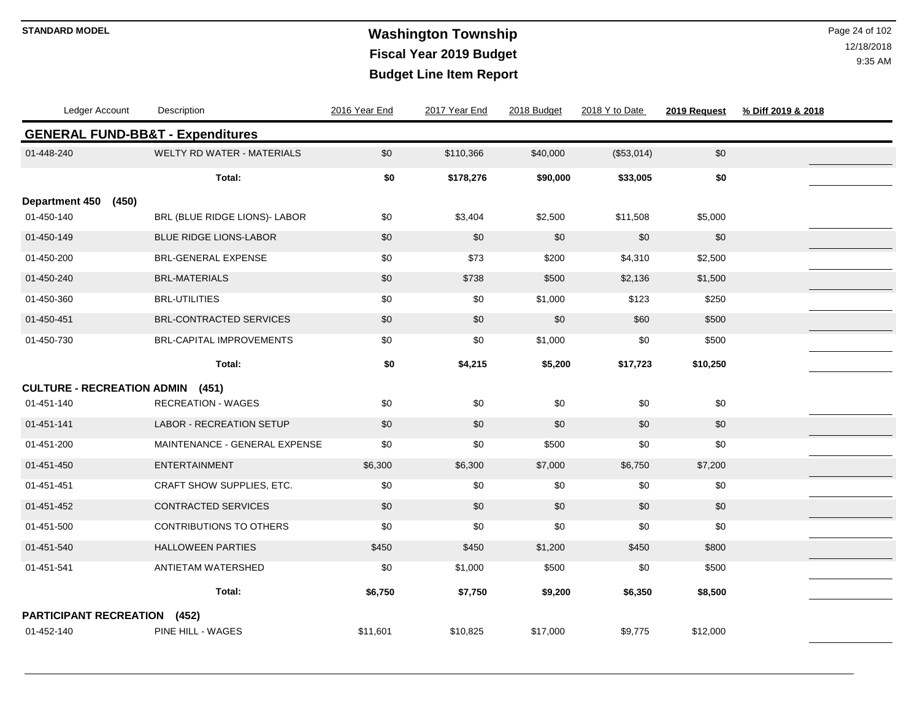STANDARD MODEL

# Washington Township
## Fiscal Year 2019 Budget
## Budget Line Item Report

| Ledger Account | Description | 2016 Year End | 2017 Year End | 2018 Budget | 2018 Y to Date | 2019 Request | % Diff 2019 & 2018 |
|---|---|---|---|---|---|---|---|
| **GENERAL FUND-BB&T - Expenditures** | | | | | | | |
| 01-448-240 | WELTY RD WATER - MATERIALS | $0 | $110,366 | $40,000 | ($53,014) | $0 | |
| | **Total:** | **$0** | **$178,276** | **$90,000** | **$33,005** | **$0** | |
| **Department 450 (450)** | | | | | | | |
| 01-450-140 | BRL (BLUE RIDGE LIONS)- LABOR | $0 | $3,404 | $2,500 | $11,508 | $5,000 | |
| 01-450-149 | BLUE RIDGE LIONS-LABOR | $0 | $0 | $0 | $0 | $0 | |
| 01-450-200 | BRL-GENERAL EXPENSE | $0 | $73 | $200 | $4,310 | $2,500 | |
| 01-450-240 | BRL-MATERIALS | $0 | $738 | $500 | $2,136 | $1,500 | |
| 01-450-360 | BRL-UTILITIES | $0 | $0 | $1,000 | $123 | $250 | |
| 01-450-451 | BRL-CONTRACTED SERVICES | $0 | $0 | $0 | $60 | $500 | |
| 01-450-730 | BRL-CAPITAL IMPROVEMENTS | $0 | $0 | $1,000 | $0 | $500 | |
| | **Total:** | **$0** | **$4,215** | **$5,200** | **$17,723** | **$10,250** | |
| **CULTURE - RECREATION ADMIN (451)** | | | | | | | |
| 01-451-140 | RECREATION - WAGES | $0 | $0 | $0 | $0 | $0 | |
| 01-451-141 | LABOR - RECREATION SETUP | $0 | $0 | $0 | $0 | $0 | |
| 01-451-200 | MAINTENANCE - GENERAL EXPENSE | $0 | $0 | $500 | $0 | $0 | |
| 01-451-450 | ENTERTAINMENT | $6,300 | $6,300 | $7,000 | $6,750 | $7,200 | |
| 01-451-451 | CRAFT SHOW SUPPLIES, ETC. | $0 | $0 | $0 | $0 | $0 | |
| 01-451-452 | CONTRACTED SERVICES | $0 | $0 | $0 | $0 | $0 | |
| 01-451-500 | CONTRIBUTIONS TO OTHERS | $0 | $0 | $0 | $0 | $0 | |
| 01-451-540 | HALLOWEEN PARTIES | $450 | $450 | $1,200 | $450 | $800 | |
| 01-451-541 | ANTIETAM WATERSHED | $0 | $1,000 | $500 | $0 | $500 | |
| | **Total:** | **$6,750** | **$7,750** | **$9,200** | **$6,350** | **$8,500** | |
| **PARTICIPANT RECREATION (452)** | | | | | | | |
| 01-452-140 | PINE HILL - WAGES | $11,601 | $10,825 | $17,000 | $9,775 | $12,000 | |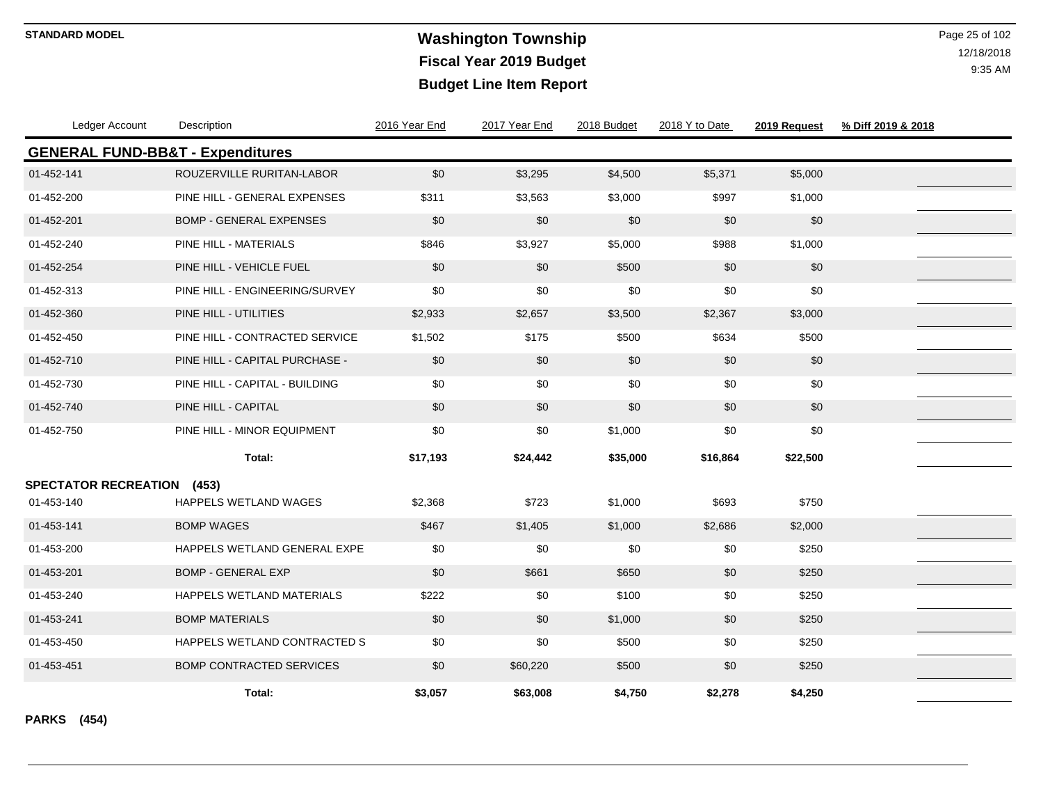# Washington Township
## Fiscal Year 2019 Budget
## Budget Line Item Report

STANDARD MODEL

12/18/2018
9:35 AM

| Ledger Account | Description | 2016 Year End | 2017 Year End | 2018 Budget | 2018 Y to Date | 2019 Request | % Diff 2019 & 2018 |
|---|---|---|---|---|---|---|---|
| **GENERAL FUND-BB&T - Expenditures** | | | | | | | |
| 01-452-141 | ROUZERVILLE RURITAN-LABOR | $0 | $3,295 | $4,500 | $5,371 | $5,000 | |
| 01-452-200 | PINE HILL - GENERAL EXPENSES | $311 | $3,563 | $3,000 | $997 | $1,000 | |
| 01-452-201 | BOMP - GENERAL EXPENSES | $0 | $0 | $0 | $0 | $0 | |
| 01-452-240 | PINE HILL - MATERIALS | $846 | $3,927 | $5,000 | $988 | $1,000 | |
| 01-452-254 | PINE HILL - VEHICLE FUEL | $0 | $0 | $500 | $0 | $0 | |
| 01-452-313 | PINE HILL - ENGINEERING/SURVEY | $0 | $0 | $0 | $0 | $0 | |
| 01-452-360 | PINE HILL - UTILITIES | $2,933 | $2,657 | $3,500 | $2,367 | $3,000 | |
| 01-452-450 | PINE HILL - CONTRACTED SERVICE | $1,502 | $175 | $500 | $634 | $500 | |
| 01-452-710 | PINE HILL - CAPITAL PURCHASE - | $0 | $0 | $0 | $0 | $0 | |
| 01-452-730 | PINE HILL - CAPITAL - BUILDING | $0 | $0 | $0 | $0 | $0 | |
| 01-452-740 | PINE HILL - CAPITAL | $0 | $0 | $0 | $0 | $0 | |
| 01-452-750 | PINE HILL - MINOR EQUIPMENT | $0 | $0 | $1,000 | $0 | $0 | |
| | **Total:** | **$17,193** | **$24,442** | **$35,000** | **$16,864** | **$22,500** | |
| **SPECTATOR RECREATION (453)** | | | | | | | |
| 01-453-140 | HAPPELS WETLAND WAGES | $2,368 | $723 | $1,000 | $693 | $750 | |
| 01-453-141 | BOMP WAGES | $467 | $1,405 | $1,000 | $2,686 | $2,000 | |
| 01-453-200 | HAPPELS WETLAND GENERAL EXPE | $0 | $0 | $0 | $0 | $250 | |
| 01-453-201 | BOMP - GENERAL EXP | $0 | $661 | $650 | $0 | $250 | |
| 01-453-240 | HAPPELS WETLAND MATERIALS | $222 | $0 | $100 | $0 | $250 | |
| 01-453-241 | BOMP MATERIALS | $0 | $0 | $1,000 | $0 | $250 | |
| 01-453-450 | HAPPELS WETLAND CONTRACTED S | $0 | $0 | $500 | $0 | $250 | |
| 01-453-451 | BOMP CONTRACTED SERVICES | $0 | $60,220 | $500 | $0 | $250 | |
| | **Total:** | **$3,057** | **$63,008** | **$4,750** | **$2,278** | **$4,250** | |

**PARKS (454)**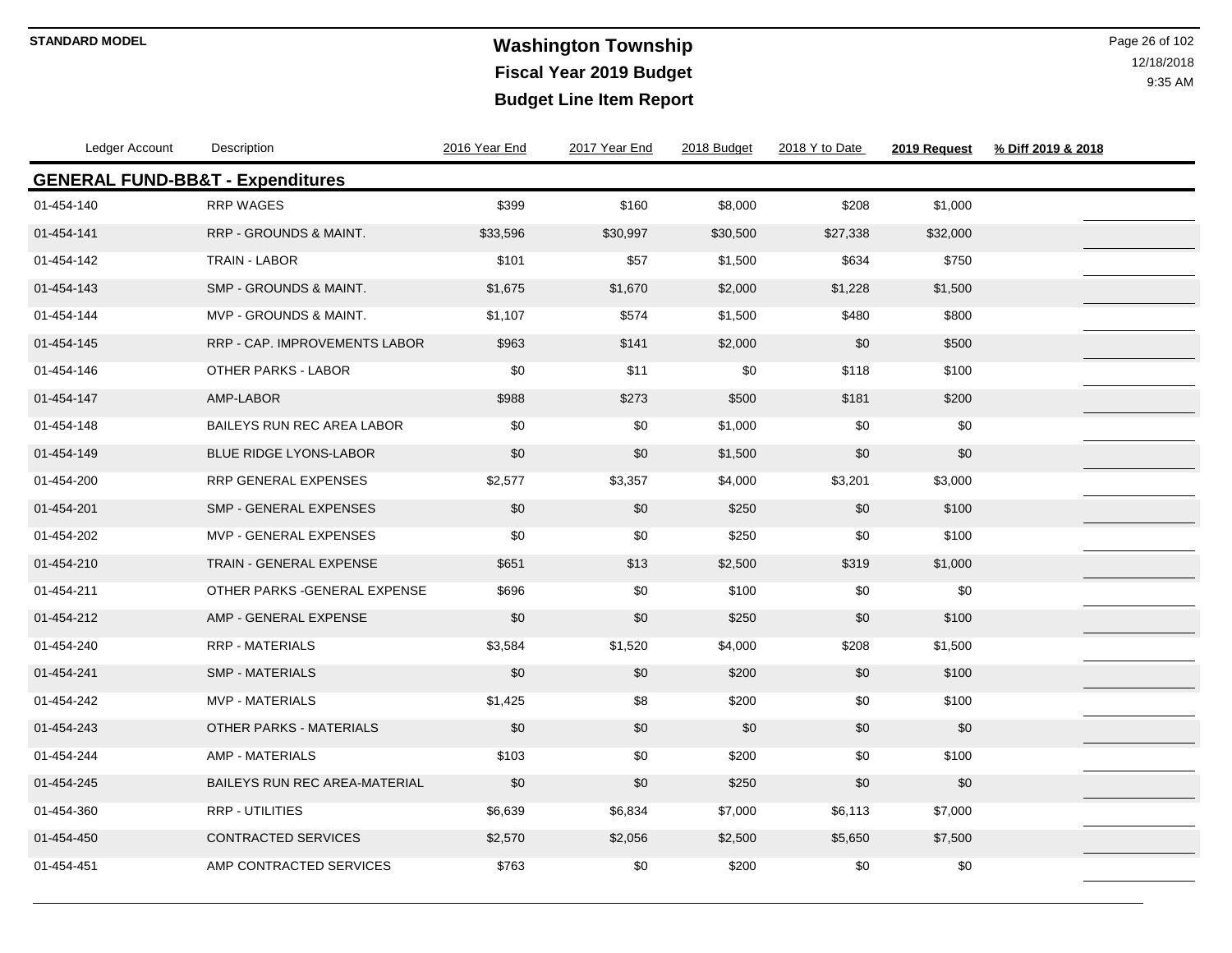**STANDARD MODEL**

# Washington Township
## Fiscal Year 2019 Budget
## Budget Line Item Report

| Ledger Account | Description | 2016 Year End | 2017 Year End | 2018 Budget | 2018 Y to Date | 2019 Request | % Diff 2019 & 2018 |
|---|---|---|---|---|---|---|---|
| **GENERAL FUND-BB&T - Expenditures** | | | | | | | |
| 01-454-140 | RRP WAGES | $399 | $160 | $8,000 | $208 | $1,000 | |
| 01-454-141 | RRP - GROUNDS & MAINT. | $33,596 | $30,997 | $30,500 | $27,338 | $32,000 | |
| 01-454-142 | TRAIN - LABOR | $101 | $57 | $1,500 | $634 | $750 | |
| 01-454-143 | SMP - GROUNDS & MAINT. | $1,675 | $1,670 | $2,000 | $1,228 | $1,500 | |
| 01-454-144 | MVP - GROUNDS & MAINT. | $1,107 | $574 | $1,500 | $480 | $800 | |
| 01-454-145 | RRP - CAP. IMPROVEMENTS LABOR | $963 | $141 | $2,000 | $0 | $500 | |
| 01-454-146 | OTHER PARKS - LABOR | $0 | $11 | $0 | $118 | $100 | |
| 01-454-147 | AMP-LABOR | $988 | $273 | $500 | $181 | $200 | |
| 01-454-148 | BAILEYS RUN REC AREA LABOR | $0 | $0 | $1,000 | $0 | $0 | |
| 01-454-149 | BLUE RIDGE LYONS-LABOR | $0 | $0 | $1,500 | $0 | $0 | |
| 01-454-200 | RRP GENERAL EXPENSES | $2,577 | $3,357 | $4,000 | $3,201 | $3,000 | |
| 01-454-201 | SMP - GENERAL EXPENSES | $0 | $0 | $250 | $0 | $100 | |
| 01-454-202 | MVP - GENERAL EXPENSES | $0 | $0 | $250 | $0 | $100 | |
| 01-454-210 | TRAIN - GENERAL EXPENSE | $651 | $13 | $2,500 | $319 | $1,000 | |
| 01-454-211 | OTHER PARKS -GENERAL EXPENSE | $696 | $0 | $100 | $0 | $0 | |
| 01-454-212 | AMP - GENERAL EXPENSE | $0 | $0 | $250 | $0 | $100 | |
| 01-454-240 | RRP - MATERIALS | $3,584 | $1,520 | $4,000 | $208 | $1,500 | |
| 01-454-241 | SMP - MATERIALS | $0 | $0 | $200 | $0 | $100 | |
| 01-454-242 | MVP - MATERIALS | $1,425 | $8 | $200 | $0 | $100 | |
| 01-454-243 | OTHER PARKS - MATERIALS | $0 | $0 | $0 | $0 | $0 | |
| 01-454-244 | AMP - MATERIALS | $103 | $0 | $200 | $0 | $100 | |
| 01-454-245 | BAILEYS RUN REC AREA-MATERIAL | $0 | $0 | $250 | $0 | $0 | |
| 01-454-360 | RRP - UTILITIES | $6,639 | $6,834 | $7,000 | $6,113 | $7,000 | |
| 01-454-450 | CONTRACTED SERVICES | $2,570 | $2,056 | $2,500 | $5,650 | $7,500 | |
| 01-454-451 | AMP CONTRACTED SERVICES | $763 | $0 | $200 | $0 | $0 | |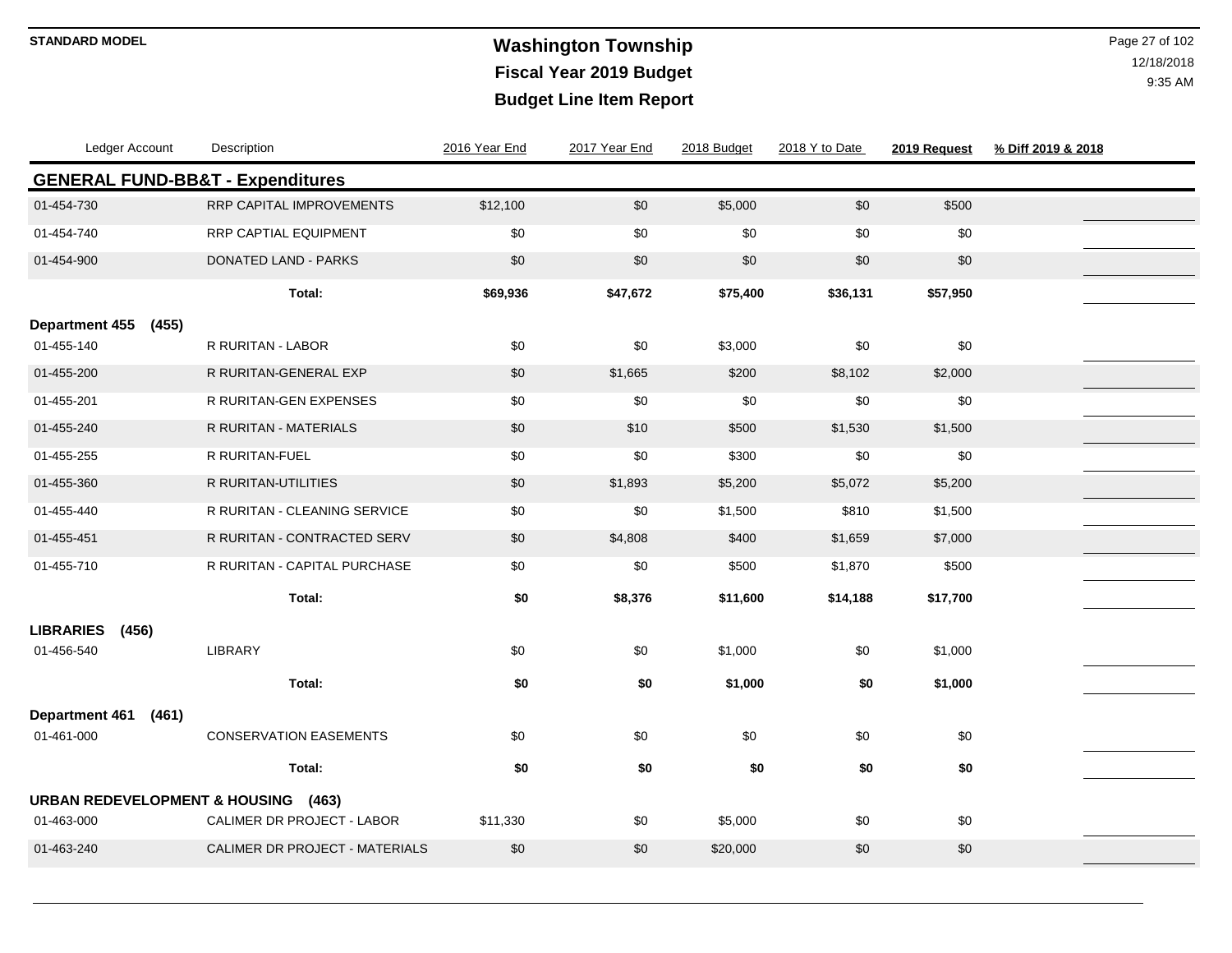**STANDARD MODEL**

# Washington Township
## Fiscal Year 2019 Budget
## Budget Line Item Report

| Ledger Account | Description | 2016 Year End | 2017 Year End | 2018 Budget | 2018 Y to Date | 2019 Request | % Diff 2019 & 2018 |
|---|---|---|---|---|---|---|---|
| **GENERAL FUND-BB&T - Expenditures** | | | | | | | |
| 01-454-730 | RRP CAPITAL IMPROVEMENTS | $12,100 | $0 | $5,000 | $0 | $500 | |
| 01-454-740 | RRP CAPTIAL EQUIPMENT | $0 | $0 | $0 | $0 | $0 | |
| 01-454-900 | DONATED LAND - PARKS | $0 | $0 | $0 | $0 | $0 | |
| | **Total:** | **$69,936** | **$47,672** | **$75,400** | **$36,131** | **$57,950** | |
| **Department 455 (455)** | | | | | | | |
| 01-455-140 | R RURITAN - LABOR | $0 | $0 | $3,000 | $0 | $0 | |
| 01-455-200 | R RURITAN-GENERAL EXP | $0 | $1,665 | $200 | $8,102 | $2,000 | |
| 01-455-201 | R RURITAN-GEN EXPENSES | $0 | $0 | $0 | $0 | $0 | |
| 01-455-240 | R RURITAN - MATERIALS | $0 | $10 | $500 | $1,530 | $1,500 | |
| 01-455-255 | R RURITAN-FUEL | $0 | $0 | $300 | $0 | $0 | |
| 01-455-360 | R RURITAN-UTILITIES | $0 | $1,893 | $5,200 | $5,072 | $5,200 | |
| 01-455-440 | R RURITAN - CLEANING SERVICE | $0 | $0 | $1,500 | $810 | $1,500 | |
| 01-455-451 | R RURITAN - CONTRACTED SERV | $0 | $4,808 | $400 | $1,659 | $7,000 | |
| 01-455-710 | R RURITAN - CAPITAL PURCHASE | $0 | $0 | $500 | $1,870 | $500 | |
| | **Total:** | **$0** | **$8,376** | **$11,600** | **$14,188** | **$17,700** | |
| **LIBRARIES (456)** | | | | | | | |
| 01-456-540 | LIBRARY | $0 | $0 | $1,000 | $0 | $1,000 | |
| | **Total:** | **$0** | **$0** | **$1,000** | **$0** | **$1,000** | |
| **Department 461 (461)** | | | | | | | |
| 01-461-000 | CONSERVATION EASEMENTS | $0 | $0 | $0 | $0 | $0 | |
| | **Total:** | **$0** | **$0** | **$0** | **$0** | **$0** | |
| **URBAN REDEVELOPMENT & HOUSING (463)** | | | | | | | |
| 01-463-000 | CALIMER DR PROJECT - LABOR | $11,330 | $0 | $5,000 | $0 | $0 | |
| 01-463-240 | CALIMER DR PROJECT - MATERIALS | $0 | $0 | $20,000 | $0 | $0 | |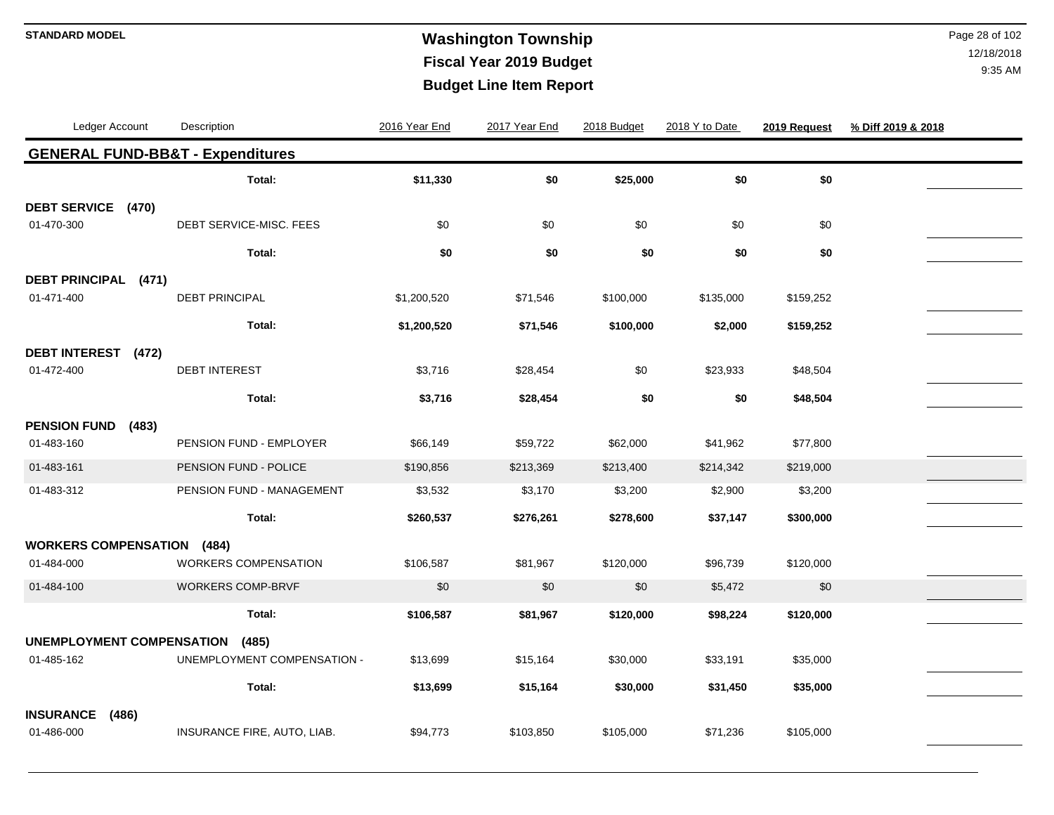# Washington Township

## Fiscal Year 2019 Budget

## Budget Line Item Report

STANDARD MODEL

12/18/2018
9:35 AM

| Ledger Account | Description | 2016 Year End | 2017 Year End | 2018 Budget | 2018 Y to Date | 2019 Request | % Diff 2019 & 2018 |
|---|---|---|---|---|---|---|---|
| **GENERAL FUND-BB&T - Expenditures** | | | | | | | |
| | **Total:** | **$11,330** | **$0** | **$25,000** | **$0** | **$0** | |
| **DEBT SERVICE (470)** | | | | | | | |
| 01-470-300 | DEBT SERVICE-MISC. FEES | $0 | $0 | $0 | $0 | $0 | |
| | **Total:** | **$0** | **$0** | **$0** | **$0** | **$0** | |
| **DEBT PRINCIPAL (471)** | | | | | | | |
| 01-471-400 | DEBT PRINCIPAL | $1,200,520 | $71,546 | $100,000 | $135,000 | $159,252 | |
| | **Total:** | **$1,200,520** | **$71,546** | **$100,000** | **$2,000** | **$159,252** | |
| **DEBT INTEREST (472)** | | | | | | | |
| 01-472-400 | DEBT INTEREST | $3,716 | $28,454 | $0 | $23,933 | $48,504 | |
| | **Total:** | **$3,716** | **$28,454** | **$0** | **$0** | **$48,504** | |
| **PENSION FUND (483)** | | | | | | | |
| 01-483-160 | PENSION FUND - EMPLOYER | $66,149 | $59,722 | $62,000 | $41,962 | $77,800 | |
| 01-483-161 | PENSION FUND - POLICE | $190,856 | $213,369 | $213,400 | $214,342 | $219,000 | |
| 01-483-312 | PENSION FUND - MANAGEMENT | $3,532 | $3,170 | $3,200 | $2,900 | $3,200 | |
| | **Total:** | **$260,537** | **$276,261** | **$278,600** | **$37,147** | **$300,000** | |
| **WORKERS COMPENSATION (484)** | | | | | | | |
| 01-484-000 | WORKERS COMPENSATION | $106,587 | $81,967 | $120,000 | $96,739 | $120,000 | |
| 01-484-100 | WORKERS COMP-BRVF | $0 | $0 | $0 | $5,472 | $0 | |
| | **Total:** | **$106,587** | **$81,967** | **$120,000** | **$98,224** | **$120,000** | |
| **UNEMPLOYMENT COMPENSATION (485)** | | | | | | | |
| 01-485-162 | UNEMPLOYMENT COMPENSATION - | $13,699 | $15,164 | $30,000 | $33,191 | $35,000 | |
| | **Total:** | **$13,699** | **$15,164** | **$30,000** | **$31,450** | **$35,000** | |
| **INSURANCE (486)** | | | | | | | |
| 01-486-000 | INSURANCE FIRE, AUTO, LIAB. | $94,773 | $103,850 | $105,000 | $71,236 | $105,000 | |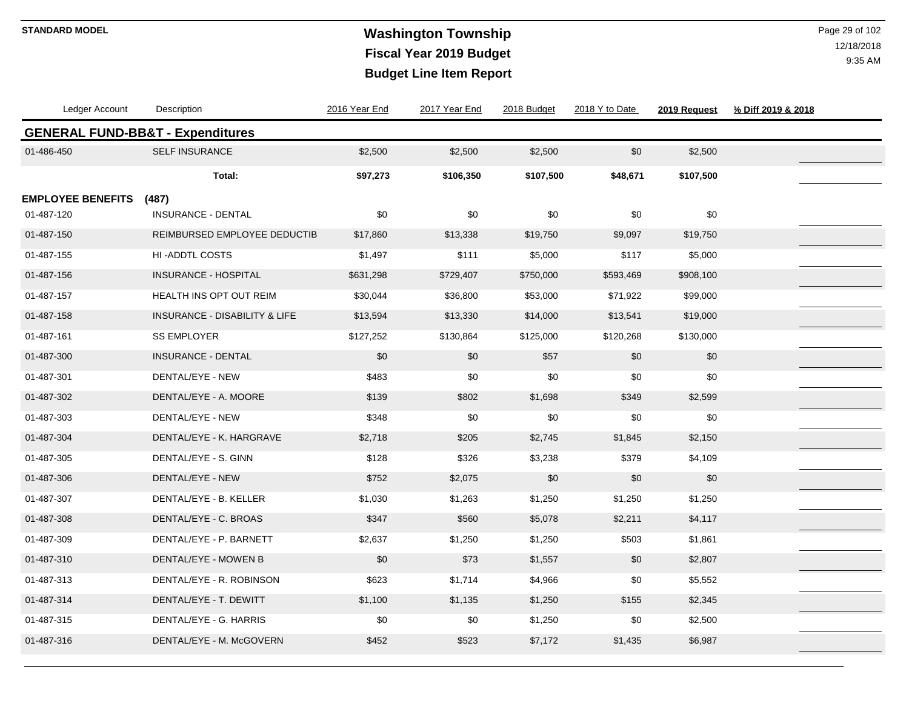**STANDARD MODEL**

# Washington Township
## Fiscal Year 2019 Budget
## Budget Line Item Report

| Ledger Account | Description | 2016 Year End | 2017 Year End | 2018 Budget | 2018 Y to Date | 2019 Request | % Diff 2019 & 2018 |
|---|---|---|---|---|---|---|---|
| **GENERAL FUND-BB&T - Expenditures** | | | | | | | |
| 01-486-450 | SELF INSURANCE | $2,500 | $2,500 | $2,500 | $0 | $2,500 | |
| | **Total:** | **$97,273** | **$106,350** | **$107,500** | **$48,671** | **$107,500** | |
| **EMPLOYEE BENEFITS** | **(487)** | | | | | | |
| 01-487-120 | INSURANCE - DENTAL | $0 | $0 | $0 | $0 | $0 | |
| 01-487-150 | REIMBURSED EMPLOYEE DEDUCTIB | $17,860 | $13,338 | $19,750 | $9,097 | $19,750 | |
| 01-487-155 | HI -ADDTL COSTS | $1,497 | $111 | $5,000 | $117 | $5,000 | |
| 01-487-156 | INSURANCE - HOSPITAL | $631,298 | $729,407 | $750,000 | $593,469 | $908,100 | |
| 01-487-157 | HEALTH INS OPT OUT REIM | $30,044 | $36,800 | $53,000 | $71,922 | $99,000 | |
| 01-487-158 | INSURANCE - DISABILITY & LIFE | $13,594 | $13,330 | $14,000 | $13,541 | $19,000 | |
| 01-487-161 | SS EMPLOYER | $127,252 | $130,864 | $125,000 | $120,268 | $130,000 | |
| 01-487-300 | INSURANCE - DENTAL | $0 | $0 | $57 | $0 | $0 | |
| 01-487-301 | DENTAL/EYE - NEW | $483 | $0 | $0 | $0 | $0 | |
| 01-487-302 | DENTAL/EYE - A. MOORE | $139 | $802 | $1,698 | $349 | $2,599 | |
| 01-487-303 | DENTAL/EYE - NEW | $348 | $0 | $0 | $0 | $0 | |
| 01-487-304 | DENTAL/EYE - K. HARGRAVE | $2,718 | $205 | $2,745 | $1,845 | $2,150 | |
| 01-487-305 | DENTAL/EYE - S. GINN | $128 | $326 | $3,238 | $379 | $4,109 | |
| 01-487-306 | DENTAL/EYE - NEW | $752 | $2,075 | $0 | $0 | $0 | |
| 01-487-307 | DENTAL/EYE - B. KELLER | $1,030 | $1,263 | $1,250 | $1,250 | $1,250 | |
| 01-487-308 | DENTAL/EYE - C. BROAS | $347 | $560 | $5,078 | $2,211 | $4,117 | |
| 01-487-309 | DENTAL/EYE - P. BARNETT | $2,637 | $1,250 | $1,250 | $503 | $1,861 | |
| 01-487-310 | DENTAL/EYE - MOWEN B | $0 | $73 | $1,557 | $0 | $2,807 | |
| 01-487-313 | DENTAL/EYE - R. ROBINSON | $623 | $1,714 | $4,966 | $0 | $5,552 | |
| 01-487-314 | DENTAL/EYE - T. DEWITT | $1,100 | $1,135 | $1,250 | $155 | $2,345 | |
| 01-487-315 | DENTAL/EYE - G. HARRIS | $0 | $0 | $1,250 | $0 | $2,500 | |
| 01-487-316 | DENTAL/EYE - M. McGOVERN | $452 | $523 | $7,172 | $1,435 | $6,987 | |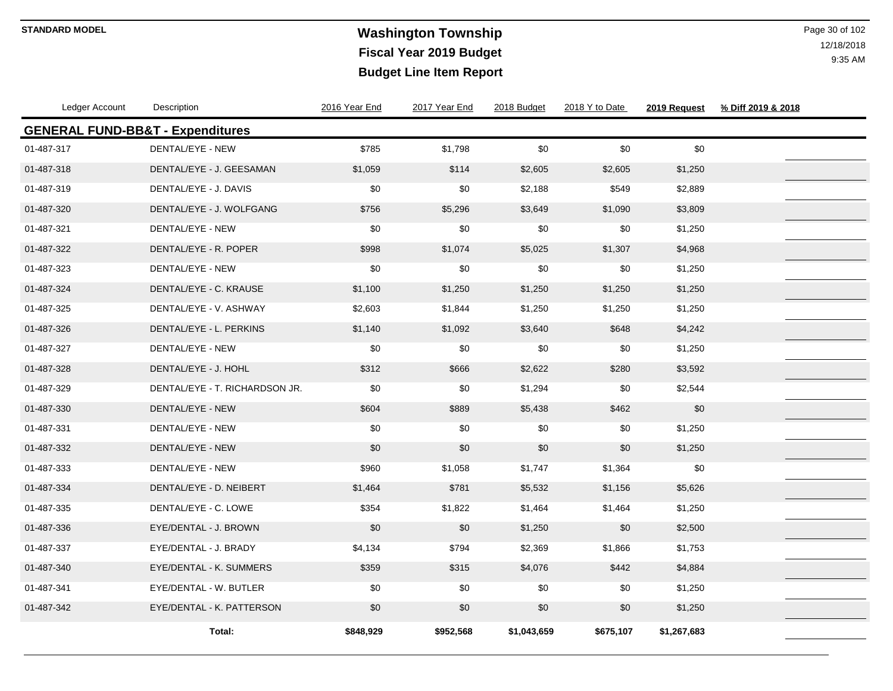# Washington Township

## Fiscal Year 2019 Budget

## Budget Line Item Report

STANDARD MODEL

12/18/2018
9:35 AM

| Ledger Account | Description | 2016 Year End | 2017 Year End | 2018 Budget | 2018 Y to Date | **2019 Request** | **% Diff 2019 & 2018** |
|---|---|---|---|---|---|---|---|
| **GENERAL FUND-BB&T - Expenditures** | | | | | | | |
| 01-487-317 | DENTAL/EYE - NEW | $785 | $1,798 | $0 | $0 | $0 | |
| 01-487-318 | DENTAL/EYE - J. GEESAMAN | $1,059 | $114 | $2,605 | $2,605 | $1,250 | |
| 01-487-319 | DENTAL/EYE - J. DAVIS | $0 | $0 | $2,188 | $549 | $2,889 | |
| 01-487-320 | DENTAL/EYE - J. WOLFGANG | $756 | $5,296 | $3,649 | $1,090 | $3,809 | |
| 01-487-321 | DENTAL/EYE - NEW | $0 | $0 | $0 | $0 | $1,250 | |
| 01-487-322 | DENTAL/EYE - R. POPER | $998 | $1,074 | $5,025 | $1,307 | $4,968 | |
| 01-487-323 | DENTAL/EYE - NEW | $0 | $0 | $0 | $0 | $1,250 | |
| 01-487-324 | DENTAL/EYE - C. KRAUSE | $1,100 | $1,250 | $1,250 | $1,250 | $1,250 | |
| 01-487-325 | DENTAL/EYE - V. ASHWAY | $2,603 | $1,844 | $1,250 | $1,250 | $1,250 | |
| 01-487-326 | DENTAL/EYE - L. PERKINS | $1,140 | $1,092 | $3,640 | $648 | $4,242 | |
| 01-487-327 | DENTAL/EYE - NEW | $0 | $0 | $0 | $0 | $1,250 | |
| 01-487-328 | DENTAL/EYE - J. HOHL | $312 | $666 | $2,622 | $280 | $3,592 | |
| 01-487-329 | DENTAL/EYE - T. RICHARDSON JR. | $0 | $0 | $1,294 | $0 | $2,544 | |
| 01-487-330 | DENTAL/EYE - NEW | $604 | $889 | $5,438 | $462 | $0 | |
| 01-487-331 | DENTAL/EYE - NEW | $0 | $0 | $0 | $0 | $1,250 | |
| 01-487-332 | DENTAL/EYE - NEW | $0 | $0 | $0 | $0 | $1,250 | |
| 01-487-333 | DENTAL/EYE - NEW | $960 | $1,058 | $1,747 | $1,364 | $0 | |
| 01-487-334 | DENTAL/EYE - D. NEIBERT | $1,464 | $781 | $5,532 | $1,156 | $5,626 | |
| 01-487-335 | DENTAL/EYE - C. LOWE | $354 | $1,822 | $1,464 | $1,464 | $1,250 | |
| 01-487-336 | EYE/DENTAL - J. BROWN | $0 | $0 | $1,250 | $0 | $2,500 | |
| 01-487-337 | EYE/DENTAL - J. BRADY | $4,134 | $794 | $2,369 | $1,866 | $1,753 | |
| 01-487-340 | EYE/DENTAL - K. SUMMERS | $359 | $315 | $4,076 | $442 | $4,884 | |
| 01-487-341 | EYE/DENTAL - W. BUTLER | $0 | $0 | $0 | $0 | $1,250 | |
| 01-487-342 | EYE/DENTAL - K. PATTERSON | $0 | $0 | $0 | $0 | $1,250 | |
| | **Total:** | **$848,929** | **$952,568** | **$1,043,659** | **$675,107** | **$1,267,683** | |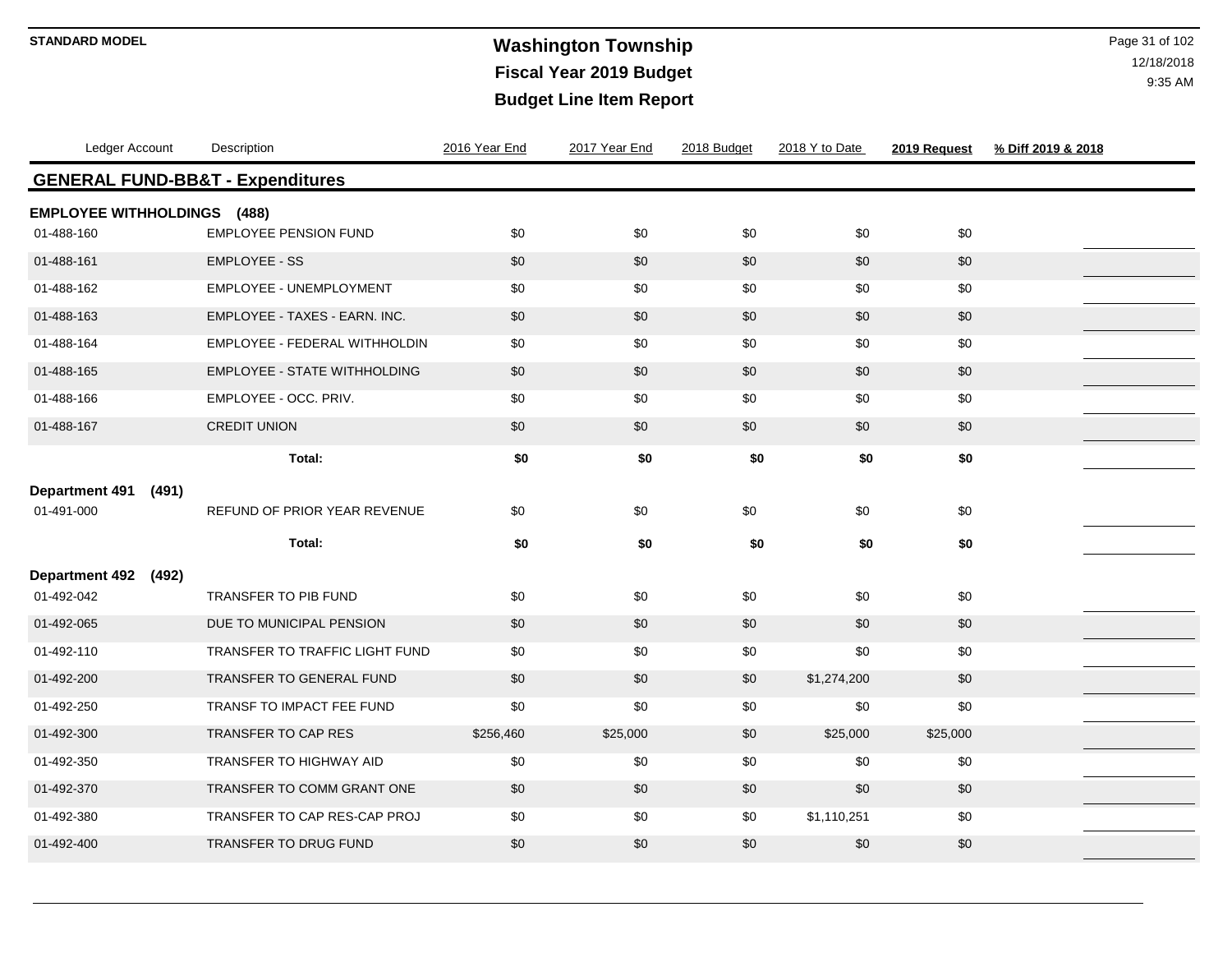**STANDARD MODEL**

# Washington Township
## Fiscal Year 2019 Budget
## Budget Line Item Report

12/18/2018
9:35 AM

| Ledger Account | Description | 2016 Year End | 2017 Year End | 2018 Budget | 2018 Y to Date | 2019 Request | % Diff 2019 & 2018 |
|---|---|---|---|---|---|---|---|
| **GENERAL FUND-BB&T - Expenditures** | | | | | | | |
| **EMPLOYEE WITHHOLDINGS (488)** | | | | | | | |
| 01-488-160 | EMPLOYEE PENSION FUND | $0 | $0 | $0 | $0 | $0 | |
| 01-488-161 | EMPLOYEE - SS | $0 | $0 | $0 | $0 | $0 | |
| 01-488-162 | EMPLOYEE - UNEMPLOYMENT | $0 | $0 | $0 | $0 | $0 | |
| 01-488-163 | EMPLOYEE - TAXES - EARN. INC. | $0 | $0 | $0 | $0 | $0 | |
| 01-488-164 | EMPLOYEE - FEDERAL WITHHOLDIN | $0 | $0 | $0 | $0 | $0 | |
| 01-488-165 | EMPLOYEE - STATE WITHHOLDING | $0 | $0 | $0 | $0 | $0 | |
| 01-488-166 | EMPLOYEE - OCC. PRIV. | $0 | $0 | $0 | $0 | $0 | |
| 01-488-167 | CREDIT UNION | $0 | $0 | $0 | $0 | $0 | |
| | **Total:** | **$0** | **$0** | **$0** | **$0** | **$0** | |
| **Department 491 (491)** | | | | | | | |
| 01-491-000 | REFUND OF PRIOR YEAR REVENUE | $0 | $0 | $0 | $0 | $0 | |
| | **Total:** | **$0** | **$0** | **$0** | **$0** | **$0** | |
| **Department 492 (492)** | | | | | | | |
| 01-492-042 | TRANSFER TO PIB FUND | $0 | $0 | $0 | $0 | $0 | |
| 01-492-065 | DUE TO MUNICIPAL PENSION | $0 | $0 | $0 | $0 | $0 | |
| 01-492-110 | TRANSFER TO TRAFFIC LIGHT FUND | $0 | $0 | $0 | $0 | $0 | |
| 01-492-200 | TRANSFER TO GENERAL FUND | $0 | $0 | $0 | $1,274,200 | $0 | |
| 01-492-250 | TRANSF TO IMPACT FEE FUND | $0 | $0 | $0 | $0 | $0 | |
| 01-492-300 | TRANSFER TO CAP RES | $256,460 | $25,000 | $0 | $25,000 | $25,000 | |
| 01-492-350 | TRANSFER TO HIGHWAY AID | $0 | $0 | $0 | $0 | $0 | |
| 01-492-370 | TRANSFER TO COMM GRANT ONE | $0 | $0 | $0 | $0 | $0 | |
| 01-492-380 | TRANSFER TO CAP RES-CAP PROJ | $0 | $0 | $0 | $1,110,251 | $0 | |
| 01-492-400 | TRANSFER TO DRUG FUND | $0 | $0 | $0 | $0 | $0 | |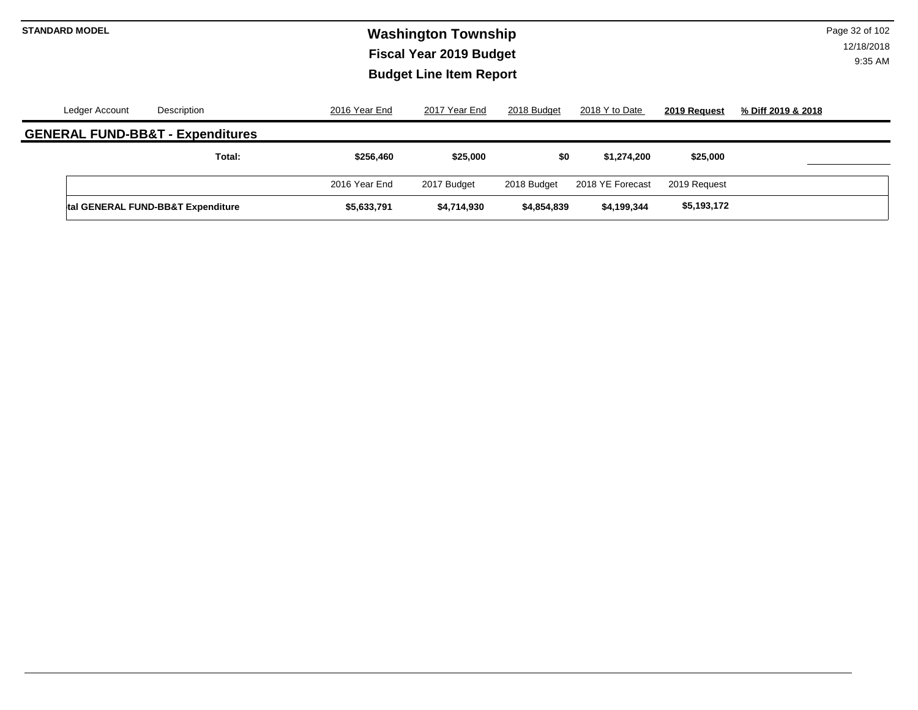**STANDARD MODEL**

# Washington Township
## Fiscal Year 2019 Budget
## Budget Line Item Report

| Ledger Account | Description | 2016 Year End | 2017 Year End | 2018 Budget | 2018 Y to Date | 2019 Request | % Diff 2019 & 2018 |
|---|---|---|---|---|---|---|---|

## GENERAL FUND-BB&T - Expenditures

| | Total: | $256,460 | $25,000 | $0 | $1,274,200 | $25,000 | |
|---|---|---|---|---|---|---|---|

| | 2016 Year End | 2017 Budget | 2018 Budget | 2018 YE Forecast | 2019 Request |
|---|---|---|---|---|---|
| tal GENERAL FUND-BB&T Expenditure | $5,633,791 | $4,714,930 | $4,854,839 | $4,199,344 | $5,193,172 |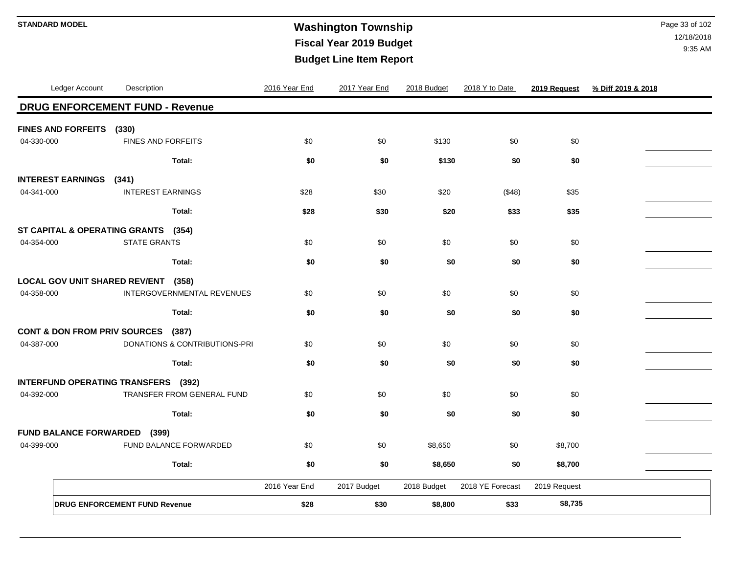**STANDARD MODEL**

# Washington Township
## Fiscal Year 2019 Budget
## Budget Line Item Report

| Ledger Account | Description | 2016 Year End | 2017 Year End | 2018 Budget | 2018 Y to Date | 2019 Request | % Diff 2019 & 2018 |
|---|---|---|---|---|---|---|---|
| **DRUG ENFORCEMENT FUND - Revenue** | | | | | | | |
| **FINES AND FORFEITS (330)** | | | | | | | |
| 04-330-000 | FINES AND FORFEITS | $0 | $0 | $130 | $0 | $0 | |
| | **Total:** | **$0** | **$0** | **$130** | **$0** | **$0** | |
| **INTEREST EARNINGS (341)** | | | | | | | |
| 04-341-000 | INTEREST EARNINGS | $28 | $30 | $20 | ($48) | $35 | |
| | **Total:** | **$28** | **$30** | **$20** | **$33** | **$35** | |
| **ST CAPITAL & OPERATING GRANTS (354)** | | | | | | | |
| 04-354-000 | STATE GRANTS | $0 | $0 | $0 | $0 | $0 | |
| | **Total:** | **$0** | **$0** | **$0** | **$0** | **$0** | |
| **LOCAL GOV UNIT SHARED REV/ENT (358)** | | | | | | | |
| 04-358-000 | INTERGOVERNMENTAL REVENUES | $0 | $0 | $0 | $0 | $0 | |
| | **Total:** | **$0** | **$0** | **$0** | **$0** | **$0** | |
| **CONT & DON FROM PRIV SOURCES (387)** | | | | | | | |
| 04-387-000 | DONATIONS & CONTRIBUTIONS-PRI | $0 | $0 | $0 | $0 | $0 | |
| | **Total:** | **$0** | **$0** | **$0** | **$0** | **$0** | |
| **INTERFUND OPERATING TRANSFERS (392)** | | | | | | | |
| 04-392-000 | TRANSFER FROM GENERAL FUND | $0 | $0 | $0 | $0 | $0 | |
| | **Total:** | **$0** | **$0** | **$0** | **$0** | **$0** | |
| **FUND BALANCE FORWARDED (399)** | | | | | | | |
| 04-399-000 | FUND BALANCE FORWARDED | $0 | $0 | $8,650 | $0 | $8,700 | |
| | **Total:** | **$0** | **$0** | **$8,650** | **$0** | **$8,700** | |

| | 2016 Year End | 2017 Budget | 2018 Budget | 2018 YE Forecast | 2019 Request |
|---|---|---|---|---|---|
| **DRUG ENFORCEMENT FUND Revenue** | **$28** | **$30** | **$8,800** | **$33** | **$8,735** |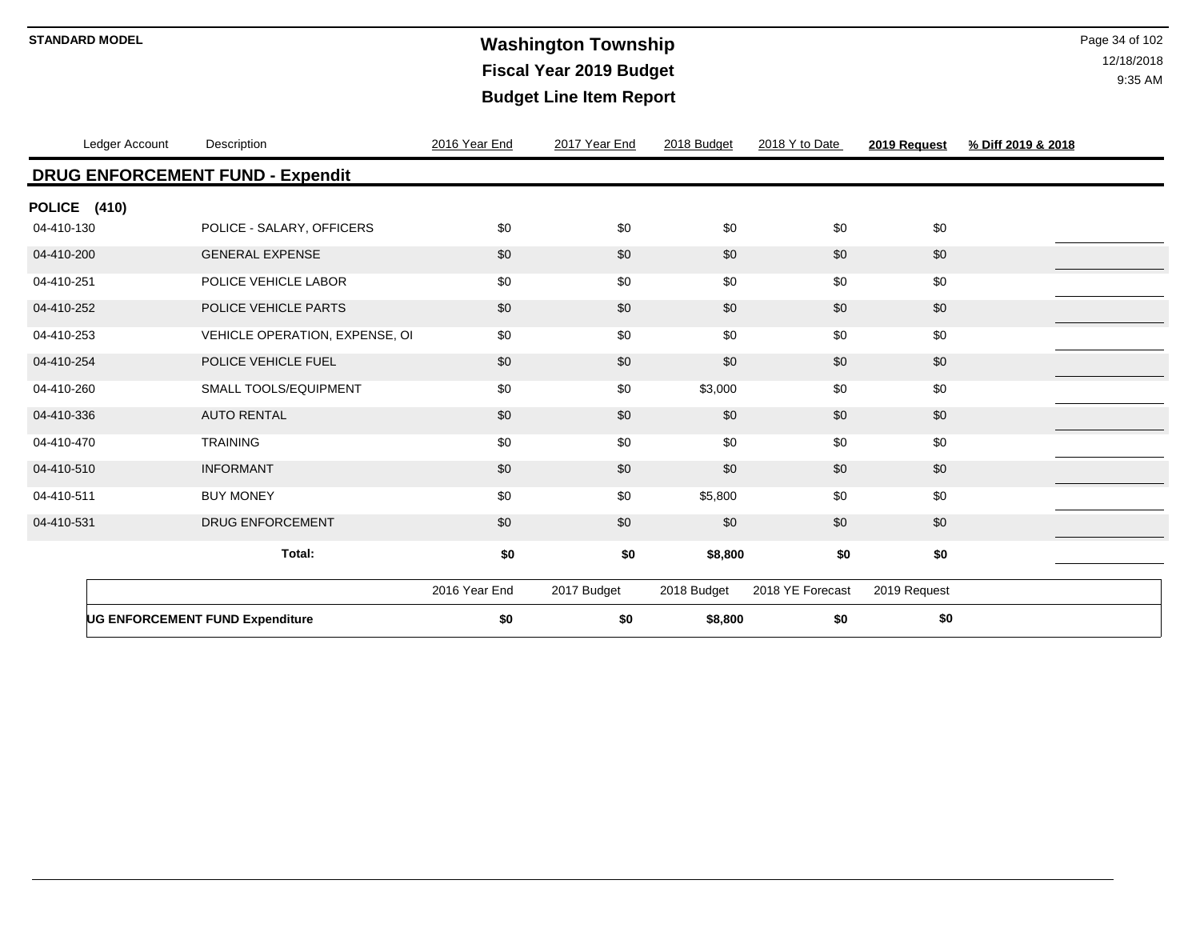**STANDARD MODEL**

# Washington Township
## Fiscal Year 2019 Budget
## Budget Line Item Report

| Ledger Account | Description | 2016 Year End | 2017 Year End | 2018 Budget | 2018 Y to Date | 2019 Request | % Diff 2019 & 2018 |
|---|---|---|---|---|---|---|---|
| **DRUG ENFORCEMENT FUND - Expendit** | | | | | | | |
| **POLICE (410)** | | | | | | | |
| 04-410-130 | POLICE - SALARY, OFFICERS | $0 | $0 | $0 | $0 | $0 | |
| 04-410-200 | GENERAL EXPENSE | $0 | $0 | $0 | $0 | $0 | |
| 04-410-251 | POLICE VEHICLE LABOR | $0 | $0 | $0 | $0 | $0 | |
| 04-410-252 | POLICE VEHICLE PARTS | $0 | $0 | $0 | $0 | $0 | |
| 04-410-253 | VEHICLE OPERATION, EXPENSE, OI | $0 | $0 | $0 | $0 | $0 | |
| 04-410-254 | POLICE VEHICLE FUEL | $0 | $0 | $0 | $0 | $0 | |
| 04-410-260 | SMALL TOOLS/EQUIPMENT | $0 | $0 | $3,000 | $0 | $0 | |
| 04-410-336 | AUTO RENTAL | $0 | $0 | $0 | $0 | $0 | |
| 04-410-470 | TRAINING | $0 | $0 | $0 | $0 | $0 | |
| 04-410-510 | INFORMANT | $0 | $0 | $0 | $0 | $0 | |
| 04-410-511 | BUY MONEY | $0 | $0 | $5,800 | $0 | $0 | |
| 04-410-531 | DRUG ENFORCEMENT | $0 | $0 | $0 | $0 | $0 | |
| | **Total:** | **$0** | **$0** | **$8,800** | **$0** | **$0** | |

| | 2016 Year End | 2017 Budget | 2018 Budget | 2018 YE Forecast | 2019 Request |
|---|---|---|---|---|---|
| **UG ENFORCEMENT FUND Expenditure** | **$0** | **$0** | **$8,800** | **$0** | **$0** |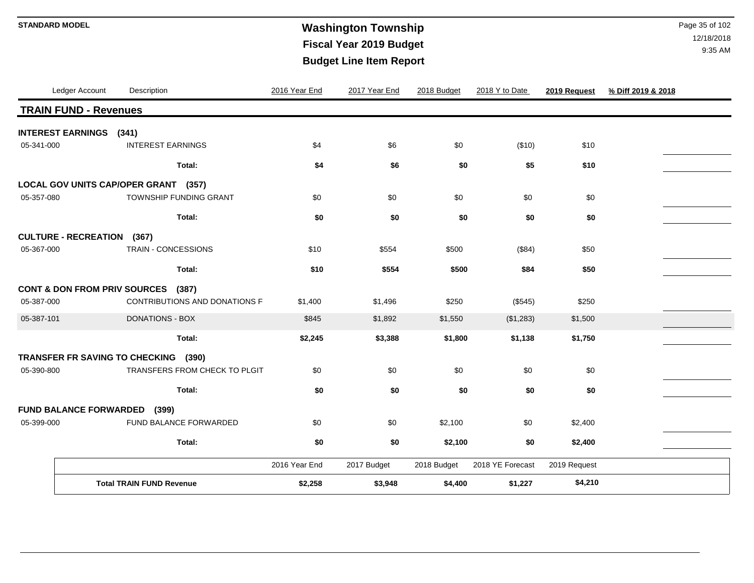**STANDARD MODEL**

# Washington Township

## Fiscal Year 2019 Budget

## Budget Line Item Report

12/18/2018
9:35 AM

| Ledger Account | Description | 2016 Year End | 2017 Year End | 2018 Budget | 2018 Y to Date | 2019 Request | % Diff 2019 & 2018 |
|---|---|---|---|---|---|---|---|
| **TRAIN FUND - Revenues** | | | | | | | |
| **INTEREST EARNINGS (341)** | | | | | | | |
| 05-341-000 | INTEREST EARNINGS | $4 | $6 | $0 | ($10) | $10 | |
| | **Total:** | **$4** | **$6** | **$0** | **$5** | **$10** | |
| **LOCAL GOV UNITS CAP/OPER GRANT (357)** | | | | | | | |
| 05-357-080 | TOWNSHIP FUNDING GRANT | $0 | $0 | $0 | $0 | $0 | |
| | **Total:** | **$0** | **$0** | **$0** | **$0** | **$0** | |
| **CULTURE - RECREATION (367)** | | | | | | | |
| 05-367-000 | TRAIN - CONCESSIONS | $10 | $554 | $500 | ($84) | $50 | |
| | **Total:** | **$10** | **$554** | **$500** | **$84** | **$50** | |
| **CONT & DON FROM PRIV SOURCES (387)** | | | | | | | |
| 05-387-000 | CONTRIBUTIONS AND DONATIONS F | $1,400 | $1,496 | $250 | ($545) | $250 | |
| 05-387-101 | DONATIONS - BOX | $845 | $1,892 | $1,550 | ($1,283) | $1,500 | |
| | **Total:** | **$2,245** | **$3,388** | **$1,800** | **$1,138** | **$1,750** | |
| **TRANSFER FR SAVING TO CHECKING (390)** | | | | | | | |
| 05-390-800 | TRANSFERS FROM CHECK TO PLGIT | $0 | $0 | $0 | $0 | $0 | |
| | **Total:** | **$0** | **$0** | **$0** | **$0** | **$0** | |
| **FUND BALANCE FORWARDED (399)** | | | | | | | |
| 05-399-000 | FUND BALANCE FORWARDED | $0 | $0 | $2,100 | $0 | $2,400 | |
| | **Total:** | **$0** | **$0** | **$2,100** | **$0** | **$2,400** | |

| | 2016 Year End | 2017 Budget | 2018 Budget | 2018 YE Forecast | 2019 Request |
|---|---|---|---|---|---|
| **Total TRAIN FUND Revenue** | **$2,258** | **$3,948** | **$4,400** | **$1,227** | **$4,210** |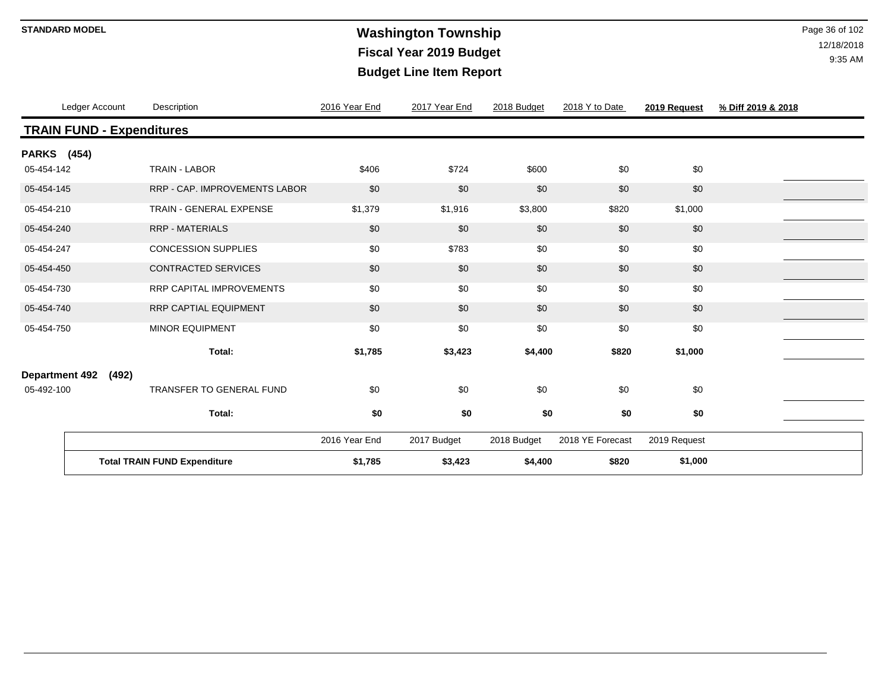# Washington Township
## Fiscal Year 2019 Budget
## Budget Line Item Report

STANDARD MODEL

12/18/2018
9:35 AM

## TRAIN FUND - Expenditures

### PARKS (454)

| Ledger Account | Description | 2016 Year End | 2017 Year End | 2018 Budget | 2018 Y to Date | 2019 Request | % Diff 2019 & 2018 |
|---|---|---|---|---|---|---|---|
| 05-454-142 | TRAIN - LABOR | $406 | $724 | $600 | $0 | $0 | |
| 05-454-145 | RRP - CAP. IMPROVEMENTS LABOR | $0 | $0 | $0 | $0 | $0 | |
| 05-454-210 | TRAIN - GENERAL EXPENSE | $1,379 | $1,916 | $3,800 | $820 | $1,000 | |
| 05-454-240 | RRP - MATERIALS | $0 | $0 | $0 | $0 | $0 | |
| 05-454-247 | CONCESSION SUPPLIES | $0 | $783 | $0 | $0 | $0 | |
| 05-454-450 | CONTRACTED SERVICES | $0 | $0 | $0 | $0 | $0 | |
| 05-454-730 | RRP CAPITAL IMPROVEMENTS | $0 | $0 | $0 | $0 | $0 | |
| 05-454-740 | RRP CAPTIAL EQUIPMENT | $0 | $0 | $0 | $0 | $0 | |
| 05-454-750 | MINOR EQUIPMENT | $0 | $0 | $0 | $0 | $0 | |
| | **Total:** | **$1,785** | **$3,423** | **$4,400** | **$820** | **$1,000** | |

### Department 492 (492)

| Ledger Account | Description | 2016 Year End | 2017 Year End | 2018 Budget | 2018 Y to Date | 2019 Request | % Diff 2019 & 2018 |
|---|---|---|---|---|---|---|---|
| 05-492-100 | TRANSFER TO GENERAL FUND | $0 | $0 | $0 | $0 | $0 | |
| | **Total:** | **$0** | **$0** | **$0** | **$0** | **$0** | |

| | 2016 Year End | 2017 Budget | 2018 Budget | 2018 YE Forecast | 2019 Request |
|---|---|---|---|---|---|
| **Total TRAIN FUND Expenditure** | **$1,785** | **$3,423** | **$4,400** | **$820** | **$1,000** |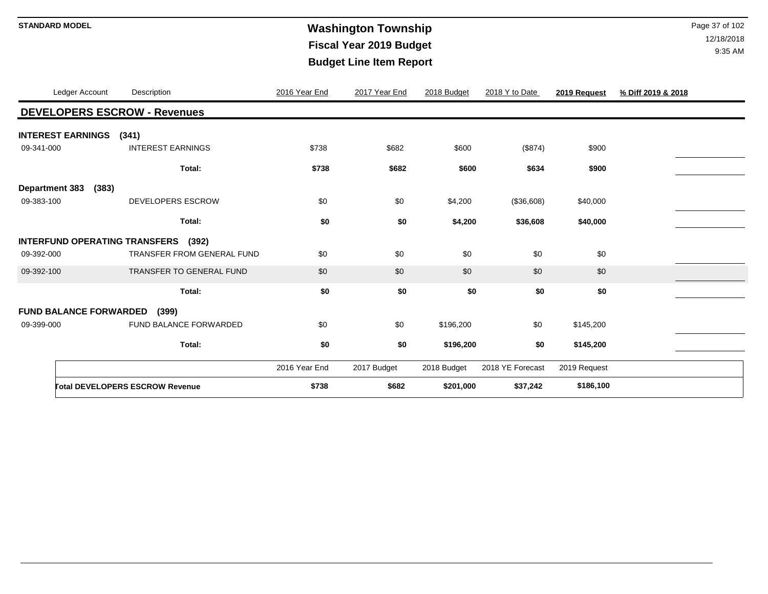**STANDARD MODEL**

# Washington Township
## Fiscal Year 2019 Budget
## Budget Line Item Report

| Ledger Account | Description | 2016 Year End | 2017 Year End | 2018 Budget | 2018 Y to Date | 2019 Request | % Diff 2019 & 2018 |
|---|---|---|---|---|---|---|---|
| **DEVELOPERS ESCROW - Revenues** | | | | | | | |
| **INTEREST EARNINGS (341)** | | | | | | | |
| 09-341-000 | INTEREST EARNINGS | $738 | $682 | $600 | ($874) | $900 | |
| | **Total:** | **$738** | **$682** | **$600** | **$634** | **$900** | |
| **Department 383 (383)** | | | | | | | |
| 09-383-100 | DEVELOPERS ESCROW | $0 | $0 | $4,200 | ($36,608) | $40,000 | |
| | **Total:** | **$0** | **$0** | **$4,200** | **$36,608** | **$40,000** | |
| **INTERFUND OPERATING TRANSFERS (392)** | | | | | | | |
| 09-392-000 | TRANSFER FROM GENERAL FUND | $0 | $0 | $0 | $0 | $0 | |
| 09-392-100 | TRANSFER TO GENERAL FUND | $0 | $0 | $0 | $0 | $0 | |
| | **Total:** | **$0** | **$0** | **$0** | **$0** | **$0** | |
| **FUND BALANCE FORWARDED (399)** | | | | | | | |
| 09-399-000 | FUND BALANCE FORWARDED | $0 | $0 | $196,200 | $0 | $145,200 | |
| | **Total:** | **$0** | **$0** | **$196,200** | **$0** | **$145,200** | |

| | 2016 Year End | 2017 Budget | 2018 Budget | 2018 YE Forecast | 2019 Request |
|---|---|---|---|---|---|
| **Total DEVELOPERS ESCROW Revenue** | **$738** | **$682** | **$201,000** | **$37,242** | **$186,100** |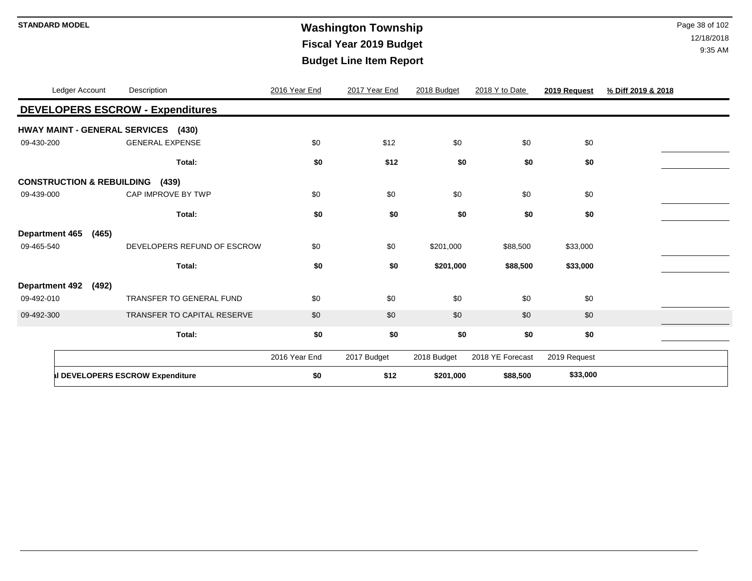**STANDARD MODEL**

# Washington Township
## Fiscal Year 2019 Budget
## Budget Line Item Report

| Ledger Account | Description | 2016 Year End | 2017 Year End | 2018 Budget | 2018 Y to Date | 2019 Request | % Diff 2019 & 2018 |
|---|---|---|---|---|---|---|---|
| **DEVELOPERS ESCROW - Expenditures** | | | | | | | |
| **HWAY MAINT - GENERAL SERVICES (430)** | | | | | | | |
| 09-430-200 | GENERAL EXPENSE | $0 | $12 | $0 | $0 | $0 | |
| | **Total:** | **$0** | **$12** | **$0** | **$0** | **$0** | |
| **CONSTRUCTION & REBUILDING (439)** | | | | | | | |
| 09-439-000 | CAP IMPROVE BY TWP | $0 | $0 | $0 | $0 | $0 | |
| | **Total:** | **$0** | **$0** | **$0** | **$0** | **$0** | |
| **Department 465 (465)** | | | | | | | |
| 09-465-540 | DEVELOPERS REFUND OF ESCROW | $0 | $0 | $201,000 | $88,500 | $33,000 | |
| | **Total:** | **$0** | **$0** | **$201,000** | **$88,500** | **$33,000** | |
| **Department 492 (492)** | | | | | | | |
| 09-492-010 | TRANSFER TO GENERAL FUND | $0 | $0 | $0 | $0 | $0 | |
| 09-492-300 | TRANSFER TO CAPITAL RESERVE | $0 | $0 | $0 | $0 | $0 | |
| | **Total:** | **$0** | **$0** | **$0** | **$0** | **$0** | |

| | 2016 Year End | 2017 Budget | 2018 Budget | 2018 YE Forecast | 2019 Request |
|---|---|---|---|---|---|
| **l DEVELOPERS ESCROW Expenditure** | **$0** | **$12** | **$201,000** | **$88,500** | **$33,000** |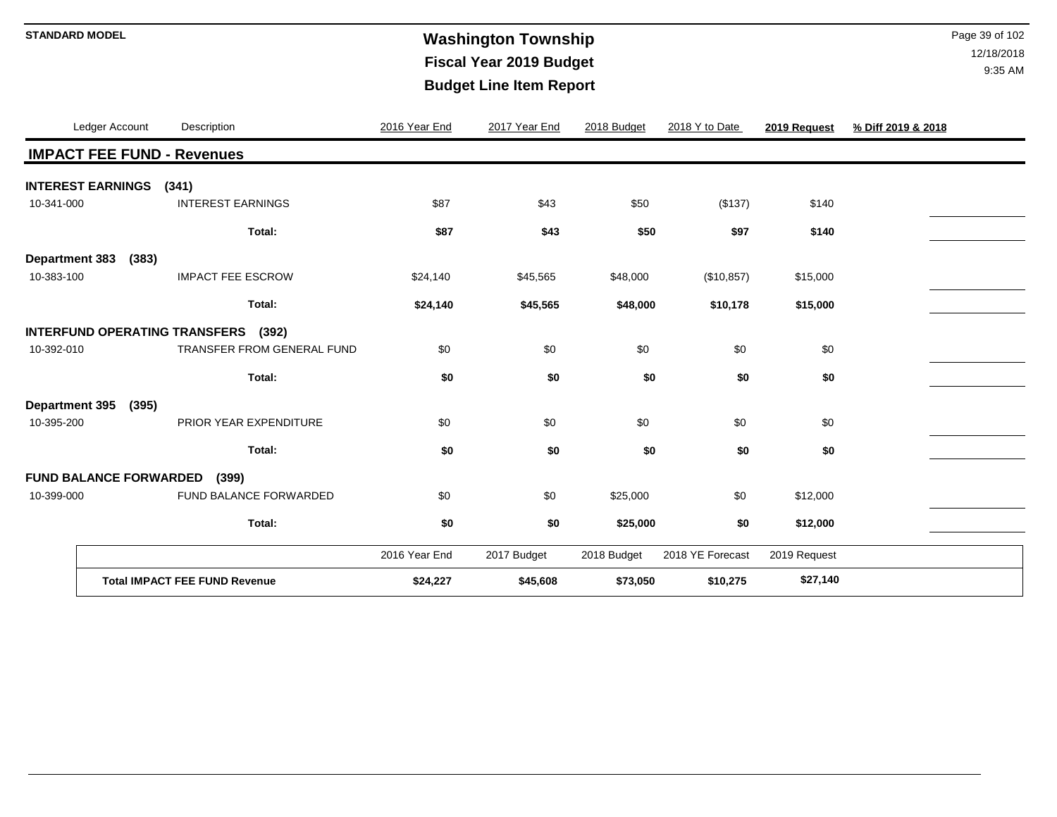**STANDARD MODEL**

# Washington Township
## Fiscal Year 2019 Budget
## Budget Line Item Report

12/18/2018
9:35 AM

| Ledger Account | Description | 2016 Year End | 2017 Year End | 2018 Budget | 2018 Y to Date | 2019 Request | % Diff 2019 & 2018 |
|---|---|---|---|---|---|---|---|
| **IMPACT FEE FUND - Revenues** | | | | | | | |
| **INTEREST EARNINGS (341)** | | | | | | | |
| 10-341-000 | INTEREST EARNINGS | $87 | $43 | $50 | ($137) | $140 | |
| | **Total:** | **$87** | **$43** | **$50** | **$97** | **$140** | |
| **Department 383 (383)** | | | | | | | |
| 10-383-100 | IMPACT FEE ESCROW | $24,140 | $45,565 | $48,000 | ($10,857) | $15,000 | |
| | **Total:** | **$24,140** | **$45,565** | **$48,000** | **$10,178** | **$15,000** | |
| **INTERFUND OPERATING TRANSFERS (392)** | | | | | | | |
| 10-392-010 | TRANSFER FROM GENERAL FUND | $0 | $0 | $0 | $0 | $0 | |
| | **Total:** | **$0** | **$0** | **$0** | **$0** | **$0** | |
| **Department 395 (395)** | | | | | | | |
| 10-395-200 | PRIOR YEAR EXPENDITURE | $0 | $0 | $0 | $0 | $0 | |
| | **Total:** | **$0** | **$0** | **$0** | **$0** | **$0** | |
| **FUND BALANCE FORWARDED (399)** | | | | | | | |
| 10-399-000 | FUND BALANCE FORWARDED | $0 | $0 | $25,000 | $0 | $12,000 | |
| | **Total:** | **$0** | **$0** | **$25,000** | **$0** | **$12,000** | |

| | 2016 Year End | 2017 Budget | 2018 Budget | 2018 YE Forecast | 2019 Request |
|---|---|---|---|---|---|
| **Total IMPACT FEE FUND Revenue** | **$24,227** | **$45,608** | **$73,050** | **$10,275** | **$27,140** |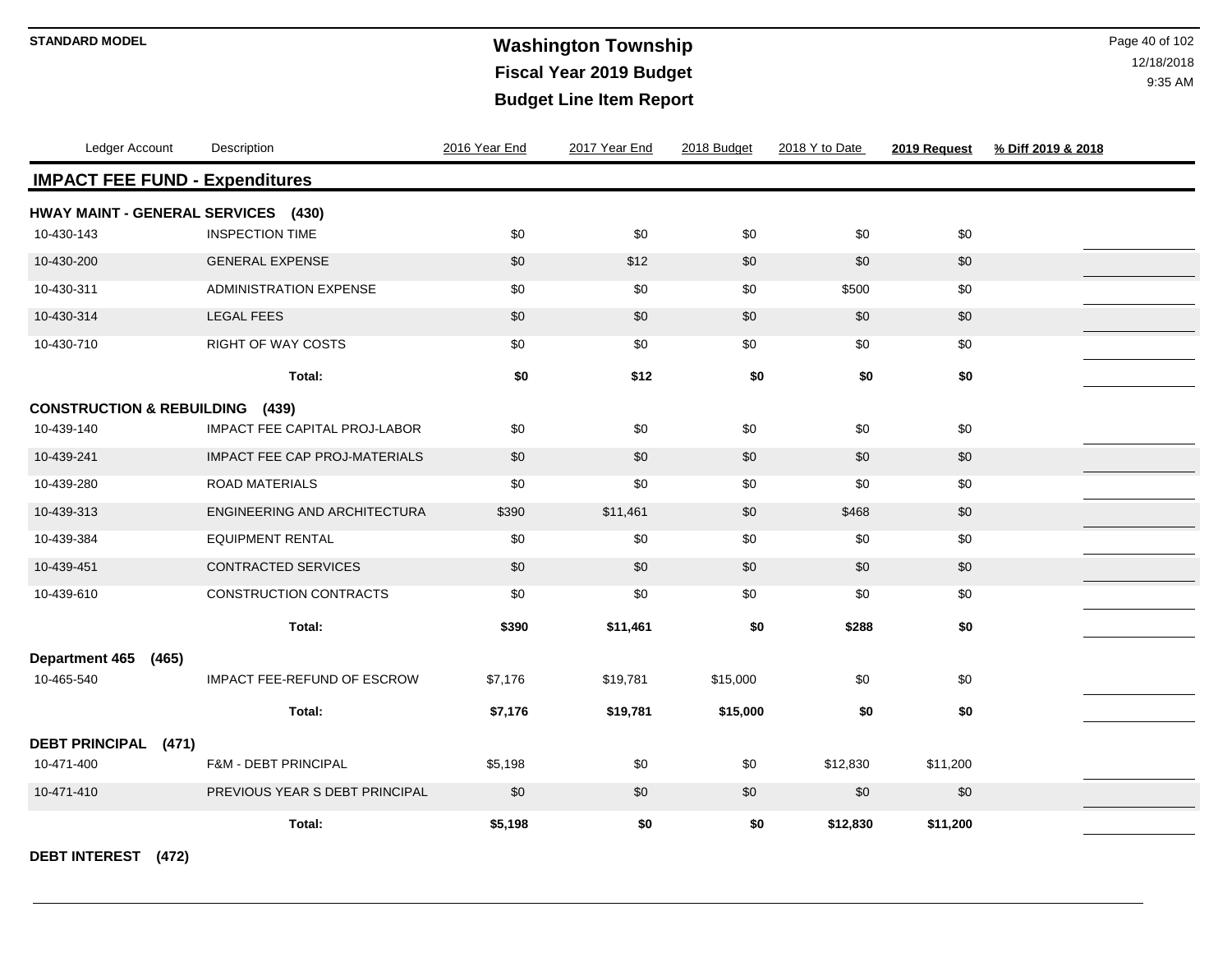**STANDARD MODEL**

# Washington Township
## Fiscal Year 2019 Budget
## Budget Line Item Report

12/18/2018
9:35 AM

| Ledger Account | Description | 2016 Year End | 2017 Year End | 2018 Budget | 2018 Y to Date | 2019 Request | % Diff 2019 & 2018 |
|---|---|---|---|---|---|---|---|
| **IMPACT FEE FUND - Expenditures** | | | | | | | |
| **HWAY MAINT - GENERAL SERVICES (430)** | | | | | | | |
| 10-430-143 | INSPECTION TIME | $0 | $0 | $0 | $0 | $0 | |
| 10-430-200 | GENERAL EXPENSE | $0 | $12 | $0 | $0 | $0 | |
| 10-430-311 | ADMINISTRATION EXPENSE | $0 | $0 | $0 | $500 | $0 | |
| 10-430-314 | LEGAL FEES | $0 | $0 | $0 | $0 | $0 | |
| 10-430-710 | RIGHT OF WAY COSTS | $0 | $0 | $0 | $0 | $0 | |
| | **Total:** | **$0** | **$12** | **$0** | **$0** | **$0** | |
| **CONSTRUCTION & REBUILDING (439)** | | | | | | | |
| 10-439-140 | IMPACT FEE CAPITAL PROJ-LABOR | $0 | $0 | $0 | $0 | $0 | |
| 10-439-241 | IMPACT FEE CAP PROJ-MATERIALS | $0 | $0 | $0 | $0 | $0 | |
| 10-439-280 | ROAD MATERIALS | $0 | $0 | $0 | $0 | $0 | |
| 10-439-313 | ENGINEERING AND ARCHITECTURA | $390 | $11,461 | $0 | $468 | $0 | |
| 10-439-384 | EQUIPMENT RENTAL | $0 | $0 | $0 | $0 | $0 | |
| 10-439-451 | CONTRACTED SERVICES | $0 | $0 | $0 | $0 | $0 | |
| 10-439-610 | CONSTRUCTION CONTRACTS | $0 | $0 | $0 | $0 | $0 | |
| | **Total:** | **$390** | **$11,461** | **$0** | **$288** | **$0** | |
| **Department 465 (465)** | | | | | | | |
| 10-465-540 | IMPACT FEE-REFUND OF ESCROW | $7,176 | $19,781 | $15,000 | $0 | $0 | |
| | **Total:** | **$7,176** | **$19,781** | **$15,000** | **$0** | **$0** | |
| **DEBT PRINCIPAL (471)** | | | | | | | |
| 10-471-400 | F&M - DEBT PRINCIPAL | $5,198 | $0 | $0 | $12,830 | $11,200 | |
| 10-471-410 | PREVIOUS YEAR S DEBT PRINCIPAL | $0 | $0 | $0 | $0 | $0 | |
| | **Total:** | **$5,198** | **$0** | **$0** | **$12,830** | **$11,200** | |
| **DEBT INTEREST (472)** | | | | | | | |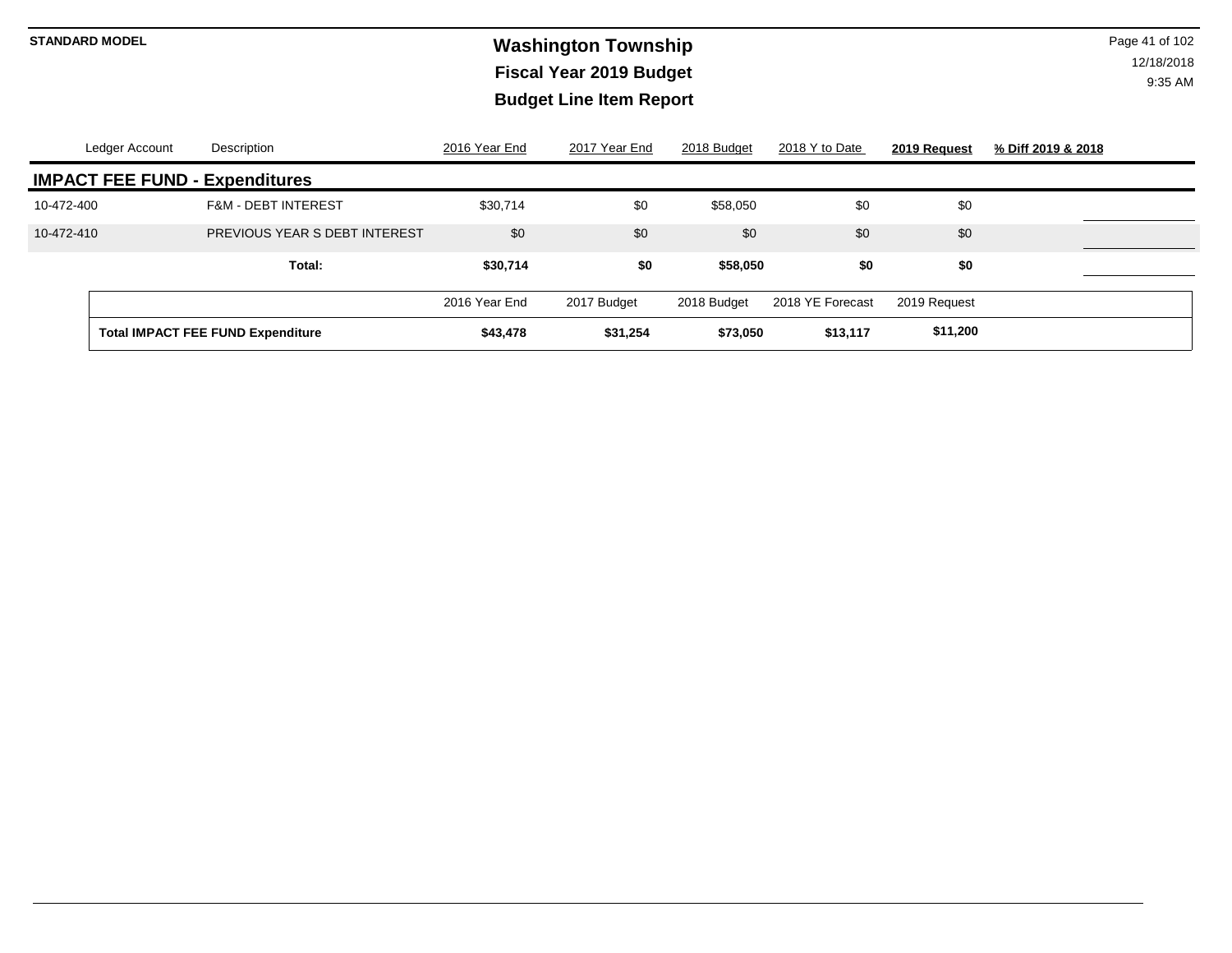**STANDARD MODEL**

# Washington Township
## Fiscal Year 2019 Budget
## Budget Line Item Report

| Ledger Account | Description | 2016 Year End | 2017 Year End | 2018 Budget | 2018 Y to Date | **2019 Request** | **% Diff 2019 & 2018** |
|---|---|---|---|---|---|---|---|
| **IMPACT FEE FUND - Expenditures** | | | | | | | |
| 10-472-400 | F&M - DEBT INTEREST | $30,714 | $0 | $58,050 | $0 | $0 | |
| 10-472-410 | PREVIOUS YEAR S DEBT INTEREST | $0 | $0 | $0 | $0 | $0 | |
| | **Total:** | **$30,714** | **$0** | **$58,050** | **$0** | **$0** | |

| | 2016 Year End | 2017 Budget | 2018 Budget | 2018 YE Forecast | 2019 Request |
|---|---|---|---|---|---|
| **Total IMPACT FEE FUND Expenditure** | **$43,478** | **$31,254** | **$73,050** | **$13,117** | **$11,200** |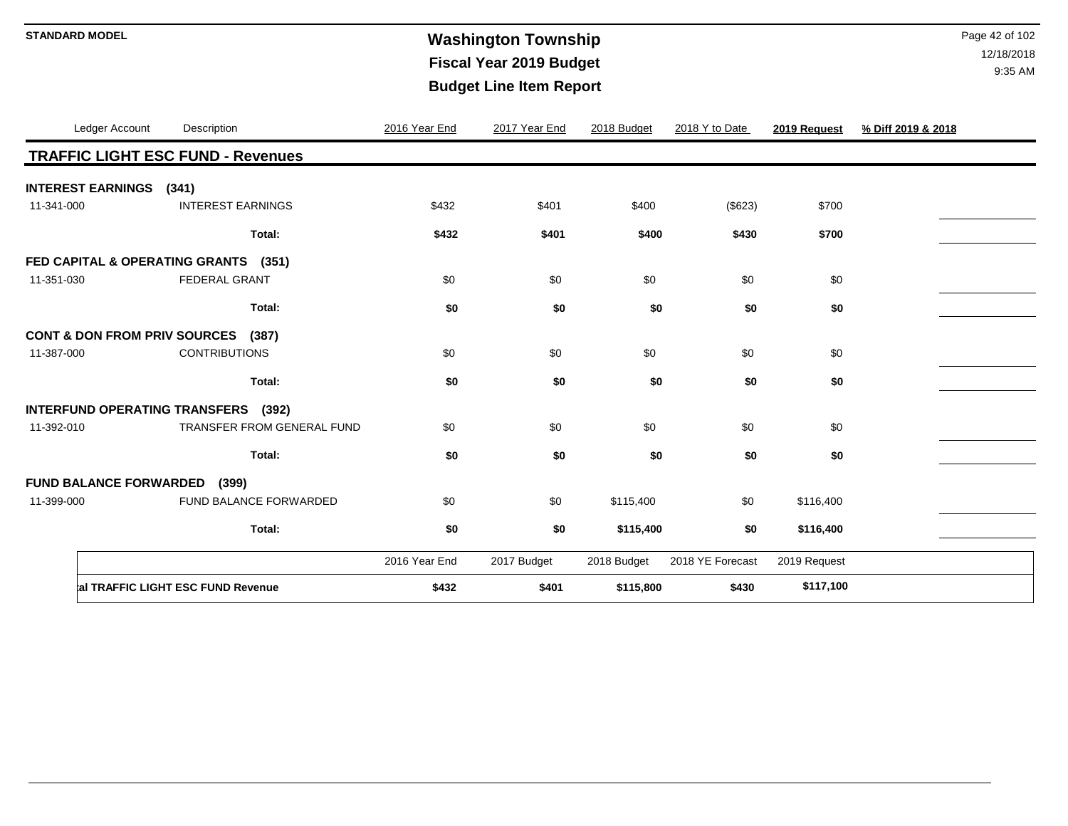**STANDARD MODEL**

# Washington Township

## Fiscal Year 2019 Budget

## Budget Line Item Report

12/18/2018
9:35 AM

| Ledger Account | Description | 2016 Year End | 2017 Year End | 2018 Budget | 2018 Y to Date | **2019 Request** | **% Diff 2019 & 2018** |
|---|---|---|---|---|---|---|---|
| **TRAFFIC LIGHT ESC FUND - Revenues** | | | | | | | |
| **INTEREST EARNINGS (341)** | | | | | | | |
| 11-341-000 | INTEREST EARNINGS | $432 | $401 | $400 | ($623) | $700 | |
| | **Total:** | **$432** | **$401** | **$400** | **$430** | **$700** | |
| **FED CAPITAL & OPERATING GRANTS (351)** | | | | | | | |
| 11-351-030 | FEDERAL GRANT | $0 | $0 | $0 | $0 | $0 | |
| | **Total:** | **$0** | **$0** | **$0** | **$0** | **$0** | |
| **CONT & DON FROM PRIV SOURCES (387)** | | | | | | | |
| 11-387-000 | CONTRIBUTIONS | $0 | $0 | $0 | $0 | $0 | |
| | **Total:** | **$0** | **$0** | **$0** | **$0** | **$0** | |
| **INTERFUND OPERATING TRANSFERS (392)** | | | | | | | |
| 11-392-010 | TRANSFER FROM GENERAL FUND | $0 | $0 | $0 | $0 | $0 | |
| | **Total:** | **$0** | **$0** | **$0** | **$0** | **$0** | |
| **FUND BALANCE FORWARDED (399)** | | | | | | | |
| 11-399-000 | FUND BALANCE FORWARDED | $0 | $0 | $115,400 | $0 | $116,400 | |
| | **Total:** | **$0** | **$0** | **$115,400** | **$0** | **$116,400** | |

| | 2016 Year End | 2017 Budget | 2018 Budget | 2018 YE Forecast | 2019 Request |
|---|---|---|---|---|---|
| **tal TRAFFIC LIGHT ESC FUND Revenue** | **$432** | **$401** | **$115,800** | **$430** | **$117,100** |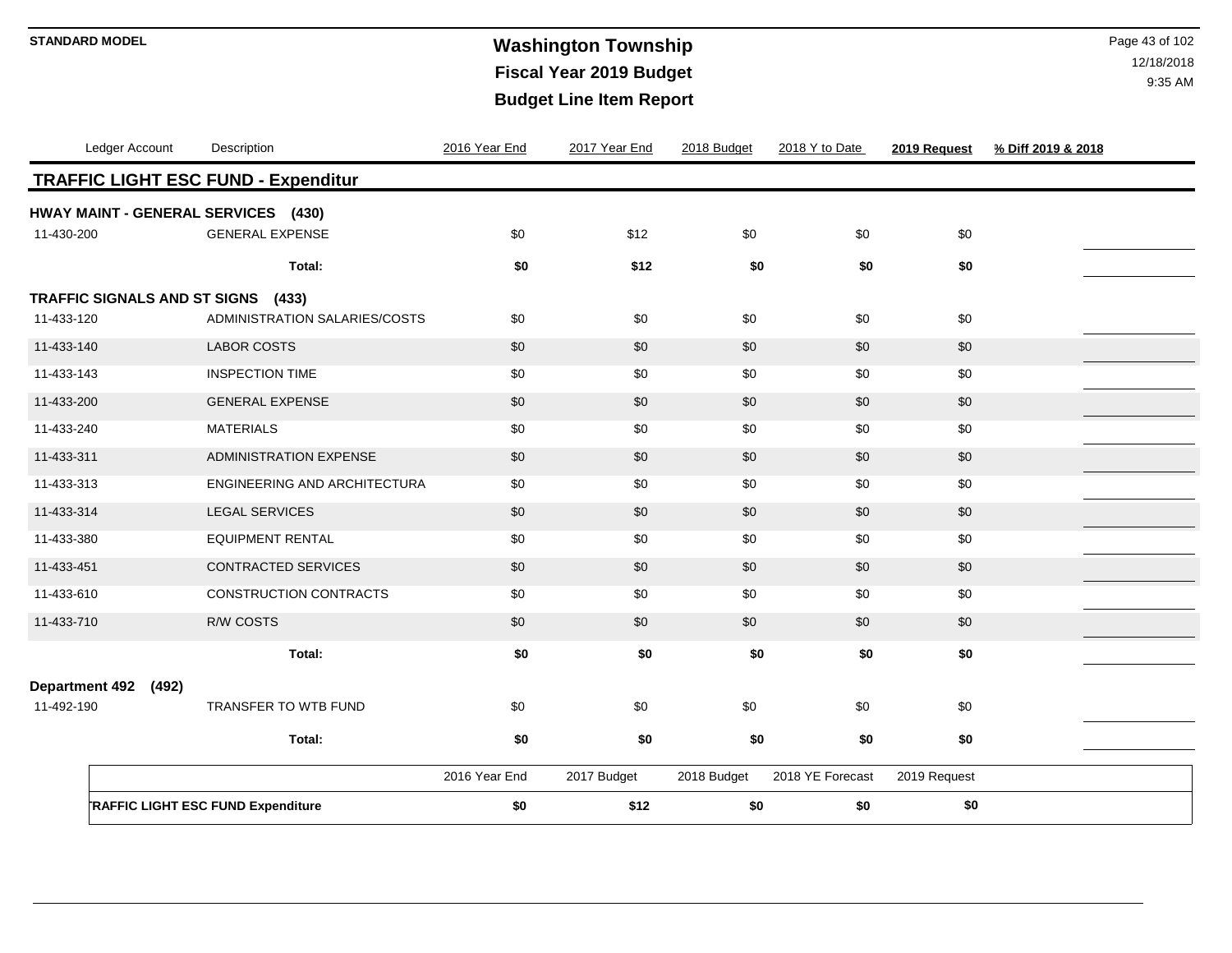# Washington Township
## Fiscal Year 2019 Budget
## Budget Line Item Report

STANDARD MODEL

| Ledger Account | Description | 2016 Year End | 2017 Year End | 2018 Budget | 2018 Y to Date | 2019 Request | % Diff 2019 & 2018 |
|---|---|---|---|---|---|---|---|
| **TRAFFIC LIGHT ESC FUND - Expenditur** | | | | | | | |
| **HWAY MAINT - GENERAL SERVICES (430)** | | | | | | | |
| 11-430-200 | GENERAL EXPENSE | $0 | $12 | $0 | $0 | $0 | |
| | **Total:** | **$0** | **$12** | **$0** | **$0** | **$0** | |
| **TRAFFIC SIGNALS AND ST SIGNS (433)** | | | | | | | |
| 11-433-120 | ADMINISTRATION SALARIES/COSTS | $0 | $0 | $0 | $0 | $0 | |
| 11-433-140 | LABOR COSTS | $0 | $0 | $0 | $0 | $0 | |
| 11-433-143 | INSPECTION TIME | $0 | $0 | $0 | $0 | $0 | |
| 11-433-200 | GENERAL EXPENSE | $0 | $0 | $0 | $0 | $0 | |
| 11-433-240 | MATERIALS | $0 | $0 | $0 | $0 | $0 | |
| 11-433-311 | ADMINISTRATION EXPENSE | $0 | $0 | $0 | $0 | $0 | |
| 11-433-313 | ENGINEERING AND ARCHITECTURA | $0 | $0 | $0 | $0 | $0 | |
| 11-433-314 | LEGAL SERVICES | $0 | $0 | $0 | $0 | $0 | |
| 11-433-380 | EQUIPMENT RENTAL | $0 | $0 | $0 | $0 | $0 | |
| 11-433-451 | CONTRACTED SERVICES | $0 | $0 | $0 | $0 | $0 | |
| 11-433-610 | CONSTRUCTION CONTRACTS | $0 | $0 | $0 | $0 | $0 | |
| 11-433-710 | R/W COSTS | $0 | $0 | $0 | $0 | $0 | |
| | **Total:** | **$0** | **$0** | **$0** | **$0** | **$0** | |
| **Department 492 (492)** | | | | | | | |
| 11-492-190 | TRANSFER TO WTB FUND | $0 | $0 | $0 | $0 | $0 | |
| | **Total:** | **$0** | **$0** | **$0** | **$0** | **$0** | |

| | 2016 Year End | 2017 Budget | 2018 Budget | 2018 YE Forecast | 2019 Request |
|---|---|---|---|---|---|
| **TRAFFIC LIGHT ESC FUND Expenditure** | **$0** | **$12** | **$0** | **$0** | **$0** |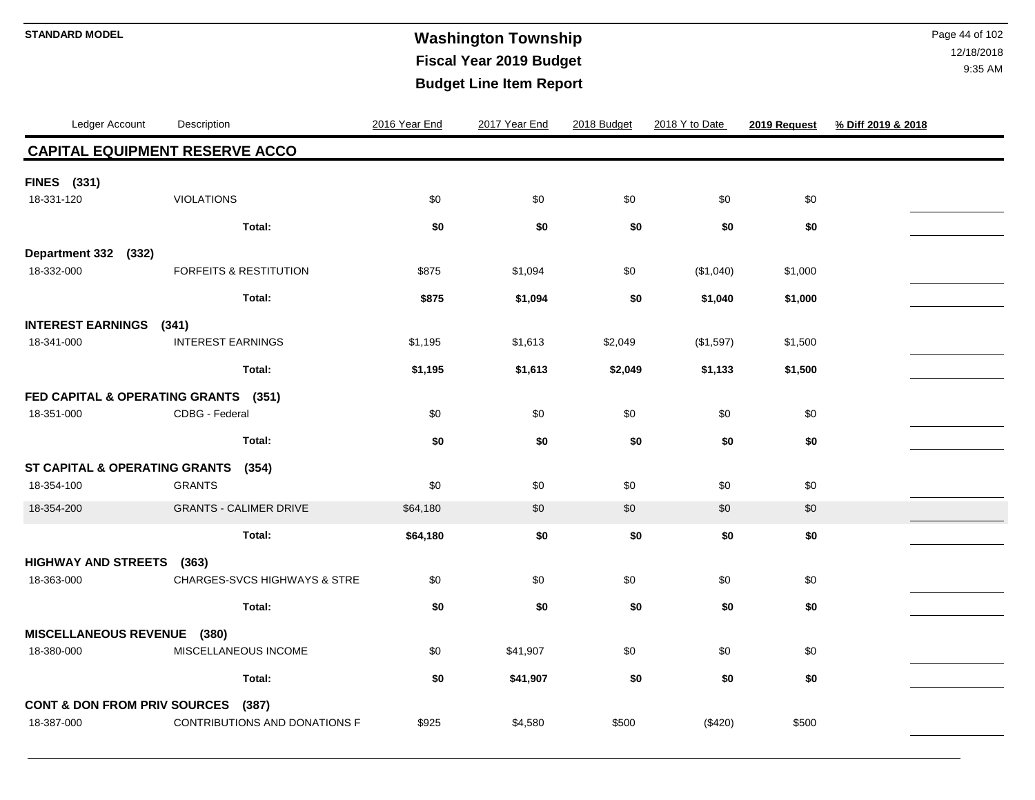# Washington Township

## Fiscal Year 2019 Budget

## Budget Line Item Report

STANDARD MODEL

12/18/2018
9:35 AM

| Ledger Account | Description | 2016 Year End | 2017 Year End | 2018 Budget | 2018 Y to Date | 2019 Request | % Diff 2019 & 2018 |
|---|---|---|---|---|---|---|---|
| **CAPITAL EQUIPMENT RESERVE ACCO** | | | | | | | |
| **FINES (331)** | | | | | | | |
| 18-331-120 | VIOLATIONS | $0 | $0 | $0 | $0 | $0 | |
| | **Total:** | **$0** | **$0** | **$0** | **$0** | **$0** | |
| **Department 332 (332)** | | | | | | | |
| 18-332-000 | FORFEITS & RESTITUTION | $875 | $1,094 | $0 | ($1,040) | $1,000 | |
| | **Total:** | **$875** | **$1,094** | **$0** | **$1,040** | **$1,000** | |
| **INTEREST EARNINGS (341)** | | | | | | | |
| 18-341-000 | INTEREST EARNINGS | $1,195 | $1,613 | $2,049 | ($1,597) | $1,500 | |
| | **Total:** | **$1,195** | **$1,613** | **$2,049** | **$1,133** | **$1,500** | |
| **FED CAPITAL & OPERATING GRANTS (351)** | | | | | | | |
| 18-351-000 | CDBG - Federal | $0 | $0 | $0 | $0 | $0 | |
| | **Total:** | **$0** | **$0** | **$0** | **$0** | **$0** | |
| **ST CAPITAL & OPERATING GRANTS (354)** | | | | | | | |
| 18-354-100 | GRANTS | $0 | $0 | $0 | $0 | $0 | |
| 18-354-200 | GRANTS - CALIMER DRIVE | $64,180 | $0 | $0 | $0 | $0 | |
| | **Total:** | **$64,180** | **$0** | **$0** | **$0** | **$0** | |
| **HIGHWAY AND STREETS (363)** | | | | | | | |
| 18-363-000 | CHARGES-SVCS HIGHWAYS & STRE | $0 | $0 | $0 | $0 | $0 | |
| | **Total:** | **$0** | **$0** | **$0** | **$0** | **$0** | |
| **MISCELLANEOUS REVENUE (380)** | | | | | | | |
| 18-380-000 | MISCELLANEOUS INCOME | $0 | $41,907 | $0 | $0 | $0 | |
| | **Total:** | **$0** | **$41,907** | **$0** | **$0** | **$0** | |
| **CONT & DON FROM PRIV SOURCES (387)** | | | | | | | |
| 18-387-000 | CONTRIBUTIONS AND DONATIONS F | $925 | $4,580 | $500 | ($420) | $500 | |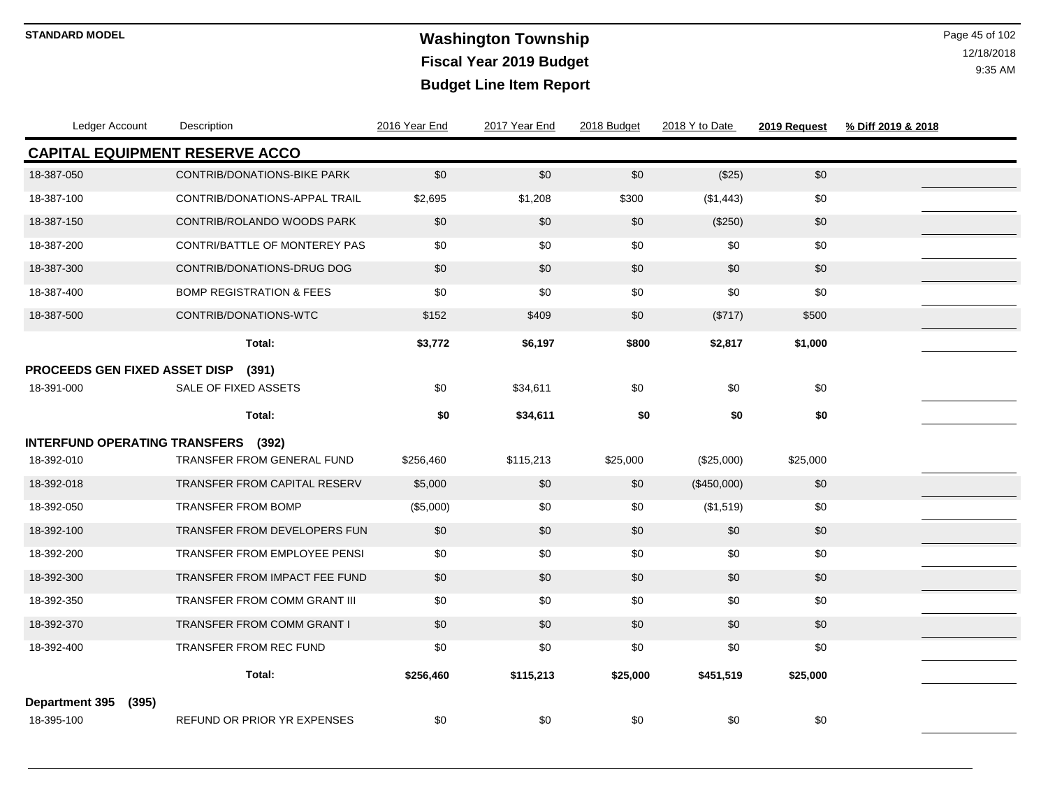**STANDARD MODEL**

# Washington Township
## Fiscal Year 2019 Budget
## Budget Line Item Report

| Ledger Account | Description | 2016 Year End | 2017 Year End | 2018 Budget | 2018 Y to Date | 2019 Request | % Diff 2019 & 2018 |
|---|---|---|---|---|---|---|---|
| **CAPITAL EQUIPMENT RESERVE ACCO** | | | | | | | |
| 18-387-050 | CONTRIB/DONATIONS-BIKE PARK | $0 | $0 | $0 | ($25) | $0 | |
| 18-387-100 | CONTRIB/DONATIONS-APPAL TRAIL | $2,695 | $1,208 | $300 | ($1,443) | $0 | |
| 18-387-150 | CONTRIB/ROLANDO WOODS PARK | $0 | $0 | $0 | ($250) | $0 | |
| 18-387-200 | CONTRI/BATTLE OF MONTEREY PAS | $0 | $0 | $0 | $0 | $0 | |
| 18-387-300 | CONTRIB/DONATIONS-DRUG DOG | $0 | $0 | $0 | $0 | $0 | |
| 18-387-400 | BOMP REGISTRATION & FEES | $0 | $0 | $0 | $0 | $0 | |
| 18-387-500 | CONTRIB/DONATIONS-WTC | $152 | $409 | $0 | ($717) | $500 | |
| | **Total:** | **$3,772** | **$6,197** | **$800** | **$2,817** | **$1,000** | |
| **PROCEEDS GEN FIXED ASSET DISP (391)** | | | | | | | |
| 18-391-000 | SALE OF FIXED ASSETS | $0 | $34,611 | $0 | $0 | $0 | |
| | **Total:** | **$0** | **$34,611** | **$0** | **$0** | **$0** | |
| **INTERFUND OPERATING TRANSFERS (392)** | | | | | | | |
| 18-392-010 | TRANSFER FROM GENERAL FUND | $256,460 | $115,213 | $25,000 | ($25,000) | $25,000 | |
| 18-392-018 | TRANSFER FROM CAPITAL RESERV | $5,000 | $0 | $0 | ($450,000) | $0 | |
| 18-392-050 | TRANSFER FROM BOMP | ($5,000) | $0 | $0 | ($1,519) | $0 | |
| 18-392-100 | TRANSFER FROM DEVELOPERS FUN | $0 | $0 | $0 | $0 | $0 | |
| 18-392-200 | TRANSFER FROM EMPLOYEE PENSI | $0 | $0 | $0 | $0 | $0 | |
| 18-392-300 | TRANSFER FROM IMPACT FEE FUND | $0 | $0 | $0 | $0 | $0 | |
| 18-392-350 | TRANSFER FROM COMM GRANT III | $0 | $0 | $0 | $0 | $0 | |
| 18-392-370 | TRANSFER FROM COMM GRANT I | $0 | $0 | $0 | $0 | $0 | |
| 18-392-400 | TRANSFER FROM REC FUND | $0 | $0 | $0 | $0 | $0 | |
| | **Total:** | **$256,460** | **$115,213** | **$25,000** | **$451,519** | **$25,000** | |
| **Department 395 (395)** | | | | | | | |
| 18-395-100 | REFUND OR PRIOR YR EXPENSES | $0 | $0 | $0 | $0 | $0 | |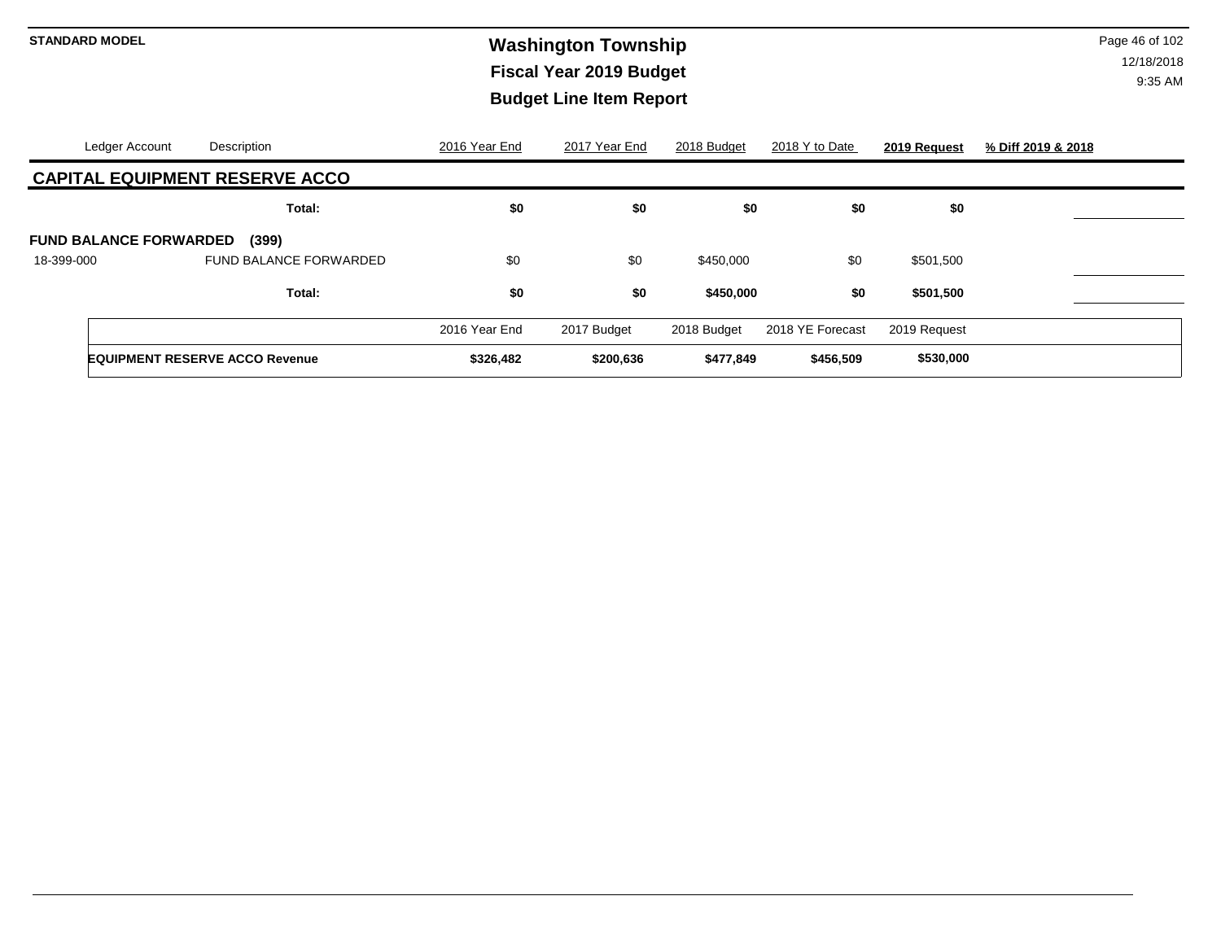| Ledger Account | Description | 2016 Year End | 2017 Year End | 2018 Budget | 2018 Y to Date | 2019 Request | % Diff 2019 & 2018 |
|---|---|---|---|---|---|---|---|
| **CAPITAL EQUIPMENT RESERVE ACCO** | | | | | | | |
| | **Total:** | **$0** | **$0** | **$0** | **$0** | **$0** | |
| **FUND BALANCE FORWARDED** | **(399)** | | | | | | |
| 18-399-000 | FUND BALANCE FORWARDED | $0 | $0 | $450,000 | $0 | $501,500 | |
| | **Total:** | **$0** | **$0** | **$450,000** | **$0** | **$501,500** | |

| | 2016 Year End | 2017 Budget | 2018 Budget | 2018 YE Forecast | 2019 Request |
|---|---|---|---|---|---|
| **EQUIPMENT RESERVE ACCO Revenue** | **$326,482** | **$200,636** | **$477,849** | **$456,509** | **$530,000** |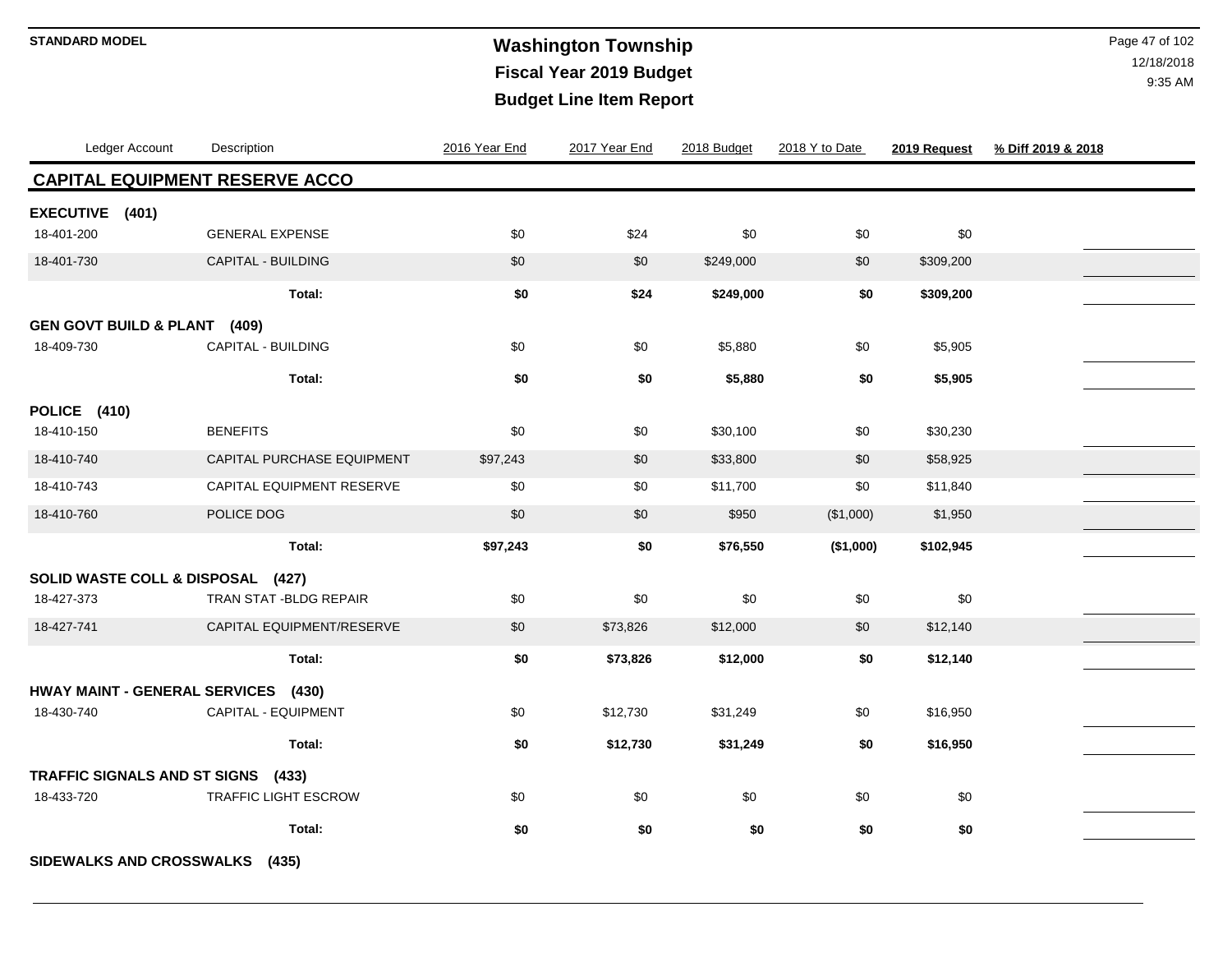**STANDARD MODEL**

# Washington Township
## Fiscal Year 2019 Budget
## Budget Line Item Report

| Ledger Account | Description | 2016 Year End | 2017 Year End | 2018 Budget | 2018 Y to Date | 2019 Request | % Diff 2019 & 2018 |
|---|---|---|---|---|---|---|---|
| **CAPITAL EQUIPMENT RESERVE ACCO** | | | | | | | |
| **EXECUTIVE (401)** | | | | | | | |
| 18-401-200 | GENERAL EXPENSE | $0 | $24 | $0 | $0 | $0 | |
| 18-401-730 | CAPITAL - BUILDING | $0 | $0 | $249,000 | $0 | $309,200 | |
| | **Total:** | **$0** | **$24** | **$249,000** | **$0** | **$309,200** | |
| **GEN GOVT BUILD & PLANT (409)** | | | | | | | |
| 18-409-730 | CAPITAL - BUILDING | $0 | $0 | $5,880 | $0 | $5,905 | |
| | **Total:** | **$0** | **$0** | **$5,880** | **$0** | **$5,905** | |
| **POLICE (410)** | | | | | | | |
| 18-410-150 | BENEFITS | $0 | $0 | $30,100 | $0 | $30,230 | |
| 18-410-740 | CAPITAL PURCHASE EQUIPMENT | $97,243 | $0 | $33,800 | $0 | $58,925 | |
| 18-410-743 | CAPITAL EQUIPMENT RESERVE | $0 | $0 | $11,700 | $0 | $11,840 | |
| 18-410-760 | POLICE DOG | $0 | $0 | $950 | ($1,000) | $1,950 | |
| | **Total:** | **$97,243** | **$0** | **$76,550** | **($1,000)** | **$102,945** | |
| **SOLID WASTE COLL & DISPOSAL (427)** | | | | | | | |
| 18-427-373 | TRAN STAT -BLDG REPAIR | $0 | $0 | $0 | $0 | $0 | |
| 18-427-741 | CAPITAL EQUIPMENT/RESERVE | $0 | $73,826 | $12,000 | $0 | $12,140 | |
| | **Total:** | **$0** | **$73,826** | **$12,000** | **$0** | **$12,140** | |
| **HWAY MAINT - GENERAL SERVICES (430)** | | | | | | | |
| 18-430-740 | CAPITAL - EQUIPMENT | $0 | $12,730 | $31,249 | $0 | $16,950 | |
| | **Total:** | **$0** | **$12,730** | **$31,249** | **$0** | **$16,950** | |
| **TRAFFIC SIGNALS AND ST SIGNS (433)** | | | | | | | |
| 18-433-720 | TRAFFIC LIGHT ESCROW | $0 | $0 | $0 | $0 | $0 | |
| | **Total:** | **$0** | **$0** | **$0** | **$0** | **$0** | |
| **SIDEWALKS AND CROSSWALKS (435)** | | | | | | | |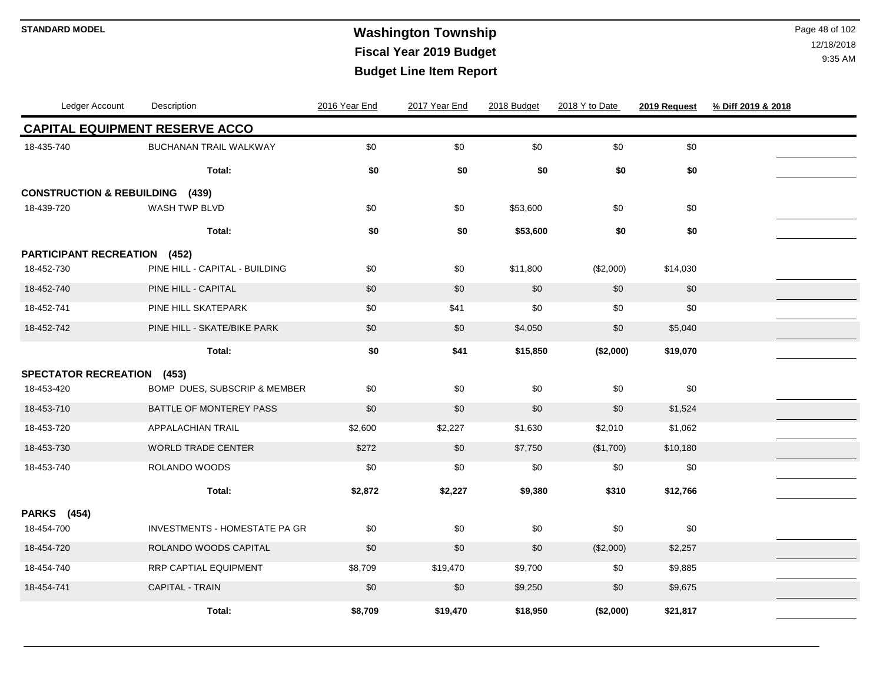# Washington Township
## Fiscal Year 2019 Budget
## Budget Line Item Report

STANDARD MODEL

12/18/2018
9:35 AM

| Ledger Account | Description | 2016 Year End | 2017 Year End | 2018 Budget | 2018 Y to Date | 2019 Request | % Diff 2019 & 2018 |
|---|---|---|---|---|---|---|---|
| **CAPITAL EQUIPMENT RESERVE ACCO** | | | | | | | |
| 18-435-740 | BUCHANAN TRAIL WALKWAY | $0 | $0 | $0 | $0 | $0 | |
| | **Total:** | **$0** | **$0** | **$0** | **$0** | **$0** | |
| **CONSTRUCTION & REBUILDING (439)** | | | | | | | |
| 18-439-720 | WASH TWP BLVD | $0 | $0 | $53,600 | $0 | $0 | |
| | **Total:** | **$0** | **$0** | **$53,600** | **$0** | **$0** | |
| **PARTICIPANT RECREATION (452)** | | | | | | | |
| 18-452-730 | PINE HILL - CAPITAL - BUILDING | $0 | $0 | $11,800 | ($2,000) | $14,030 | |
| 18-452-740 | PINE HILL - CAPITAL | $0 | $0 | $0 | $0 | $0 | |
| 18-452-741 | PINE HILL SKATEPARK | $0 | $41 | $0 | $0 | $0 | |
| 18-452-742 | PINE HILL - SKATE/BIKE PARK | $0 | $0 | $4,050 | $0 | $5,040 | |
| | **Total:** | **$0** | **$41** | **$15,850** | **($2,000)** | **$19,070** | |
| **SPECTATOR RECREATION (453)** | | | | | | | |
| 18-453-420 | BOMP DUES, SUBSCRIP & MEMBER | $0 | $0 | $0 | $0 | $0 | |
| 18-453-710 | BATTLE OF MONTEREY PASS | $0 | $0 | $0 | $0 | $1,524 | |
| 18-453-720 | APPALACHIAN TRAIL | $2,600 | $2,227 | $1,630 | $2,010 | $1,062 | |
| 18-453-730 | WORLD TRADE CENTER | $272 | $0 | $7,750 | ($1,700) | $10,180 | |
| 18-453-740 | ROLANDO WOODS | $0 | $0 | $0 | $0 | $0 | |
| | **Total:** | **$2,872** | **$2,227** | **$9,380** | **$310** | **$12,766** | |
| **PARKS (454)** | | | | | | | |
| 18-454-700 | INVESTMENTS - HOMESTATE PA GR | $0 | $0 | $0 | $0 | $0 | |
| 18-454-720 | ROLANDO WOODS CAPITAL | $0 | $0 | $0 | ($2,000) | $2,257 | |
| 18-454-740 | RRP CAPTIAL EQUIPMENT | $8,709 | $19,470 | $9,700 | $0 | $9,885 | |
| 18-454-741 | CAPITAL - TRAIN | $0 | $0 | $9,250 | $0 | $9,675 | |
| | **Total:** | **$8,709** | **$19,470** | **$18,950** | **($2,000)** | **$21,817** | |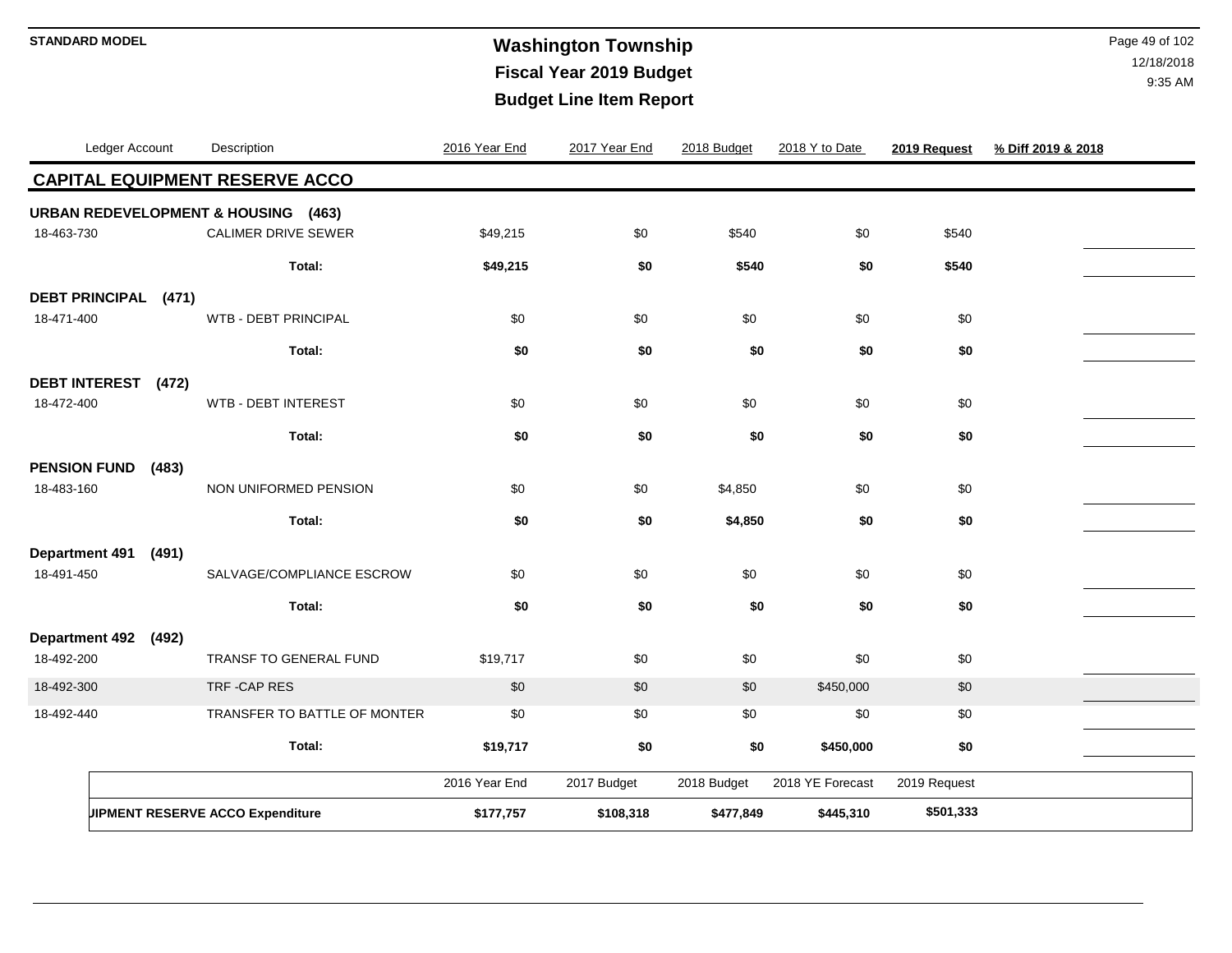**STANDARD MODEL**

# Washington Township
## Fiscal Year 2019 Budget
## Budget Line Item Report

| Ledger Account | Description | 2016 Year End | 2017 Year End | 2018 Budget | 2018 Y to Date | 2019 Request | % Diff 2019 & 2018 |
|---|---|---|---|---|---|---|---|
| **CAPITAL EQUIPMENT RESERVE ACCO** | | | | | | | |
| **URBAN REDEVELOPMENT & HOUSING (463)** | | | | | | | |
| 18-463-730 | CALIMER DRIVE SEWER | $49,215 | $0 | $540 | $0 | $540 | |
| | **Total:** | **$49,215** | **$0** | **$540** | **$0** | **$540** | |
| **DEBT PRINCIPAL (471)** | | | | | | | |
| 18-471-400 | WTB - DEBT PRINCIPAL | $0 | $0 | $0 | $0 | $0 | |
| | **Total:** | **$0** | **$0** | **$0** | **$0** | **$0** | |
| **DEBT INTEREST (472)** | | | | | | | |
| 18-472-400 | WTB - DEBT INTEREST | $0 | $0 | $0 | $0 | $0 | |
| | **Total:** | **$0** | **$0** | **$0** | **$0** | **$0** | |
| **PENSION FUND (483)** | | | | | | | |
| 18-483-160 | NON UNIFORMED PENSION | $0 | $0 | $4,850 | $0 | $0 | |
| | **Total:** | **$0** | **$0** | **$4,850** | **$0** | **$0** | |
| **Department 491 (491)** | | | | | | | |
| 18-491-450 | SALVAGE/COMPLIANCE ESCROW | $0 | $0 | $0 | $0 | $0 | |
| | **Total:** | **$0** | **$0** | **$0** | **$0** | **$0** | |
| **Department 492 (492)** | | | | | | | |
| 18-492-200 | TRANSF TO GENERAL FUND | $19,717 | $0 | $0 | $0 | $0 | |
| 18-492-300 | TRF -CAP RES | $0 | $0 | $0 | $450,000 | $0 | |
| 18-492-440 | TRANSFER TO BATTLE OF MONTER | $0 | $0 | $0 | $0 | $0 | |
| | **Total:** | **$19,717** | **$0** | **$0** | **$450,000** | **$0** | |

| | 2016 Year End | 2017 Budget | 2018 Budget | 2018 YE Forecast | 2019 Request |
|---|---|---|---|---|---|
| **UIPMENT RESERVE ACCO Expenditure** | **$177,757** | **$108,318** | **$477,849** | **$445,310** | **$501,333** |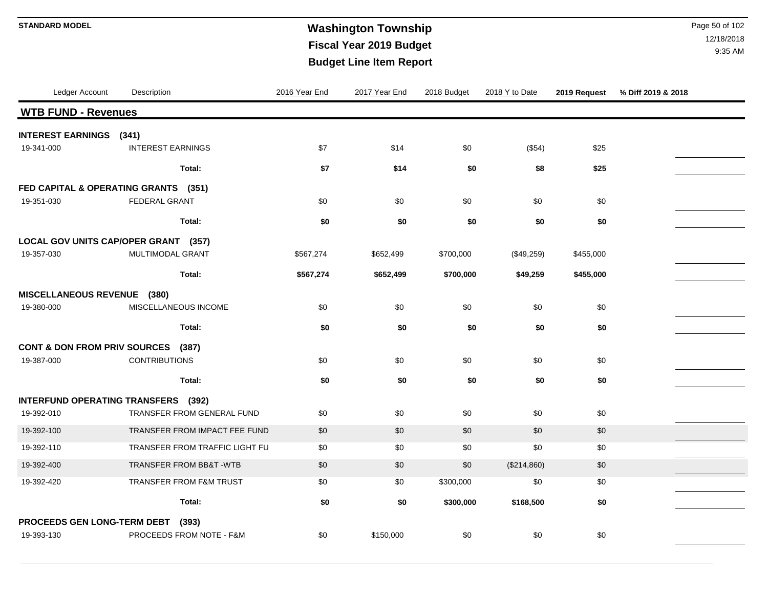STANDARD MODEL

# Washington Township
## Fiscal Year 2019 Budget
## Budget Line Item Report

| Ledger Account | Description | 2016 Year End | 2017 Year End | 2018 Budget | 2018 Y to Date | 2019 Request | % Diff 2019 & 2018 |
|---|---|---|---|---|---|---|---|
| **WTB FUND - Revenues** | | | | | | | |
| **INTEREST EARNINGS (341)** | | | | | | | |
| 19-341-000 | INTEREST EARNINGS | $7 | $14 | $0 | ($54) | $25 | |
| | **Total:** | **$7** | **$14** | **$0** | **$8** | **$25** | |
| **FED CAPITAL & OPERATING GRANTS (351)** | | | | | | | |
| 19-351-030 | FEDERAL GRANT | $0 | $0 | $0 | $0 | $0 | |
| | **Total:** | **$0** | **$0** | **$0** | **$0** | **$0** | |
| **LOCAL GOV UNITS CAP/OPER GRANT (357)** | | | | | | | |
| 19-357-030 | MULTIMODAL GRANT | $567,274 | $652,499 | $700,000 | ($49,259) | $455,000 | |
| | **Total:** | **$567,274** | **$652,499** | **$700,000** | **$49,259** | **$455,000** | |
| **MISCELLANEOUS REVENUE (380)** | | | | | | | |
| 19-380-000 | MISCELLANEOUS INCOME | $0 | $0 | $0 | $0 | $0 | |
| | **Total:** | **$0** | **$0** | **$0** | **$0** | **$0** | |
| **CONT & DON FROM PRIV SOURCES (387)** | | | | | | | |
| 19-387-000 | CONTRIBUTIONS | $0 | $0 | $0 | $0 | $0 | |
| | **Total:** | **$0** | **$0** | **$0** | **$0** | **$0** | |
| **INTERFUND OPERATING TRANSFERS (392)** | | | | | | | |
| 19-392-010 | TRANSFER FROM GENERAL FUND | $0 | $0 | $0 | $0 | $0 | |
| 19-392-100 | TRANSFER FROM IMPACT FEE FUND | $0 | $0 | $0 | $0 | $0 | |
| 19-392-110 | TRANSFER FROM TRAFFIC LIGHT FU | $0 | $0 | $0 | $0 | $0 | |
| 19-392-400 | TRANSFER FROM BB&T -WTB | $0 | $0 | $0 | ($214,860) | $0 | |
| 19-392-420 | TRANSFER FROM F&M TRUST | $0 | $0 | $300,000 | $0 | $0 | |
| | **Total:** | **$0** | **$0** | **$300,000** | **$168,500** | **$0** | |
| **PROCEEDS GEN LONG-TERM DEBT (393)** | | | | | | | |
| 19-393-130 | PROCEEDS FROM NOTE - F&M | $0 | $150,000 | $0 | $0 | $0 | |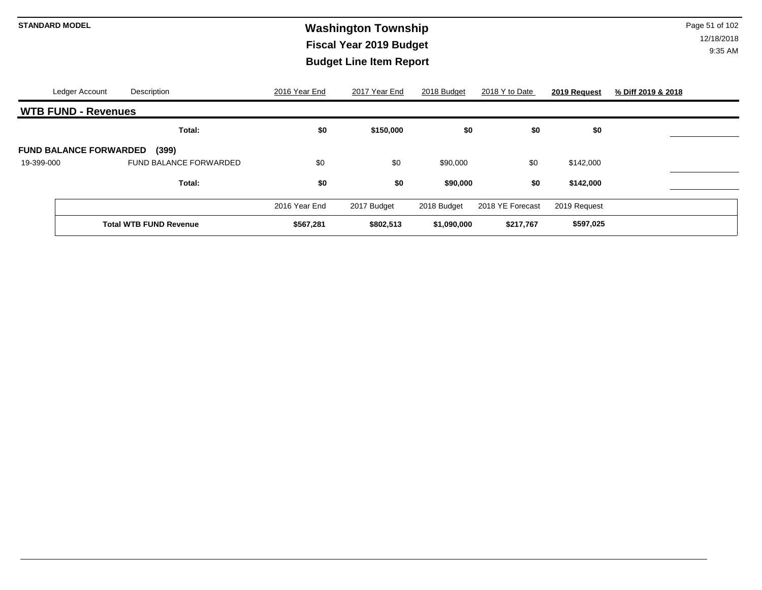| Ledger Account | Description | 2016 Year End | 2017 Year End | 2018 Budget | 2018 Y to Date | **2019 Request** | **% Diff 2019 & 2018** |
|---|---|---|---|---|---|---|---|

## WTB FUND - Revenues

| Ledger Account | Description | 2016 Year End | 2017 Year End | 2018 Budget | 2018 Y to Date | 2019 Request | % Diff 2019 & 2018 |
|---|---|---|---|---|---|---|---|
| | **Total:** | **$0** | **$150,000** | **$0** | **$0** | **$0** | |
| **FUND BALANCE FORWARDED (399)** | | | | | | | |
| 19-399-000 | FUND BALANCE FORWARDED | $0 | $0 | $90,000 | $0 | $142,000 | |
| | **Total:** | **$0** | **$0** | **$90,000** | **$0** | **$142,000** | |

| | 2016 Year End | 2017 Budget | 2018 Budget | 2018 YE Forecast | 2019 Request |
|---|---|---|---|---|---|
| **Total WTB FUND Revenue** | **$567,281** | **$802,513** | **$1,090,000** | **$217,767** | **$597,025** |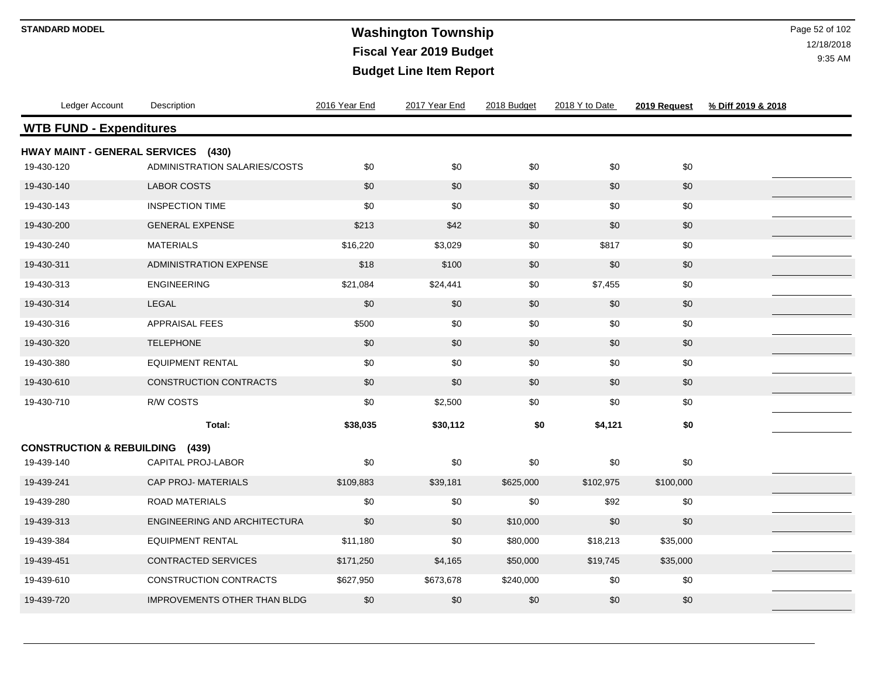# Washington Township
## Fiscal Year 2019 Budget
## Budget Line Item Report

STANDARD MODEL

12/18/2018
9:35 AM

| Ledger Account | Description | 2016 Year End | 2017 Year End | 2018 Budget | 2018 Y to Date | 2019 Request | % Diff 2019 & 2018 |
|---|---|---|---|---|---|---|---|
| **WTB FUND - Expenditures** | | | | | | | |
| **HWAY MAINT - GENERAL SERVICES (430)** | | | | | | | |
| 19-430-120 | ADMINISTRATION SALARIES/COSTS | $0 | $0 | $0 | $0 | $0 | |
| 19-430-140 | LABOR COSTS | $0 | $0 | $0 | $0 | $0 | |
| 19-430-143 | INSPECTION TIME | $0 | $0 | $0 | $0 | $0 | |
| 19-430-200 | GENERAL EXPENSE | $213 | $42 | $0 | $0 | $0 | |
| 19-430-240 | MATERIALS | $16,220 | $3,029 | $0 | $817 | $0 | |
| 19-430-311 | ADMINISTRATION EXPENSE | $18 | $100 | $0 | $0 | $0 | |
| 19-430-313 | ENGINEERING | $21,084 | $24,441 | $0 | $7,455 | $0 | |
| 19-430-314 | LEGAL | $0 | $0 | $0 | $0 | $0 | |
| 19-430-316 | APPRAISAL FEES | $500 | $0 | $0 | $0 | $0 | |
| 19-430-320 | TELEPHONE | $0 | $0 | $0 | $0 | $0 | |
| 19-430-380 | EQUIPMENT RENTAL | $0 | $0 | $0 | $0 | $0 | |
| 19-430-610 | CONSTRUCTION CONTRACTS | $0 | $0 | $0 | $0 | $0 | |
| 19-430-710 | R/W COSTS | $0 | $2,500 | $0 | $0 | $0 | |
| | **Total:** | **$38,035** | **$30,112** | **$0** | **$4,121** | **$0** | |
| **CONSTRUCTION & REBUILDING (439)** | | | | | | | |
| 19-439-140 | CAPITAL PROJ-LABOR | $0 | $0 | $0 | $0 | $0 | |
| 19-439-241 | CAP PROJ- MATERIALS | $109,883 | $39,181 | $625,000 | $102,975 | $100,000 | |
| 19-439-280 | ROAD MATERIALS | $0 | $0 | $0 | $92 | $0 | |
| 19-439-313 | ENGINEERING AND ARCHITECTURA | $0 | $0 | $10,000 | $0 | $0 | |
| 19-439-384 | EQUIPMENT RENTAL | $11,180 | $0 | $80,000 | $18,213 | $35,000 | |
| 19-439-451 | CONTRACTED SERVICES | $171,250 | $4,165 | $50,000 | $19,745 | $35,000 | |
| 19-439-610 | CONSTRUCTION CONTRACTS | $627,950 | $673,678 | $240,000 | $0 | $0 | |
| 19-439-720 | IMPROVEMENTS OTHER THAN BLDG | $0 | $0 | $0 | $0 | $0 | |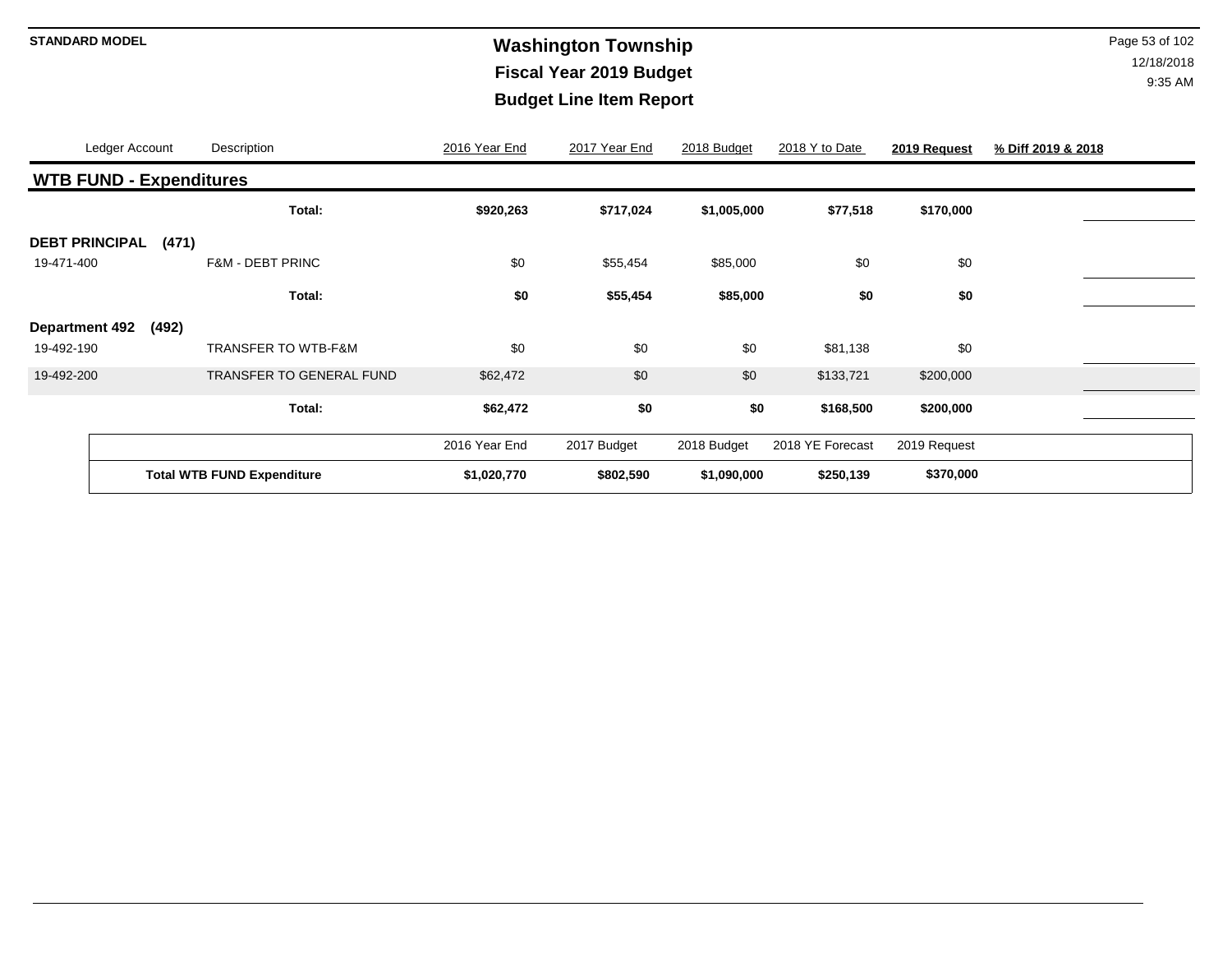# Washington Township

## Fiscal Year 2019 Budget

## Budget Line Item Report

| Ledger Account | Description | 2016 Year End | 2017 Year End | 2018 Budget | 2018 Y to Date | 2019 Request | % Diff 2019 & 2018 |
|---|---|---|---|---|---|---|---|
| **WTB FUND - Expenditures** | | | | | | | |
| | **Total:** | **$920,263** | **$717,024** | **$1,005,000** | **$77,518** | **$170,000** | |
| **DEBT PRINCIPAL (471)** | | | | | | | |
| 19-471-400 | F&M - DEBT PRINC | $0 | $55,454 | $85,000 | $0 | $0 | |
| | **Total:** | **$0** | **$55,454** | **$85,000** | **$0** | **$0** | |
| **Department 492 (492)** | | | | | | | |
| 19-492-190 | TRANSFER TO WTB-F&M | $0 | $0 | $0 | $81,138 | $0 | |
| 19-492-200 | TRANSFER TO GENERAL FUND | $62,472 | $0 | $0 | $133,721 | $200,000 | |
| | **Total:** | **$62,472** | **$0** | **$0** | **$168,500** | **$200,000** | |

| | 2016 Year End | 2017 Budget | 2018 Budget | 2018 YE Forecast | 2019 Request |
|---|---|---|---|---|---|
| **Total WTB FUND Expenditure** | **$1,020,770** | **$802,590** | **$1,090,000** | **$250,139** | **$370,000** |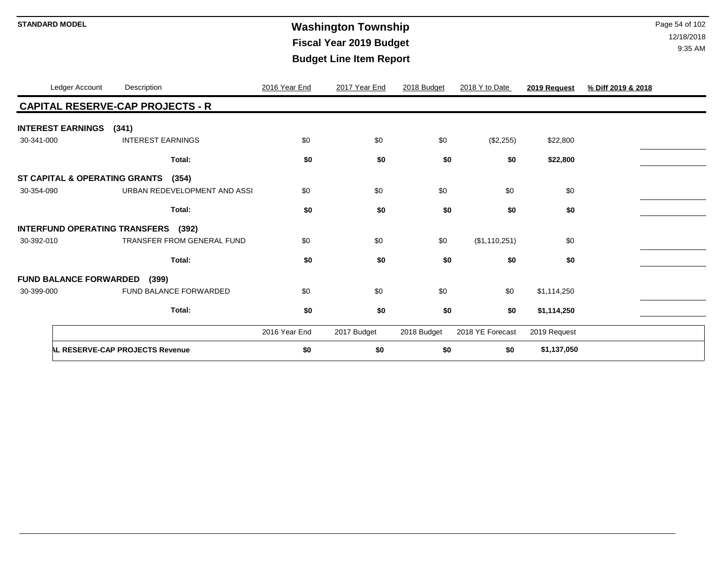**STANDARD MODEL**

# Washington Township
## Fiscal Year 2019 Budget
## Budget Line Item Report

| Ledger Account | Description | 2016 Year End | 2017 Year End | 2018 Budget | 2018 Y to Date | 2019 Request | % Diff 2019 & 2018 |
|---|---|---|---|---|---|---|---|
| **CAPITAL RESERVE-CAP PROJECTS - R** | | | | | | | |
| **INTEREST EARNINGS (341)** | | | | | | | |
| 30-341-000 | INTEREST EARNINGS | $0 | $0 | $0 | ($2,255) | $22,800 | |
| | **Total:** | **$0** | **$0** | **$0** | **$0** | **$22,800** | |
| **ST CAPITAL & OPERATING GRANTS (354)** | | | | | | | |
| 30-354-090 | URBAN REDEVELOPMENT AND ASSI | $0 | $0 | $0 | $0 | $0 | |
| | **Total:** | **$0** | **$0** | **$0** | **$0** | **$0** | |
| **INTERFUND OPERATING TRANSFERS (392)** | | | | | | | |
| 30-392-010 | TRANSFER FROM GENERAL FUND | $0 | $0 | $0 | ($1,110,251) | $0 | |
| | **Total:** | **$0** | **$0** | **$0** | **$0** | **$0** | |
| **FUND BALANCE FORWARDED (399)** | | | | | | | |
| 30-399-000 | FUND BALANCE FORWARDED | $0 | $0 | $0 | $0 | $1,114,250 | |
| | **Total:** | **$0** | **$0** | **$0** | **$0** | **$1,114,250** | |

| | 2016 Year End | 2017 Budget | 2018 Budget | 2018 YE Forecast | 2019 Request |
|---|---|---|---|---|---|
| **L RESERVE-CAP PROJECTS Revenue** | **$0** | **$0** | **$0** | **$0** | **$1,137,050** |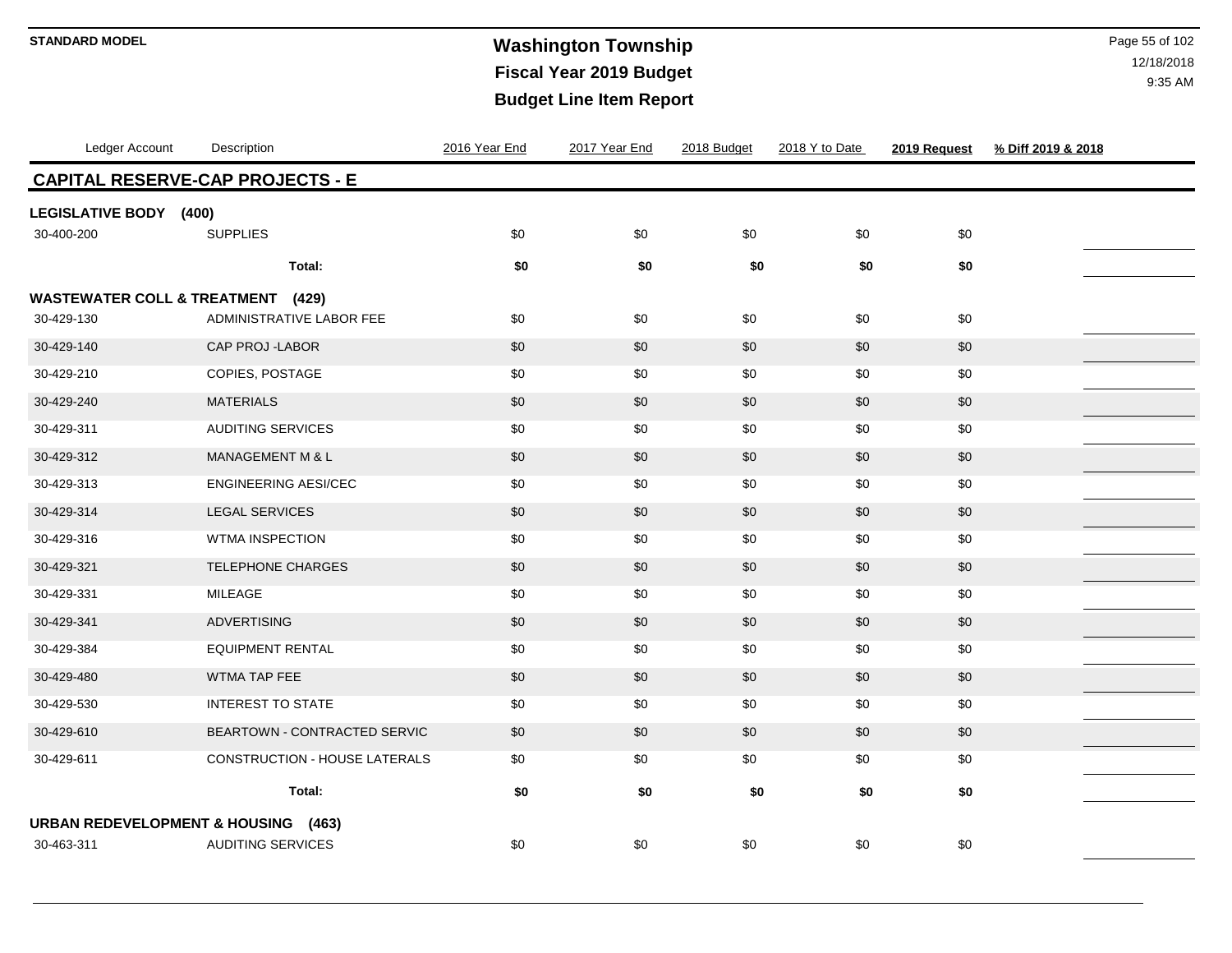# Washington Township

## Fiscal Year 2019 Budget

## Budget Line Item Report

| Ledger Account | Description | 2016 Year End | 2017 Year End | 2018 Budget | 2018 Y to Date | 2019 Request | % Diff 2019 & 2018 |
|---|---|---|---|---|---|---|---|
| **CAPITAL RESERVE-CAP PROJECTS - E** | | | | | | | |
| **LEGISLATIVE BODY (400)** | | | | | | | |
| 30-400-200 | SUPPLIES | $0 | $0 | $0 | $0 | $0 | |
| | **Total:** | **$0** | **$0** | **$0** | **$0** | **$0** | |
| **WASTEWATER COLL & TREATMENT (429)** | | | | | | | |
| 30-429-130 | ADMINISTRATIVE LABOR FEE | $0 | $0 | $0 | $0 | $0 | |
| 30-429-140 | CAP PROJ -LABOR | $0 | $0 | $0 | $0 | $0 | |
| 30-429-210 | COPIES, POSTAGE | $0 | $0 | $0 | $0 | $0 | |
| 30-429-240 | MATERIALS | $0 | $0 | $0 | $0 | $0 | |
| 30-429-311 | AUDITING SERVICES | $0 | $0 | $0 | $0 | $0 | |
| 30-429-312 | MANAGEMENT M & L | $0 | $0 | $0 | $0 | $0 | |
| 30-429-313 | ENGINEERING AESI/CEC | $0 | $0 | $0 | $0 | $0 | |
| 30-429-314 | LEGAL SERVICES | $0 | $0 | $0 | $0 | $0 | |
| 30-429-316 | WTMA INSPECTION | $0 | $0 | $0 | $0 | $0 | |
| 30-429-321 | TELEPHONE CHARGES | $0 | $0 | $0 | $0 | $0 | |
| 30-429-331 | MILEAGE | $0 | $0 | $0 | $0 | $0 | |
| 30-429-341 | ADVERTISING | $0 | $0 | $0 | $0 | $0 | |
| 30-429-384 | EQUIPMENT RENTAL | $0 | $0 | $0 | $0 | $0 | |
| 30-429-480 | WTMA TAP FEE | $0 | $0 | $0 | $0 | $0 | |
| 30-429-530 | INTEREST TO STATE | $0 | $0 | $0 | $0 | $0 | |
| 30-429-610 | BEARTOWN - CONTRACTED SERVIC | $0 | $0 | $0 | $0 | $0 | |
| 30-429-611 | CONSTRUCTION - HOUSE LATERALS | $0 | $0 | $0 | $0 | $0 | |
| | **Total:** | **$0** | **$0** | **$0** | **$0** | **$0** | |
| **URBAN REDEVELOPMENT & HOUSING (463)** | | | | | | | |
| 30-463-311 | AUDITING SERVICES | $0 | $0 | $0 | $0 | $0 | |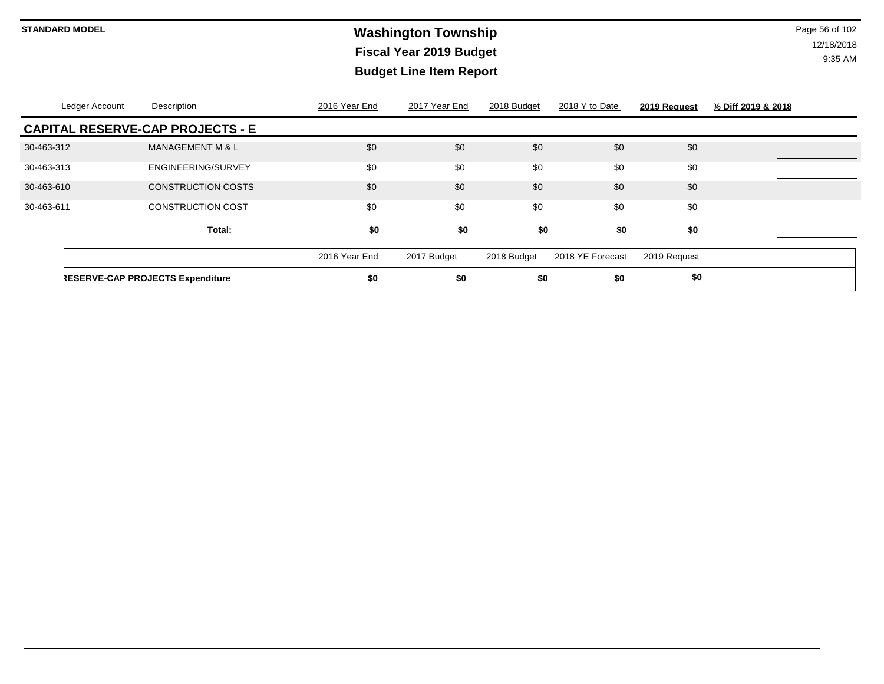**STANDARD MODEL**

# Washington Township
## Fiscal Year 2019 Budget
## Budget Line Item Report

| Ledger Account | Description | 2016 Year End | 2017 Year End | 2018 Budget | 2018 Y to Date | 2019 Request | % Diff 2019 & 2018 |
|---|---|---|---|---|---|---|---|
| **CAPITAL RESERVE-CAP PROJECTS - E** | | | | | | | |
| 30-463-312 | MANAGEMENT M & L | $0 | $0 | $0 | $0 | $0 | |
| 30-463-313 | ENGINEERING/SURVEY | $0 | $0 | $0 | $0 | $0 | |
| 30-463-610 | CONSTRUCTION COSTS | $0 | $0 | $0 | $0 | $0 | |
| 30-463-611 | CONSTRUCTION COST | $0 | $0 | $0 | $0 | $0 | |
| | **Total:** | **$0** | **$0** | **$0** | **$0** | **$0** | |

| | 2016 Year End | 2017 Budget | 2018 Budget | 2018 YE Forecast | 2019 Request |
|---|---|---|---|---|---|
| **RESERVE-CAP PROJECTS Expenditure** | **$0** | **$0** | **$0** | **$0** | **$0** |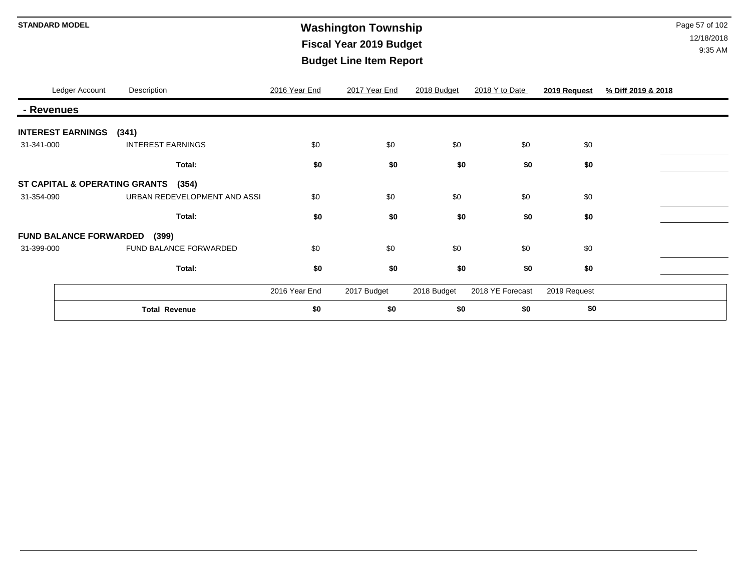**STANDARD MODEL**

# Washington Township

## Fiscal Year 2019 Budget

## Budget Line Item Report

| Ledger Account | Description | 2016 Year End | 2017 Year End | 2018 Budget | 2018 Y to Date | **2019 Request** | **% Diff 2019 & 2018** |
|---|---|---|---|---|---|---|---|
| **- Revenues** | | | | | | | |
| **INTEREST EARNINGS (341)** | | | | | | | |
| 31-341-000 | INTEREST EARNINGS | $0 | $0 | $0 | $0 | $0 | |
| | **Total:** | **$0** | **$0** | **$0** | **$0** | **$0** | |
| **ST CAPITAL & OPERATING GRANTS (354)** | | | | | | | |
| 31-354-090 | URBAN REDEVELOPMENT AND ASSI | $0 | $0 | $0 | $0 | $0 | |
| | **Total:** | **$0** | **$0** | **$0** | **$0** | **$0** | |
| **FUND BALANCE FORWARDED (399)** | | | | | | | |
| 31-399-000 | FUND BALANCE FORWARDED | $0 | $0 | $0 | $0 | $0 | |
| | **Total:** | **$0** | **$0** | **$0** | **$0** | **$0** | |

| | 2016 Year End | 2017 Budget | 2018 Budget | 2018 YE Forecast | 2019 Request |
|---|---|---|---|---|---|
| **Total Revenue** | **$0** | **$0** | **$0** | **$0** | **$0** |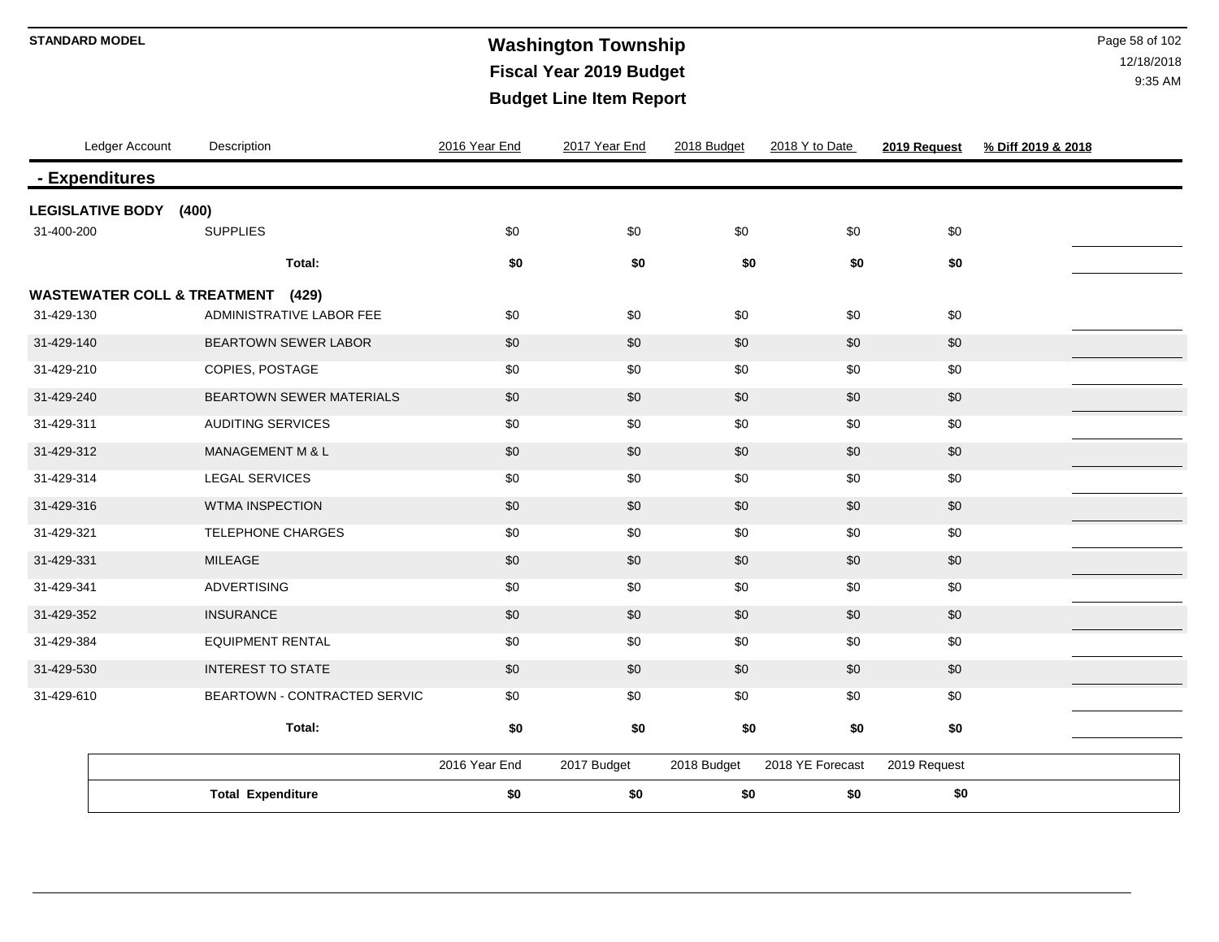**STANDARD MODEL**

# Washington Township
## Fiscal Year 2019 Budget
## Budget Line Item Report

12/18/2018
9:35 AM

| Ledger Account | Description | 2016 Year End | 2017 Year End | 2018 Budget | 2018 Y to Date | 2019 Request | % Diff 2019 & 2018 |
|---|---|---|---|---|---|---|---|
| **- Expenditures** | | | | | | | |
| **LEGISLATIVE BODY (400)** | | | | | | | |
| 31-400-200 | SUPPLIES | $0 | $0 | $0 | $0 | $0 | |
| | **Total:** | **$0** | **$0** | **$0** | **$0** | **$0** | |
| **WASTEWATER COLL & TREATMENT (429)** | | | | | | | |
| 31-429-130 | ADMINISTRATIVE LABOR FEE | $0 | $0 | $0 | $0 | $0 | |
| 31-429-140 | BEARTOWN SEWER LABOR | $0 | $0 | $0 | $0 | $0 | |
| 31-429-210 | COPIES, POSTAGE | $0 | $0 | $0 | $0 | $0 | |
| 31-429-240 | BEARTOWN SEWER MATERIALS | $0 | $0 | $0 | $0 | $0 | |
| 31-429-311 | AUDITING SERVICES | $0 | $0 | $0 | $0 | $0 | |
| 31-429-312 | MANAGEMENT M & L | $0 | $0 | $0 | $0 | $0 | |
| 31-429-314 | LEGAL SERVICES | $0 | $0 | $0 | $0 | $0 | |
| 31-429-316 | WTMA INSPECTION | $0 | $0 | $0 | $0 | $0 | |
| 31-429-321 | TELEPHONE CHARGES | $0 | $0 | $0 | $0 | $0 | |
| 31-429-331 | MILEAGE | $0 | $0 | $0 | $0 | $0 | |
| 31-429-341 | ADVERTISING | $0 | $0 | $0 | $0 | $0 | |
| 31-429-352 | INSURANCE | $0 | $0 | $0 | $0 | $0 | |
| 31-429-384 | EQUIPMENT RENTAL | $0 | $0 | $0 | $0 | $0 | |
| 31-429-530 | INTEREST TO STATE | $0 | $0 | $0 | $0 | $0 | |
| 31-429-610 | BEARTOWN - CONTRACTED SERVIC | $0 | $0 | $0 | $0 | $0 | |
| | **Total:** | **$0** | **$0** | **$0** | **$0** | **$0** | |

| | 2016 Year End | 2017 Budget | 2018 Budget | 2018 YE Forecast | 2019 Request |
|---|---|---|---|---|---|
| **Total Expenditure** | **$0** | **$0** | **$0** | **$0** | **$0** |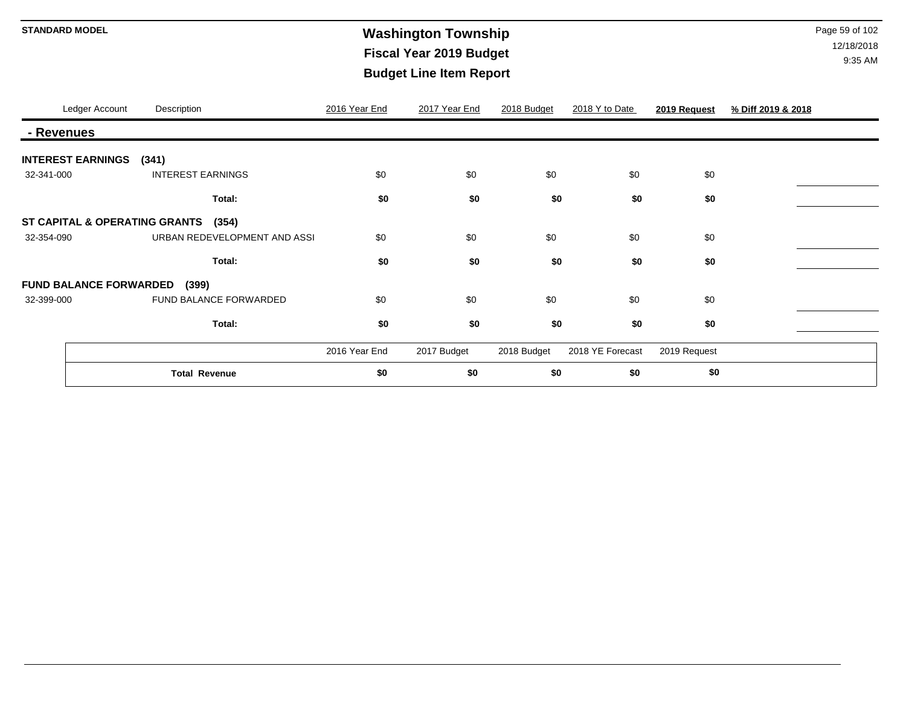**STANDARD MODEL**

# Washington Township
## Fiscal Year 2019 Budget
## Budget Line Item Report

| Ledger Account | Description | 2016 Year End | 2017 Year End | 2018 Budget | 2018 Y to Date | 2019 Request | % Diff 2019 & 2018 |
|---|---|---|---|---|---|---|---|
| **- Revenues** | | | | | | | |
| **INTEREST EARNINGS (341)** | | | | | | | |
| 32-341-000 | INTEREST EARNINGS | $0 | $0 | $0 | $0 | $0 | |
| | **Total:** | **$0** | **$0** | **$0** | **$0** | **$0** | |
| **ST CAPITAL & OPERATING GRANTS (354)** | | | | | | | |
| 32-354-090 | URBAN REDEVELOPMENT AND ASSI | $0 | $0 | $0 | $0 | $0 | |
| | **Total:** | **$0** | **$0** | **$0** | **$0** | **$0** | |
| **FUND BALANCE FORWARDED (399)** | | | | | | | |
| 32-399-000 | FUND BALANCE FORWARDED | $0 | $0 | $0 | $0 | $0 | |
| | **Total:** | **$0** | **$0** | **$0** | **$0** | **$0** | |

| | 2016 Year End | 2017 Budget | 2018 Budget | 2018 YE Forecast | 2019 Request |
|---|---|---|---|---|---|
| **Total Revenue** | **$0** | **$0** | **$0** | **$0** | **$0** |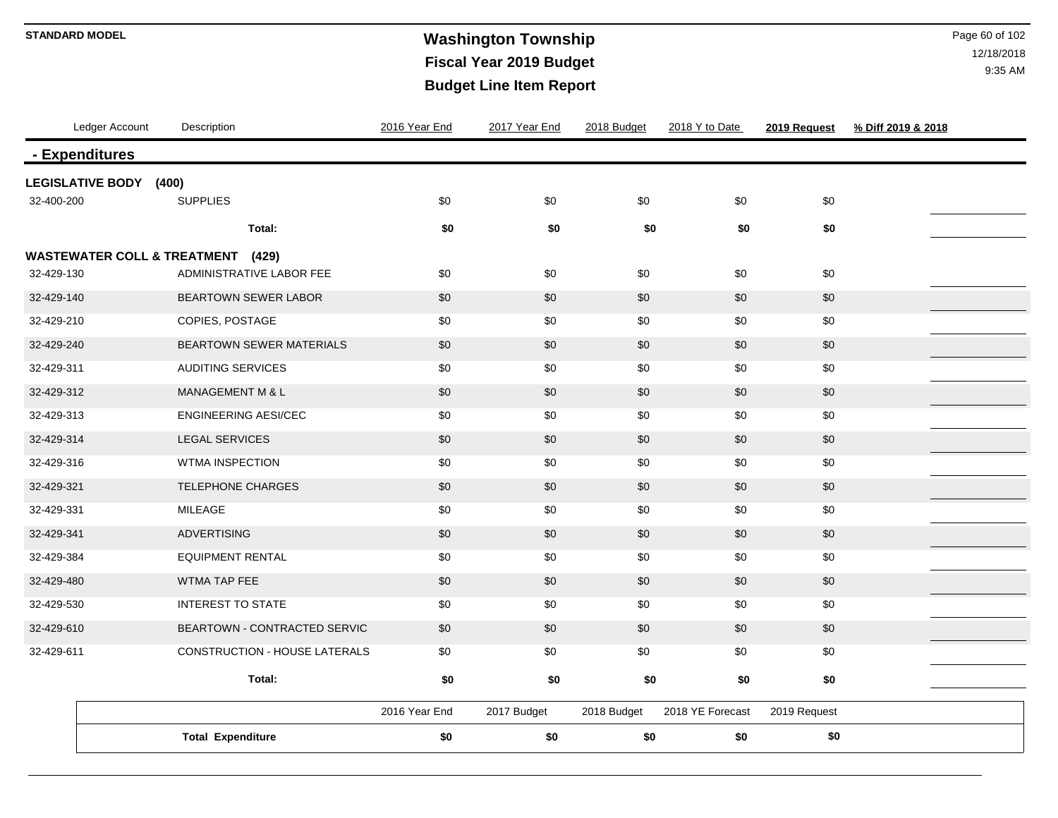**STANDARD MODEL**

# Washington Township

## Fiscal Year 2019 Budget

## Budget Line Item Report

| Ledger Account | Description | 2016 Year End | 2017 Year End | 2018 Budget | 2018 Y to Date | 2019 Request | % Diff 2019 & 2018 |
|---|---|---|---|---|---|---|---|
| **- Expenditures** | | | | | | | |
| **LEGISLATIVE BODY (400)** | | | | | | | |
| 32-400-200 | SUPPLIES | $0 | $0 | $0 | $0 | $0 | |
| | **Total:** | **$0** | **$0** | **$0** | **$0** | **$0** | |
| **WASTEWATER COLL & TREATMENT (429)** | | | | | | | |
| 32-429-130 | ADMINISTRATIVE LABOR FEE | $0 | $0 | $0 | $0 | $0 | |
| 32-429-140 | BEARTOWN SEWER LABOR | $0 | $0 | $0 | $0 | $0 | |
| 32-429-210 | COPIES, POSTAGE | $0 | $0 | $0 | $0 | $0 | |
| 32-429-240 | BEARTOWN SEWER MATERIALS | $0 | $0 | $0 | $0 | $0 | |
| 32-429-311 | AUDITING SERVICES | $0 | $0 | $0 | $0 | $0 | |
| 32-429-312 | MANAGEMENT M & L | $0 | $0 | $0 | $0 | $0 | |
| 32-429-313 | ENGINEERING AESI/CEC | $0 | $0 | $0 | $0 | $0 | |
| 32-429-314 | LEGAL SERVICES | $0 | $0 | $0 | $0 | $0 | |
| 32-429-316 | WTMA INSPECTION | $0 | $0 | $0 | $0 | $0 | |
| 32-429-321 | TELEPHONE CHARGES | $0 | $0 | $0 | $0 | $0 | |
| 32-429-331 | MILEAGE | $0 | $0 | $0 | $0 | $0 | |
| 32-429-341 | ADVERTISING | $0 | $0 | $0 | $0 | $0 | |
| 32-429-384 | EQUIPMENT RENTAL | $0 | $0 | $0 | $0 | $0 | |
| 32-429-480 | WTMA TAP FEE | $0 | $0 | $0 | $0 | $0 | |
| 32-429-530 | INTEREST TO STATE | $0 | $0 | $0 | $0 | $0 | |
| 32-429-610 | BEARTOWN - CONTRACTED SERVIC | $0 | $0 | $0 | $0 | $0 | |
| 32-429-611 | CONSTRUCTION - HOUSE LATERALS | $0 | $0 | $0 | $0 | $0 | |
| | **Total:** | **$0** | **$0** | **$0** | **$0** | **$0** | |

| | 2016 Year End | 2017 Budget | 2018 Budget | 2018 YE Forecast | 2019 Request |
|---|---|---|---|---|---|
| **Total Expenditure** | **$0** | **$0** | **$0** | **$0** | **$0** |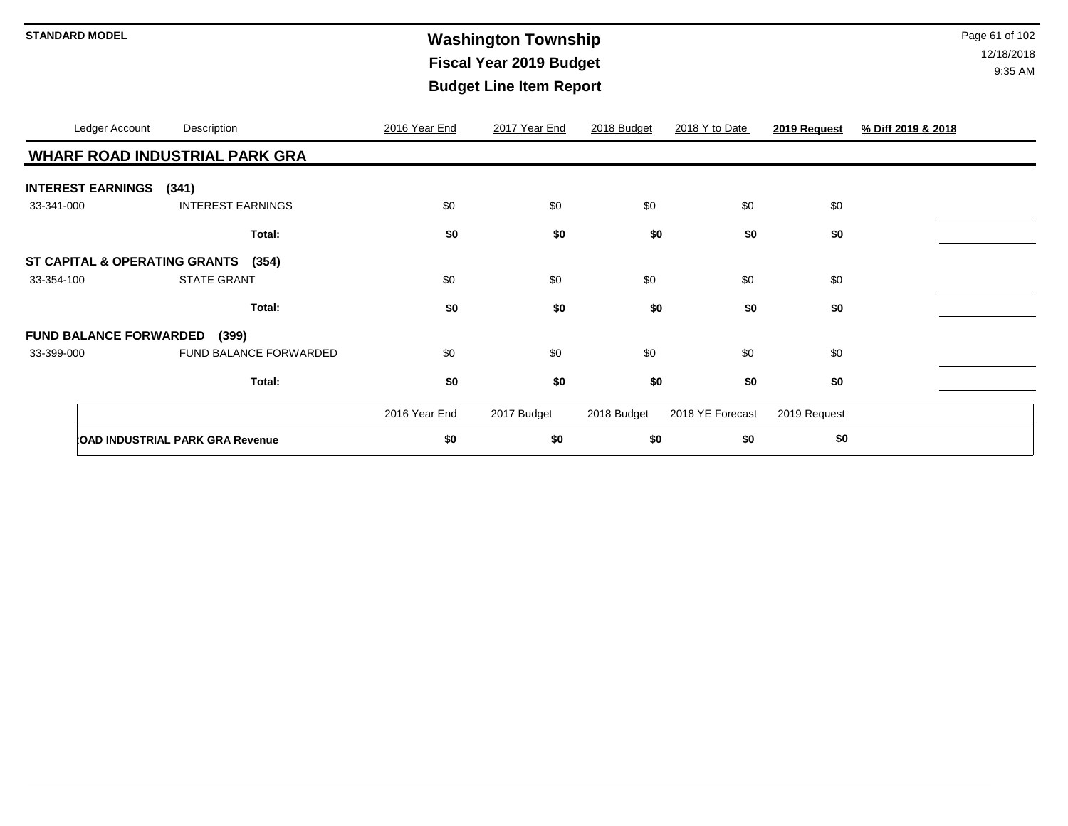# Washington Township

## Fiscal Year 2019 Budget

## Budget Line Item Report

STANDARD MODEL

12/18/2018
9:35 AM

| Ledger Account | Description | 2016 Year End | 2017 Year End | 2018 Budget | 2018 Y to Date | **2019 Request** | **% Diff 2019 & 2018** |
|---|---|---|---|---|---|---|---|
| **WHARF ROAD INDUSTRIAL PARK GRA** | | | | | | | |
| **INTEREST EARNINGS (341)** | | | | | | | |
| 33-341-000 | INTEREST EARNINGS | $0 | $0 | $0 | $0 | $0 | |
| | **Total:** | **$0** | **$0** | **$0** | **$0** | **$0** | |
| **ST CAPITAL & OPERATING GRANTS (354)** | | | | | | | |
| 33-354-100 | STATE GRANT | $0 | $0 | $0 | $0 | $0 | |
| | **Total:** | **$0** | **$0** | **$0** | **$0** | **$0** | |
| **FUND BALANCE FORWARDED (399)** | | | | | | | |
| 33-399-000 | FUND BALANCE FORWARDED | $0 | $0 | $0 | $0 | $0 | |
| | **Total:** | **$0** | **$0** | **$0** | **$0** | **$0** | |

| | 2016 Year End | 2017 Budget | 2018 Budget | 2018 YE Forecast | 2019 Request |
|---|---|---|---|---|---|
| **ROAD INDUSTRIAL PARK GRA Revenue** | **$0** | **$0** | **$0** | **$0** | **$0** |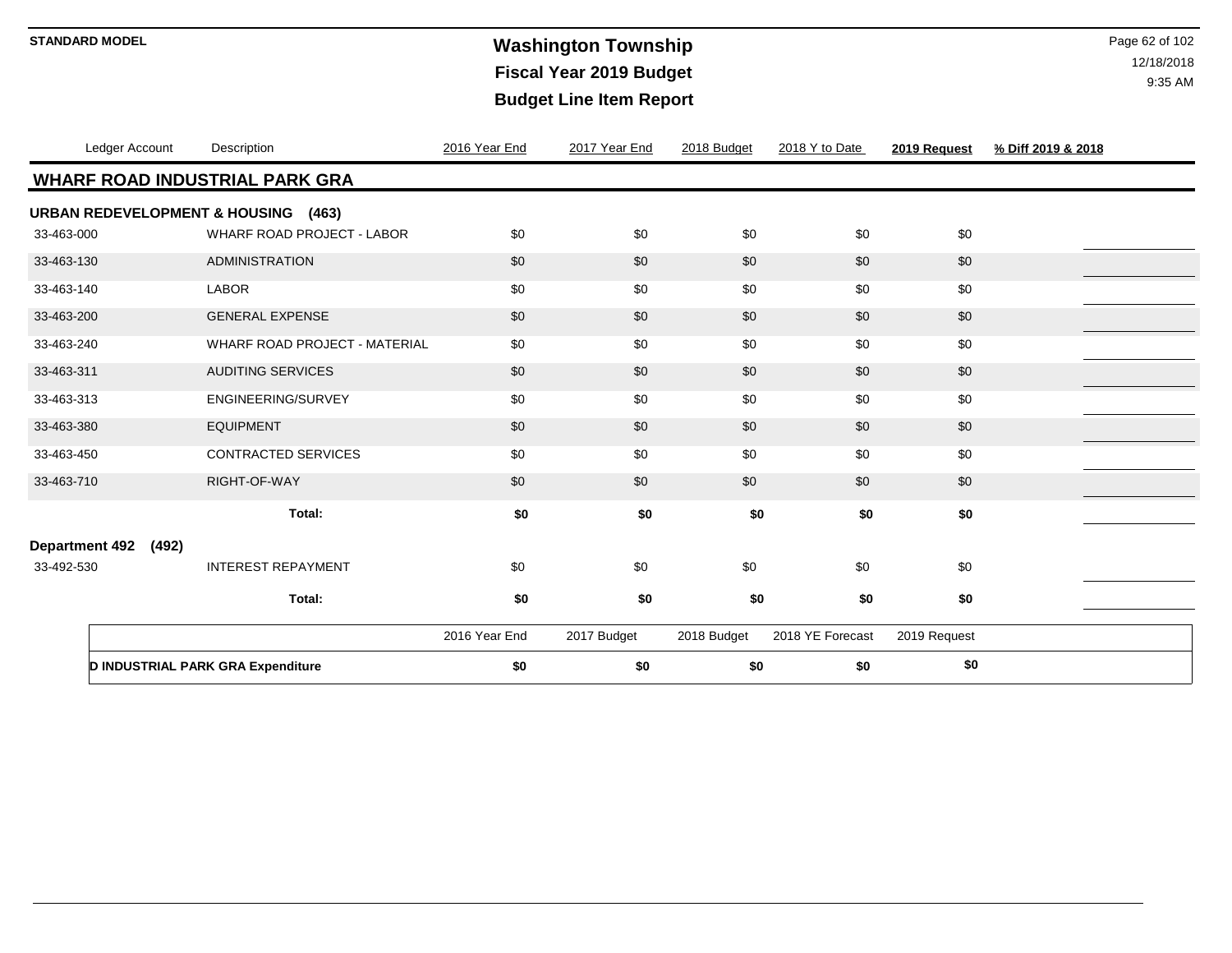**STANDARD MODEL**

# Washington Township
## Fiscal Year 2019 Budget
## Budget Line Item Report

| Ledger Account | Description | 2016 Year End | 2017 Year End | 2018 Budget | 2018 Y to Date | 2019 Request | % Diff 2019 & 2018 |
|---|---|---|---|---|---|---|---|
| **WHARF ROAD INDUSTRIAL PARK GRA** | | | | | | | |
| **URBAN REDEVELOPMENT & HOUSING (463)** | | | | | | | |
| 33-463-000 | WHARF ROAD PROJECT - LABOR | $0 | $0 | $0 | $0 | $0 | |
| 33-463-130 | ADMINISTRATION | $0 | $0 | $0 | $0 | $0 | |
| 33-463-140 | LABOR | $0 | $0 | $0 | $0 | $0 | |
| 33-463-200 | GENERAL EXPENSE | $0 | $0 | $0 | $0 | $0 | |
| 33-463-240 | WHARF ROAD PROJECT - MATERIAL | $0 | $0 | $0 | $0 | $0 | |
| 33-463-311 | AUDITING SERVICES | $0 | $0 | $0 | $0 | $0 | |
| 33-463-313 | ENGINEERING/SURVEY | $0 | $0 | $0 | $0 | $0 | |
| 33-463-380 | EQUIPMENT | $0 | $0 | $0 | $0 | $0 | |
| 33-463-450 | CONTRACTED SERVICES | $0 | $0 | $0 | $0 | $0 | |
| 33-463-710 | RIGHT-OF-WAY | $0 | $0 | $0 | $0 | $0 | |
| | **Total:** | **$0** | **$0** | **$0** | **$0** | **$0** | |
| **Department 492 (492)** | | | | | | | |
| 33-492-530 | INTEREST REPAYMENT | $0 | $0 | $0 | $0 | $0 | |
| | **Total:** | **$0** | **$0** | **$0** | **$0** | **$0** | |

| | 2016 Year End | 2017 Budget | 2018 Budget | 2018 YE Forecast | 2019 Request |
|---|---|---|---|---|---|
| **D INDUSTRIAL PARK GRA Expenditure** | **$0** | **$0** | **$0** | **$0** | **$0** |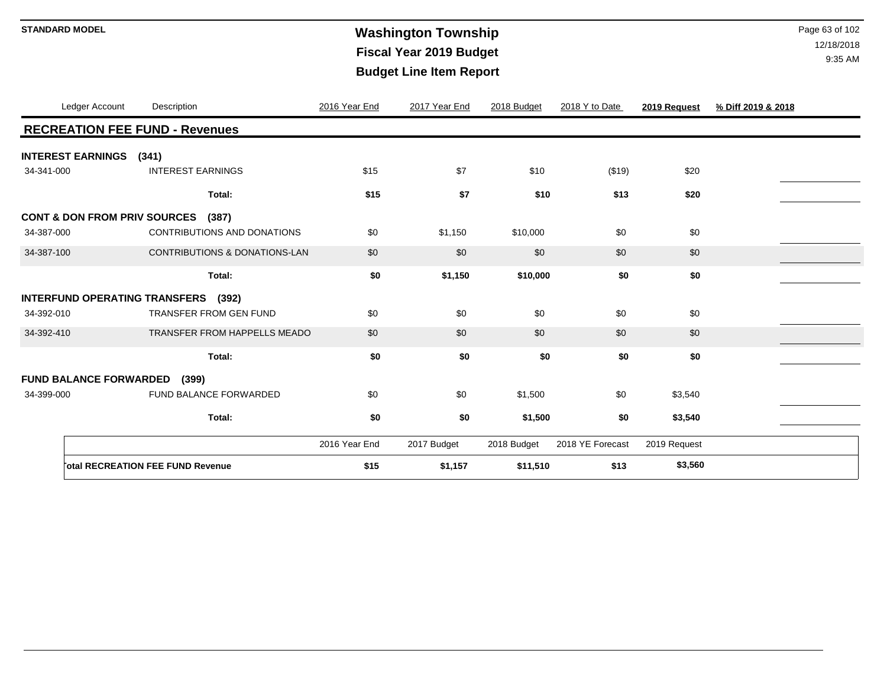**STANDARD MODEL**

# Washington Township
## Fiscal Year 2019 Budget
## Budget Line Item Report

| Ledger Account | Description | 2016 Year End | 2017 Year End | 2018 Budget | 2018 Y to Date | 2019 Request | % Diff 2019 & 2018 |
|---|---|---|---|---|---|---|---|
| **RECREATION FEE FUND - Revenues** | | | | | | | |
| **INTEREST EARNINGS (341)** | | | | | | | |
| 34-341-000 | INTEREST EARNINGS | $15 | $7 | $10 | ($19) | $20 | |
| | **Total:** | **$15** | **$7** | **$10** | **$13** | **$20** | |
| **CONT & DON FROM PRIV SOURCES (387)** | | | | | | | |
| 34-387-000 | CONTRIBUTIONS AND DONATIONS | $0 | $1,150 | $10,000 | $0 | $0 | |
| 34-387-100 | CONTRIBUTIONS & DONATIONS-LAN | $0 | $0 | $0 | $0 | $0 | |
| | **Total:** | **$0** | **$1,150** | **$10,000** | **$0** | **$0** | |
| **INTERFUND OPERATING TRANSFERS (392)** | | | | | | | |
| 34-392-010 | TRANSFER FROM GEN FUND | $0 | $0 | $0 | $0 | $0 | |
| 34-392-410 | TRANSFER FROM HAPPELLS MEADO | $0 | $0 | $0 | $0 | $0 | |
| | **Total:** | **$0** | **$0** | **$0** | **$0** | **$0** | |
| **FUND BALANCE FORWARDED (399)** | | | | | | | |
| 34-399-000 | FUND BALANCE FORWARDED | $0 | $0 | $1,500 | $0 | $3,540 | |
| | **Total:** | **$0** | **$0** | **$1,500** | **$0** | **$3,540** | |

| | 2016 Year End | 2017 Budget | 2018 Budget | 2018 YE Forecast | 2019 Request |
|---|---|---|---|---|---|
| **Total RECREATION FEE FUND Revenue** | **$15** | **$1,157** | **$11,510** | **$13** | **$3,560** |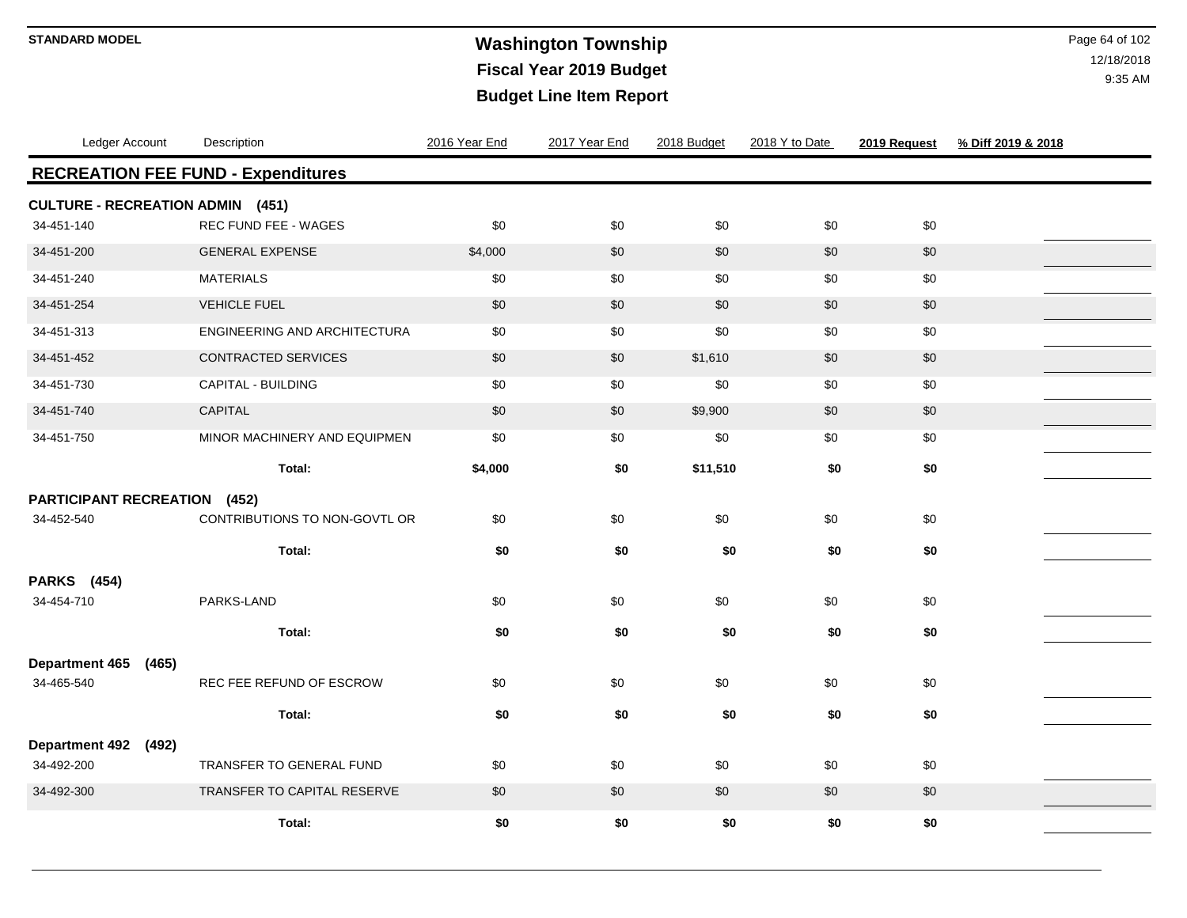**STANDARD MODEL**

# Washington Township
## Fiscal Year 2019 Budget
## Budget Line Item Report

| Ledger Account | Description | 2016 Year End | 2017 Year End | 2018 Budget | 2018 Y to Date | 2019 Request | % Diff 2019 & 2018 |
|---|---|---|---|---|---|---|---|
| **RECREATION FEE FUND - Expenditures** | | | | | | | |
| **CULTURE - RECREATION ADMIN (451)** | | | | | | | |
| 34-451-140 | REC FUND FEE - WAGES | $0 | $0 | $0 | $0 | $0 | |
| 34-451-200 | GENERAL EXPENSE | $4,000 | $0 | $0 | $0 | $0 | |
| 34-451-240 | MATERIALS | $0 | $0 | $0 | $0 | $0 | |
| 34-451-254 | VEHICLE FUEL | $0 | $0 | $0 | $0 | $0 | |
| 34-451-313 | ENGINEERING AND ARCHITECTURA | $0 | $0 | $0 | $0 | $0 | |
| 34-451-452 | CONTRACTED SERVICES | $0 | $0 | $1,610 | $0 | $0 | |
| 34-451-730 | CAPITAL - BUILDING | $0 | $0 | $0 | $0 | $0 | |
| 34-451-740 | CAPITAL | $0 | $0 | $9,900 | $0 | $0 | |
| 34-451-750 | MINOR MACHINERY AND EQUIPMEN | $0 | $0 | $0 | $0 | $0 | |
| | **Total:** | **$4,000** | **$0** | **$11,510** | **$0** | **$0** | |
| **PARTICIPANT RECREATION (452)** | | | | | | | |
| 34-452-540 | CONTRIBUTIONS TO NON-GOVTL OR | $0 | $0 | $0 | $0 | $0 | |
| | **Total:** | **$0** | **$0** | **$0** | **$0** | **$0** | |
| **PARKS (454)** | | | | | | | |
| 34-454-710 | PARKS-LAND | $0 | $0 | $0 | $0 | $0 | |
| | **Total:** | **$0** | **$0** | **$0** | **$0** | **$0** | |
| **Department 465 (465)** | | | | | | | |
| 34-465-540 | REC FEE REFUND OF ESCROW | $0 | $0 | $0 | $0 | $0 | |
| | **Total:** | **$0** | **$0** | **$0** | **$0** | **$0** | |
| **Department 492 (492)** | | | | | | | |
| 34-492-200 | TRANSFER TO GENERAL FUND | $0 | $0 | $0 | $0 | $0 | |
| 34-492-300 | TRANSFER TO CAPITAL RESERVE | $0 | $0 | $0 | $0 | $0 | |
| | **Total:** | **$0** | **$0** | **$0** | **$0** | **$0** | |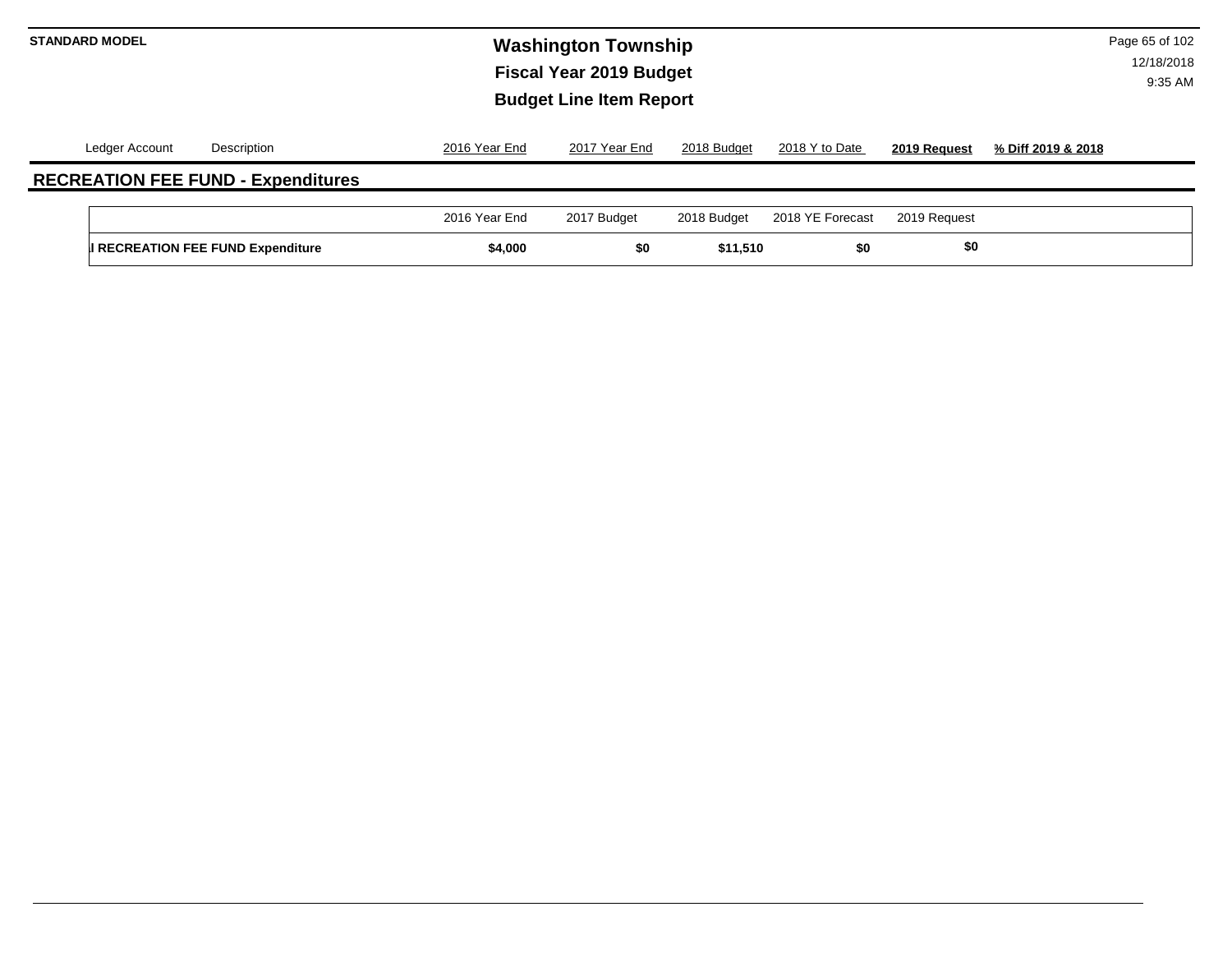| Ledger Account | Description | 2016 Year End | 2017 Year End | 2018 Budget | 2018 Y to Date | **2019 Request** | **% Diff 2019 & 2018** |
|---|---|---|---|---|---|---|---|

## RECREATION FEE FUND - Expenditures

| | 2016 Year End | 2017 Budget | 2018 Budget | 2018 YE Forecast | 2019 Request |
|---|---|---|---|---|---|
| **l RECREATION FEE FUND Expenditure** | **$4,000** | **$0** | **$11,510** | **$0** | **$0** |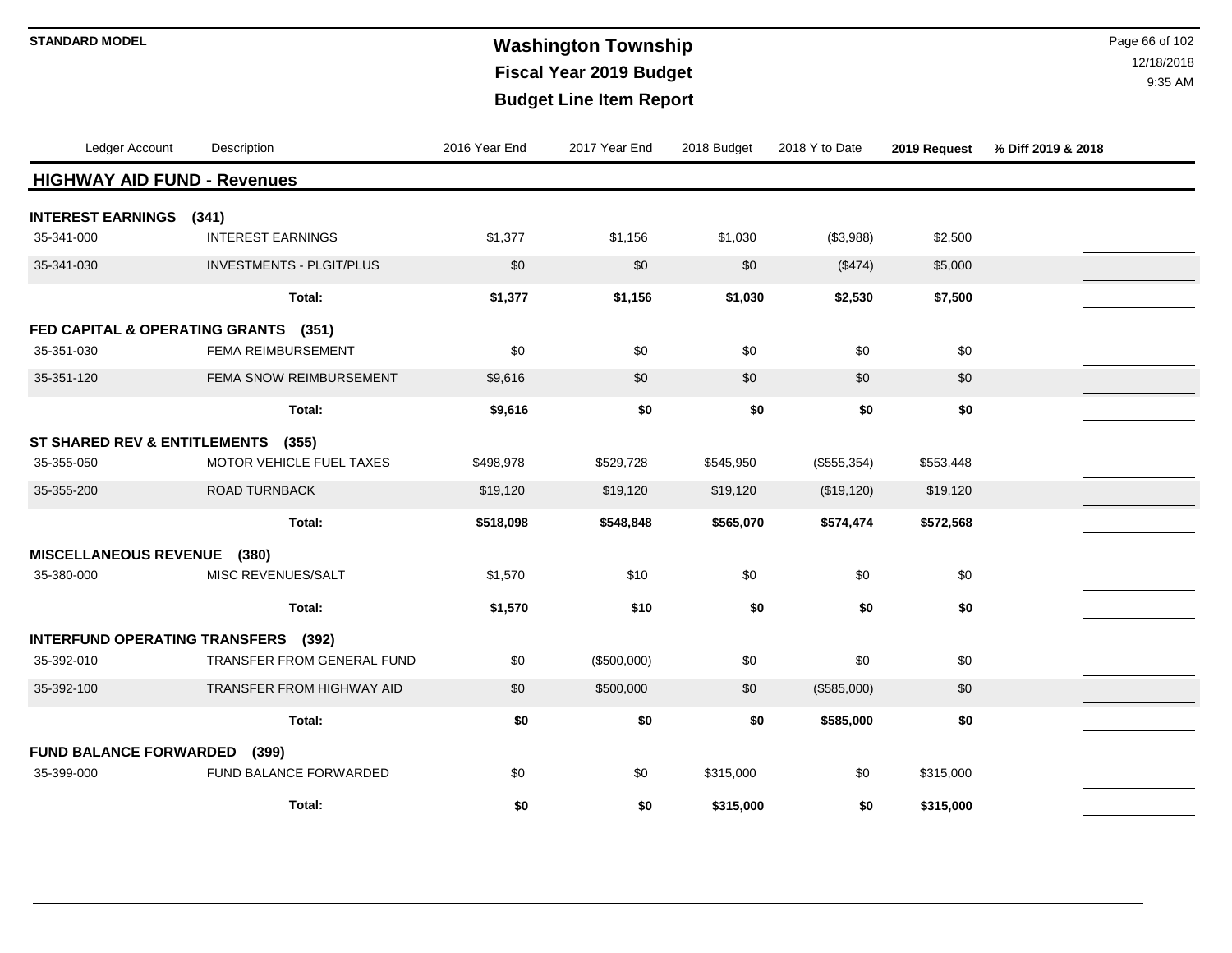# Washington Township
## Fiscal Year 2019 Budget
## Budget Line Item Report

STANDARD MODEL

12/18/2018
9:35 AM

| Ledger Account | Description | 2016 Year End | 2017 Year End | 2018 Budget | 2018 Y to Date | 2019 Request | % Diff 2019 & 2018 |
|---|---|---|---|---|---|---|---|
| **HIGHWAY AID FUND - Revenues** | | | | | | | |
| **INTEREST EARNINGS (341)** | | | | | | | |
| 35-341-000 | INTEREST EARNINGS | $1,377 | $1,156 | $1,030 | ($3,988) | $2,500 | |
| 35-341-030 | INVESTMENTS - PLGIT/PLUS | $0 | $0 | $0 | ($474) | $5,000 | |
| | **Total:** | **$1,377** | **$1,156** | **$1,030** | **$2,530** | **$7,500** | |
| **FED CAPITAL & OPERATING GRANTS (351)** | | | | | | | |
| 35-351-030 | FEMA REIMBURSEMENT | $0 | $0 | $0 | $0 | $0 | |
| 35-351-120 | FEMA SNOW REIMBURSEMENT | $9,616 | $0 | $0 | $0 | $0 | |
| | **Total:** | **$9,616** | **$0** | **$0** | **$0** | **$0** | |
| **ST SHARED REV & ENTITLEMENTS (355)** | | | | | | | |
| 35-355-050 | MOTOR VEHICLE FUEL TAXES | $498,978 | $529,728 | $545,950 | ($555,354) | $553,448 | |
| 35-355-200 | ROAD TURNBACK | $19,120 | $19,120 | $19,120 | ($19,120) | $19,120 | |
| | **Total:** | **$518,098** | **$548,848** | **$565,070** | **$574,474** | **$572,568** | |
| **MISCELLANEOUS REVENUE (380)** | | | | | | | |
| 35-380-000 | MISC REVENUES/SALT | $1,570 | $10 | $0 | $0 | $0 | |
| | **Total:** | **$1,570** | **$10** | **$0** | **$0** | **$0** | |
| **INTERFUND OPERATING TRANSFERS (392)** | | | | | | | |
| 35-392-010 | TRANSFER FROM GENERAL FUND | $0 | ($500,000) | $0 | $0 | $0 | |
| 35-392-100 | TRANSFER FROM HIGHWAY AID | $0 | $500,000 | $0 | ($585,000) | $0 | |
| | **Total:** | **$0** | **$0** | **$0** | **$585,000** | **$0** | |
| **FUND BALANCE FORWARDED (399)** | | | | | | | |
| 35-399-000 | FUND BALANCE FORWARDED | $0 | $0 | $315,000 | $0 | $315,000 | |
| | **Total:** | **$0** | **$0** | **$315,000** | **$0** | **$315,000** | |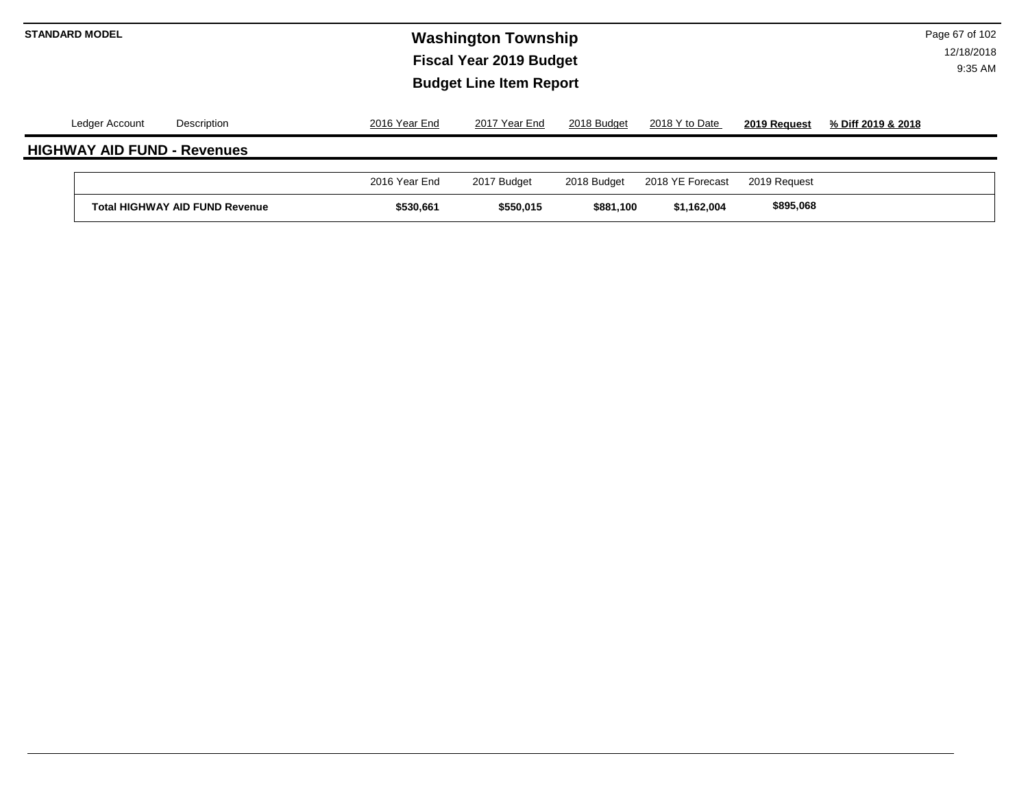# Washington Township

## Fiscal Year 2019 Budget

## Budget Line Item Report

| Ledger Account | Description | 2016 Year End | 2017 Year End | 2018 Budget | 2018 Y to Date | **2019 Request** | **% Diff 2019 & 2018** |
|---|---|---|---|---|---|---|---|

## HIGHWAY AID FUND - Revenues

| | 2016 Year End | 2017 Budget | 2018 Budget | 2018 YE Forecast | 2019 Request |
|---|---|---|---|---|---|
| **Total HIGHWAY AID FUND Revenue** | **$530,661** | **$550,015** | **$881,100** | **$1,162,004** | **$895,068** |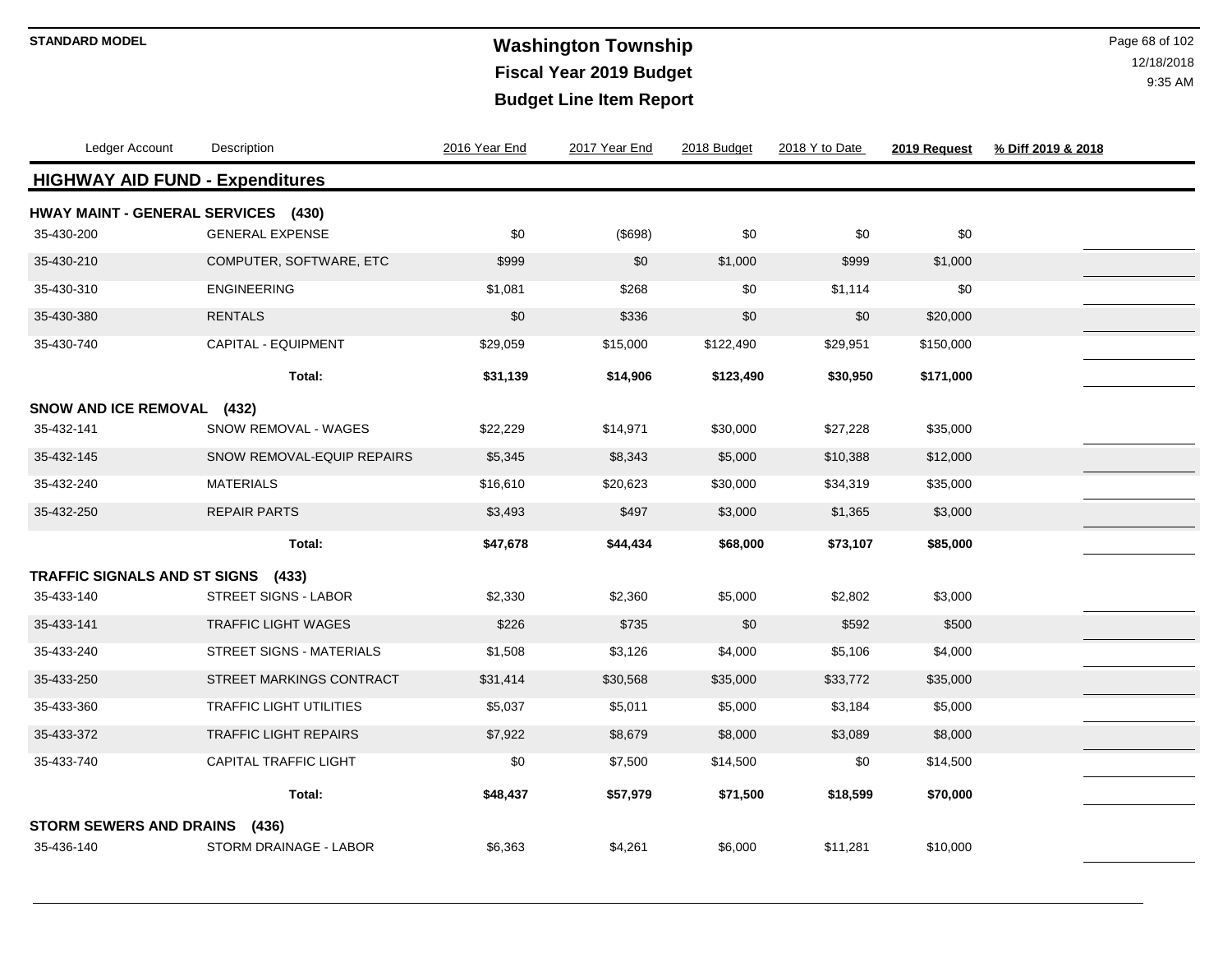# Washington Township

## Fiscal Year 2019 Budget

## Budget Line Item Report

STANDARD MODEL

| Ledger Account | Description | 2016 Year End | 2017 Year End | 2018 Budget | 2018 Y to Date | 2019 Request | % Diff 2019 & 2018 |
|---|---|---|---|---|---|---|---|
| **HIGHWAY AID FUND - Expenditures** | | | | | | | |
| **HWAY MAINT - GENERAL SERVICES (430)** | | | | | | | |
| 35-430-200 | GENERAL EXPENSE | $0 | ($698) | $0 | $0 | $0 | |
| 35-430-210 | COMPUTER, SOFTWARE, ETC | $999 | $0 | $1,000 | $999 | $1,000 | |
| 35-430-310 | ENGINEERING | $1,081 | $268 | $0 | $1,114 | $0 | |
| 35-430-380 | RENTALS | $0 | $336 | $0 | $0 | $20,000 | |
| 35-430-740 | CAPITAL - EQUIPMENT | $29,059 | $15,000 | $122,490 | $29,951 | $150,000 | |
| | **Total:** | **$31,139** | **$14,906** | **$123,490** | **$30,950** | **$171,000** | |
| **SNOW AND ICE REMOVAL (432)** | | | | | | | |
| 35-432-141 | SNOW REMOVAL - WAGES | $22,229 | $14,971 | $30,000 | $27,228 | $35,000 | |
| 35-432-145 | SNOW REMOVAL-EQUIP REPAIRS | $5,345 | $8,343 | $5,000 | $10,388 | $12,000 | |
| 35-432-240 | MATERIALS | $16,610 | $20,623 | $30,000 | $34,319 | $35,000 | |
| 35-432-250 | REPAIR PARTS | $3,493 | $497 | $3,000 | $1,365 | $3,000 | |
| | **Total:** | **$47,678** | **$44,434** | **$68,000** | **$73,107** | **$85,000** | |
| **TRAFFIC SIGNALS AND ST SIGNS (433)** | | | | | | | |
| 35-433-140 | STREET SIGNS - LABOR | $2,330 | $2,360 | $5,000 | $2,802 | $3,000 | |
| 35-433-141 | TRAFFIC LIGHT WAGES | $226 | $735 | $0 | $592 | $500 | |
| 35-433-240 | STREET SIGNS - MATERIALS | $1,508 | $3,126 | $4,000 | $5,106 | $4,000 | |
| 35-433-250 | STREET MARKINGS CONTRACT | $31,414 | $30,568 | $35,000 | $33,772 | $35,000 | |
| 35-433-360 | TRAFFIC LIGHT UTILITIES | $5,037 | $5,011 | $5,000 | $3,184 | $5,000 | |
| 35-433-372 | TRAFFIC LIGHT REPAIRS | $7,922 | $8,679 | $8,000 | $3,089 | $8,000 | |
| 35-433-740 | CAPITAL TRAFFIC LIGHT | $0 | $7,500 | $14,500 | $0 | $14,500 | |
| | **Total:** | **$48,437** | **$57,979** | **$71,500** | **$18,599** | **$70,000** | |
| **STORM SEWERS AND DRAINS (436)** | | | | | | | |
| 35-436-140 | STORM DRAINAGE - LABOR | $6,363 | $4,261 | $6,000 | $11,281 | $10,000 | |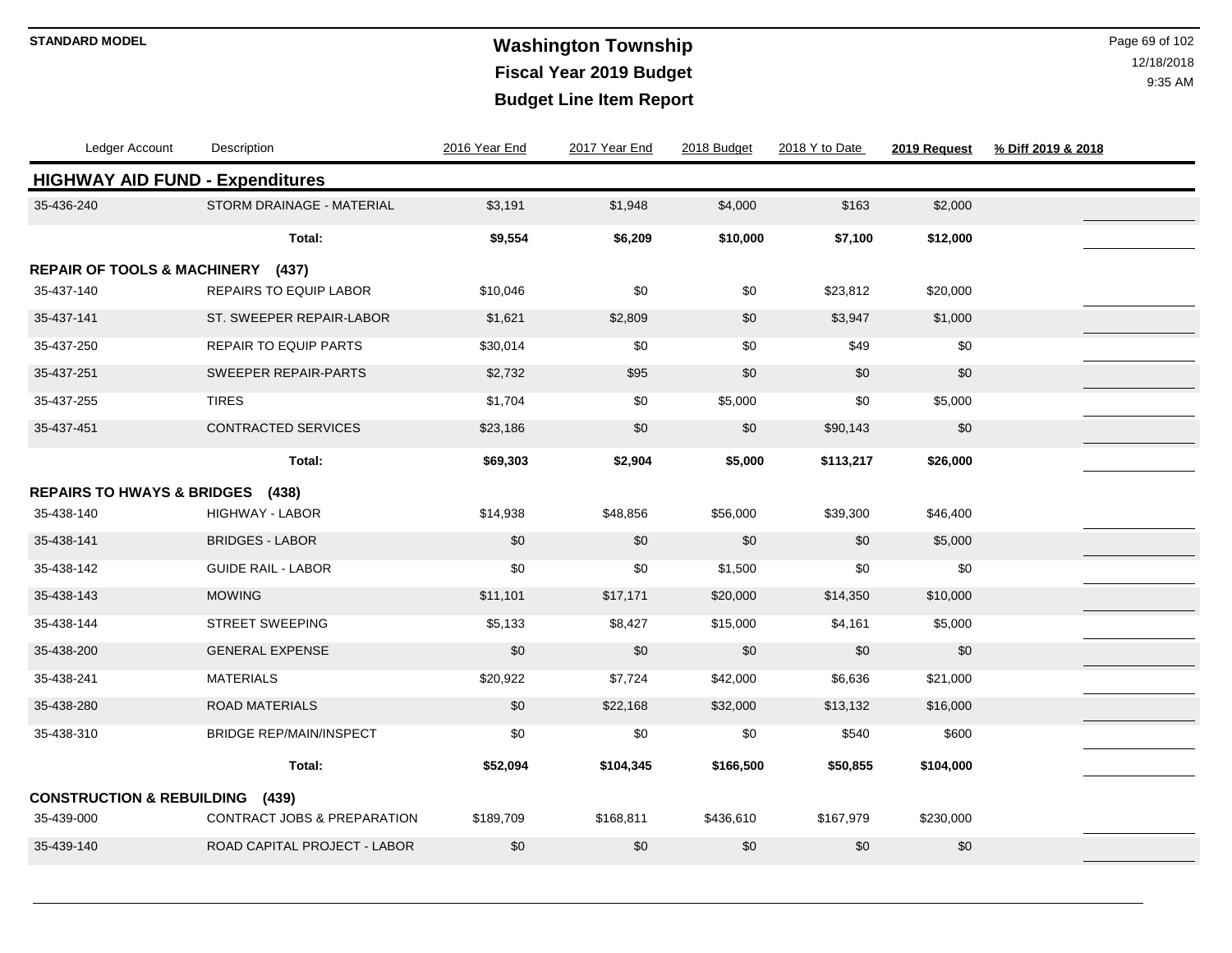# Washington Township

## Fiscal Year 2019 Budget

## Budget Line Item Report

STANDARD MODEL

12/18/2018
9:35 AM

| Ledger Account | Description | 2016 Year End | 2017 Year End | 2018 Budget | 2018 Y to Date | 2019 Request | % Diff 2019 & 2018 |
|---|---|---|---|---|---|---|---|
| **HIGHWAY AID FUND - Expenditures** | | | | | | | |
| 35-436-240 | STORM DRAINAGE - MATERIAL | $3,191 | $1,948 | $4,000 | $163 | $2,000 | |
| | **Total:** | **$9,554** | **$6,209** | **$10,000** | **$7,100** | **$12,000** | |
| **REPAIR OF TOOLS & MACHINERY (437)** | | | | | | | |
| 35-437-140 | REPAIRS TO EQUIP LABOR | $10,046 | $0 | $0 | $23,812 | $20,000 | |
| 35-437-141 | ST. SWEEPER REPAIR-LABOR | $1,621 | $2,809 | $0 | $3,947 | $1,000 | |
| 35-437-250 | REPAIR TO EQUIP PARTS | $30,014 | $0 | $0 | $49 | $0 | |
| 35-437-251 | SWEEPER REPAIR-PARTS | $2,732 | $95 | $0 | $0 | $0 | |
| 35-437-255 | TIRES | $1,704 | $0 | $5,000 | $0 | $5,000 | |
| 35-437-451 | CONTRACTED SERVICES | $23,186 | $0 | $0 | $90,143 | $0 | |
| | **Total:** | **$69,303** | **$2,904** | **$5,000** | **$113,217** | **$26,000** | |
| **REPAIRS TO HWAYS & BRIDGES (438)** | | | | | | | |
| 35-438-140 | HIGHWAY - LABOR | $14,938 | $48,856 | $56,000 | $39,300 | $46,400 | |
| 35-438-141 | BRIDGES - LABOR | $0 | $0 | $0 | $0 | $5,000 | |
| 35-438-142 | GUIDE RAIL - LABOR | $0 | $0 | $1,500 | $0 | $0 | |
| 35-438-143 | MOWING | $11,101 | $17,171 | $20,000 | $14,350 | $10,000 | |
| 35-438-144 | STREET SWEEPING | $5,133 | $8,427 | $15,000 | $4,161 | $5,000 | |
| 35-438-200 | GENERAL EXPENSE | $0 | $0 | $0 | $0 | $0 | |
| 35-438-241 | MATERIALS | $20,922 | $7,724 | $42,000 | $6,636 | $21,000 | |
| 35-438-280 | ROAD MATERIALS | $0 | $22,168 | $32,000 | $13,132 | $16,000 | |
| 35-438-310 | BRIDGE REP/MAIN/INSPECT | $0 | $0 | $0 | $540 | $600 | |
| | **Total:** | **$52,094** | **$104,345** | **$166,500** | **$50,855** | **$104,000** | |
| **CONSTRUCTION & REBUILDING (439)** | | | | | | | |
| 35-439-000 | CONTRACT JOBS & PREPARATION | $189,709 | $168,811 | $436,610 | $167,979 | $230,000 | |
| 35-439-140 | ROAD CAPITAL PROJECT - LABOR | $0 | $0 | $0 | $0 | $0 | |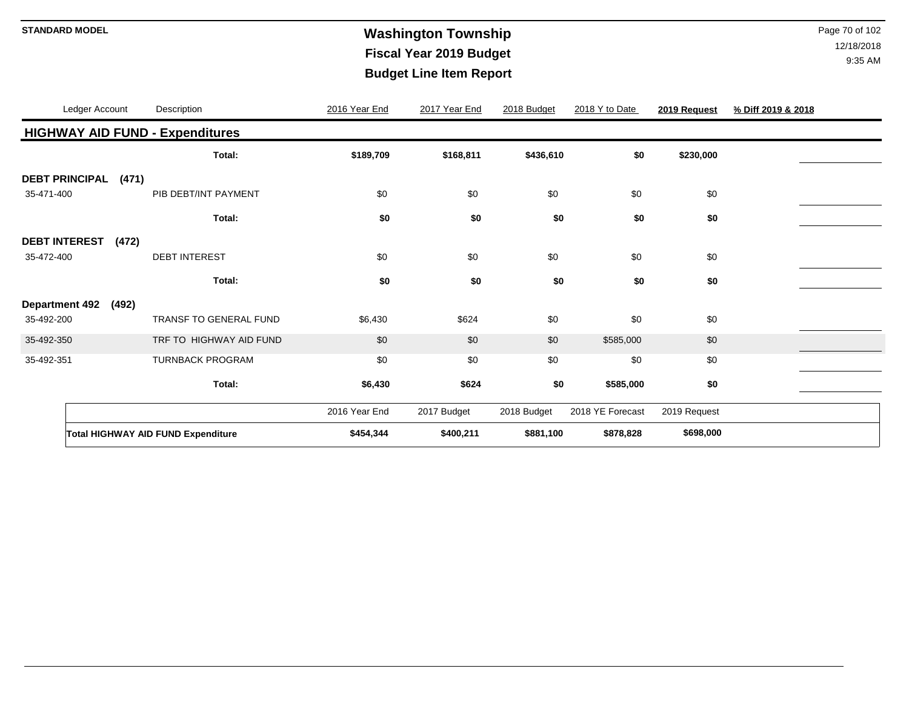**STANDARD MODEL**

# Washington Township
## Fiscal Year 2019 Budget
## Budget Line Item Report

| Ledger Account | Description | 2016 Year End | 2017 Year End | 2018 Budget | 2018 Y to Date | 2019 Request | % Diff 2019 & 2018 |
|---|---|---|---|---|---|---|---|
| **HIGHWAY AID FUND - Expenditures** | | | | | | | |
| | **Total:** | **$189,709** | **$168,811** | **$436,610** | **$0** | **$230,000** | |
| **DEBT PRINCIPAL (471)** | | | | | | | |
| 35-471-400 | PIB DEBT/INT PAYMENT | $0 | $0 | $0 | $0 | $0 | |
| | **Total:** | **$0** | **$0** | **$0** | **$0** | **$0** | |
| **DEBT INTEREST (472)** | | | | | | | |
| 35-472-400 | DEBT INTEREST | $0 | $0 | $0 | $0 | $0 | |
| | **Total:** | **$0** | **$0** | **$0** | **$0** | **$0** | |
| **Department 492 (492)** | | | | | | | |
| 35-492-200 | TRANSF TO GENERAL FUND | $6,430 | $624 | $0 | $0 | $0 | |
| 35-492-350 | TRF TO HIGHWAY AID FUND | $0 | $0 | $0 | $585,000 | $0 | |
| 35-492-351 | TURNBACK PROGRAM | $0 | $0 | $0 | $0 | $0 | |
| | **Total:** | **$6,430** | **$624** | **$0** | **$585,000** | **$0** | |

| | 2016 Year End | 2017 Budget | 2018 Budget | 2018 YE Forecast | 2019 Request |
|---|---|---|---|---|---|
| **Total HIGHWAY AID FUND Expenditure** | **$454,344** | **$400,211** | **$881,100** | **$878,828** | **$698,000** |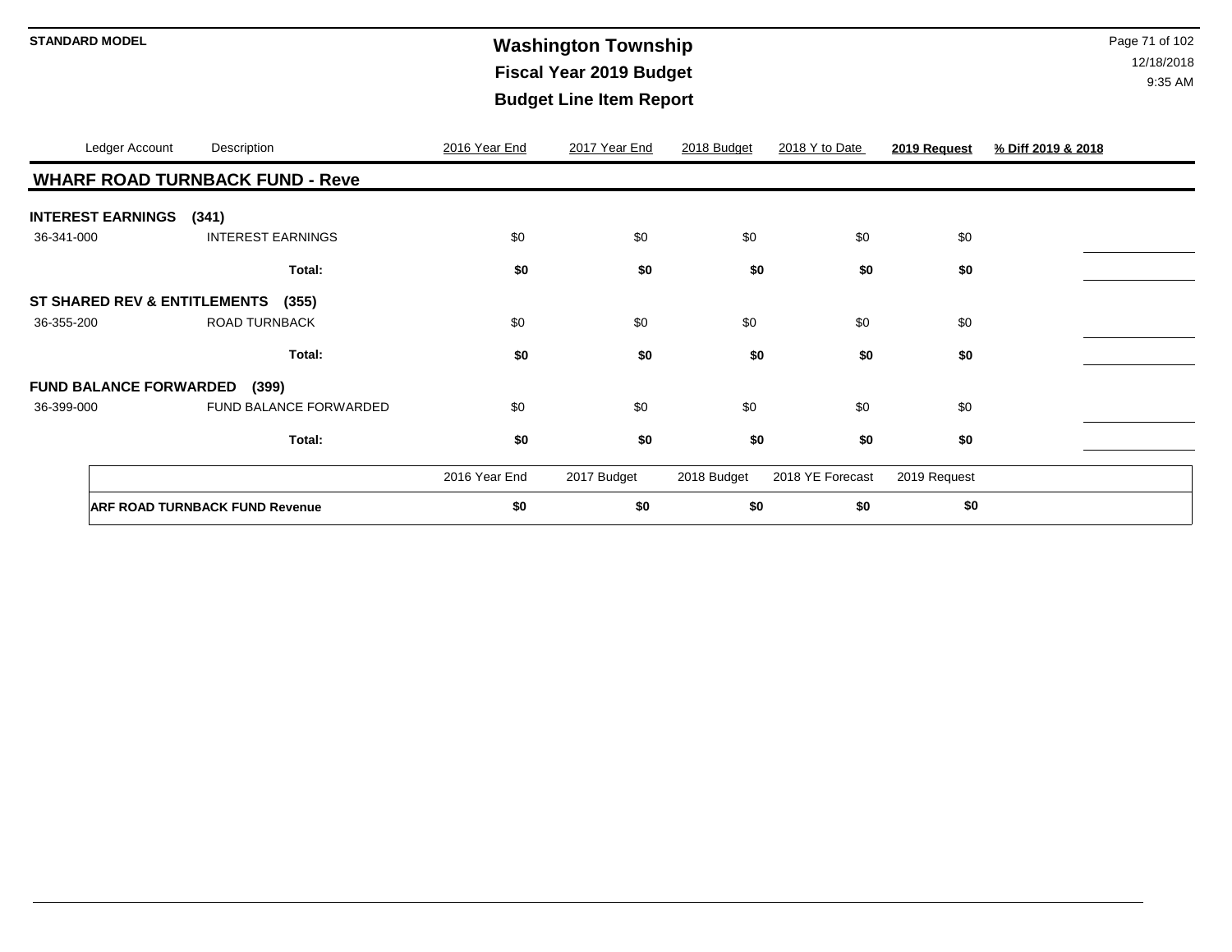# Washington Township
## Fiscal Year 2019 Budget
## Budget Line Item Report

STANDARD MODEL

12/18/2018
9:35 AM

| Ledger Account | Description | 2016 Year End | 2017 Year End | 2018 Budget | 2018 Y to Date | **2019 Request** | **% Diff 2019 & 2018** |
|---|---|---|---|---|---|---|---|
| **WHARF ROAD TURNBACK FUND - Reve** | | | | | | | |
| **INTEREST EARNINGS (341)** | | | | | | | |
| 36-341-000 | INTEREST EARNINGS | $0 | $0 | $0 | $0 | $0 | |
| | **Total:** | **$0** | **$0** | **$0** | **$0** | **$0** | |
| **ST SHARED REV & ENTITLEMENTS (355)** | | | | | | | |
| 36-355-200 | ROAD TURNBACK | $0 | $0 | $0 | $0 | $0 | |
| | **Total:** | **$0** | **$0** | **$0** | **$0** | **$0** | |
| **FUND BALANCE FORWARDED (399)** | | | | | | | |
| 36-399-000 | FUND BALANCE FORWARDED | $0 | $0 | $0 | $0 | $0 | |
| | **Total:** | **$0** | **$0** | **$0** | **$0** | **$0** | |

| | 2016 Year End | 2017 Budget | 2018 Budget | 2018 YE Forecast | 2019 Request |
|---|---|---|---|---|---|
| **ARF ROAD TURNBACK FUND Revenue** | **$0** | **$0** | **$0** | **$0** | **$0** |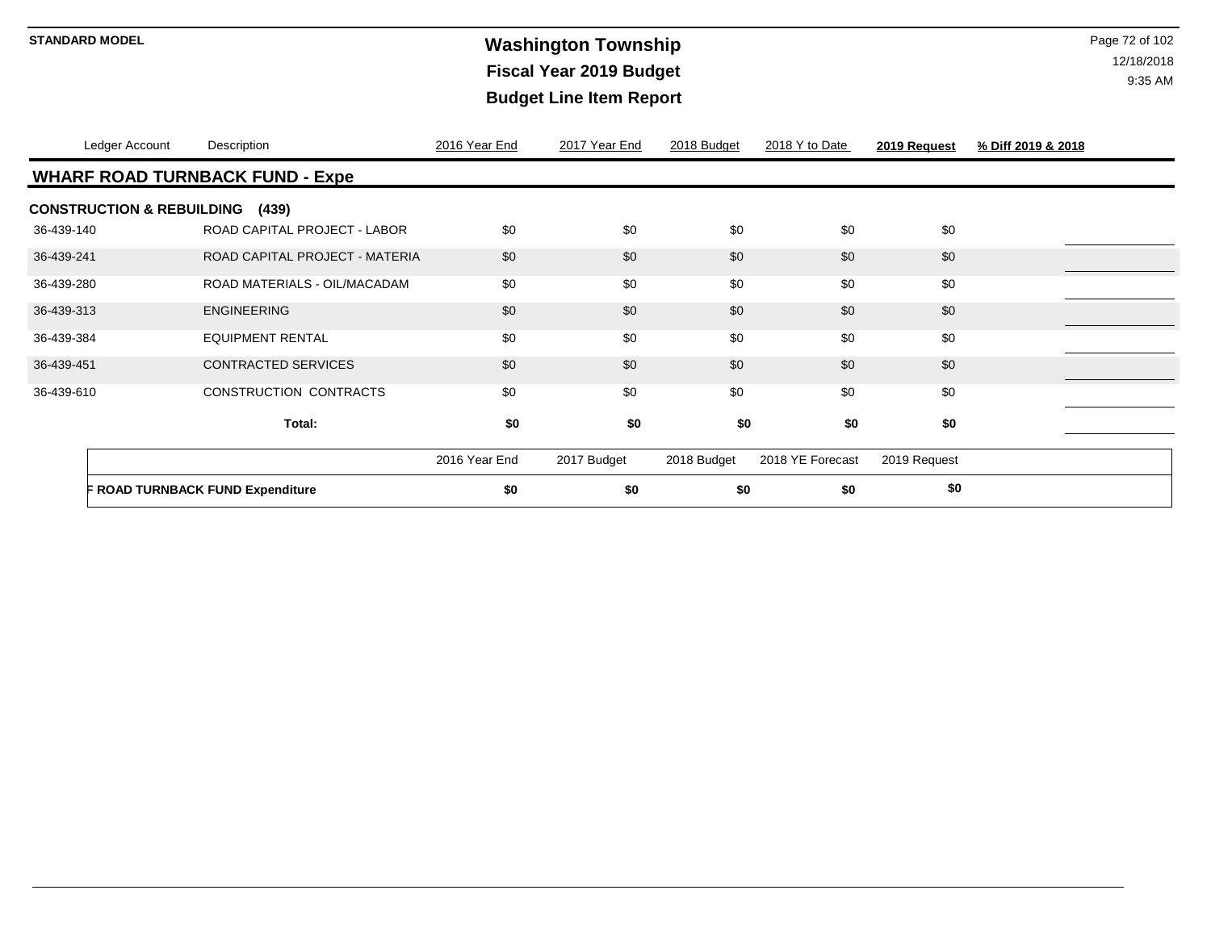**STANDARD MODEL**

# Washington Township
## Fiscal Year 2019 Budget
## Budget Line Item Report

| Ledger Account | Description | 2016 Year End | 2017 Year End | 2018 Budget | 2018 Y to Date | 2019 Request | % Diff 2019 & 2018 |
|---|---|---|---|---|---|---|---|
| **WHARF ROAD TURNBACK FUND - Expe** | | | | | | | |
| **CONSTRUCTION & REBUILDING (439)** | | | | | | | |
| 36-439-140 | ROAD CAPITAL PROJECT - LABOR | $0 | $0 | $0 | $0 | $0 | |
| 36-439-241 | ROAD CAPITAL PROJECT - MATERIA | $0 | $0 | $0 | $0 | $0 | |
| 36-439-280 | ROAD MATERIALS - OIL/MACADAM | $0 | $0 | $0 | $0 | $0 | |
| 36-439-313 | ENGINEERING | $0 | $0 | $0 | $0 | $0 | |
| 36-439-384 | EQUIPMENT RENTAL | $0 | $0 | $0 | $0 | $0 | |
| 36-439-451 | CONTRACTED SERVICES | $0 | $0 | $0 | $0 | $0 | |
| 36-439-610 | CONSTRUCTION CONTRACTS | $0 | $0 | $0 | $0 | $0 | |
| | **Total:** | **$0** | **$0** | **$0** | **$0** | **$0** | |

| | 2016 Year End | 2017 Budget | 2018 Budget | 2018 YE Forecast | 2019 Request |
|---|---|---|---|---|---|
| **F ROAD TURNBACK FUND Expenditure** | **$0** | **$0** | **$0** | **$0** | **$0** |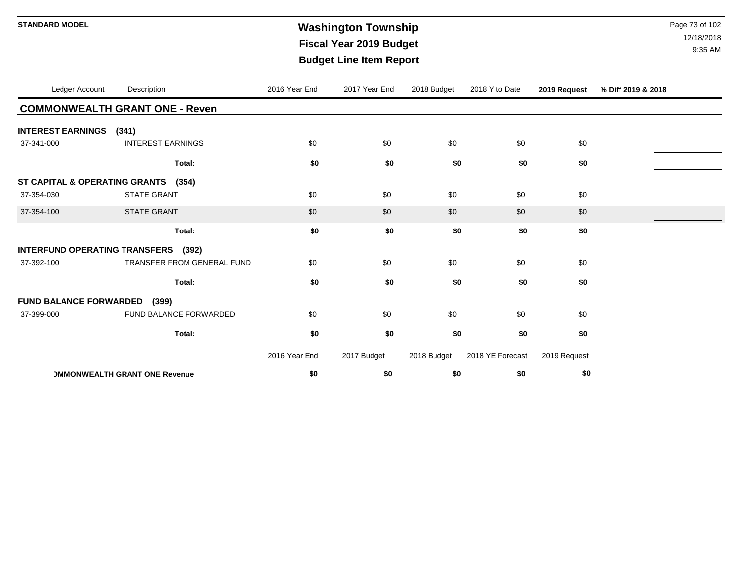STANDARD MODEL

# Washington Township
## Fiscal Year 2019 Budget
## Budget Line Item Report

| Ledger Account | Description | 2016 Year End | 2017 Year End | 2018 Budget | 2018 Y to Date | 2019 Request | % Diff 2019 & 2018 |
|---|---|---|---|---|---|---|---|
| **COMMONWEALTH GRANT ONE - Reven** | | | | | | | |
| **INTEREST EARNINGS (341)** | | | | | | | |
| 37-341-000 | INTEREST EARNINGS | $0 | $0 | $0 | $0 | $0 | |
| | **Total:** | **$0** | **$0** | **$0** | **$0** | **$0** | |
| **ST CAPITAL & OPERATING GRANTS (354)** | | | | | | | |
| 37-354-030 | STATE GRANT | $0 | $0 | $0 | $0 | $0 | |
| 37-354-100 | STATE GRANT | $0 | $0 | $0 | $0 | $0 | |
| | **Total:** | **$0** | **$0** | **$0** | **$0** | **$0** | |
| **INTERFUND OPERATING TRANSFERS (392)** | | | | | | | |
| 37-392-100 | TRANSFER FROM GENERAL FUND | $0 | $0 | $0 | $0 | $0 | |
| | **Total:** | **$0** | **$0** | **$0** | **$0** | **$0** | |
| **FUND BALANCE FORWARDED (399)** | | | | | | | |
| 37-399-000 | FUND BALANCE FORWARDED | $0 | $0 | $0 | $0 | $0 | |
| | **Total:** | **$0** | **$0** | **$0** | **$0** | **$0** | |

| | 2016 Year End | 2017 Budget | 2018 Budget | 2018 YE Forecast | 2019 Request |
|---|---|---|---|---|---|
| **OMMONWEALTH GRANT ONE Revenue** | **$0** | **$0** | **$0** | **$0** | **$0** |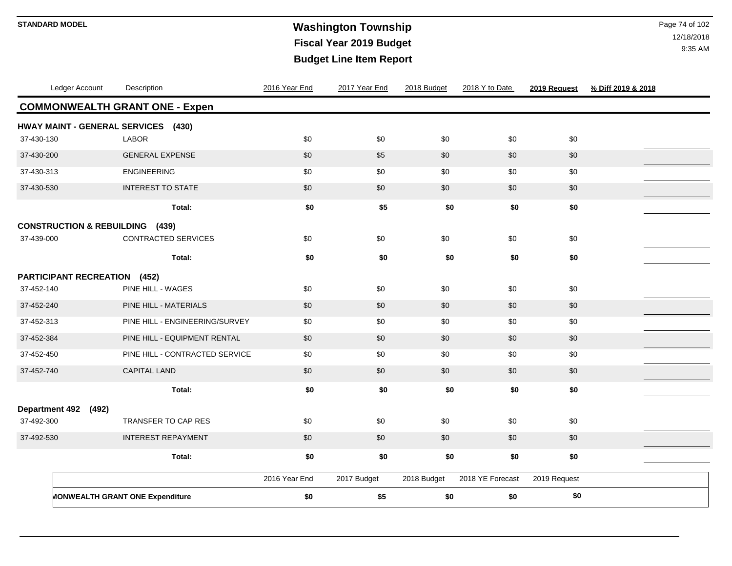**STANDARD MODEL**

# Washington Township
## Fiscal Year 2019 Budget
## Budget Line Item Report

12/18/2018
9:35 AM

| Ledger Account | Description | 2016 Year End | 2017 Year End | 2018 Budget | 2018 Y to Date | 2019 Request | % Diff 2019 & 2018 |
|---|---|---|---|---|---|---|---|
| **COMMONWEALTH GRANT ONE - Expen** | | | | | | | |
| **HWAY MAINT - GENERAL SERVICES (430)** | | | | | | | |
| 37-430-130 | LABOR | $0 | $0 | $0 | $0 | $0 | |
| 37-430-200 | GENERAL EXPENSE | $0 | $5 | $0 | $0 | $0 | |
| 37-430-313 | ENGINEERING | $0 | $0 | $0 | $0 | $0 | |
| 37-430-530 | INTEREST TO STATE | $0 | $0 | $0 | $0 | $0 | |
| | **Total:** | **$0** | **$5** | **$0** | **$0** | **$0** | |
| **CONSTRUCTION & REBUILDING (439)** | | | | | | | |
| 37-439-000 | CONTRACTED SERVICES | $0 | $0 | $0 | $0 | $0 | |
| | **Total:** | **$0** | **$0** | **$0** | **$0** | **$0** | |
| **PARTICIPANT RECREATION (452)** | | | | | | | |
| 37-452-140 | PINE HILL - WAGES | $0 | $0 | $0 | $0 | $0 | |
| 37-452-240 | PINE HILL - MATERIALS | $0 | $0 | $0 | $0 | $0 | |
| 37-452-313 | PINE HILL - ENGINEERING/SURVEY | $0 | $0 | $0 | $0 | $0 | |
| 37-452-384 | PINE HILL - EQUIPMENT RENTAL | $0 | $0 | $0 | $0 | $0 | |
| 37-452-450 | PINE HILL - CONTRACTED SERVICE | $0 | $0 | $0 | $0 | $0 | |
| 37-452-740 | CAPITAL LAND | $0 | $0 | $0 | $0 | $0 | |
| | **Total:** | **$0** | **$0** | **$0** | **$0** | **$0** | |
| **Department 492 (492)** | | | | | | | |
| 37-492-300 | TRANSFER TO CAP RES | $0 | $0 | $0 | $0 | $0 | |
| 37-492-530 | INTEREST REPAYMENT | $0 | $0 | $0 | $0 | $0 | |
| | **Total:** | **$0** | **$0** | **$0** | **$0** | **$0** | |

| | 2016 Year End | 2017 Budget | 2018 Budget | 2018 YE Forecast | 2019 Request |
|---|---|---|---|---|---|
| **MONWEALTH GRANT ONE Expenditure** | **$0** | **$5** | **$0** | **$0** | **$0** |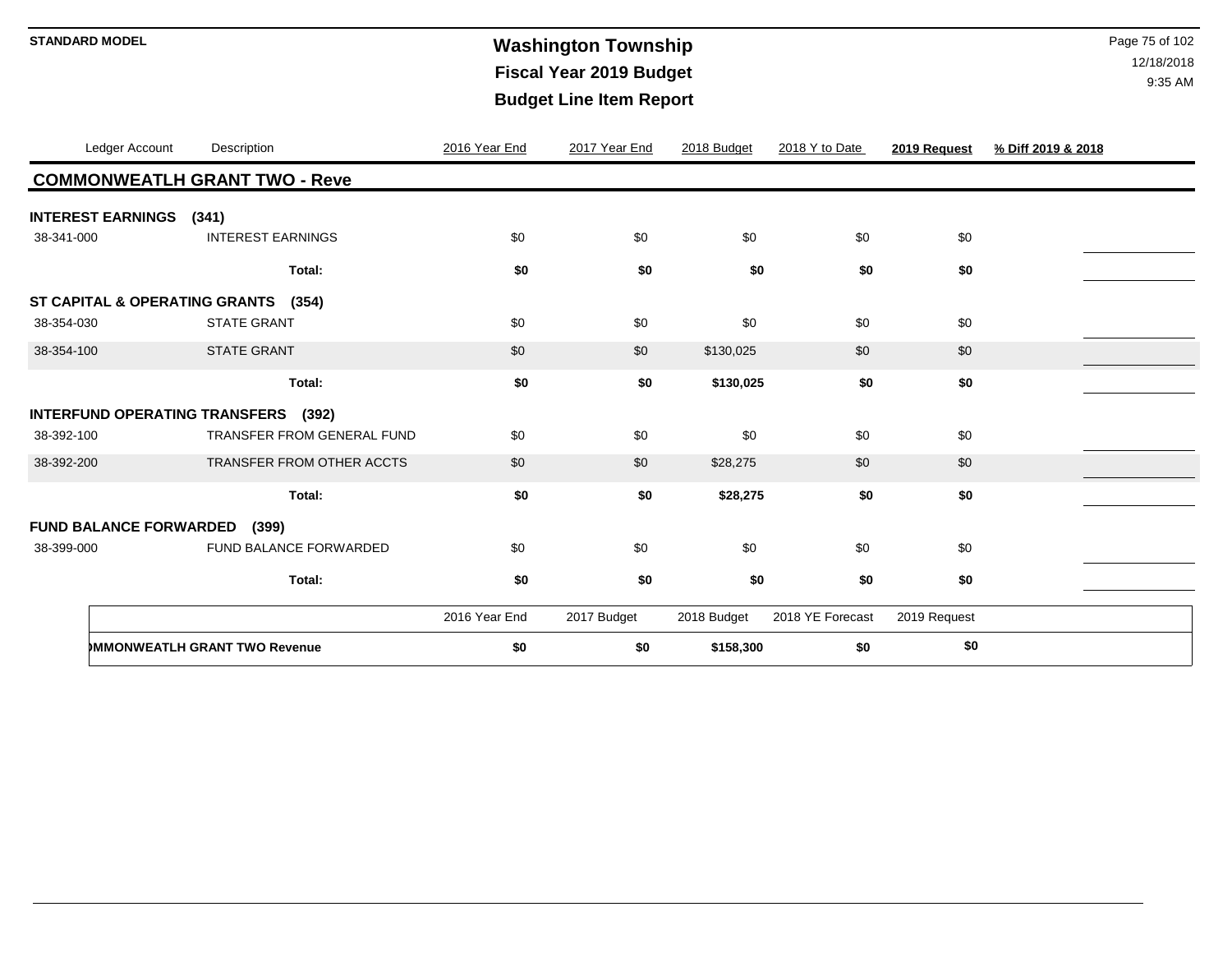**STANDARD MODEL**

# Washington Township

## Fiscal Year 2019 Budget

## Budget Line Item Report

| Ledger Account | Description | 2016 Year End | 2017 Year End | 2018 Budget | 2018 Y to Date | 2019 Request | % Diff 2019 & 2018 |
|---|---|---|---|---|---|---|---|
| **COMMONWEATLH GRANT TWO - Reve** | | | | | | | |
| **INTEREST EARNINGS (341)** | | | | | | | |
| 38-341-000 | INTEREST EARNINGS | $0 | $0 | $0 | $0 | $0 | |
| | **Total:** | **$0** | **$0** | **$0** | **$0** | **$0** | |
| **ST CAPITAL & OPERATING GRANTS (354)** | | | | | | | |
| 38-354-030 | STATE GRANT | $0 | $0 | $0 | $0 | $0 | |
| 38-354-100 | STATE GRANT | $0 | $0 | $130,025 | $0 | $0 | |
| | **Total:** | **$0** | **$0** | **$130,025** | **$0** | **$0** | |
| **INTERFUND OPERATING TRANSFERS (392)** | | | | | | | |
| 38-392-100 | TRANSFER FROM GENERAL FUND | $0 | $0 | $0 | $0 | $0 | |
| 38-392-200 | TRANSFER FROM OTHER ACCTS | $0 | $0 | $28,275 | $0 | $0 | |
| | **Total:** | **$0** | **$0** | **$28,275** | **$0** | **$0** | |
| **FUND BALANCE FORWARDED (399)** | | | | | | | |
| 38-399-000 | FUND BALANCE FORWARDED | $0 | $0 | $0 | $0 | $0 | |
| | **Total:** | **$0** | **$0** | **$0** | **$0** | **$0** | |

| | 2016 Year End | 2017 Budget | 2018 Budget | 2018 YE Forecast | 2019 Request |
|---|---|---|---|---|---|
| **MMONWEATLH GRANT TWO Revenue** | **$0** | **$0** | **$158,300** | **$0** | **$0** |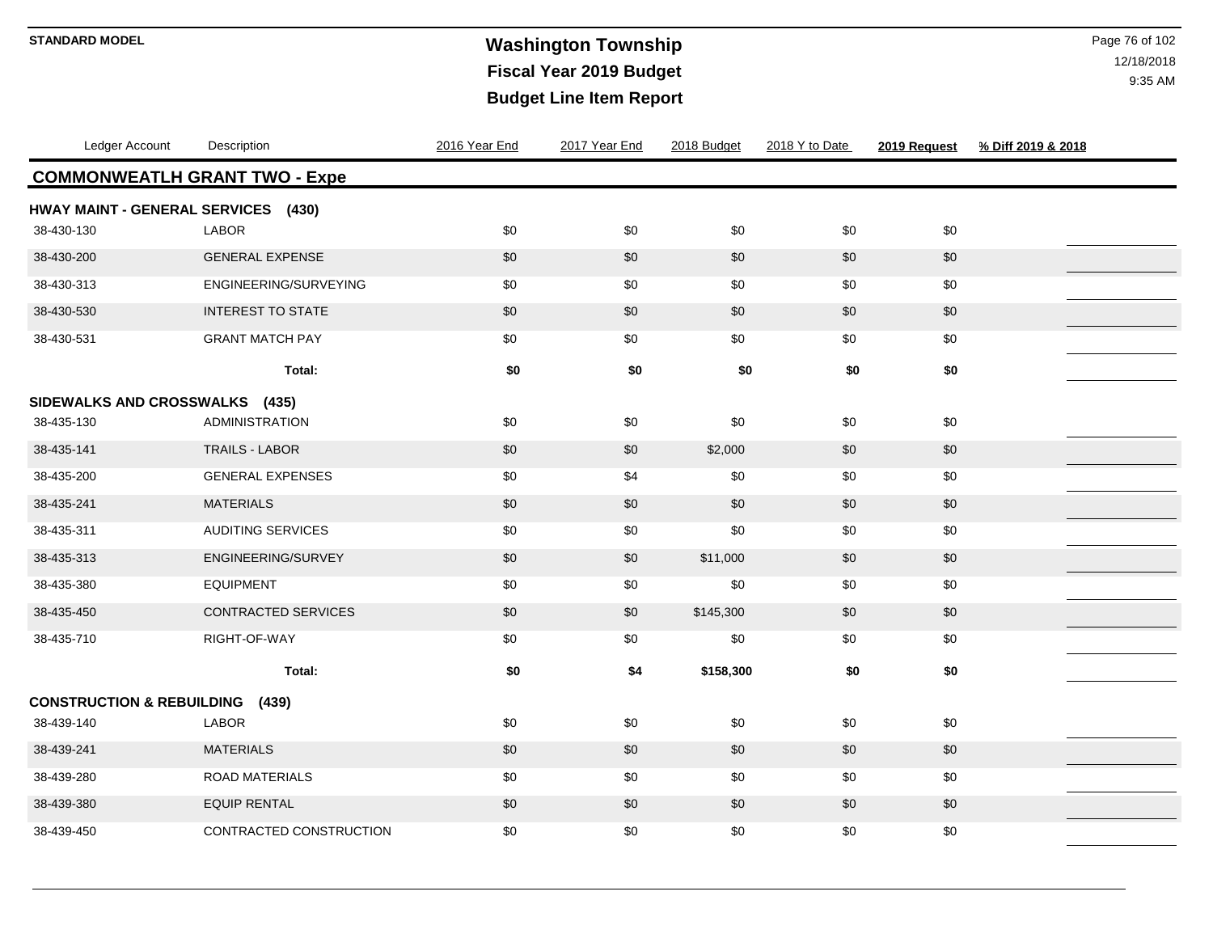# Washington Township

## Fiscal Year 2019 Budget

## Budget Line Item Report

STANDARD MODEL

12/18/2018
9:35 AM

| Ledger Account | Description | 2016 Year End | 2017 Year End | 2018 Budget | 2018 Y to Date | 2019 Request | % Diff 2019 & 2018 |
|---|---|---|---|---|---|---|---|
| **COMMONWEATLH GRANT TWO - Expe** | | | | | | | |
| **HWAY MAINT - GENERAL SERVICES (430)** | | | | | | | |
| 38-430-130 | LABOR | $0 | $0 | $0 | $0 | $0 | |
| 38-430-200 | GENERAL EXPENSE | $0 | $0 | $0 | $0 | $0 | |
| 38-430-313 | ENGINEERING/SURVEYING | $0 | $0 | $0 | $0 | $0 | |
| 38-430-530 | INTEREST TO STATE | $0 | $0 | $0 | $0 | $0 | |
| 38-430-531 | GRANT MATCH PAY | $0 | $0 | $0 | $0 | $0 | |
| | **Total:** | **$0** | **$0** | **$0** | **$0** | **$0** | |
| **SIDEWALKS AND CROSSWALKS (435)** | | | | | | | |
| 38-435-130 | ADMINISTRATION | $0 | $0 | $0 | $0 | $0 | |
| 38-435-141 | TRAILS - LABOR | $0 | $0 | $2,000 | $0 | $0 | |
| 38-435-200 | GENERAL EXPENSES | $0 | $4 | $0 | $0 | $0 | |
| 38-435-241 | MATERIALS | $0 | $0 | $0 | $0 | $0 | |
| 38-435-311 | AUDITING SERVICES | $0 | $0 | $0 | $0 | $0 | |
| 38-435-313 | ENGINEERING/SURVEY | $0 | $0 | $11,000 | $0 | $0 | |
| 38-435-380 | EQUIPMENT | $0 | $0 | $0 | $0 | $0 | |
| 38-435-450 | CONTRACTED SERVICES | $0 | $0 | $145,300 | $0 | $0 | |
| 38-435-710 | RIGHT-OF-WAY | $0 | $0 | $0 | $0 | $0 | |
| | **Total:** | **$0** | **$4** | **$158,300** | **$0** | **$0** | |
| **CONSTRUCTION & REBUILDING (439)** | | | | | | | |
| 38-439-140 | LABOR | $0 | $0 | $0 | $0 | $0 | |
| 38-439-241 | MATERIALS | $0 | $0 | $0 | $0 | $0 | |
| 38-439-280 | ROAD MATERIALS | $0 | $0 | $0 | $0 | $0 | |
| 38-439-380 | EQUIP RENTAL | $0 | $0 | $0 | $0 | $0 | |
| 38-439-450 | CONTRACTED CONSTRUCTION | $0 | $0 | $0 | $0 | $0 | |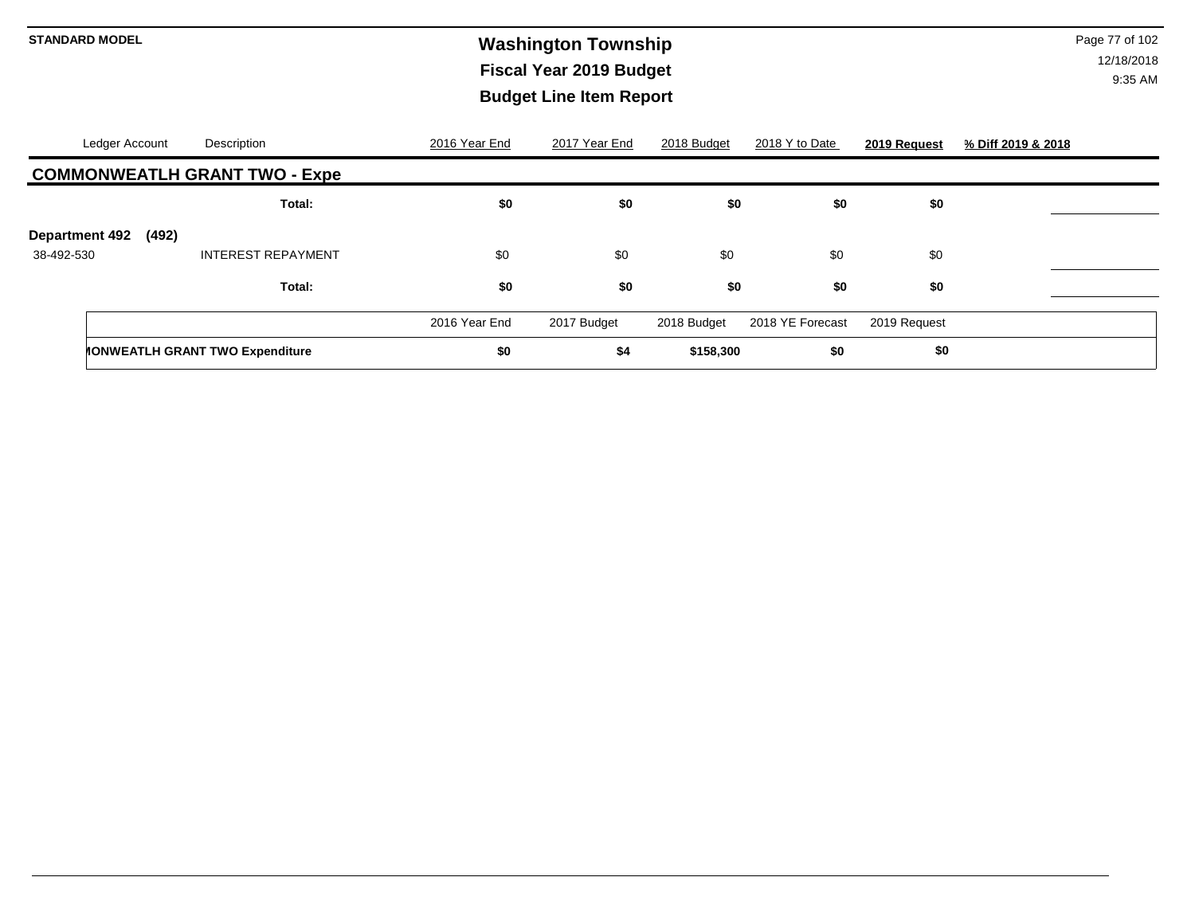| Ledger Account | Description | 2016 Year End | 2017 Year End | 2018 Budget | 2018 Y to Date | 2019 Request | % Diff 2019 & 2018 |
|---|---|---|---|---|---|---|---|
| **COMMONWEATLH GRANT TWO - Expe** | | | | | | | |
| | **Total:** | **$0** | **$0** | **$0** | **$0** | **$0** | |
| **Department 492 (492)** | | | | | | | |
| 38-492-530 | INTEREST REPAYMENT | $0 | $0 | $0 | $0 | $0 | |
| | **Total:** | **$0** | **$0** | **$0** | **$0** | **$0** | |

| | 2016 Year End | 2017 Budget | 2018 Budget | 2018 YE Forecast | 2019 Request |
|---|---|---|---|---|---|
| **MONWEATLH GRANT TWO Expenditure** | **$0** | **$4** | **$158,300** | **$0** | **$0** |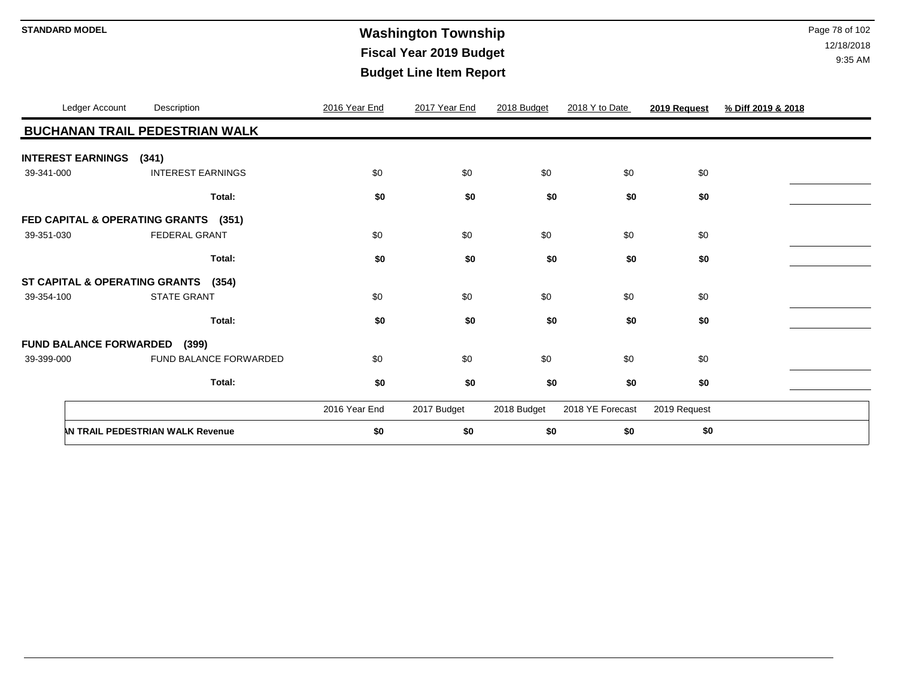**STANDARD MODEL**

# Washington Township
## Fiscal Year 2019 Budget
## Budget Line Item Report

| Ledger Account | Description | 2016 Year End | 2017 Year End | 2018 Budget | 2018 Y to Date | **2019 Request** | **% Diff 2019 & 2018** |
|---|---|---|---|---|---|---|---|
| **BUCHANAN TRAIL PEDESTRIAN WALK** | | | | | | | |
| **INTEREST EARNINGS (341)** | | | | | | | |
| 39-341-000 | INTEREST EARNINGS | $0 | $0 | $0 | $0 | $0 | |
| | **Total:** | **$0** | **$0** | **$0** | **$0** | **$0** | |
| **FED CAPITAL & OPERATING GRANTS (351)** | | | | | | | |
| 39-351-030 | FEDERAL GRANT | $0 | $0 | $0 | $0 | $0 | |
| | **Total:** | **$0** | **$0** | **$0** | **$0** | **$0** | |
| **ST CAPITAL & OPERATING GRANTS (354)** | | | | | | | |
| 39-354-100 | STATE GRANT | $0 | $0 | $0 | $0 | $0 | |
| | **Total:** | **$0** | **$0** | **$0** | **$0** | **$0** | |
| **FUND BALANCE FORWARDED (399)** | | | | | | | |
| 39-399-000 | FUND BALANCE FORWARDED | $0 | $0 | $0 | $0 | $0 | |
| | **Total:** | **$0** | **$0** | **$0** | **$0** | **$0** | |

| | 2016 Year End | 2017 Budget | 2018 Budget | 2018 YE Forecast | 2019 Request |
|---|---|---|---|---|---|
| **AN TRAIL PEDESTRIAN WALK Revenue** | **$0** | **$0** | **$0** | **$0** | **$0** |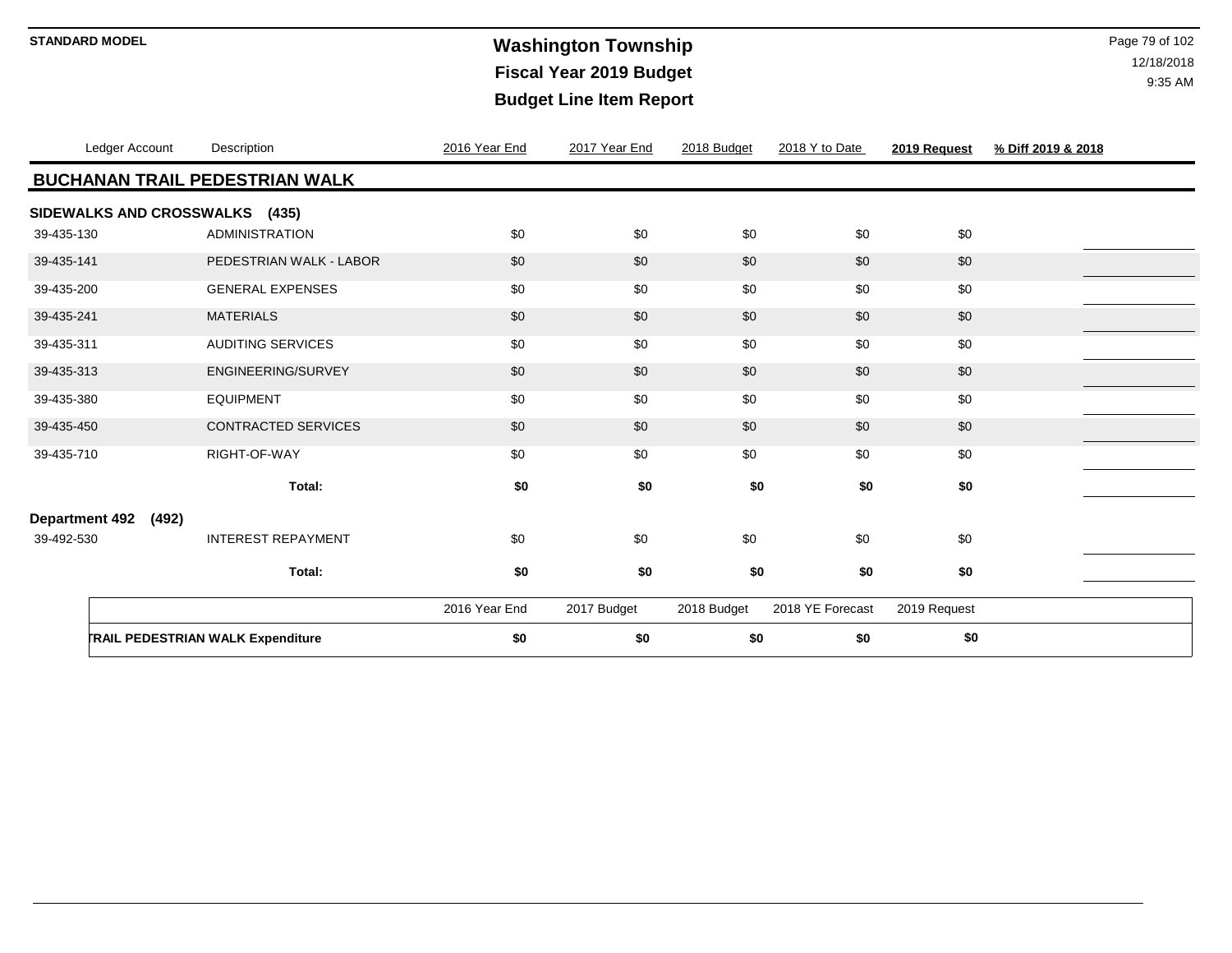**STANDARD MODEL**

# Washington Township
## Fiscal Year 2019 Budget
## Budget Line Item Report

| Ledger Account | Description | 2016 Year End | 2017 Year End | 2018 Budget | 2018 Y to Date | 2019 Request | % Diff 2019 & 2018 |
|---|---|---|---|---|---|---|---|
| **BUCHANAN TRAIL PEDESTRIAN WALK** | | | | | | | |
| **SIDEWALKS AND CROSSWALKS (435)** | | | | | | | |
| 39-435-130 | ADMINISTRATION | $0 | $0 | $0 | $0 | $0 | |
| 39-435-141 | PEDESTRIAN WALK - LABOR | $0 | $0 | $0 | $0 | $0 | |
| 39-435-200 | GENERAL EXPENSES | $0 | $0 | $0 | $0 | $0 | |
| 39-435-241 | MATERIALS | $0 | $0 | $0 | $0 | $0 | |
| 39-435-311 | AUDITING SERVICES | $0 | $0 | $0 | $0 | $0 | |
| 39-435-313 | ENGINEERING/SURVEY | $0 | $0 | $0 | $0 | $0 | |
| 39-435-380 | EQUIPMENT | $0 | $0 | $0 | $0 | $0 | |
| 39-435-450 | CONTRACTED SERVICES | $0 | $0 | $0 | $0 | $0 | |
| 39-435-710 | RIGHT-OF-WAY | $0 | $0 | $0 | $0 | $0 | |
| | **Total:** | **$0** | **$0** | **$0** | **$0** | **$0** | |
| **Department 492 (492)** | | | | | | | |
| 39-492-530 | INTEREST REPAYMENT | $0 | $0 | $0 | $0 | $0 | |
| | **Total:** | **$0** | **$0** | **$0** | **$0** | **$0** | |

| | 2016 Year End | 2017 Budget | 2018 Budget | 2018 YE Forecast | 2019 Request |
|---|---|---|---|---|---|
| **TRAIL PEDESTRIAN WALK Expenditure** | **$0** | **$0** | **$0** | **$0** | **$0** |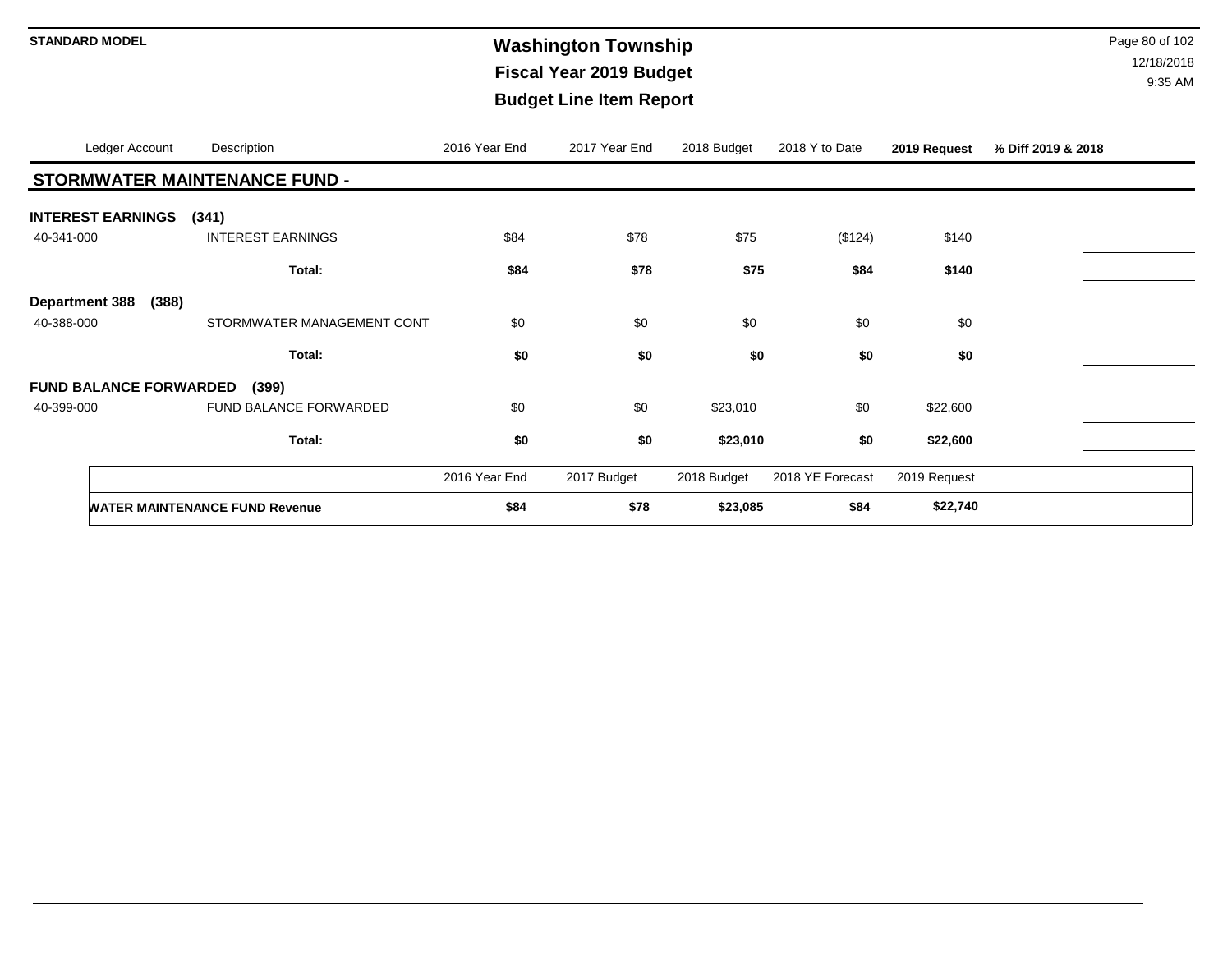STANDARD MODEL

# Washington Township

## Fiscal Year 2019 Budget

## Budget Line Item Report

| Ledger Account | Description | 2016 Year End | 2017 Year End | 2018 Budget | 2018 Y to Date | **2019 Request** | **% Diff 2019 & 2018** |
|---|---|---|---|---|---|---|---|
| **STORMWATER MAINTENANCE FUND -** | | | | | | | |
| **INTEREST EARNINGS (341)** | | | | | | | |
| 40-341-000 | INTEREST EARNINGS | $84 | $78 | $75 | ($124) | $140 | |
| | **Total:** | **$84** | **$78** | **$75** | **$84** | **$140** | |
| **Department 388 (388)** | | | | | | | |
| 40-388-000 | STORMWATER MANAGEMENT CONT | $0 | $0 | $0 | $0 | $0 | |
| | **Total:** | **$0** | **$0** | **$0** | **$0** | **$0** | |
| **FUND BALANCE FORWARDED (399)** | | | | | | | |
| 40-399-000 | FUND BALANCE FORWARDED | $0 | $0 | $23,010 | $0 | $22,600 | |
| | **Total:** | **$0** | **$0** | **$23,010** | **$0** | **$22,600** | |

| | 2016 Year End | 2017 Budget | 2018 Budget | 2018 YE Forecast | 2019 Request |
|---|---|---|---|---|---|
| **WATER MAINTENANCE FUND Revenue** | **$84** | **$78** | **$23,085** | **$84** | **$22,740** |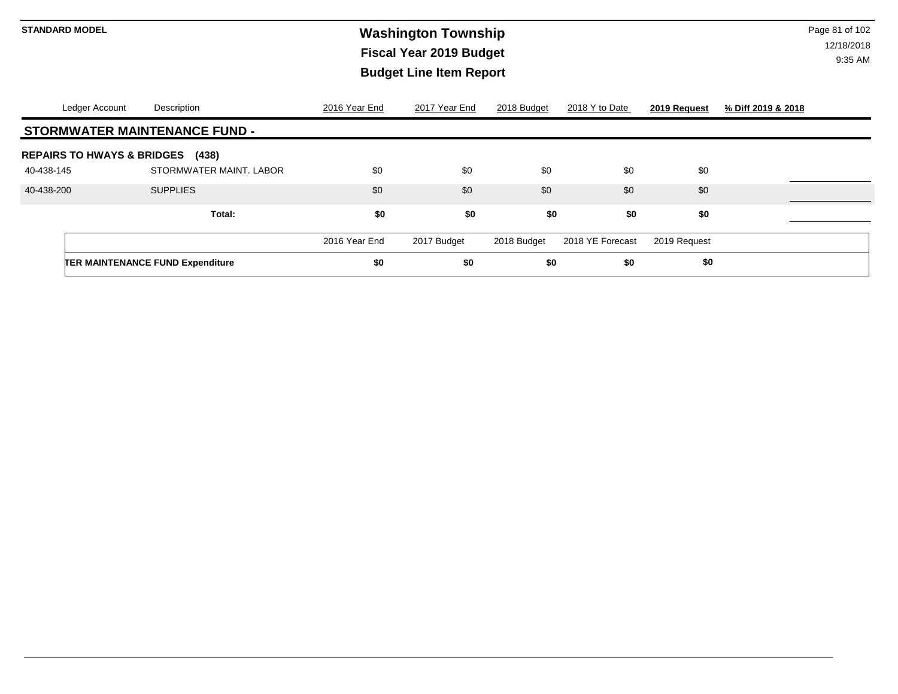## STORMWATER MAINTENANCE FUND -

| Ledger Account | Description | 2016 Year End | 2017 Year End | 2018 Budget | 2018 Y to Date | **2019 Request** | **% Diff 2019 & 2018** |
|---|---|---|---|---|---|---|---|
| **REPAIRS TO HWAYS & BRIDGES (438)** | | | | | | | |
| 40-438-145 | STORMWATER MAINT. LABOR | $0 | $0 | $0 | $0 | $0 | |
| 40-438-200 | SUPPLIES | $0 | $0 | $0 | $0 | $0 | |
| | **Total:** | **$0** | **$0** | **$0** | **$0** | **$0** | |

| | 2016 Year End | 2017 Budget | 2018 Budget | 2018 YE Forecast | 2019 Request |
|---|---|---|---|---|---|
| **TER MAINTENANCE FUND Expenditure** | **$0** | **$0** | **$0** | **$0** | **$0** |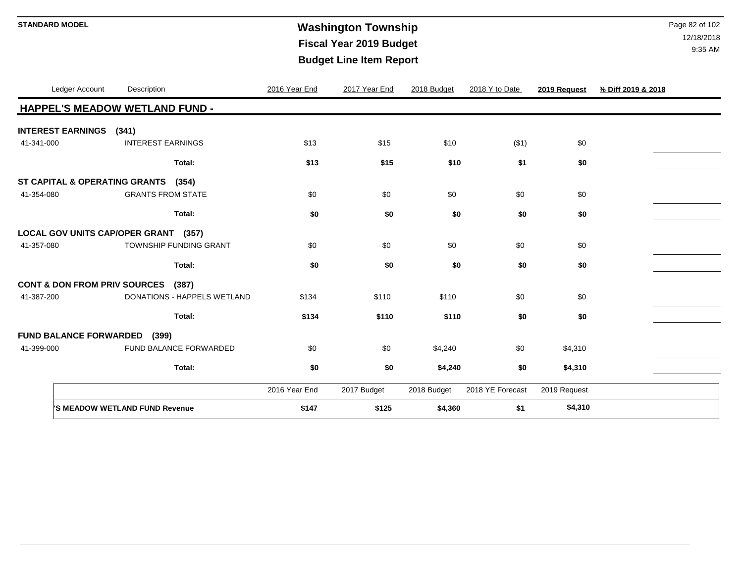# Washington Township

## Fiscal Year 2019 Budget

## Budget Line Item Report

STANDARD MODEL

12/18/2018
9:35 AM

| Ledger Account | Description | 2016 Year End | 2017 Year End | 2018 Budget | 2018 Y to Date | 2019 Request | % Diff 2019 & 2018 |
|---|---|---|---|---|---|---|---|
| **HAPPEL'S MEADOW WETLAND FUND -** | | | | | | | |
| **INTEREST EARNINGS (341)** | | | | | | | |
| 41-341-000 | INTEREST EARNINGS | $13 | $15 | $10 | ($1) | $0 | |
| | **Total:** | **$13** | **$15** | **$10** | **$1** | **$0** | |
| **ST CAPITAL & OPERATING GRANTS (354)** | | | | | | | |
| 41-354-080 | GRANTS FROM STATE | $0 | $0 | $0 | $0 | $0 | |
| | **Total:** | **$0** | **$0** | **$0** | **$0** | **$0** | |
| **LOCAL GOV UNITS CAP/OPER GRANT (357)** | | | | | | | |
| 41-357-080 | TOWNSHIP FUNDING GRANT | $0 | $0 | $0 | $0 | $0 | |
| | **Total:** | **$0** | **$0** | **$0** | **$0** | **$0** | |
| **CONT & DON FROM PRIV SOURCES (387)** | | | | | | | |
| 41-387-200 | DONATIONS - HAPPELS WETLAND | $134 | $110 | $110 | $0 | $0 | |
| | **Total:** | **$134** | **$110** | **$110** | **$0** | **$0** | |
| **FUND BALANCE FORWARDED (399)** | | | | | | | |
| 41-399-000 | FUND BALANCE FORWARDED | $0 | $0 | $4,240 | $0 | $4,310 | |
| | **Total:** | **$0** | **$0** | **$4,240** | **$0** | **$4,310** | |

| | 2016 Year End | 2017 Budget | 2018 Budget | 2018 YE Forecast | 2019 Request |
|---|---|---|---|---|---|
| **'S MEADOW WETLAND FUND Revenue** | **$147** | **$125** | **$4,360** | **$1** | **$4,310** |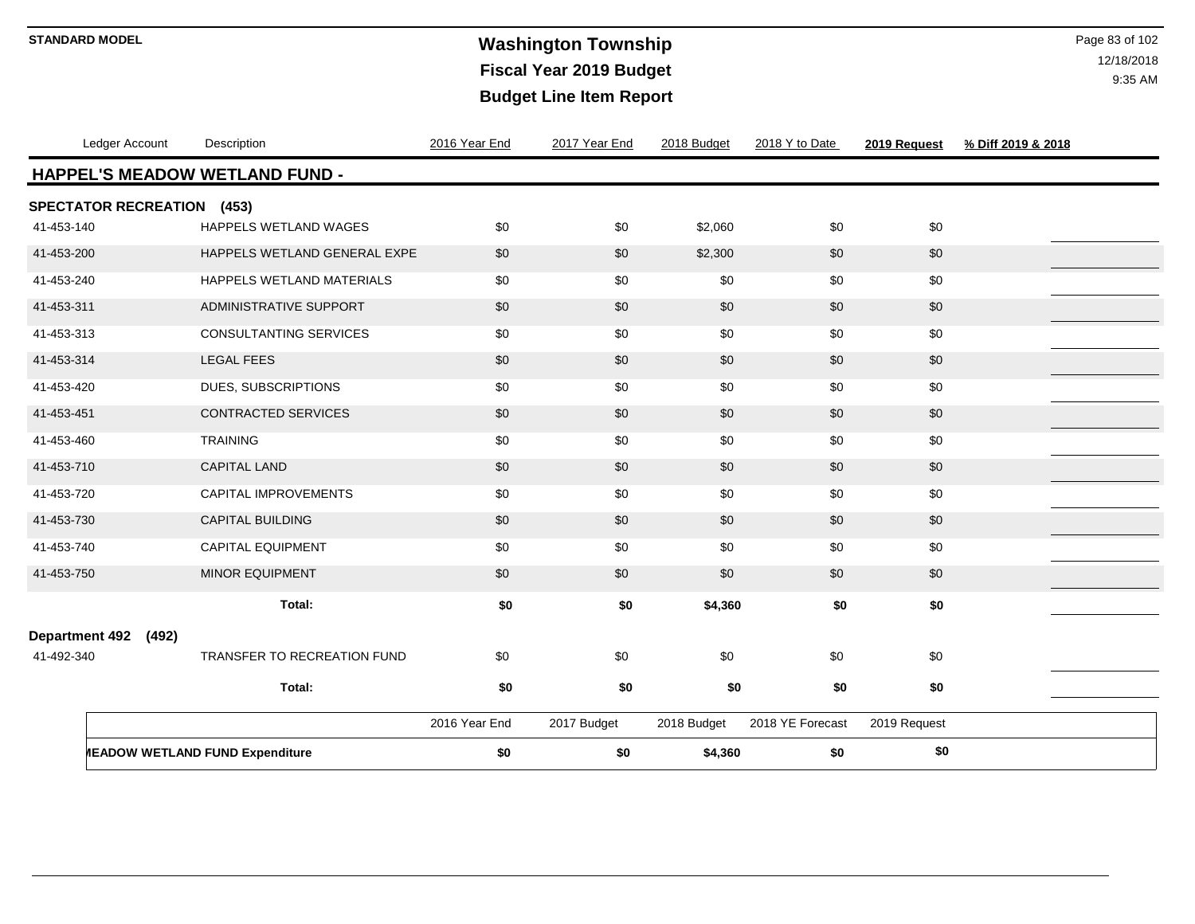# Washington Township
## Fiscal Year 2019 Budget
## Budget Line Item Report

| Ledger Account | Description | 2016 Year End | 2017 Year End | 2018 Budget | 2018 Y to Date | 2019 Request | % Diff 2019 & 2018 |
|---|---|---|---|---|---|---|---|
| **HAPPEL'S MEADOW WETLAND FUND -** | | | | | | | |
| **SPECTATOR RECREATION (453)** | | | | | | | |
| 41-453-140 | HAPPELS WETLAND WAGES | $0 | $0 | $2,060 | $0 | $0 | |
| 41-453-200 | HAPPELS WETLAND GENERAL EXPE | $0 | $0 | $2,300 | $0 | $0 | |
| 41-453-240 | HAPPELS WETLAND MATERIALS | $0 | $0 | $0 | $0 | $0 | |
| 41-453-311 | ADMINISTRATIVE SUPPORT | $0 | $0 | $0 | $0 | $0 | |
| 41-453-313 | CONSULTANTING SERVICES | $0 | $0 | $0 | $0 | $0 | |
| 41-453-314 | LEGAL FEES | $0 | $0 | $0 | $0 | $0 | |
| 41-453-420 | DUES, SUBSCRIPTIONS | $0 | $0 | $0 | $0 | $0 | |
| 41-453-451 | CONTRACTED SERVICES | $0 | $0 | $0 | $0 | $0 | |
| 41-453-460 | TRAINING | $0 | $0 | $0 | $0 | $0 | |
| 41-453-710 | CAPITAL LAND | $0 | $0 | $0 | $0 | $0 | |
| 41-453-720 | CAPITAL IMPROVEMENTS | $0 | $0 | $0 | $0 | $0 | |
| 41-453-730 | CAPITAL BUILDING | $0 | $0 | $0 | $0 | $0 | |
| 41-453-740 | CAPITAL EQUIPMENT | $0 | $0 | $0 | $0 | $0 | |
| 41-453-750 | MINOR EQUIPMENT | $0 | $0 | $0 | $0 | $0 | |
| | **Total:** | **$0** | **$0** | **$4,360** | **$0** | **$0** | |
| **Department 492 (492)** | | | | | | | |
| 41-492-340 | TRANSFER TO RECREATION FUND | $0 | $0 | $0 | $0 | $0 | |
| | **Total:** | **$0** | **$0** | **$0** | **$0** | **$0** | |

| | 2016 Year End | 2017 Budget | 2018 Budget | 2018 YE Forecast | 2019 Request |
|---|---|---|---|---|---|
| **MEADOW WETLAND FUND Expenditure** | **$0** | **$0** | **$4,360** | **$0** | **$0** |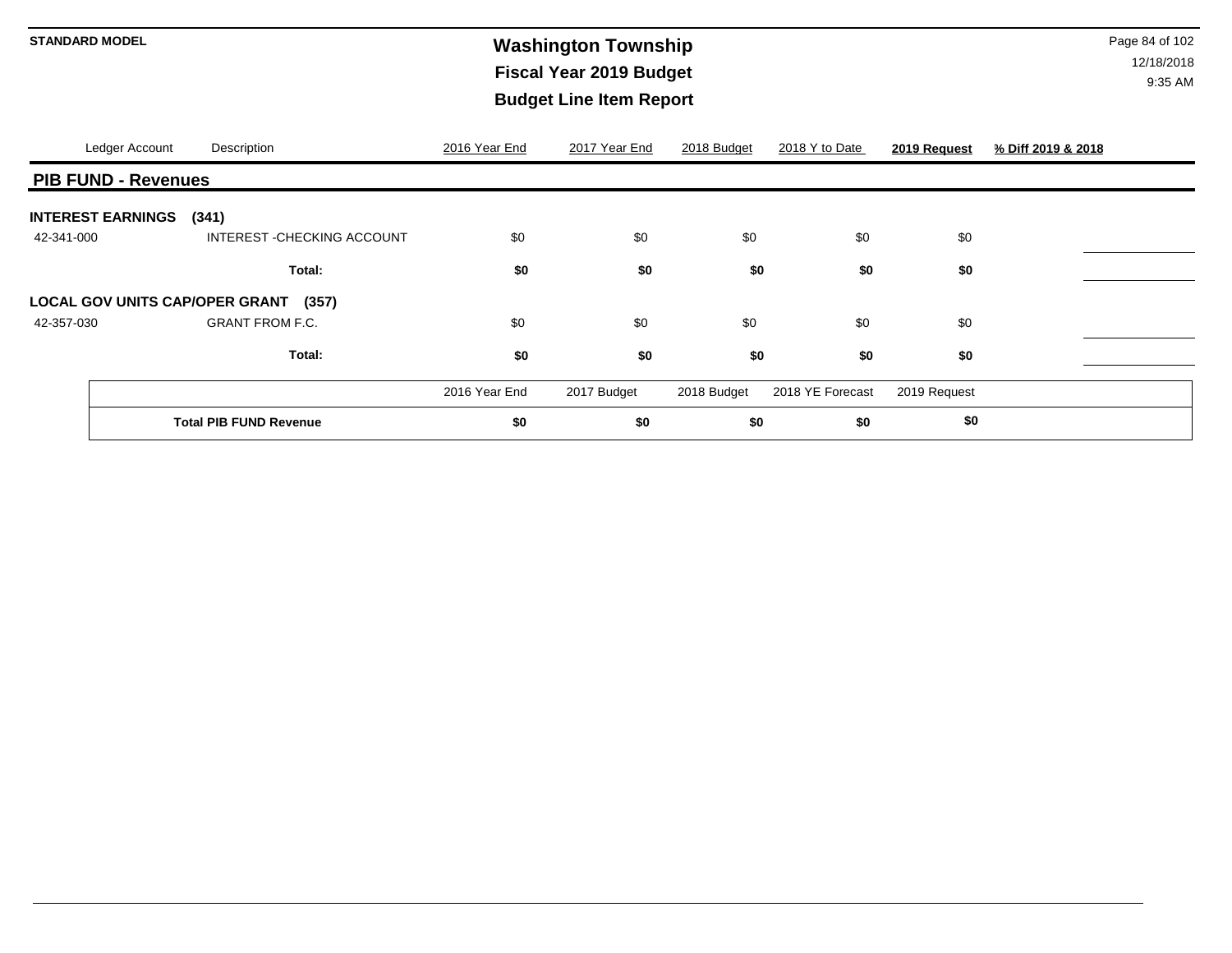**STANDARD MODEL**

# Washington Township
## Fiscal Year 2019 Budget
## Budget Line Item Report

| Ledger Account | Description | 2016 Year End | 2017 Year End | 2018 Budget | 2018 Y to Date | **2019 Request** | **% Diff 2019 & 2018** |
|---|---|---|---|---|---|---|---|
| **PIB FUND - Revenues** | | | | | | | |
| **INTEREST EARNINGS (341)** | | | | | | | |
| 42-341-000 | INTEREST -CHECKING ACCOUNT | $0 | $0 | $0 | $0 | $0 | |
| | **Total:** | **$0** | **$0** | **$0** | **$0** | **$0** | |
| **LOCAL GOV UNITS CAP/OPER GRANT (357)** | | | | | | | |
| 42-357-030 | GRANT FROM F.C. | $0 | $0 | $0 | $0 | $0 | |
| | **Total:** | **$0** | **$0** | **$0** | **$0** | **$0** | |

| | 2016 Year End | 2017 Budget | 2018 Budget | 2018 YE Forecast | 2019 Request |
|---|---|---|---|---|---|
| **Total PIB FUND Revenue** | **$0** | **$0** | **$0** | **$0** | **$0** |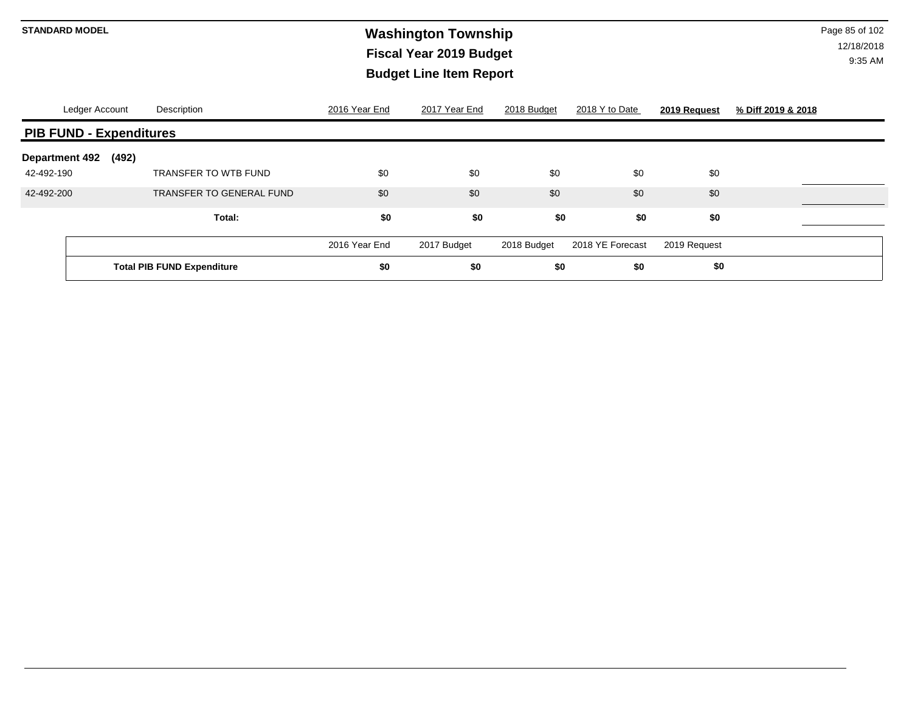# Washington Township

## Fiscal Year 2019 Budget

## Budget Line Item Report

STANDARD MODEL

12/18/2018
9:35 AM

| Ledger Account | Description | 2016 Year End | 2017 Year End | 2018 Budget | 2018 Y to Date | **2019 Request** | **% Diff 2019 & 2018** |
|---|---|---|---|---|---|---|---|

### PIB FUND - Expenditures

**Department 492 (492)**

| Ledger Account | Description | 2016 Year End | 2017 Year End | 2018 Budget | 2018 Y to Date | 2019 Request | % Diff 2019 & 2018 |
|---|---|---|---|---|---|---|---|
| 42-492-190 | TRANSFER TO WTB FUND | $0 | $0 | $0 | $0 | $0 | |
| 42-492-200 | TRANSFER TO GENERAL FUND | $0 | $0 | $0 | $0 | $0 | |
| | **Total:** | **$0** | **$0** | **$0** | **$0** | **$0** | |

| | 2016 Year End | 2017 Budget | 2018 Budget | 2018 YE Forecast | 2019 Request |
|---|---|---|---|---|---|
| **Total PIB FUND Expenditure** | **$0** | **$0** | **$0** | **$0** | **$0** |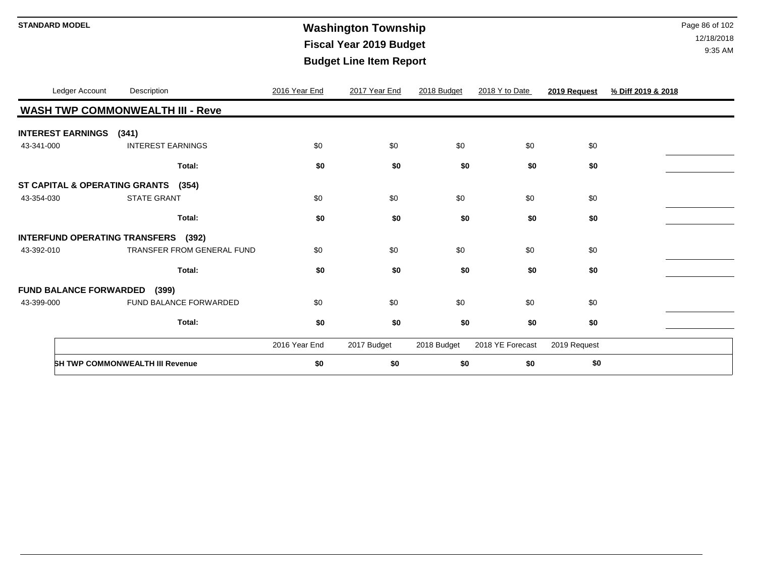**STANDARD MODEL**

# Washington Township
## Fiscal Year 2019 Budget
## Budget Line Item Report

| Ledger Account | Description | 2016 Year End | 2017 Year End | 2018 Budget | 2018 Y to Date | 2019 Request | % Diff 2019 & 2018 |
|---|---|---|---|---|---|---|---|
| **WASH TWP COMMONWEALTH III - Reve** | | | | | | | |
| **INTEREST EARNINGS (341)** | | | | | | | |
| 43-341-000 | INTEREST EARNINGS | $0 | $0 | $0 | $0 | $0 | |
| | **Total:** | **$0** | **$0** | **$0** | **$0** | **$0** | |
| **ST CAPITAL & OPERATING GRANTS (354)** | | | | | | | |
| 43-354-030 | STATE GRANT | $0 | $0 | $0 | $0 | $0 | |
| | **Total:** | **$0** | **$0** | **$0** | **$0** | **$0** | |
| **INTERFUND OPERATING TRANSFERS (392)** | | | | | | | |
| 43-392-010 | TRANSFER FROM GENERAL FUND | $0 | $0 | $0 | $0 | $0 | |
| | **Total:** | **$0** | **$0** | **$0** | **$0** | **$0** | |
| **FUND BALANCE FORWARDED (399)** | | | | | | | |
| 43-399-000 | FUND BALANCE FORWARDED | $0 | $0 | $0 | $0 | $0 | |
| | **Total:** | **$0** | **$0** | **$0** | **$0** | **$0** | |

| | 2016 Year End | 2017 Budget | 2018 Budget | 2018 YE Forecast | 2019 Request |
|---|---|---|---|---|---|
| **SH TWP COMMONWEALTH III Revenue** | **$0** | **$0** | **$0** | **$0** | **$0** |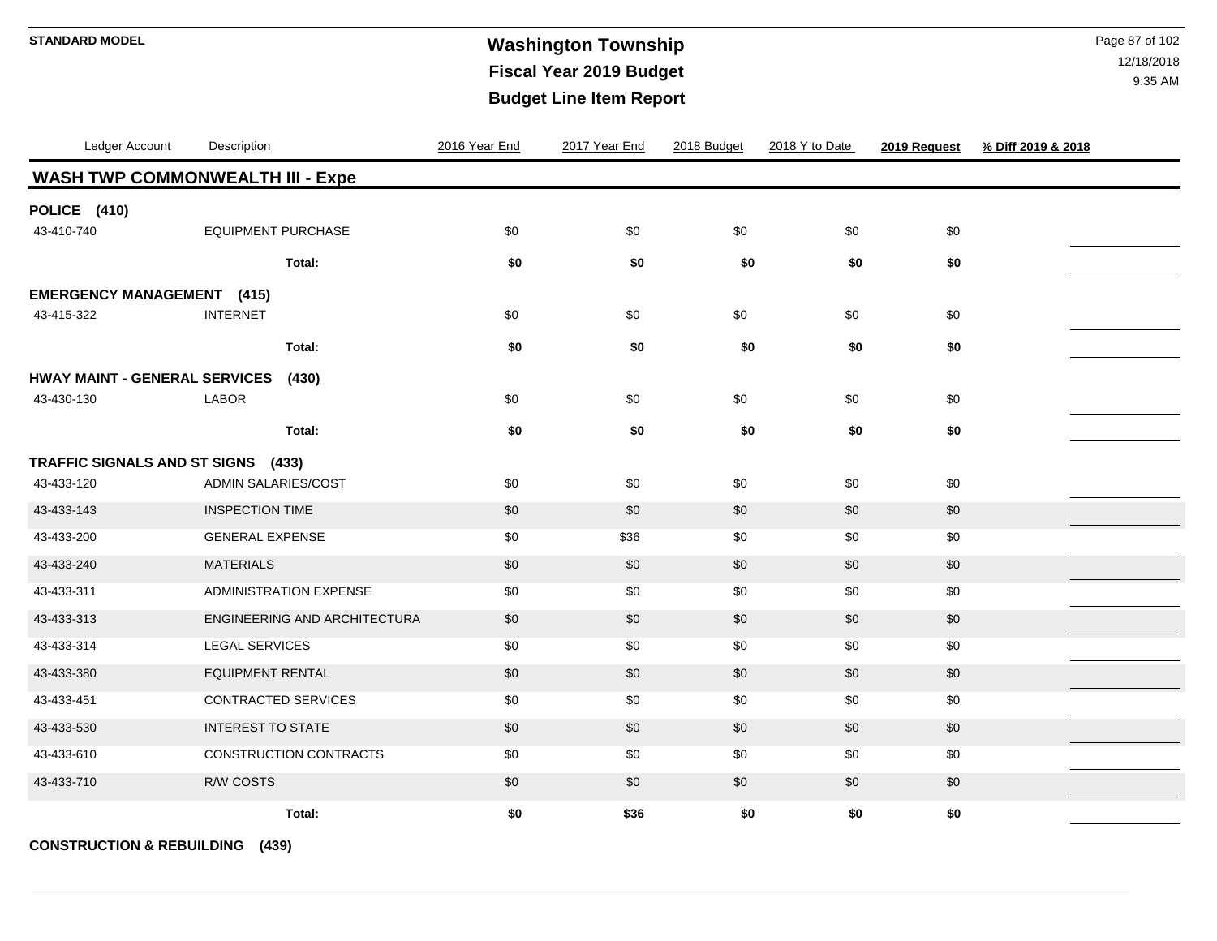# Washington Township
## Fiscal Year 2019 Budget
## Budget Line Item Report

STANDARD MODEL

12/18/2018
9:35 AM

| Ledger Account | Description | 2016 Year End | 2017 Year End | 2018 Budget | 2018 Y to Date | 2019 Request | % Diff 2019 & 2018 |
|---|---|---|---|---|---|---|---|
| **WASH TWP COMMONWEALTH III - Expe** | | | | | | | |
| **POLICE (410)** | | | | | | | |
| 43-410-740 | EQUIPMENT PURCHASE | $0 | $0 | $0 | $0 | $0 | |
| | **Total:** | **$0** | **$0** | **$0** | **$0** | **$0** | |
| **EMERGENCY MANAGEMENT (415)** | | | | | | | |
| 43-415-322 | INTERNET | $0 | $0 | $0 | $0 | $0 | |
| | **Total:** | **$0** | **$0** | **$0** | **$0** | **$0** | |
| **HWAY MAINT - GENERAL SERVICES (430)** | | | | | | | |
| 43-430-130 | LABOR | $0 | $0 | $0 | $0 | $0 | |
| | **Total:** | **$0** | **$0** | **$0** | **$0** | **$0** | |
| **TRAFFIC SIGNALS AND ST SIGNS (433)** | | | | | | | |
| 43-433-120 | ADMIN SALARIES/COST | $0 | $0 | $0 | $0 | $0 | |
| 43-433-143 | INSPECTION TIME | $0 | $0 | $0 | $0 | $0 | |
| 43-433-200 | GENERAL EXPENSE | $0 | $36 | $0 | $0 | $0 | |
| 43-433-240 | MATERIALS | $0 | $0 | $0 | $0 | $0 | |
| 43-433-311 | ADMINISTRATION EXPENSE | $0 | $0 | $0 | $0 | $0 | |
| 43-433-313 | ENGINEERING AND ARCHITECTURA | $0 | $0 | $0 | $0 | $0 | |
| 43-433-314 | LEGAL SERVICES | $0 | $0 | $0 | $0 | $0 | |
| 43-433-380 | EQUIPMENT RENTAL | $0 | $0 | $0 | $0 | $0 | |
| 43-433-451 | CONTRACTED SERVICES | $0 | $0 | $0 | $0 | $0 | |
| 43-433-530 | INTEREST TO STATE | $0 | $0 | $0 | $0 | $0 | |
| 43-433-610 | CONSTRUCTION CONTRACTS | $0 | $0 | $0 | $0 | $0 | |
| 43-433-710 | R/W COSTS | $0 | $0 | $0 | $0 | $0 | |
| | **Total:** | **$0** | **$36** | **$0** | **$0** | **$0** | |
| **CONSTRUCTION & REBUILDING (439)** | | | | | | | |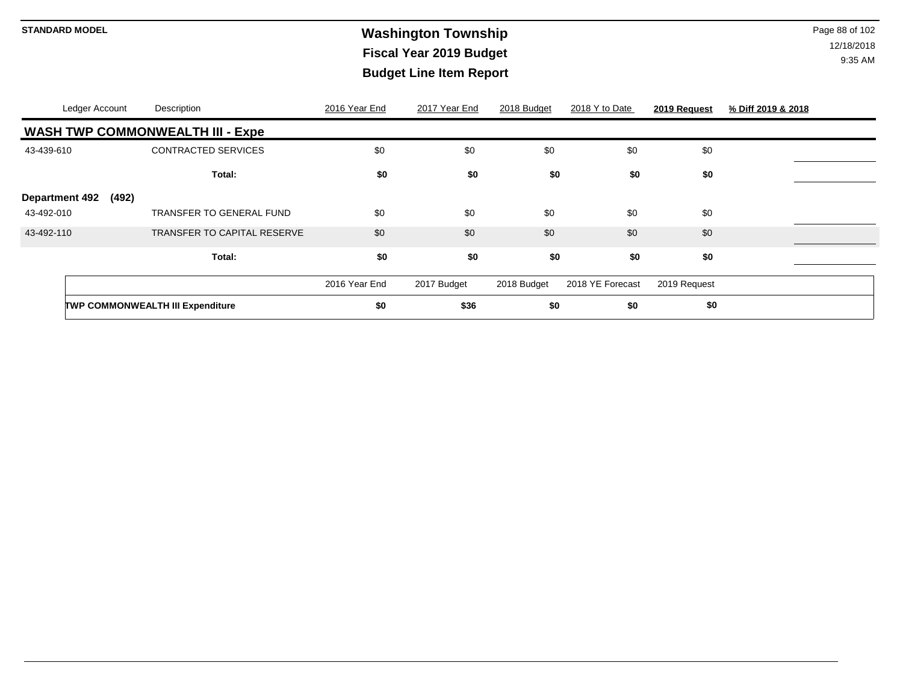| Ledger Account | Description | 2016 Year End | 2017 Year End | 2018 Budget | 2018 Y to Date | **2019 Request** | **% Diff 2019 & 2018** |
|---|---|---|---|---|---|---|---|
| **WASH TWP COMMONWEALTH III - Expe** | | | | | | | |
| 43-439-610 | CONTRACTED SERVICES | $0 | $0 | $0 | $0 | $0 | |
| | **Total:** | **$0** | **$0** | **$0** | **$0** | **$0** | |
| **Department 492 (492)** | | | | | | | |
| 43-492-010 | TRANSFER TO GENERAL FUND | $0 | $0 | $0 | $0 | $0 | |
| 43-492-110 | TRANSFER TO CAPITAL RESERVE | $0 | $0 | $0 | $0 | $0 | |
| | **Total:** | **$0** | **$0** | **$0** | **$0** | **$0** | |

| | 2016 Year End | 2017 Budget | 2018 Budget | 2018 YE Forecast | 2019 Request |
|---|---|---|---|---|---|
| **TWP COMMONWEALTH III Expenditure** | **$0** | **$36** | **$0** | **$0** | **$0** |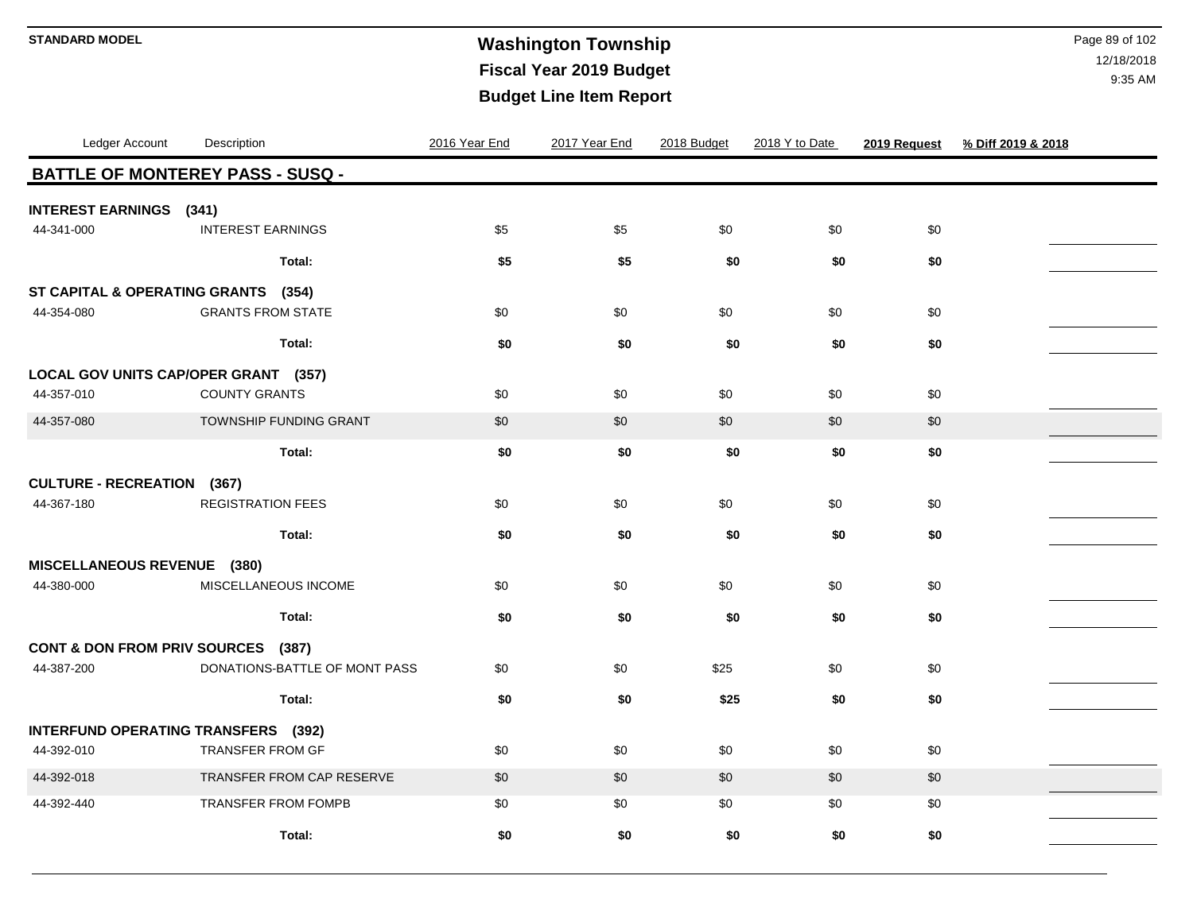# Washington Township

## Fiscal Year 2019 Budget

## Budget Line Item Report

| Ledger Account | Description | 2016 Year End | 2017 Year End | 2018 Budget | 2018 Y to Date | 2019 Request | % Diff 2019 & 2018 |
|---|---|---|---|---|---|---|---|
| **BATTLE OF MONTEREY PASS - SUSQ -** | | | | | | | |
| **INTEREST EARNINGS (341)** | | | | | | | |
| 44-341-000 | INTEREST EARNINGS | $5 | $5 | $0 | $0 | $0 | |
| | **Total:** | **$5** | **$5** | **$0** | **$0** | **$0** | |
| **ST CAPITAL & OPERATING GRANTS (354)** | | | | | | | |
| 44-354-080 | GRANTS FROM STATE | $0 | $0 | $0 | $0 | $0 | |
| | **Total:** | **$0** | **$0** | **$0** | **$0** | **$0** | |
| **LOCAL GOV UNITS CAP/OPER GRANT (357)** | | | | | | | |
| 44-357-010 | COUNTY GRANTS | $0 | $0 | $0 | $0 | $0 | |
| 44-357-080 | TOWNSHIP FUNDING GRANT | $0 | $0 | $0 | $0 | $0 | |
| | **Total:** | **$0** | **$0** | **$0** | **$0** | **$0** | |
| **CULTURE - RECREATION (367)** | | | | | | | |
| 44-367-180 | REGISTRATION FEES | $0 | $0 | $0 | $0 | $0 | |
| | **Total:** | **$0** | **$0** | **$0** | **$0** | **$0** | |
| **MISCELLANEOUS REVENUE (380)** | | | | | | | |
| 44-380-000 | MISCELLANEOUS INCOME | $0 | $0 | $0 | $0 | $0 | |
| | **Total:** | **$0** | **$0** | **$0** | **$0** | **$0** | |
| **CONT & DON FROM PRIV SOURCES (387)** | | | | | | | |
| 44-387-200 | DONATIONS-BATTLE OF MONT PASS | $0 | $0 | $25 | $0 | $0 | |
| | **Total:** | **$0** | **$0** | **$25** | **$0** | **$0** | |
| **INTERFUND OPERATING TRANSFERS (392)** | | | | | | | |
| 44-392-010 | TRANSFER FROM GF | $0 | $0 | $0 | $0 | $0 | |
| 44-392-018 | TRANSFER FROM CAP RESERVE | $0 | $0 | $0 | $0 | $0 | |
| 44-392-440 | TRANSFER FROM FOMPB | $0 | $0 | $0 | $0 | $0 | |
| | **Total:** | **$0** | **$0** | **$0** | **$0** | **$0** | |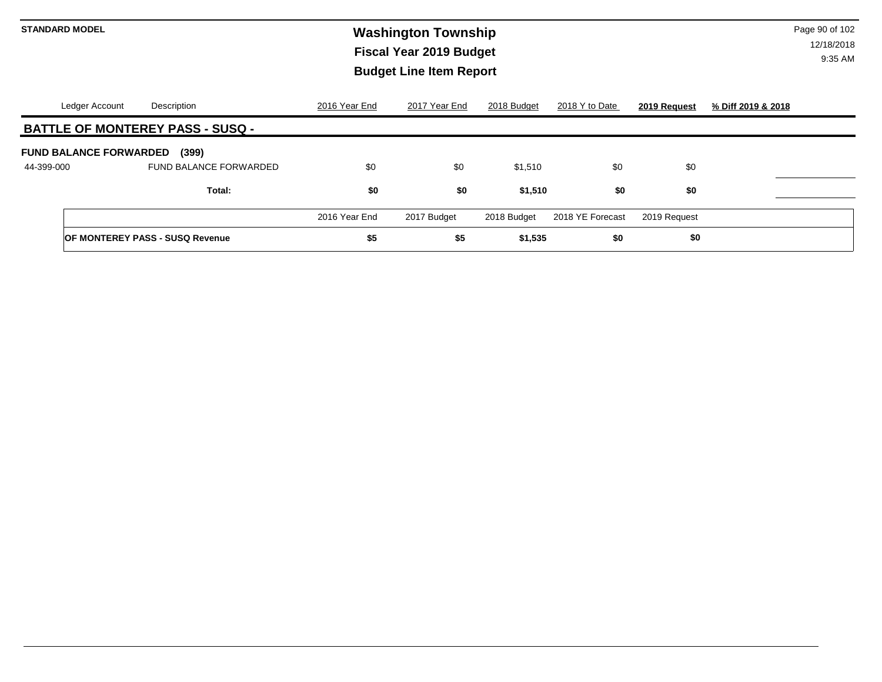# Washington Township
## Fiscal Year 2019 Budget
## Budget Line Item Report

| Ledger Account | Description | 2016 Year End | 2017 Year End | 2018 Budget | 2018 Y to Date | **2019 Request** | **% Diff 2019 & 2018** |
|---|---|---|---|---|---|---|---|
| **BATTLE OF MONTEREY PASS - SUSQ -** | | | | | | | |
| **FUND BALANCE FORWARDED (399)** | | | | | | | |
| 44-399-000 | FUND BALANCE FORWARDED | $0 | $0 | $1,510 | $0 | $0 | |
| | **Total:** | **$0** | **$0** | **$1,510** | **$0** | **$0** | |

| | 2016 Year End | 2017 Budget | 2018 Budget | 2018 YE Forecast | 2019 Request |
|---|---|---|---|---|---|
| **OF MONTEREY PASS - SUSQ Revenue** | **$5** | **$5** | **$1,535** | **$0** | **$0** |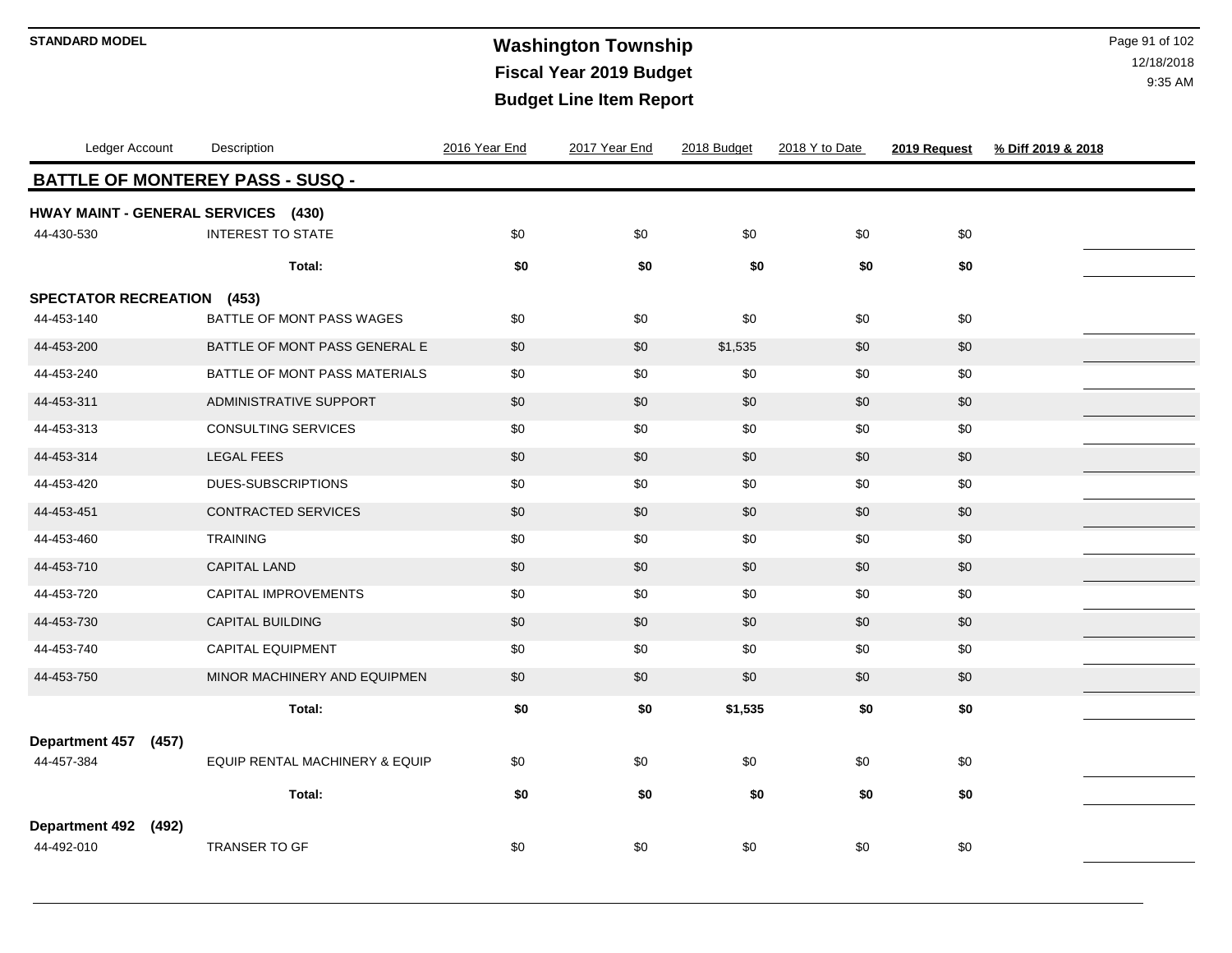# Washington Township
## Fiscal Year 2019 Budget
## Budget Line Item Report

STANDARD MODEL

12/18/2018
9:35 AM

| Ledger Account | Description | 2016 Year End | 2017 Year End | 2018 Budget | 2018 Y to Date | 2019 Request | % Diff 2019 & 2018 |
|---|---|---|---|---|---|---|---|
| **BATTLE OF MONTEREY PASS - SUSQ -** | | | | | | | |
| **HWAY MAINT - GENERAL SERVICES (430)** | | | | | | | |
| 44-430-530 | INTEREST TO STATE | $0 | $0 | $0 | $0 | $0 | |
| | **Total:** | **$0** | **$0** | **$0** | **$0** | **$0** | |
| **SPECTATOR RECREATION (453)** | | | | | | | |
| 44-453-140 | BATTLE OF MONT PASS WAGES | $0 | $0 | $0 | $0 | $0 | |
| 44-453-200 | BATTLE OF MONT PASS GENERAL E | $0 | $0 | $1,535 | $0 | $0 | |
| 44-453-240 | BATTLE OF MONT PASS MATERIALS | $0 | $0 | $0 | $0 | $0 | |
| 44-453-311 | ADMINISTRATIVE SUPPORT | $0 | $0 | $0 | $0 | $0 | |
| 44-453-313 | CONSULTING SERVICES | $0 | $0 | $0 | $0 | $0 | |
| 44-453-314 | LEGAL FEES | $0 | $0 | $0 | $0 | $0 | |
| 44-453-420 | DUES-SUBSCRIPTIONS | $0 | $0 | $0 | $0 | $0 | |
| 44-453-451 | CONTRACTED SERVICES | $0 | $0 | $0 | $0 | $0 | |
| 44-453-460 | TRAINING | $0 | $0 | $0 | $0 | $0 | |
| 44-453-710 | CAPITAL LAND | $0 | $0 | $0 | $0 | $0 | |
| 44-453-720 | CAPITAL IMPROVEMENTS | $0 | $0 | $0 | $0 | $0 | |
| 44-453-730 | CAPITAL BUILDING | $0 | $0 | $0 | $0 | $0 | |
| 44-453-740 | CAPITAL EQUIPMENT | $0 | $0 | $0 | $0 | $0 | |
| 44-453-750 | MINOR MACHINERY AND EQUIPMEN | $0 | $0 | $0 | $0 | $0 | |
| | **Total:** | **$0** | **$0** | **$1,535** | **$0** | **$0** | |
| **Department 457 (457)** | | | | | | | |
| 44-457-384 | EQUIP RENTAL MACHINERY & EQUIP | $0 | $0 | $0 | $0 | $0 | |
| | **Total:** | **$0** | **$0** | **$0** | **$0** | **$0** | |
| **Department 492 (492)** | | | | | | | |
| 44-492-010 | TRANSER TO GF | $0 | $0 | $0 | $0 | $0 | |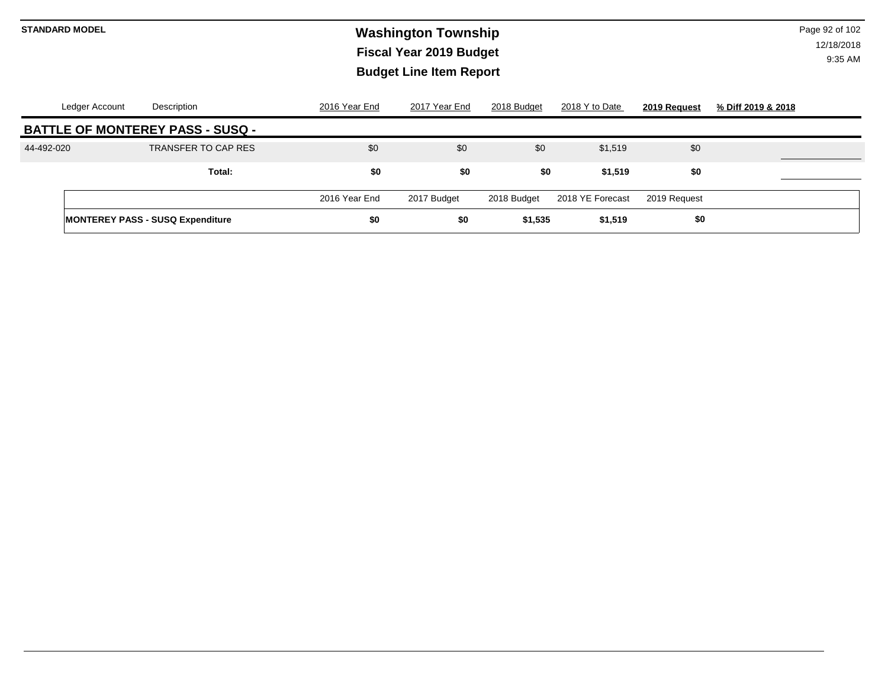**STANDARD MODEL**

# Washington Township
## Fiscal Year 2019 Budget
## Budget Line Item Report

| Ledger Account | Description | 2016 Year End | 2017 Year End | 2018 Budget | 2018 Y to Date | **2019 Request** | **% Diff 2019 & 2018** |
|---|---|---|---|---|---|---|---|
| **BATTLE OF MONTEREY PASS - SUSQ -** | | | | | | | |
| 44-492-020 | TRANSFER TO CAP RES | $0 | $0 | $0 | $1,519 | $0 | |
| | **Total:** | **$0** | **$0** | **$0** | **$1,519** | **$0** | |

| | 2016 Year End | 2017 Budget | 2018 Budget | 2018 YE Forecast | 2019 Request |
|---|---|---|---|---|---|
| **MONTEREY PASS - SUSQ Expenditure** | **$0** | **$0** | **$1,535** | **$1,519** | **$0** |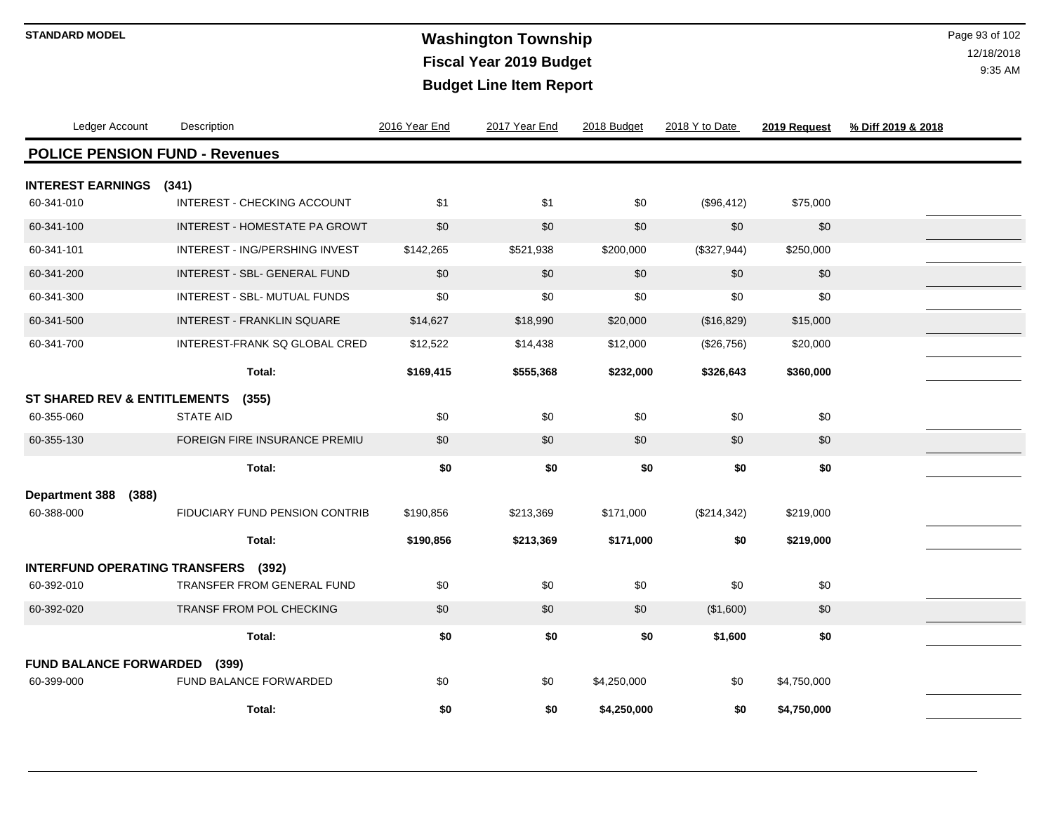# Washington Township

## Fiscal Year 2019 Budget

## Budget Line Item Report

STANDARD MODEL

12/18/2018
9:35 AM

| Ledger Account | Description | 2016 Year End | 2017 Year End | 2018 Budget | 2018 Y to Date | 2019 Request | % Diff 2019 & 2018 |
|---|---|---|---|---|---|---|---|
| **POLICE PENSION FUND - Revenues** | | | | | | | |
| **INTEREST EARNINGS (341)** | | | | | | | |
| 60-341-010 | INTEREST - CHECKING ACCOUNT | $1 | $1 | $0 | ($96,412) | $75,000 | |
| 60-341-100 | INTEREST - HOMESTATE PA GROWT | $0 | $0 | $0 | $0 | $0 | |
| 60-341-101 | INTEREST - ING/PERSHING INVEST | $142,265 | $521,938 | $200,000 | ($327,944) | $250,000 | |
| 60-341-200 | INTEREST - SBL- GENERAL FUND | $0 | $0 | $0 | $0 | $0 | |
| 60-341-300 | INTEREST - SBL- MUTUAL FUNDS | $0 | $0 | $0 | $0 | $0 | |
| 60-341-500 | INTEREST - FRANKLIN SQUARE | $14,627 | $18,990 | $20,000 | ($16,829) | $15,000 | |
| 60-341-700 | INTEREST-FRANK SQ GLOBAL CRED | $12,522 | $14,438 | $12,000 | ($26,756) | $20,000 | |
| | **Total:** | **$169,415** | **$555,368** | **$232,000** | **$326,643** | **$360,000** | |
| **ST SHARED REV & ENTITLEMENTS (355)** | | | | | | | |
| 60-355-060 | STATE AID | $0 | $0 | $0 | $0 | $0 | |
| 60-355-130 | FOREIGN FIRE INSURANCE PREMIU | $0 | $0 | $0 | $0 | $0 | |
| | **Total:** | **$0** | **$0** | **$0** | **$0** | **$0** | |
| **Department 388 (388)** | | | | | | | |
| 60-388-000 | FIDUCIARY FUND PENSION CONTRIB | $190,856 | $213,369 | $171,000 | ($214,342) | $219,000 | |
| | **Total:** | **$190,856** | **$213,369** | **$171,000** | **$0** | **$219,000** | |
| **INTERFUND OPERATING TRANSFERS (392)** | | | | | | | |
| 60-392-010 | TRANSFER FROM GENERAL FUND | $0 | $0 | $0 | $0 | $0 | |
| 60-392-020 | TRANSF FROM POL CHECKING | $0 | $0 | $0 | ($1,600) | $0 | |
| | **Total:** | **$0** | **$0** | **$0** | **$1,600** | **$0** | |
| **FUND BALANCE FORWARDED (399)** | | | | | | | |
| 60-399-000 | FUND BALANCE FORWARDED | $0 | $0 | $4,250,000 | $0 | $4,750,000 | |
| | **Total:** | **$0** | **$0** | **$4,250,000** | **$0** | **$4,750,000** | |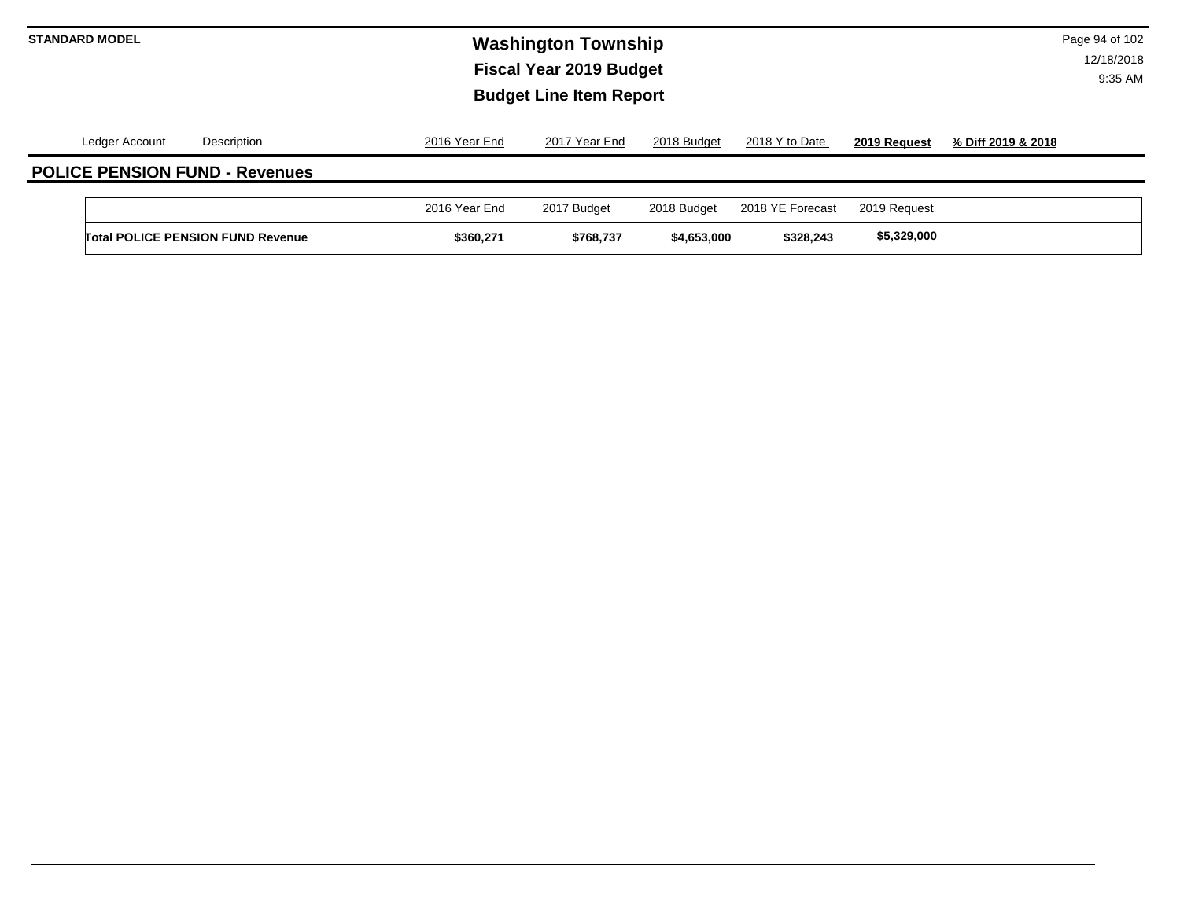| Ledger Account | Description | 2016 Year End | 2017 Year End | 2018 Budget | 2018 Y to Date | **2019 Request** | **% Diff 2019 & 2018** |
|---|---|---|---|---|---|---|---|

## POLICE PENSION FUND - Revenues

| | 2016 Year End | 2017 Budget | 2018 Budget | 2018 YE Forecast | 2019 Request |
|---|---|---|---|---|---|
| **Total POLICE PENSION FUND Revenue** | **$360,271** | **$768,737** | **$4,653,000** | **$328,243** | **$5,329,000** |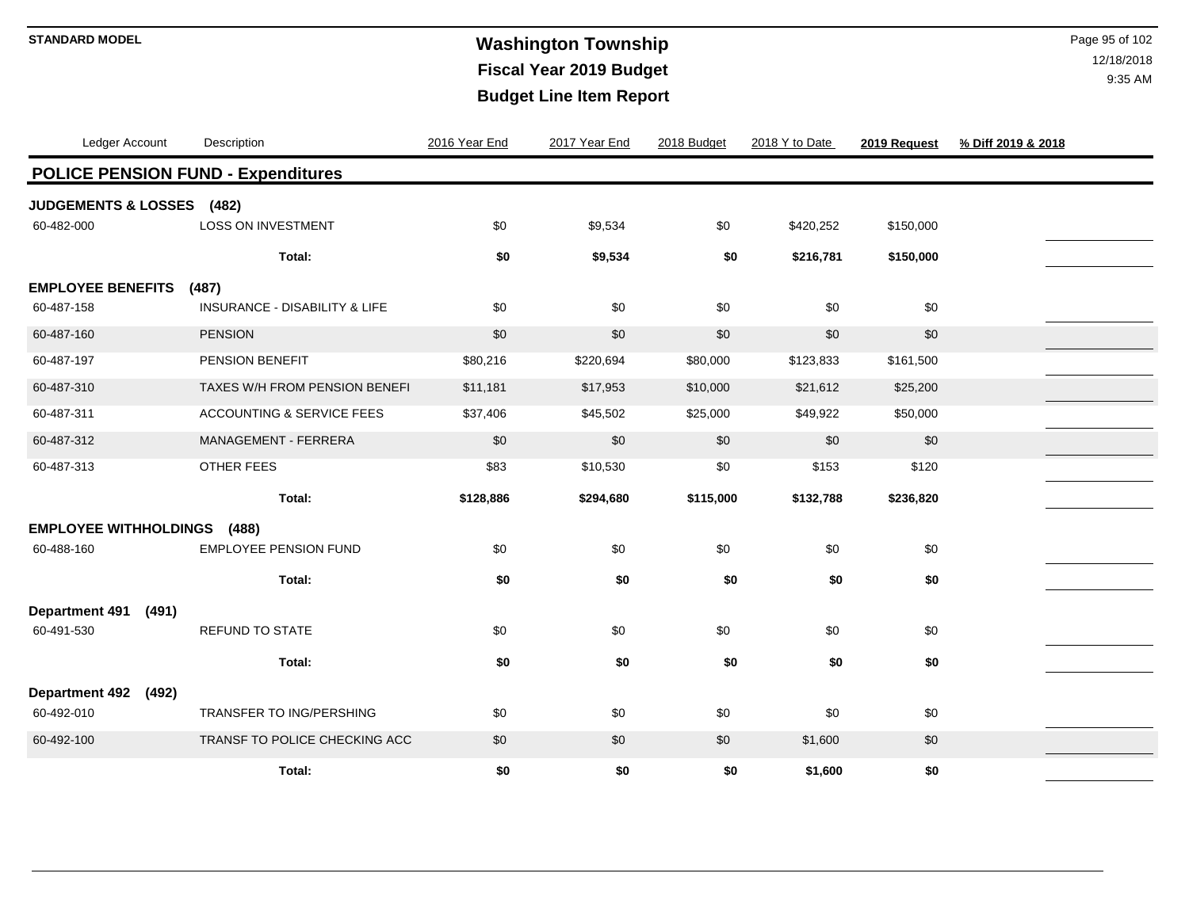**STANDARD MODEL**

# Washington Township
## Fiscal Year 2019 Budget
## Budget Line Item Report

| Ledger Account | Description | 2016 Year End | 2017 Year End | 2018 Budget | 2018 Y to Date | 2019 Request | % Diff 2019 & 2018 |
|---|---|---|---|---|---|---|---|
| **POLICE PENSION FUND - Expenditures** | | | | | | | |
| **JUDGEMENTS & LOSSES (482)** | | | | | | | |
| 60-482-000 | LOSS ON INVESTMENT | $0 | $9,534 | $0 | $420,252 | $150,000 | |
| | **Total:** | **$0** | **$9,534** | **$0** | **$216,781** | **$150,000** | |
| **EMPLOYEE BENEFITS (487)** | | | | | | | |
| 60-487-158 | INSURANCE - DISABILITY & LIFE | $0 | $0 | $0 | $0 | $0 | |
| 60-487-160 | PENSION | $0 | $0 | $0 | $0 | $0 | |
| 60-487-197 | PENSION BENEFIT | $80,216 | $220,694 | $80,000 | $123,833 | $161,500 | |
| 60-487-310 | TAXES W/H FROM PENSION BENEFI | $11,181 | $17,953 | $10,000 | $21,612 | $25,200 | |
| 60-487-311 | ACCOUNTING & SERVICE FEES | $37,406 | $45,502 | $25,000 | $49,922 | $50,000 | |
| 60-487-312 | MANAGEMENT - FERRERA | $0 | $0 | $0 | $0 | $0 | |
| 60-487-313 | OTHER FEES | $83 | $10,530 | $0 | $153 | $120 | |
| | **Total:** | **$128,886** | **$294,680** | **$115,000** | **$132,788** | **$236,820** | |
| **EMPLOYEE WITHHOLDINGS (488)** | | | | | | | |
| 60-488-160 | EMPLOYEE PENSION FUND | $0 | $0 | $0 | $0 | $0 | |
| | **Total:** | **$0** | **$0** | **$0** | **$0** | **$0** | |
| **Department 491 (491)** | | | | | | | |
| 60-491-530 | REFUND TO STATE | $0 | $0 | $0 | $0 | $0 | |
| | **Total:** | **$0** | **$0** | **$0** | **$0** | **$0** | |
| **Department 492 (492)** | | | | | | | |
| 60-492-010 | TRANSFER TO ING/PERSHING | $0 | $0 | $0 | $0 | $0 | |
| 60-492-100 | TRANSF TO POLICE CHECKING ACC | $0 | $0 | $0 | $1,600 | $0 | |
| | **Total:** | **$0** | **$0** | **$0** | **$1,600** | **$0** | |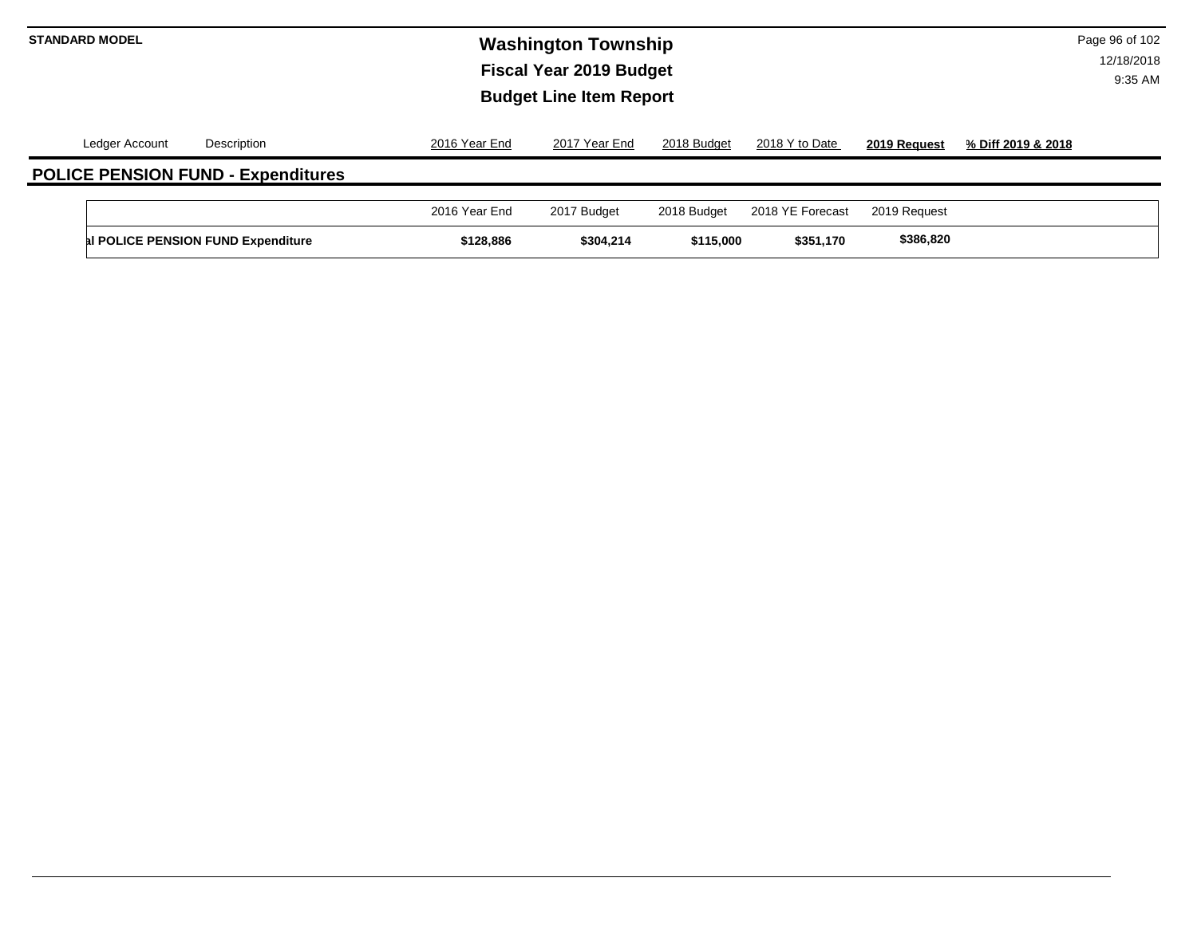**STANDARD MODEL**

# Washington Township
## Fiscal Year 2019 Budget
## Budget Line Item Report

| Ledger Account | Description | 2016 Year End | 2017 Year End | 2018 Budget | 2018 Y to Date | **2019 Request** | **% Diff 2019 & 2018** |
|---|---|---|---|---|---|---|---|

## POLICE PENSION FUND - Expenditures

| | 2016 Year End | 2017 Budget | 2018 Budget | 2018 YE Forecast | 2019 Request |
|---|---|---|---|---|---|
| **al POLICE PENSION FUND Expenditure** | **$128,886** | **$304,214** | **$115,000** | **$351,170** | **$386,820** |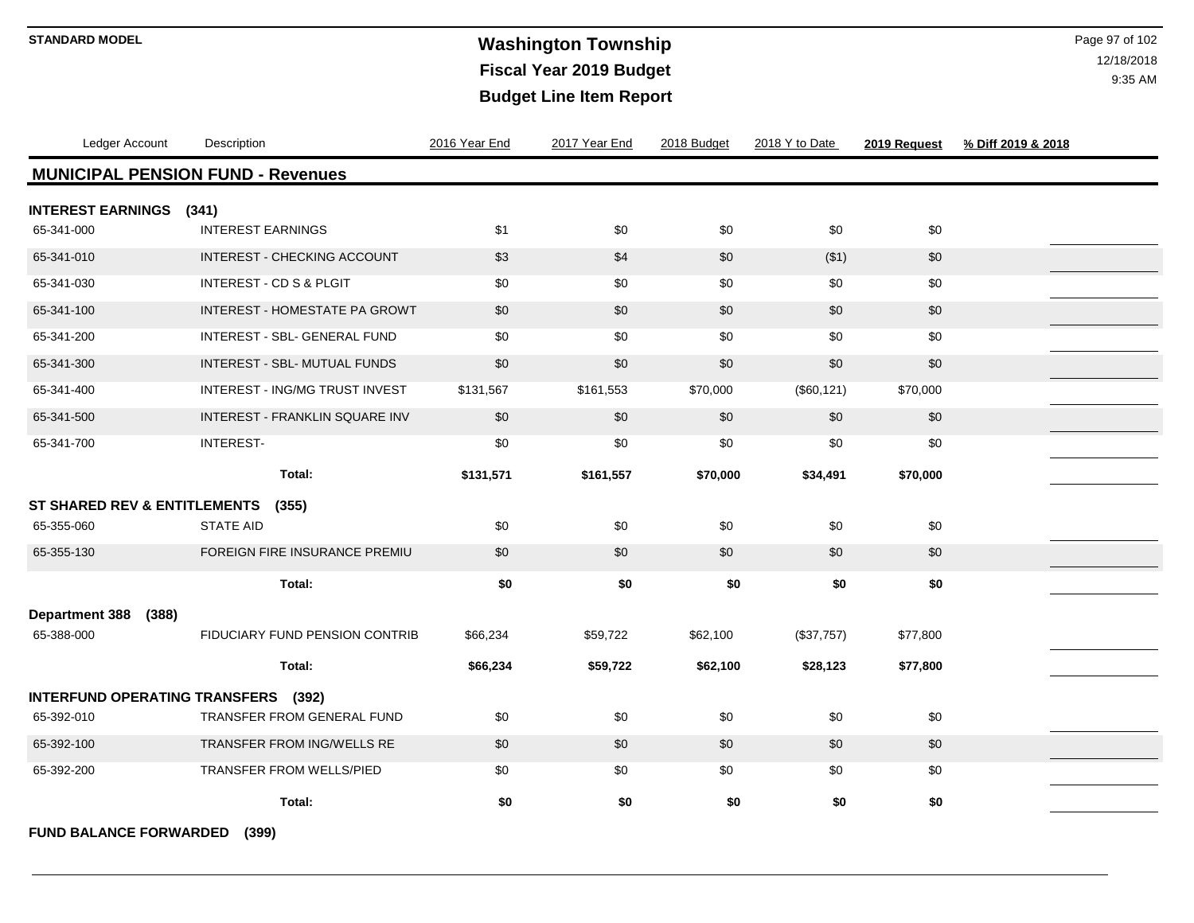# Washington Township

## Fiscal Year 2019 Budget

## Budget Line Item Report

STANDARD MODEL

12/18/2018
9:35 AM

| Ledger Account | Description | 2016 Year End | 2017 Year End | 2018 Budget | 2018 Y to Date | 2019 Request | % Diff 2019 & 2018 |
|---|---|---|---|---|---|---|---|
| **MUNICIPAL PENSION FUND - Revenues** | | | | | | | |
| **INTEREST EARNINGS (341)** | | | | | | | |
| 65-341-000 | INTEREST EARNINGS | $1 | $0 | $0 | $0 | $0 | |
| 65-341-010 | INTEREST - CHECKING ACCOUNT | $3 | $4 | $0 | ($1) | $0 | |
| 65-341-030 | INTEREST - CD S & PLGIT | $0 | $0 | $0 | $0 | $0 | |
| 65-341-100 | INTEREST - HOMESTATE PA GROWT | $0 | $0 | $0 | $0 | $0 | |
| 65-341-200 | INTEREST - SBL- GENERAL FUND | $0 | $0 | $0 | $0 | $0 | |
| 65-341-300 | INTEREST - SBL- MUTUAL FUNDS | $0 | $0 | $0 | $0 | $0 | |
| 65-341-400 | INTEREST - ING/MG TRUST INVEST | $131,567 | $161,553 | $70,000 | ($60,121) | $70,000 | |
| 65-341-500 | INTEREST - FRANKLIN SQUARE INV | $0 | $0 | $0 | $0 | $0 | |
| 65-341-700 | INTEREST- | $0 | $0 | $0 | $0 | $0 | |
| | **Total:** | **$131,571** | **$161,557** | **$70,000** | **$34,491** | **$70,000** | |
| **ST SHARED REV & ENTITLEMENTS (355)** | | | | | | | |
| 65-355-060 | STATE AID | $0 | $0 | $0 | $0 | $0 | |
| 65-355-130 | FOREIGN FIRE INSURANCE PREMIU | $0 | $0 | $0 | $0 | $0 | |
| | **Total:** | **$0** | **$0** | **$0** | **$0** | **$0** | |
| **Department 388 (388)** | | | | | | | |
| 65-388-000 | FIDUCIARY FUND PENSION CONTRIB | $66,234 | $59,722 | $62,100 | ($37,757) | $77,800 | |
| | **Total:** | **$66,234** | **$59,722** | **$62,100** | **$28,123** | **$77,800** | |
| **INTERFUND OPERATING TRANSFERS (392)** | | | | | | | |
| 65-392-010 | TRANSFER FROM GENERAL FUND | $0 | $0 | $0 | $0 | $0 | |
| 65-392-100 | TRANSFER FROM ING/WELLS RE | $0 | $0 | $0 | $0 | $0 | |
| 65-392-200 | TRANSFER FROM WELLS/PIED | $0 | $0 | $0 | $0 | $0 | |
| | **Total:** | **$0** | **$0** | **$0** | **$0** | **$0** | |
| **FUND BALANCE FORWARDED (399)** | | | | | | | |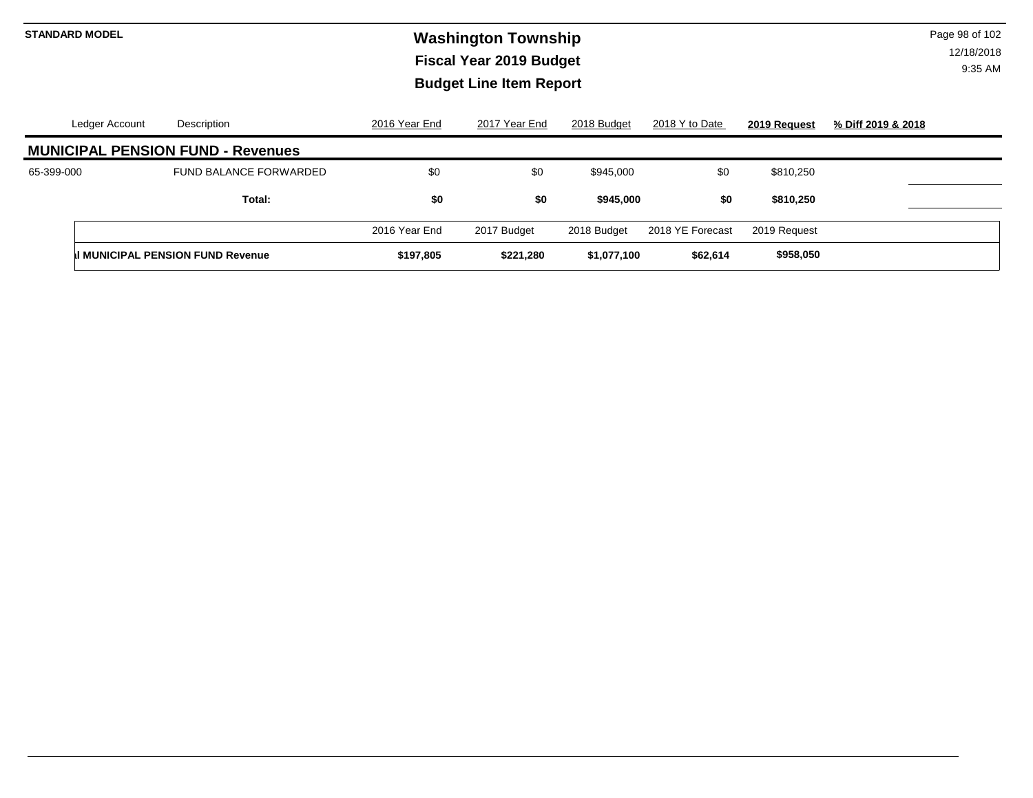STANDARD MODEL

# Washington Township
## Fiscal Year 2019 Budget
## Budget Line Item Report

| Ledger Account | Description | 2016 Year End | 2017 Year End | 2018 Budget | 2018 Y to Date | 2019 Request | % Diff 2019 & 2018 |
|---|---|---|---|---|---|---|---|
| **MUNICIPAL PENSION FUND - Revenues** | | | | | | | |
| 65-399-000 | FUND BALANCE FORWARDED | $0 | $0 | $945,000 | $0 | $810,250 | |
| | **Total:** | **$0** | **$0** | **$945,000** | **$0** | **$810,250** | |

| | 2016 Year End | 2017 Budget | 2018 Budget | 2018 YE Forecast | 2019 Request |
|---|---|---|---|---|---|
| **l MUNICIPAL PENSION FUND Revenue** | **$197,805** | **$221,280** | **$1,077,100** | **$62,614** | **$958,050** |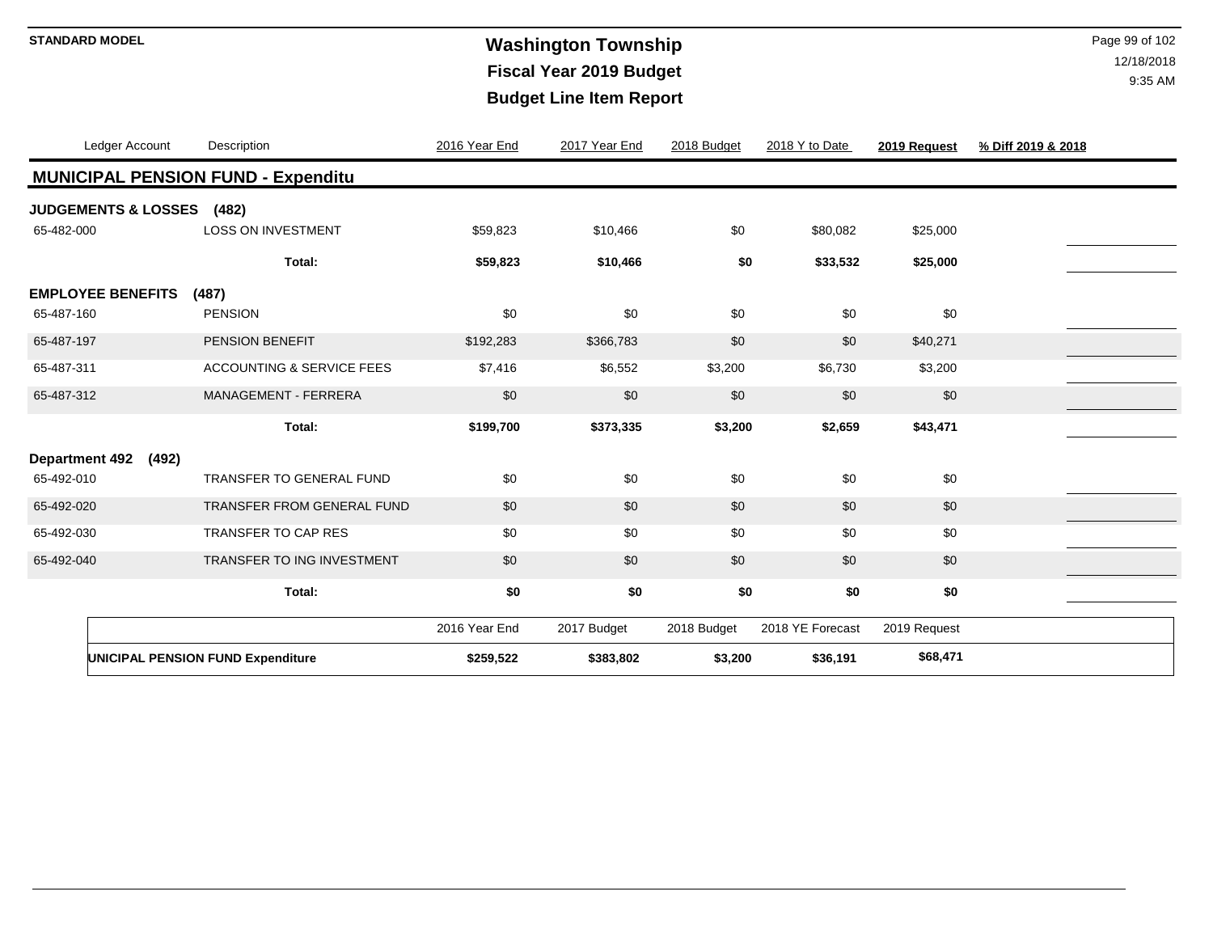**STANDARD MODEL**

# Washington Township
## Fiscal Year 2019 Budget
## Budget Line Item Report

| Ledger Account | Description | 2016 Year End | 2017 Year End | 2018 Budget | 2018 Y to Date | 2019 Request | % Diff 2019 & 2018 |
|---|---|---|---|---|---|---|---|
| **MUNICIPAL PENSION FUND - Expenditu** | | | | | | | |
| **JUDGEMENTS & LOSSES (482)** | | | | | | | |
| 65-482-000 | LOSS ON INVESTMENT | $59,823 | $10,466 | $0 | $80,082 | $25,000 | |
| | **Total:** | **$59,823** | **$10,466** | **$0** | **$33,532** | **$25,000** | |
| **EMPLOYEE BENEFITS (487)** | | | | | | | |
| 65-487-160 | PENSION | $0 | $0 | $0 | $0 | $0 | |
| 65-487-197 | PENSION BENEFIT | $192,283 | $366,783 | $0 | $0 | $40,271 | |
| 65-487-311 | ACCOUNTING & SERVICE FEES | $7,416 | $6,552 | $3,200 | $6,730 | $3,200 | |
| 65-487-312 | MANAGEMENT - FERRERA | $0 | $0 | $0 | $0 | $0 | |
| | **Total:** | **$199,700** | **$373,335** | **$3,200** | **$2,659** | **$43,471** | |
| **Department 492 (492)** | | | | | | | |
| 65-492-010 | TRANSFER TO GENERAL FUND | $0 | $0 | $0 | $0 | $0 | |
| 65-492-020 | TRANSFER FROM GENERAL FUND | $0 | $0 | $0 | $0 | $0 | |
| 65-492-030 | TRANSFER TO CAP RES | $0 | $0 | $0 | $0 | $0 | |
| 65-492-040 | TRANSFER TO ING INVESTMENT | $0 | $0 | $0 | $0 | $0 | |
| | **Total:** | **$0** | **$0** | **$0** | **$0** | **$0** | |

| | 2016 Year End | 2017 Budget | 2018 Budget | 2018 YE Forecast | 2019 Request |
|---|---|---|---|---|---|
| **UNICIPAL PENSION FUND Expenditure** | **$259,522** | **$383,802** | **$3,200** | **$36,191** | **$68,471** |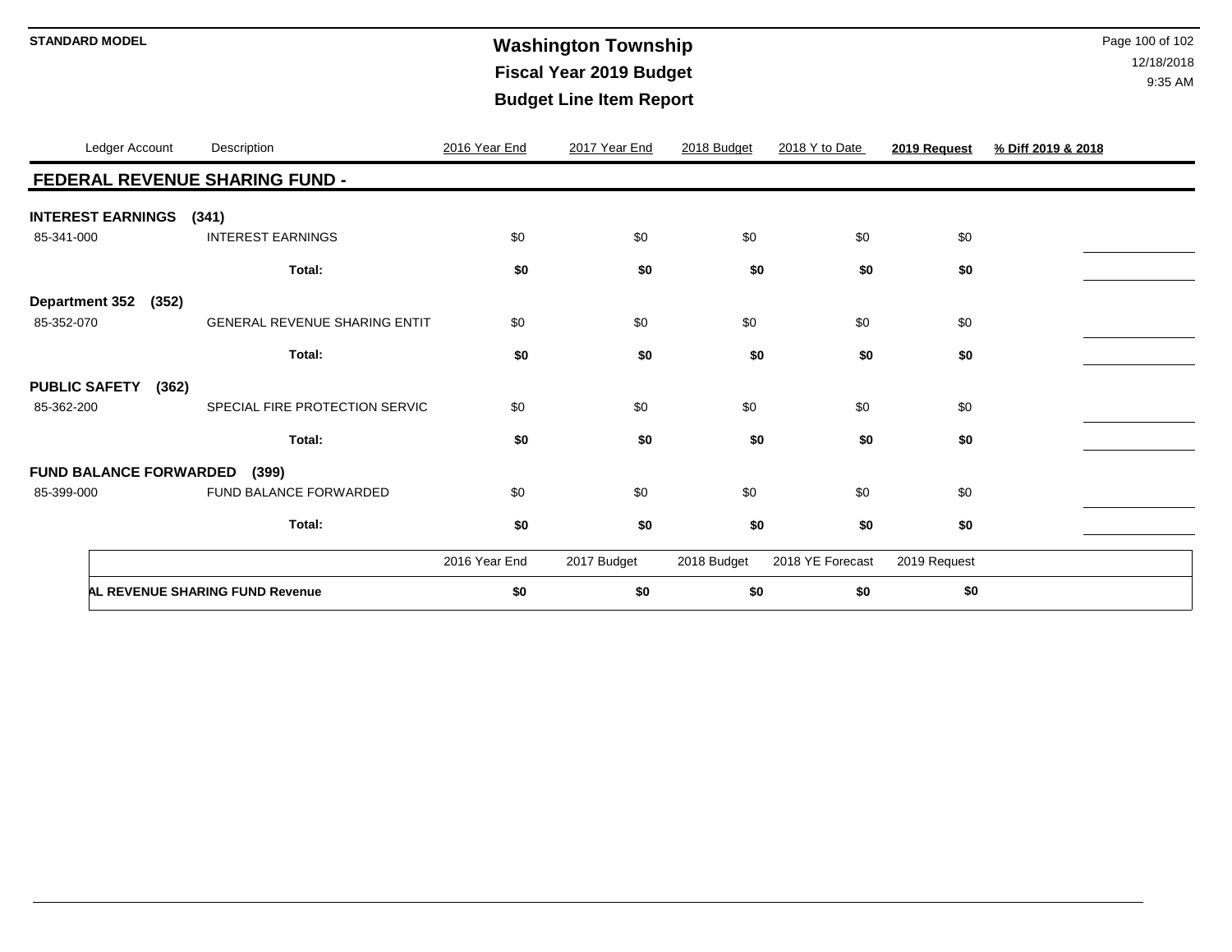# Washington Township

## Fiscal Year 2019 Budget

## Budget Line Item Report

STANDARD MODEL

12/18/2018
9:35 AM

| Ledger Account | Description | 2016 Year End | 2017 Year End | 2018 Budget | 2018 Y to Date | **2019 Request** | **% Diff 2019 & 2018** |
|---|---|---|---|---|---|---|---|
| **FEDERAL REVENUE SHARING FUND -** | | | | | | | |
| **INTEREST EARNINGS (341)** | | | | | | | |
| 85-341-000 | INTEREST EARNINGS | $0 | $0 | $0 | $0 | $0 | |
| | **Total:** | **$0** | **$0** | **$0** | **$0** | **$0** | |
| **Department 352 (352)** | | | | | | | |
| 85-352-070 | GENERAL REVENUE SHARING ENTIT | $0 | $0 | $0 | $0 | $0 | |
| | **Total:** | **$0** | **$0** | **$0** | **$0** | **$0** | |
| **PUBLIC SAFETY (362)** | | | | | | | |
| 85-362-200 | SPECIAL FIRE PROTECTION SERVIC | $0 | $0 | $0 | $0 | $0 | |
| | **Total:** | **$0** | **$0** | **$0** | **$0** | **$0** | |
| **FUND BALANCE FORWARDED (399)** | | | | | | | |
| 85-399-000 | FUND BALANCE FORWARDED | $0 | $0 | $0 | $0 | $0 | |
| | **Total:** | **$0** | **$0** | **$0** | **$0** | **$0** | |

| | 2016 Year End | 2017 Budget | 2018 Budget | 2018 YE Forecast | 2019 Request |
|---|---|---|---|---|---|
| **AL REVENUE SHARING FUND Revenue** | **$0** | **$0** | **$0** | **$0** | **$0** |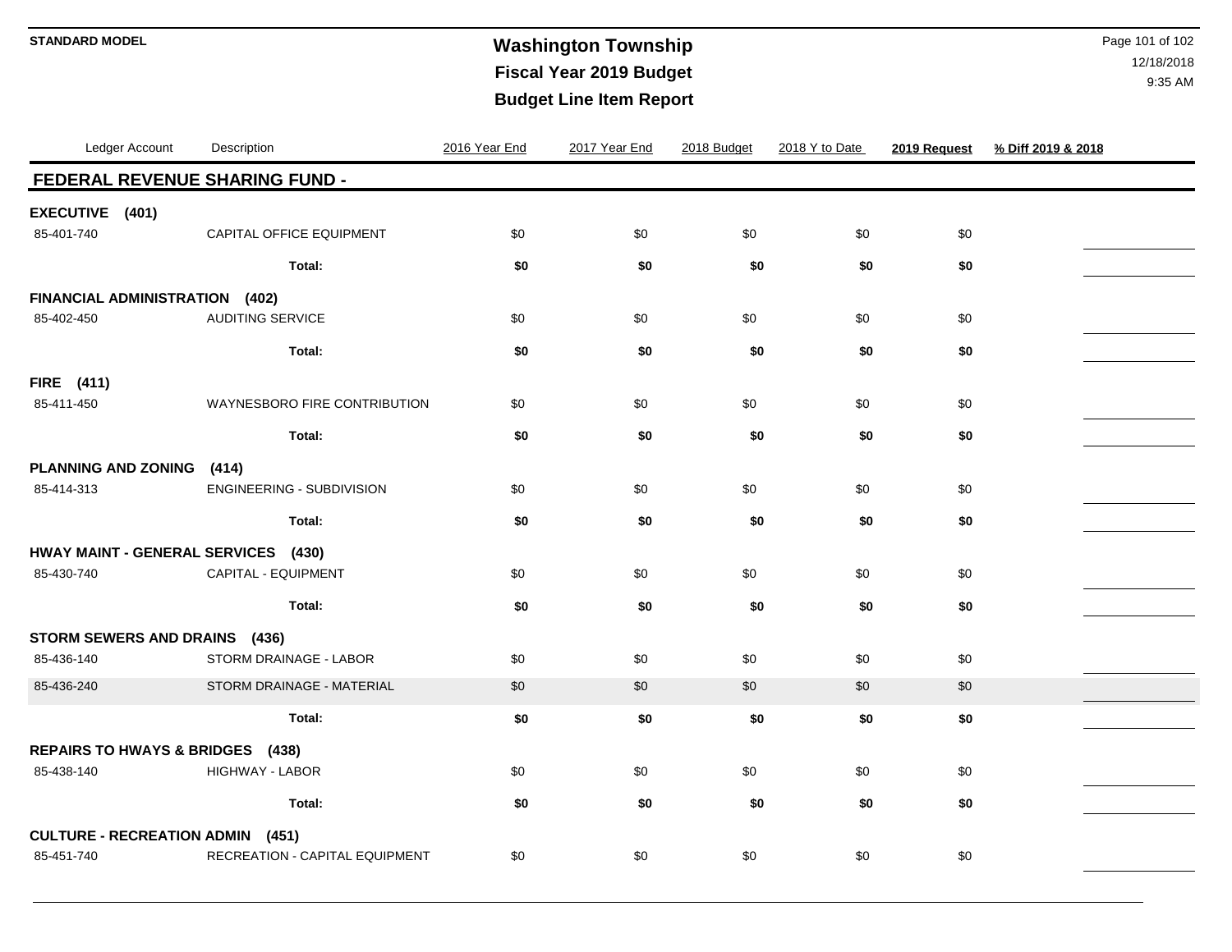# Washington Township
## Fiscal Year 2019 Budget
## Budget Line Item Report

STANDARD MODEL

12/18/2018
9:35 AM

| Ledger Account | Description | 2016 Year End | 2017 Year End | 2018 Budget | 2018 Y to Date | 2019 Request | % Diff 2019 & 2018 |
|---|---|---|---|---|---|---|---|
| **FEDERAL REVENUE SHARING FUND -** | | | | | | | |
| **EXECUTIVE (401)** | | | | | | | |
| 85-401-740 | CAPITAL OFFICE EQUIPMENT | $0 | $0 | $0 | $0 | $0 | |
| | **Total:** | **$0** | **$0** | **$0** | **$0** | **$0** | |
| **FINANCIAL ADMINISTRATION (402)** | | | | | | | |
| 85-402-450 | AUDITING SERVICE | $0 | $0 | $0 | $0 | $0 | |
| | **Total:** | **$0** | **$0** | **$0** | **$0** | **$0** | |
| **FIRE (411)** | | | | | | | |
| 85-411-450 | WAYNESBORO FIRE CONTRIBUTION | $0 | $0 | $0 | $0 | $0 | |
| | **Total:** | **$0** | **$0** | **$0** | **$0** | **$0** | |
| **PLANNING AND ZONING (414)** | | | | | | | |
| 85-414-313 | ENGINEERING - SUBDIVISION | $0 | $0 | $0 | $0 | $0 | |
| | **Total:** | **$0** | **$0** | **$0** | **$0** | **$0** | |
| **HWAY MAINT - GENERAL SERVICES (430)** | | | | | | | |
| 85-430-740 | CAPITAL - EQUIPMENT | $0 | $0 | $0 | $0 | $0 | |
| | **Total:** | **$0** | **$0** | **$0** | **$0** | **$0** | |
| **STORM SEWERS AND DRAINS (436)** | | | | | | | |
| 85-436-140 | STORM DRAINAGE - LABOR | $0 | $0 | $0 | $0 | $0 | |
| 85-436-240 | STORM DRAINAGE - MATERIAL | $0 | $0 | $0 | $0 | $0 | |
| | **Total:** | **$0** | **$0** | **$0** | **$0** | **$0** | |
| **REPAIRS TO HWAYS & BRIDGES (438)** | | | | | | | |
| 85-438-140 | HIGHWAY - LABOR | $0 | $0 | $0 | $0 | $0 | |
| | **Total:** | **$0** | **$0** | **$0** | **$0** | **$0** | |
| **CULTURE - RECREATION ADMIN (451)** | | | | | | | |
| 85-451-740 | RECREATION - CAPITAL EQUIPMENT | $0 | $0 | $0 | $0 | $0 | |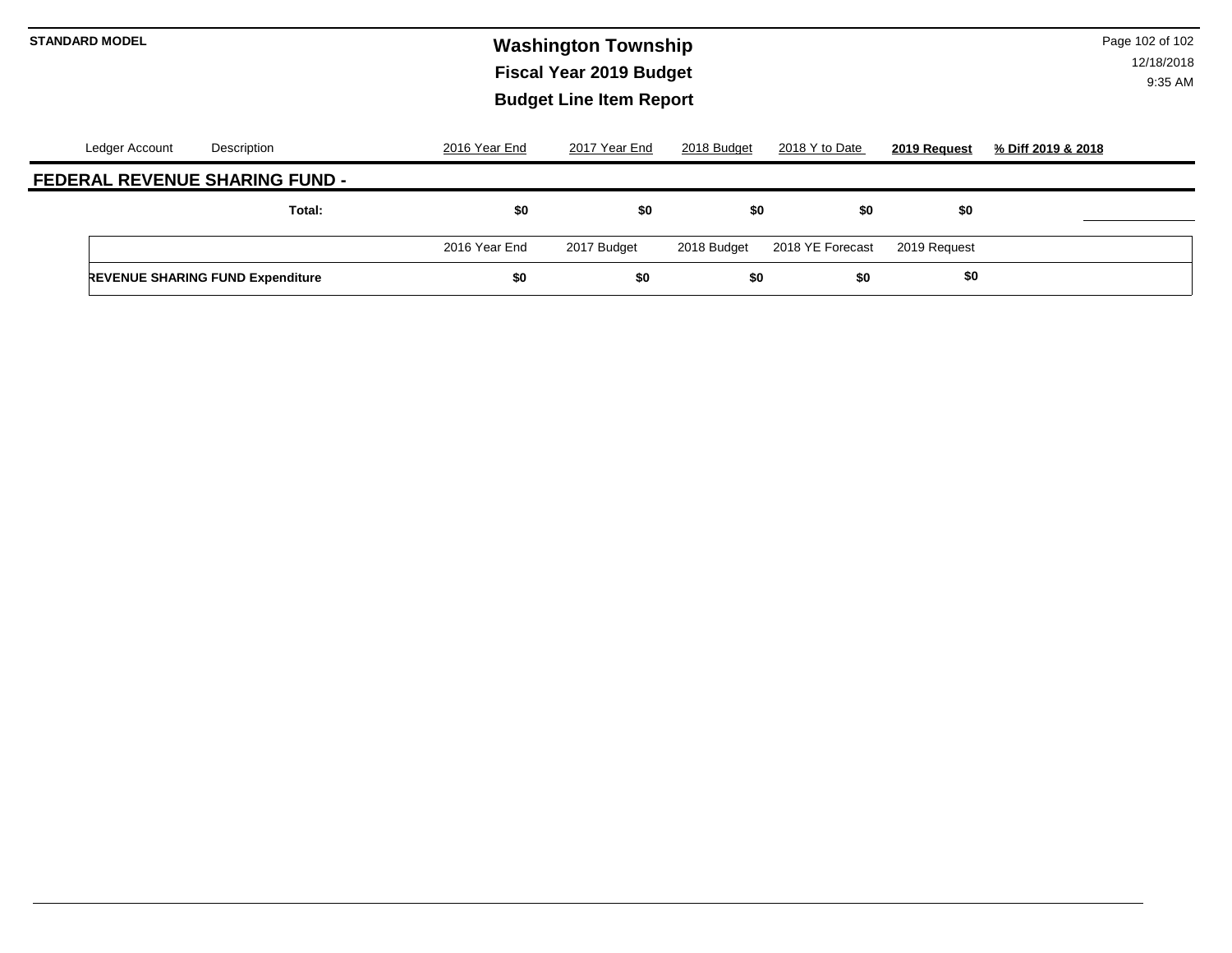STANDARD MODEL

# Washington Township
## Fiscal Year 2019 Budget
## Budget Line Item Report

| Ledger Account | Description | 2016 Year End | 2017 Year End | 2018 Budget | 2018 Y to Date | **2019 Request** | **% Diff 2019 & 2018** |
|---|---|---|---|---|---|---|---|
| **FEDERAL REVENUE SHARING FUND -** | | | | | | | |
| | **Total:** | **$0** | **$0** | **$0** | **$0** | **$0** | |

| | 2016 Year End | 2017 Budget | 2018 Budget | 2018 YE Forecast | 2019 Request |
|---|---|---|---|---|---|
| **REVENUE SHARING FUND Expenditure** | **$0** | **$0** | **$0** | **$0** | **$0** |